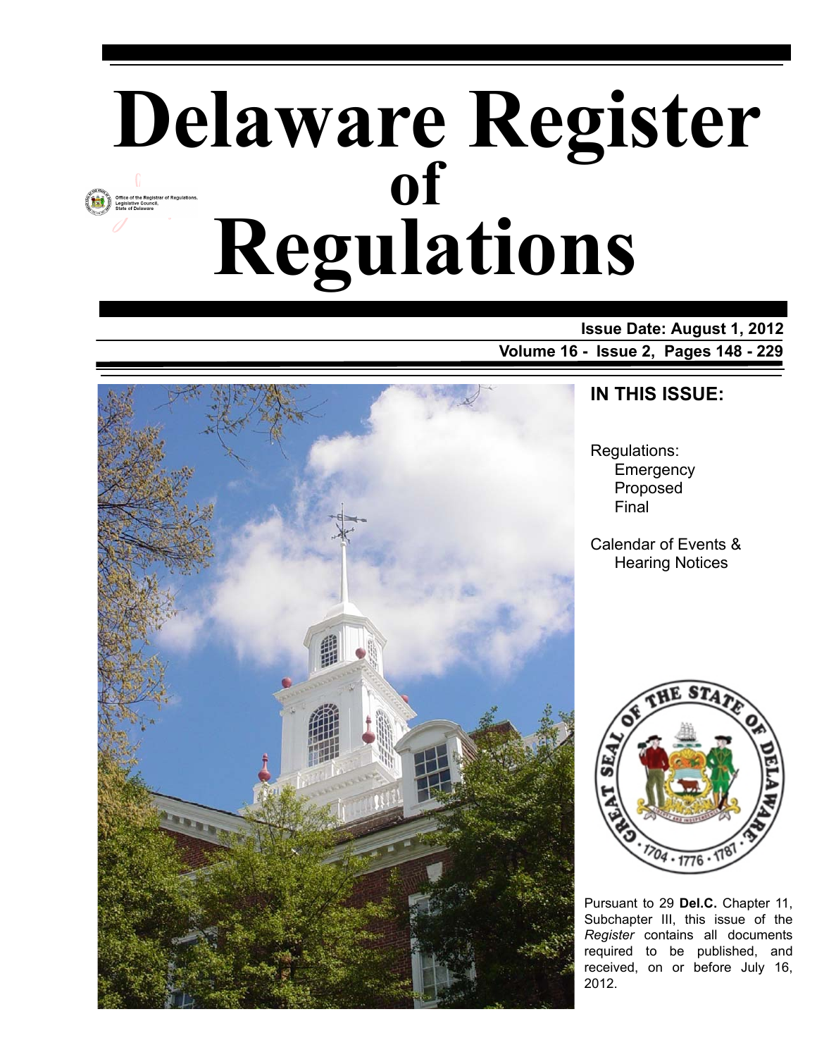# Delaware Register of Regulations

Office of the Registrar of Regulations, Legislative Council, State of Delaware

**Issue Date: August 1, 2012**

**Volume 16 - Issue 2, Pages 148 - 229**

## IN THIS ISSUE:

Regulations:
- Emergency
- Proposed
- Final

Calendar of Events & Hearing Notices

Pursuant to 29 **Del.C.** Chapter 11, Subchapter III, this issue of the *Register* contains all documents required to be published, and received, on or before July 16, 2012.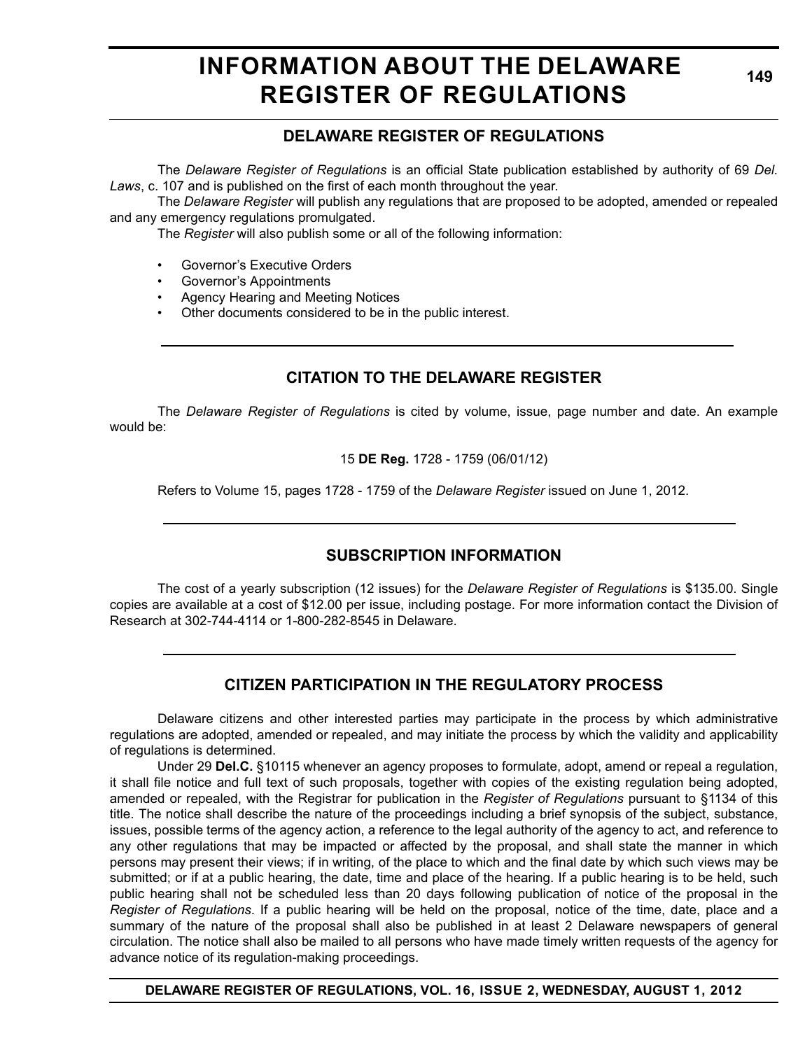# INFORMATION ABOUT THE DELAWARE REGISTER OF REGULATIONS

## DELAWARE REGISTER OF REGULATIONS

The *Delaware Register of Regulations* is an official State publication established by authority of 69 *Del. Laws*, c. 107 and is published on the first of each month throughout the year.

The *Delaware Register* will publish any regulations that are proposed to be adopted, amended or repealed and any emergency regulations promulgated.

The *Register* will also publish some or all of the following information:

- Governor's Executive Orders
- Governor's Appointments
- Agency Hearing and Meeting Notices
- Other documents considered to be in the public interest.

## CITATION TO THE DELAWARE REGISTER

The *Delaware Register of Regulations* is cited by volume, issue, page number and date. An example would be:

15 **DE Reg.** 1728 - 1759 (06/01/12)

Refers to Volume 15, pages 1728 - 1759 of the *Delaware Register* issued on June 1, 2012.

## SUBSCRIPTION INFORMATION

The cost of a yearly subscription (12 issues) for the *Delaware Register of Regulations* is $135.00. Single copies are available at a cost of $12.00 per issue, including postage. For more information contact the Division of Research at 302-744-4114 or 1-800-282-8545 in Delaware.

## CITIZEN PARTICIPATION IN THE REGULATORY PROCESS

Delaware citizens and other interested parties may participate in the process by which administrative regulations are adopted, amended or repealed, and may initiate the process by which the validity and applicability of regulations is determined.

Under 29 **Del.C.** §10115 whenever an agency proposes to formulate, adopt, amend or repeal a regulation, it shall file notice and full text of such proposals, together with copies of the existing regulation being adopted, amended or repealed, with the Registrar for publication in the *Register of Regulations* pursuant to §1134 of this title. The notice shall describe the nature of the proceedings including a brief synopsis of the subject, substance, issues, possible terms of the agency action, a reference to the legal authority of the agency to act, and reference to any other regulations that may be impacted or affected by the proposal, and shall state the manner in which persons may present their views; if in writing, of the place to which and the final date by which such views may be submitted; or if at a public hearing, the date, time and place of the hearing. If a public hearing is to be held, such public hearing shall not be scheduled less than 20 days following publication of notice of the proposal in the *Register of Regulations*. If a public hearing will be held on the proposal, notice of the time, date, place and a summary of the nature of the proposal shall also be published in at least 2 Delaware newspapers of general circulation. The notice shall also be mailed to all persons who have made timely written requests of the agency for advance notice of its regulation-making proceedings.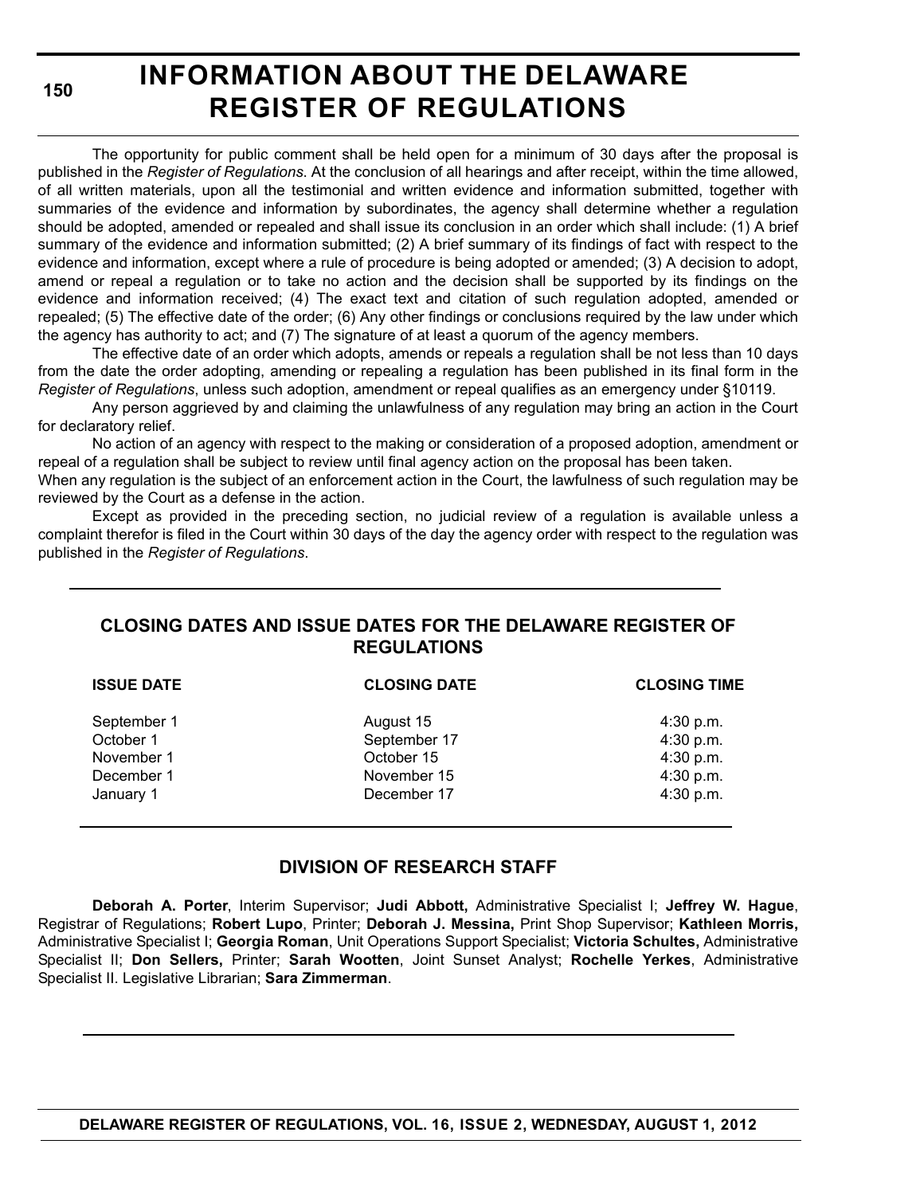# INFORMATION ABOUT THE DELAWARE REGISTER OF REGULATIONS

The opportunity for public comment shall be held open for a minimum of 30 days after the proposal is published in the *Register of Regulations*. At the conclusion of all hearings and after receipt, within the time allowed, of all written materials, upon all the testimonial and written evidence and information submitted, together with summaries of the evidence and information by subordinates, the agency shall determine whether a regulation should be adopted, amended or repealed and shall issue its conclusion in an order which shall include: (1) A brief summary of the evidence and information submitted; (2) A brief summary of its findings of fact with respect to the evidence and information, except where a rule of procedure is being adopted or amended; (3) A decision to adopt, amend or repeal a regulation or to take no action and the decision shall be supported by its findings on the evidence and information received; (4) The exact text and citation of such regulation adopted, amended or repealed; (5) The effective date of the order; (6) Any other findings or conclusions required by the law under which the agency has authority to act; and (7) The signature of at least a quorum of the agency members.

The effective date of an order which adopts, amends or repeals a regulation shall be not less than 10 days from the date the order adopting, amending or repealing a regulation has been published in its final form in the *Register of Regulations*, unless such adoption, amendment or repeal qualifies as an emergency under §10119.

Any person aggrieved by and claiming the unlawfulness of any regulation may bring an action in the Court for declaratory relief.

No action of an agency with respect to the making or consideration of a proposed adoption, amendment or repeal of a regulation shall be subject to review until final agency action on the proposal has been taken.

When any regulation is the subject of an enforcement action in the Court, the lawfulness of such regulation may be reviewed by the Court as a defense in the action.

Except as provided in the preceding section, no judicial review of a regulation is available unless a complaint therefor is filed in the Court within 30 days of the day the agency order with respect to the regulation was published in the *Register of Regulations*.

## CLOSING DATES AND ISSUE DATES FOR THE DELAWARE REGISTER OF REGULATIONS

| ISSUE DATE | CLOSING DATE | CLOSING TIME |
|---|---|---|
| September 1 | August 15 | 4:30 p.m. |
| October 1 | September 17 | 4:30 p.m. |
| November 1 | October 15 | 4:30 p.m. |
| December 1 | November 15 | 4:30 p.m. |
| January 1 | December 17 | 4:30 p.m. |

## DIVISION OF RESEARCH STAFF

**Deborah A. Porter**, Interim Supervisor; **Judi Abbott,** Administrative Specialist I; **Jeffrey W. Hague**, Registrar of Regulations; **Robert Lupo**, Printer; **Deborah J. Messina,** Print Shop Supervisor; **Kathleen Morris,** Administrative Specialist I; **Georgia Roman**, Unit Operations Support Specialist; **Victoria Schultes,** Administrative Specialist II; **Don Sellers,** Printer; **Sarah Wootten**, Joint Sunset Analyst; **Rochelle Yerkes**, Administrative Specialist II. Legislative Librarian; **Sara Zimmerman**.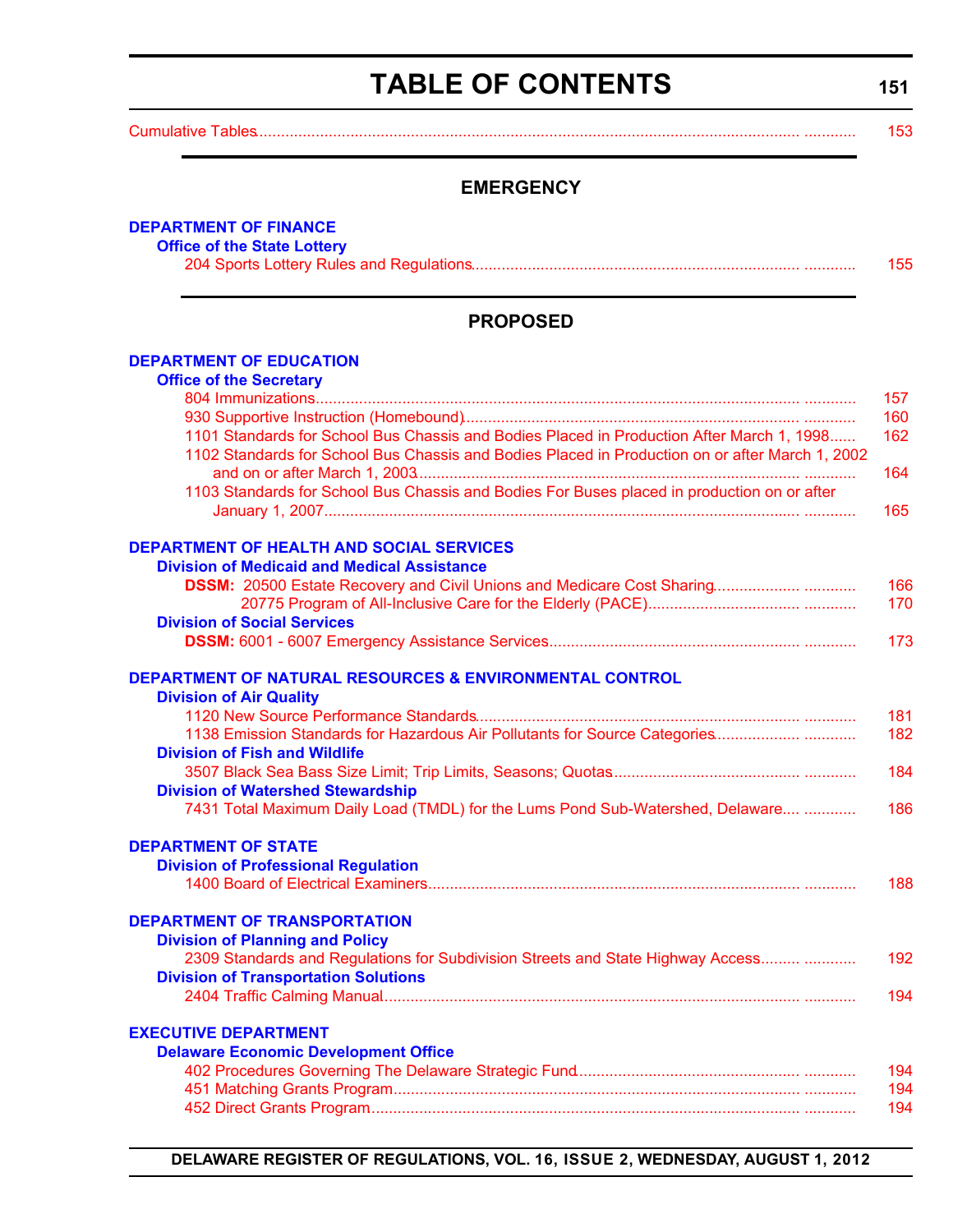# TABLE OF CONTENTS

Cumulative Tables ............ 153

## EMERGENCY

**DEPARTMENT OF FINANCE**

**Office of the State Lottery**

204 Sports Lottery Rules and Regulations ............ 155

## PROPOSED

**DEPARTMENT OF EDUCATION**

**Office of the Secretary**

804 Immunizations ............ 157

930 Supportive Instruction (Homebound) ............ 160

1101 Standards for School Bus Chassis and Bodies Placed in Production After March 1, 1998 ...... 162

1102 Standards for School Bus Chassis and Bodies Placed in Production on or after March 1, 2002 and on or after March 1, 2003 ............ 164

1103 Standards for School Bus Chassis and Bodies For Buses placed in production on or after January 1, 2007 ............ 165

**DEPARTMENT OF HEALTH AND SOCIAL SERVICES**

**Division of Medicaid and Medical Assistance**

**DSSM:** 20500 Estate Recovery and Civil Unions and Medicare Cost Sharing ............ 166

20775 Program of All-Inclusive Care for the Elderly (PACE) ............ 170

**Division of Social Services**

**DSSM:** 6001 - 6007 Emergency Assistance Services ............ 173

**DEPARTMENT OF NATURAL RESOURCES & ENVIRONMENTAL CONTROL**

**Division of Air Quality**

1120 New Source Performance Standards ............ 181

1138 Emission Standards for Hazardous Air Pollutants for Source Categories ............ 182

**Division of Fish and Wildlife**

3507 Black Sea Bass Size Limit; Trip Limits, Seasons; Quotas ............ 184

**Division of Watershed Stewardship**

7431 Total Maximum Daily Load (TMDL) for the Lums Pond Sub-Watershed, Delaware.... ............ 186

**DEPARTMENT OF STATE**

**Division of Professional Regulation**

1400 Board of Electrical Examiners ............ 188

**DEPARTMENT OF TRANSPORTATION**

**Division of Planning and Policy**

2309 Standards and Regulations for Subdivision Streets and State Highway Access ............ 192

**Division of Transportation Solutions**

2404 Traffic Calming Manual ............ 194

**EXECUTIVE DEPARTMENT**

**Delaware Economic Development Office**

402 Procedures Governing The Delaware Strategic Fund ............ 194

451 Matching Grants Program ............ 194

452 Direct Grants Program ............ 194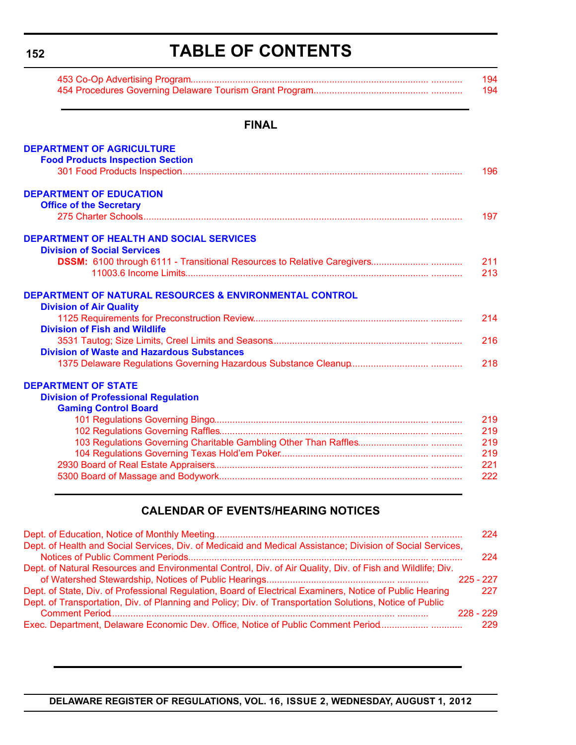# TABLE OF CONTENTS

453 Co-Op Advertising Program........................................................................................ ............ 194
454 Procedures Governing Delaware Tourism Grant Program.......................................... ............ 194

## FINAL

**DEPARTMENT OF AGRICULTURE**

**Food Products Inspection Section**

301 Food Products Inspection........................................................................................... ............ 196

**DEPARTMENT OF EDUCATION**

**Office of the Secretary**

275 Charter Schools......................................................................................................... ............ 197

**DEPARTMENT OF HEALTH AND SOCIAL SERVICES**

**Division of Social Services**

**DSSM:** 6100 through 6111 - Transitional Resources to Relative Caregivers..................... ............ 211
11003.6 Income Limits......................................................................................... ............ 213

**DEPARTMENT OF NATURAL RESOURCES & ENVIRONMENTAL CONTROL**

**Division of Air Quality**

1125 Requirements for Preconstruction Review................................................................. ............ 214

**Division of Fish and Wildlife**

3531 Tautog; Size Limits, Creel Limits and Seasons......................................................... ............ 216

**Division of Waste and Hazardous Substances**

1375 Delaware Regulations Governing Hazardous Substance Cleanup............................ ............ 218

**DEPARTMENT OF STATE**

**Division of Professional Regulation**

**Gaming Control Board**

101 Regulations Governing Bingo............................................................................... ............ 219
102 Regulations Governing Raffles............................................................................. ............ 219
103 Regulations Governing Charitable Gambling Other Than Raffles.......................... ............ 219
104 Regulations Governing Texas Hold'em Poker....................................................... ............ 219

2930 Board of Real Estate Appraisers............................................................................... ............ 221
5300 Board of Massage and Bodywork.............................................................................. ............ 222

## CALENDAR OF EVENTS/HEARING NOTICES

Dept. of Education, Notice of Monthly Meeting................................................................................ ............ 224
Dept. of Health and Social Services, Div. of Medicaid and Medical Assistance; Division of Social Services, Notices of Public Comment Periods........................................................................................ ............ 224
Dept. of Natural Resources and Environmental Control, Div. of Air Quality, Div. of Fish and Wildlife; Div. of Watershed Stewardship, Notices of Public Hearings............................................... ............ 225 - 227
Dept. of State, Div. of Professional Regulation, Board of Electrical Examiners, Notice of Public Hearing 227
Dept. of Transportation, Div. of Planning and Policy; Div. of Transportation Solutions, Notice of Public Comment Period.......................................................................................................... ........... 228 - 229
Exec. Department, Delaware Economic Dev. Office, Notice of Public Comment Period................. ............ 229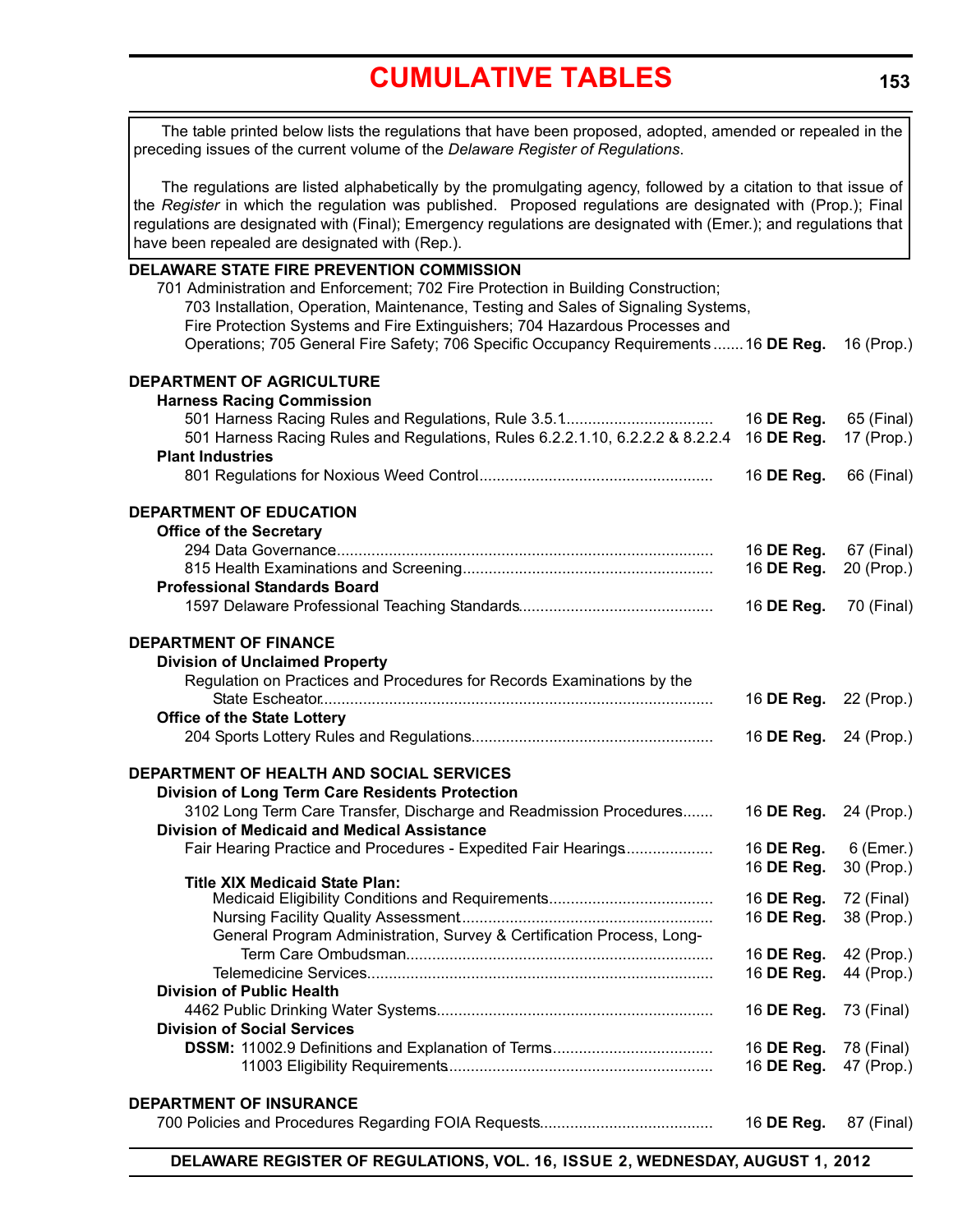# CUMULATIVE TABLES

The table printed below lists the regulations that have been proposed, adopted, amended or repealed in the preceding issues of the current volume of the *Delaware Register of Regulations*.

The regulations are listed alphabetically by the promulgating agency, followed by a citation to that issue of the *Register* in which the regulation was published. Proposed regulations are designated with (Prop.); Final regulations are designated with (Final); Emergency regulations are designated with (Emer.); and regulations that have been repealed are designated with (Rep.).

**DELAWARE STATE FIRE PREVENTION COMMISSION**

701 Administration and Enforcement; 702 Fire Protection in Building Construction; 703 Installation, Operation, Maintenance, Testing and Sales of Signaling Systems, Fire Protection Systems and Fire Extinguishers; 704 Hazardous Processes and Operations; 705 General Fire Safety; 706 Specific Occupancy Requirements....... 16 **DE Reg.** 16 (Prop.)

**DEPARTMENT OF AGRICULTURE**

**Harness Racing Commission**

501 Harness Racing Rules and Regulations, Rule 3.5.1.................................. 16 **DE Reg.** 65 (Final)

501 Harness Racing Rules and Regulations, Rules 6.2.2.1.10, 6.2.2.2 & 8.2.2.4 16 **DE Reg.** 17 (Prop.)

**Plant Industries**

801 Regulations for Noxious Weed Control...................................................... 16 **DE Reg.** 66 (Final)

**DEPARTMENT OF EDUCATION**

**Office of the Secretary**

294 Data Governance....................................................................................... 16 **DE Reg.** 67 (Final)

815 Health Examinations and Screening.......................................................... 16 **DE Reg.** 20 (Prop.)

**Professional Standards Board**

1597 Delaware Professional Teaching Standards............................................ 16 **DE Reg.** 70 (Final)

**DEPARTMENT OF FINANCE**

**Division of Unclaimed Property**

Regulation on Practices and Procedures for Records Examinations by the State Escheator......................................................................................... 16 **DE Reg.** 22 (Prop.)

**Office of the State Lottery**

204 Sports Lottery Rules and Regulations....................................................... 16 **DE Reg.** 24 (Prop.)

**DEPARTMENT OF HEALTH AND SOCIAL SERVICES**

**Division of Long Term Care Residents Protection**

3102 Long Term Care Transfer, Discharge and Readmission Procedures....... 16 **DE Reg.** 24 (Prop.)

**Division of Medicaid and Medical Assistance**

Fair Hearing Practice and Procedures - Expedited Fair Hearings.................... 16 **DE Reg.** 6 (Emer.)
16 **DE Reg.** 30 (Prop.)

**Title XIX Medicaid State Plan:**

Medicaid Eligibility Conditions and Requirements..................................... 16 **DE Reg.** 72 (Final)

Nursing Facility Quality Assessment......................................................... 16 **DE Reg.** 38 (Prop.)

General Program Administration, Survey & Certification Process, Long-Term Care Ombudsman...................................................................... 16 **DE Reg.** 42 (Prop.)

Telemedicine Services............................................................................... 16 **DE Reg.** 44 (Prop.)

**Division of Public Health**

4462 Public Drinking Water Systems............................................................... 16 **DE Reg.** 73 (Final)

**Division of Social Services**

**DSSM:** 11002.9 Definitions and Explanation of Terms.................................... 16 **DE Reg.** 78 (Final)

11003 Eligibility Requirements............................................................ 16 **DE Reg.** 47 (Prop.)

**DEPARTMENT OF INSURANCE**

700 Policies and Procedures Regarding FOIA Requests....................................... 16 **DE Reg.** 87 (Final)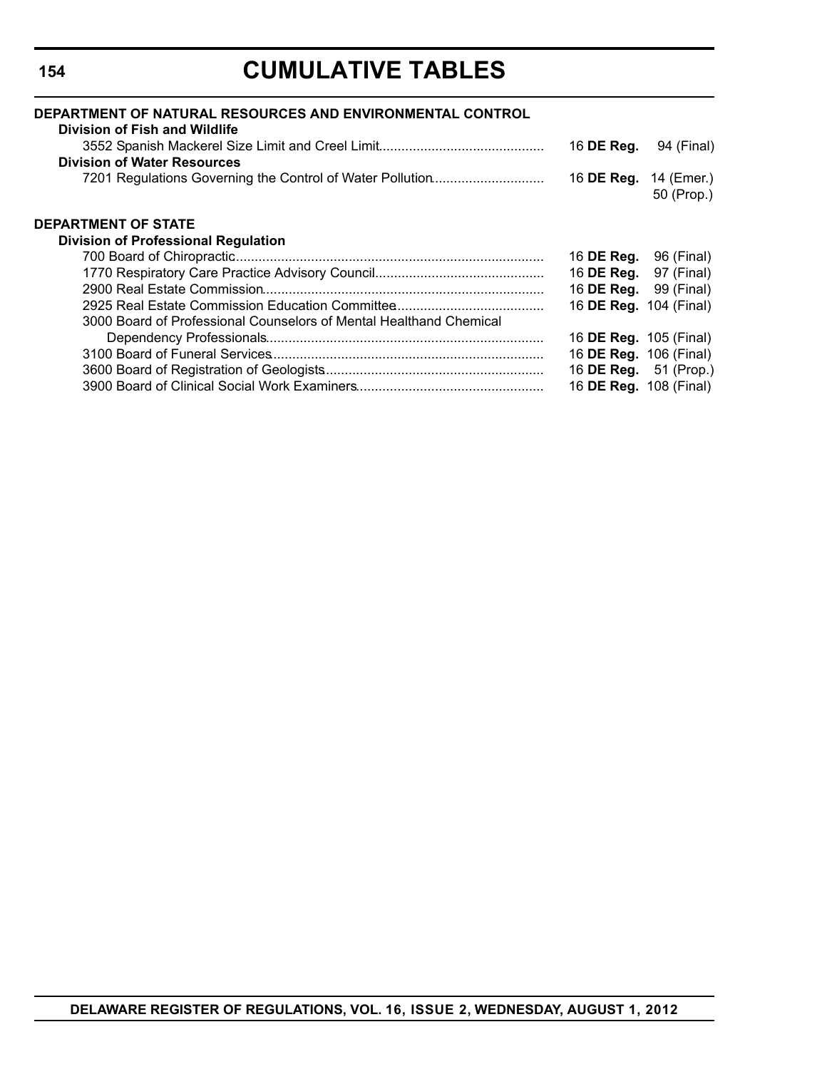# CUMULATIVE TABLES

**DEPARTMENT OF NATURAL RESOURCES AND ENVIRONMENTAL CONTROL**

**Division of Fish and Wildlife**

3552 Spanish Mackerel Size Limit and Creel Limit........................................... 16 **DE Reg.** 94 (Final)

**Division of Water Resources**

7201 Regulations Governing the Control of Water Pollution............................ 16 **DE Reg.** 14 (Emer.)
50 (Prop.)

**DEPARTMENT OF STATE**

**Division of Professional Regulation**

700 Board of Chiropractic................................................................................. 16 **DE Reg.** 96 (Final)
1770 Respiratory Care Practice Advisory Council............................................ 16 **DE Reg.** 97 (Final)
2900 Real Estate Commission.......................................................................... 16 **DE Reg.** 99 (Final)
2925 Real Estate Commission Education Committee....................................... 16 **DE Reg.** 104 (Final)
3000 Board of Professional Counselors of Mental Healthand Chemical
Dependency Professionals......................................................................... 16 **DE Reg.** 105 (Final)
3100 Board of Funeral Services........................................................................ 16 **DE Reg.** 106 (Final)
3600 Board of Registration of Geologists.......................................................... 16 **DE Reg.** 51 (Prop.)
3900 Board of Clinical Social Work Examiners.................................................. 16 **DE Reg.** 108 (Final)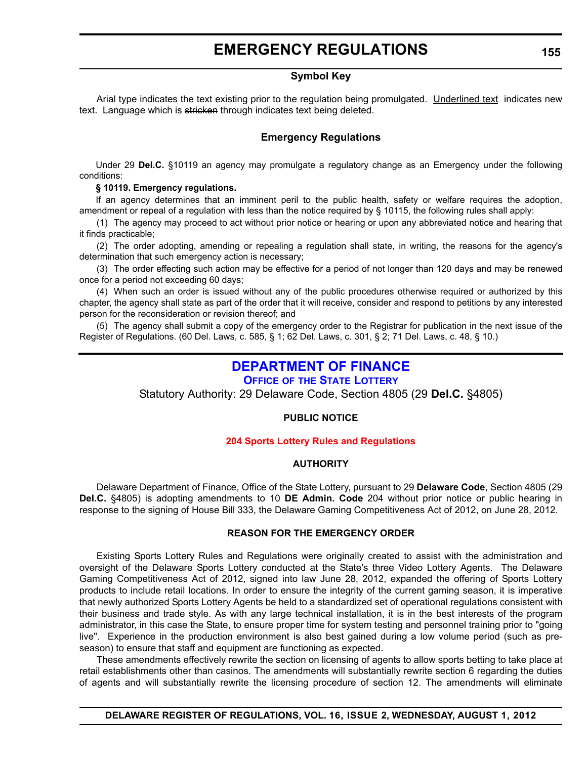# EMERGENCY REGULATIONS

### Symbol Key

Arial type indicates the text existing prior to the regulation being promulgated. Underlined text indicates new text. Language which is ~~stricken~~ through indicates text being deleted.

### Emergency Regulations

Under 29 **Del.C.** §10119 an agency may promulgate a regulatory change as an Emergency under the following conditions:

**§ 10119. Emergency regulations.**

If an agency determines that an imminent peril to the public health, safety or welfare requires the adoption, amendment or repeal of a regulation with less than the notice required by § 10115, the following rules shall apply:

(1) The agency may proceed to act without prior notice or hearing or upon any abbreviated notice and hearing that it finds practicable;

(2) The order adopting, amending or repealing a regulation shall state, in writing, the reasons for the agency's determination that such emergency action is necessary;

(3) The order effecting such action may be effective for a period of not longer than 120 days and may be renewed once for a period not exceeding 60 days;

(4) When such an order is issued without any of the public procedures otherwise required or authorized by this chapter, the agency shall state as part of the order that it will receive, consider and respond to petitions by any interested person for the reconsideration or revision thereof; and

(5) The agency shall submit a copy of the emergency order to the Registrar for publication in the next issue of the Register of Regulations. (60 Del. Laws, c. 585, § 1; 62 Del. Laws, c. 301, § 2; 71 Del. Laws, c. 48, § 10.)

## DEPARTMENT OF FINANCE

### Office of the State Lottery

Statutory Authority: 29 Delaware Code, Section 4805 (29 **Del.C.** §4805)

**PUBLIC NOTICE**

**204 Sports Lottery Rules and Regulations**

**AUTHORITY**

Delaware Department of Finance, Office of the State Lottery, pursuant to 29 **Delaware Code**, Section 4805 (29 **Del.C.** §4805) is adopting amendments to 10 **DE Admin. Code** 204 without prior notice or public hearing in response to the signing of House Bill 333, the Delaware Gaming Competitiveness Act of 2012, on June 28, 2012.

**REASON FOR THE EMERGENCY ORDER**

Existing Sports Lottery Rules and Regulations were originally created to assist with the administration and oversight of the Delaware Sports Lottery conducted at the State's three Video Lottery Agents. The Delaware Gaming Competitiveness Act of 2012, signed into law June 28, 2012, expanded the offering of Sports Lottery products to include retail locations. In order to ensure the integrity of the current gaming season, it is imperative that newly authorized Sports Lottery Agents be held to a standardized set of operational regulations consistent with their business and trade style. As with any large technical installation, it is in the best interests of the program administrator, in this case the State, to ensure proper time for system testing and personnel training prior to "going live". Experience in the production environment is also best gained during a low volume period (such as pre-season) to ensure that staff and equipment are functioning as expected.

These amendments effectively rewrite the section on licensing of agents to allow sports betting to take place at retail establishments other than casinos. The amendments will substantially rewrite section 6 regarding the duties of agents and will substantially rewrite the licensing procedure of section 12. The amendments will eliminate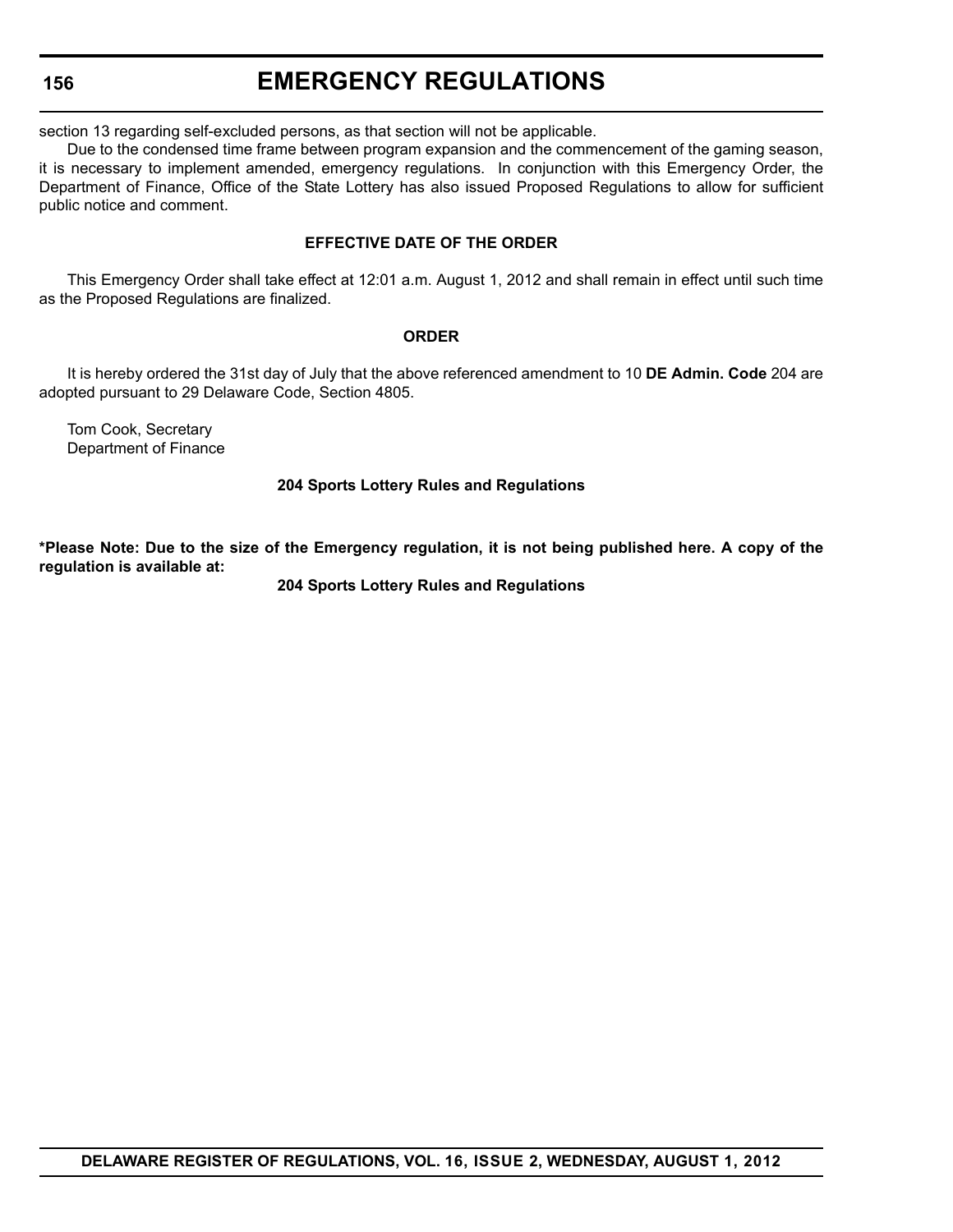section 13 regarding self-excluded persons, as that section will not be applicable.

Due to the condensed time frame between program expansion and the commencement of the gaming season, it is necessary to implement amended, emergency regulations. In conjunction with this Emergency Order, the Department of Finance, Office of the State Lottery has also issued Proposed Regulations to allow for sufficient public notice and comment.

**EFFECTIVE DATE OF THE ORDER**

This Emergency Order shall take effect at 12:01 a.m. August 1, 2012 and shall remain in effect until such time as the Proposed Regulations are finalized.

**ORDER**

It is hereby ordered the 31st day of July that the above referenced amendment to 10 **DE Admin. Code** 204 are adopted pursuant to 29 Delaware Code, Section 4805.

Tom Cook, Secretary
Department of Finance

**204 Sports Lottery Rules and Regulations**

**\*Please Note: Due to the size of the Emergency regulation, it is not being published here. A copy of the regulation is available at:**

**204 Sports Lottery Rules and Regulations**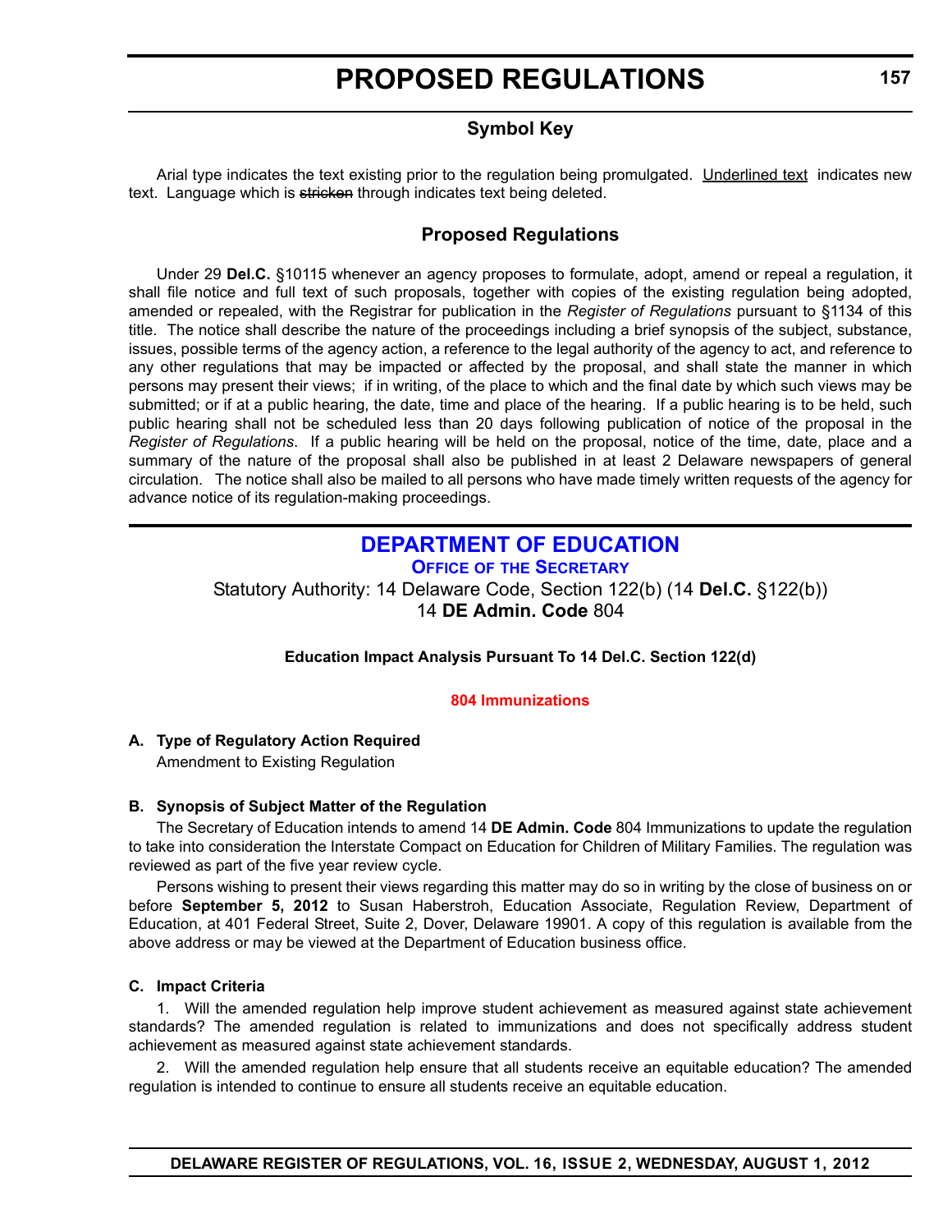# PROPOSED REGULATIONS

## Symbol Key

Arial type indicates the text existing prior to the regulation being promulgated. Underlined text indicates new text. Language which is ~~stricken~~ through indicates text being deleted.

## Proposed Regulations

Under 29 **Del.C.** §10115 whenever an agency proposes to formulate, adopt, amend or repeal a regulation, it shall file notice and full text of such proposals, together with copies of the existing regulation being adopted, amended or repealed, with the Registrar for publication in the *Register of Regulations* pursuant to §1134 of this title. The notice shall describe the nature of the proceedings including a brief synopsis of the subject, substance, issues, possible terms of the agency action, a reference to the legal authority of the agency to act, and reference to any other regulations that may be impacted or affected by the proposal, and shall state the manner in which persons may present their views; if in writing, of the place to which and the final date by which such views may be submitted; or if at a public hearing, the date, time and place of the hearing. If a public hearing is to be held, such public hearing shall not be scheduled less than 20 days following publication of notice of the proposal in the *Register of Regulations*. If a public hearing will be held on the proposal, notice of the time, date, place and a summary of the nature of the proposal shall also be published in at least 2 Delaware newspapers of general circulation. The notice shall also be mailed to all persons who have made timely written requests of the agency for advance notice of its regulation-making proceedings.

## DEPARTMENT OF EDUCATION

### OFFICE OF THE SECRETARY

Statutory Authority: 14 Delaware Code, Section 122(b) (14 **Del.C.** §122(b))
14 **DE Admin. Code** 804

**Education Impact Analysis Pursuant To 14 Del.C. Section 122(d)**

**804 Immunizations**

**A. Type of Regulatory Action Required**

Amendment to Existing Regulation

**B. Synopsis of Subject Matter of the Regulation**

The Secretary of Education intends to amend 14 **DE Admin. Code** 804 Immunizations to update the regulation to take into consideration the Interstate Compact on Education for Children of Military Families. The regulation was reviewed as part of the five year review cycle.

Persons wishing to present their views regarding this matter may do so in writing by the close of business on or before **September 5, 2012** to Susan Haberstroh, Education Associate, Regulation Review, Department of Education, at 401 Federal Street, Suite 2, Dover, Delaware 19901. A copy of this regulation is available from the above address or may be viewed at the Department of Education business office.

**C. Impact Criteria**

1. Will the amended regulation help improve student achievement as measured against state achievement standards? The amended regulation is related to immunizations and does not specifically address student achievement as measured against state achievement standards.

2. Will the amended regulation help ensure that all students receive an equitable education? The amended regulation is intended to continue to ensure all students receive an equitable education.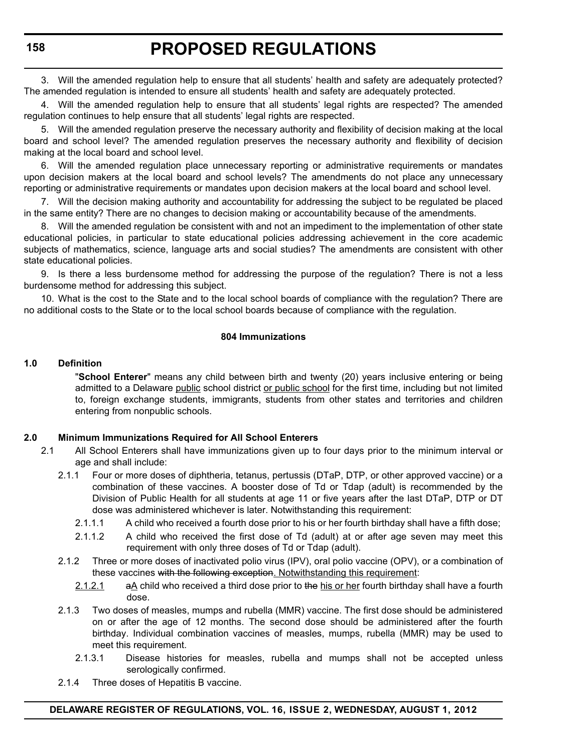3. Will the amended regulation help to ensure that all students' health and safety are adequately protected? The amended regulation is intended to ensure all students' health and safety are adequately protected.

4. Will the amended regulation help to ensure that all students' legal rights are respected? The amended regulation continues to help ensure that all students' legal rights are respected.

5. Will the amended regulation preserve the necessary authority and flexibility of decision making at the local board and school level? The amended regulation preserves the necessary authority and flexibility of decision making at the local board and school level.

6. Will the amended regulation place unnecessary reporting or administrative requirements or mandates upon decision makers at the local board and school levels? The amendments do not place any unnecessary reporting or administrative requirements or mandates upon decision makers at the local board and school level.

7. Will the decision making authority and accountability for addressing the subject to be regulated be placed in the same entity? There are no changes to decision making or accountability because of the amendments.

8. Will the amended regulation be consistent with and not an impediment to the implementation of other state educational policies, in particular to state educational policies addressing achievement in the core academic subjects of mathematics, science, language arts and social studies? The amendments are consistent with other state educational policies.

9. Is there a less burdensome method for addressing the purpose of the regulation? There is not a less burdensome method for addressing this subject.

10. What is the cost to the State and to the local school boards of compliance with the regulation? There are no additional costs to the State or to the local school boards because of compliance with the regulation.

**804 Immunizations**

**1.0 Definition**

"**School Enterer**" means any child between birth and twenty (20) years inclusive entering or being admitted to a Delaware <u>public</u> school district <u>or public school</u> for the first time, including but not limited to, foreign exchange students, immigrants, students from other states and territories and children entering from nonpublic schools.

**2.0 Minimum Immunizations Required for All School Enterers**

2.1 All School Enterers shall have immunizations given up to four days prior to the minimum interval or age and shall include:

2.1.1 Four or more doses of diphtheria, tetanus, pertussis (DTaP, DTP, or other approved vaccine) or a combination of these vaccines. A booster dose of Td or Tdap (adult) is recommended by the Division of Public Health for all students at age 11 or five years after the last DTaP, DTP or DT dose was administered whichever is later. Notwithstanding this requirement:

2.1.1.1 A child who received a fourth dose prior to his or her fourth birthday shall have a fifth dose;

2.1.1.2 A child who received the first dose of Td (adult) at or after age seven may meet this requirement with only three doses of Td or Tdap (adult).

2.1.2 Three or more doses of inactivated polio virus (IPV), oral polio vaccine (OPV), or a combination of these vaccines ~~with the following exception~~<u>. Notwithstanding this requirement</u>:

<u>2.1.2.1</u> ~~a~~<u>A</u> child who received a third dose prior to ~~the~~ <u>his or her</u> fourth birthday shall have a fourth dose.

2.1.3 Two doses of measles, mumps and rubella (MMR) vaccine. The first dose should be administered on or after the age of 12 months. The second dose should be administered after the fourth birthday. Individual combination vaccines of measles, mumps, rubella (MMR) may be used to meet this requirement.

2.1.3.1 Disease histories for measles, rubella and mumps shall not be accepted unless serologically confirmed.

2.1.4 Three doses of Hepatitis B vaccine.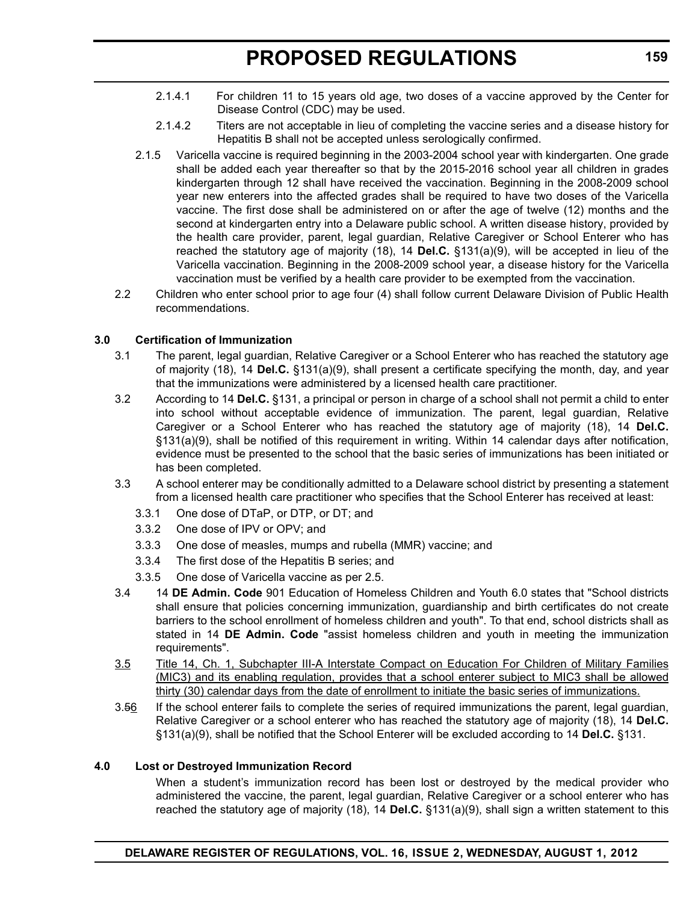2.1.4.1 For children 11 to 15 years old age, two doses of a vaccine approved by the Center for Disease Control (CDC) may be used.

2.1.4.2 Titers are not acceptable in lieu of completing the vaccine series and a disease history for Hepatitis B shall not be accepted unless serologically confirmed.

2.1.5 Varicella vaccine is required beginning in the 2003-2004 school year with kindergarten. One grade shall be added each year thereafter so that by the 2015-2016 school year all children in grades kindergarten through 12 shall have received the vaccination. Beginning in the 2008-2009 school year new enterers into the affected grades shall be required to have two doses of the Varicella vaccine. The first dose shall be administered on or after the age of twelve (12) months and the second at kindergarten entry into a Delaware public school. A written disease history, provided by the health care provider, parent, legal guardian, Relative Caregiver or School Enterer who has reached the statutory age of majority (18), 14 **Del.C.** §131(a)(9), will be accepted in lieu of the Varicella vaccination. Beginning in the 2008-2009 school year, a disease history for the Varicella vaccination must be verified by a health care provider to be exempted from the vaccination.

2.2 Children who enter school prior to age four (4) shall follow current Delaware Division of Public Health recommendations.

**3.0 Certification of Immunization**

3.1 The parent, legal guardian, Relative Caregiver or a School Enterer who has reached the statutory age of majority (18), 14 **Del.C.** §131(a)(9), shall present a certificate specifying the month, day, and year that the immunizations were administered by a licensed health care practitioner.

3.2 According to 14 **Del.C.** §131, a principal or person in charge of a school shall not permit a child to enter into school without acceptable evidence of immunization. The parent, legal guardian, Relative Caregiver or a School Enterer who has reached the statutory age of majority (18), 14 **Del.C.** §131(a)(9), shall be notified of this requirement in writing. Within 14 calendar days after notification, evidence must be presented to the school that the basic series of immunizations has been initiated or has been completed.

3.3 A school enterer may be conditionally admitted to a Delaware school district by presenting a statement from a licensed health care practitioner who specifies that the School Enterer has received at least:

3.3.1 One dose of DTaP, or DTP, or DT; and

3.3.2 One dose of IPV or OPV; and

3.3.3 One dose of measles, mumps and rubella (MMR) vaccine; and

3.3.4 The first dose of the Hepatitis B series; and

3.3.5 One dose of Varicella vaccine as per 2.5.

3.4 14 **DE Admin. Code** 901 Education of Homeless Children and Youth 6.0 states that "School districts shall ensure that policies concerning immunization, guardianship and birth certificates do not create barriers to the school enrollment of homeless children and youth". To that end, school districts shall as stated in 14 **DE Admin. Code** "assist homeless children and youth in meeting the immunization requirements".

3.5 Title 14, Ch. 1, Subchapter III-A Interstate Compact on Education For Children of Military Families (MIC3) and its enabling regulation, provides that a school enterer subject to MIC3 shall be allowed thirty (30) calendar days from the date of enrollment to initiate the basic series of immunizations.

3.~~5~~6 If the school enterer fails to complete the series of required immunizations the parent, legal guardian, Relative Caregiver or a school enterer who has reached the statutory age of majority (18), 14 **Del.C.** §131(a)(9), shall be notified that the School Enterer will be excluded according to 14 **Del.C.** §131.

**4.0 Lost or Destroyed Immunization Record**

When a student's immunization record has been lost or destroyed by the medical provider who administered the vaccine, the parent, legal guardian, Relative Caregiver or a school enterer who has reached the statutory age of majority (18), 14 **Del.C.** §131(a)(9), shall sign a written statement to this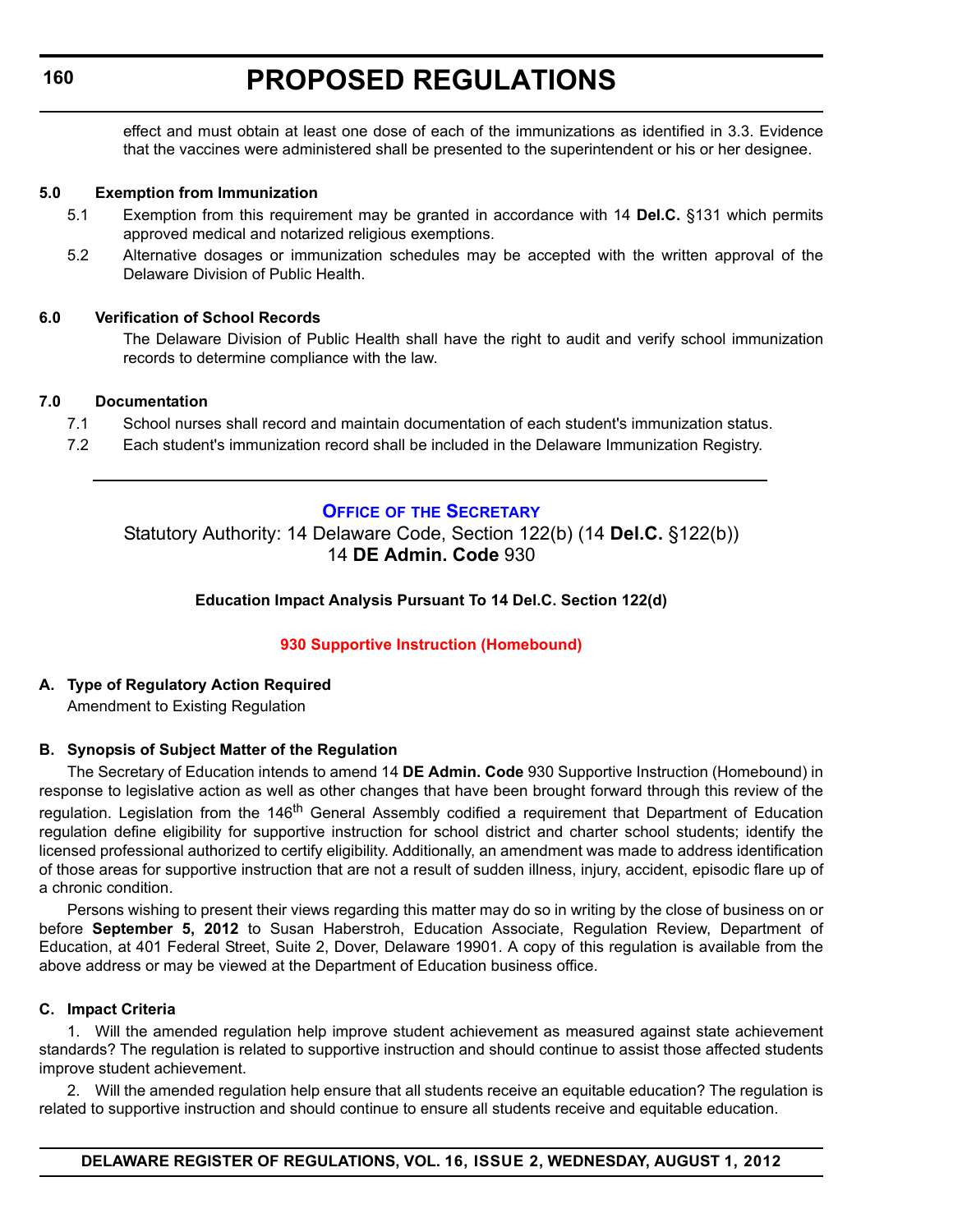effect and must obtain at least one dose of each of the immunizations as identified in 3.3. Evidence that the vaccines were administered shall be presented to the superintendent or his or her designee.

**5.0 Exemption from Immunization**

5.1 Exemption from this requirement may be granted in accordance with 14 **Del.C.** §131 which permits approved medical and notarized religious exemptions.

5.2 Alternative dosages or immunization schedules may be accepted with the written approval of the Delaware Division of Public Health.

**6.0 Verification of School Records**

The Delaware Division of Public Health shall have the right to audit and verify school immunization records to determine compliance with the law.

**7.0 Documentation**

7.1 School nurses shall record and maintain documentation of each student's immunization status.

7.2 Each student's immunization record shall be included in the Delaware Immunization Registry.

---

## Office of the Secretary

Statutory Authority: 14 Delaware Code, Section 122(b) (14 **Del.C.** §122(b))
14 **DE Admin. Code** 930

**Education Impact Analysis Pursuant To 14 Del.C. Section 122(d)**

**930 Supportive Instruction (Homebound)**

**A. Type of Regulatory Action Required**

Amendment to Existing Regulation

**B. Synopsis of Subject Matter of the Regulation**

The Secretary of Education intends to amend 14 **DE Admin. Code** 930 Supportive Instruction (Homebound) in response to legislative action as well as other changes that have been brought forward through this review of the regulation. Legislation from the 146th General Assembly codified a requirement that Department of Education regulation define eligibility for supportive instruction for school district and charter school students; identify the licensed professional authorized to certify eligibility. Additionally, an amendment was made to address identification of those areas for supportive instruction that are not a result of sudden illness, injury, accident, episodic flare up of a chronic condition.

Persons wishing to present their views regarding this matter may do so in writing by the close of business on or before **September 5, 2012** to Susan Haberstroh, Education Associate, Regulation Review, Department of Education, at 401 Federal Street, Suite 2, Dover, Delaware 19901. A copy of this regulation is available from the above address or may be viewed at the Department of Education business office.

**C. Impact Criteria**

1. Will the amended regulation help improve student achievement as measured against state achievement standards? The regulation is related to supportive instruction and should continue to assist those affected students improve student achievement.

2. Will the amended regulation help ensure that all students receive an equitable education? The regulation is related to supportive instruction and should continue to ensure all students receive and equitable education.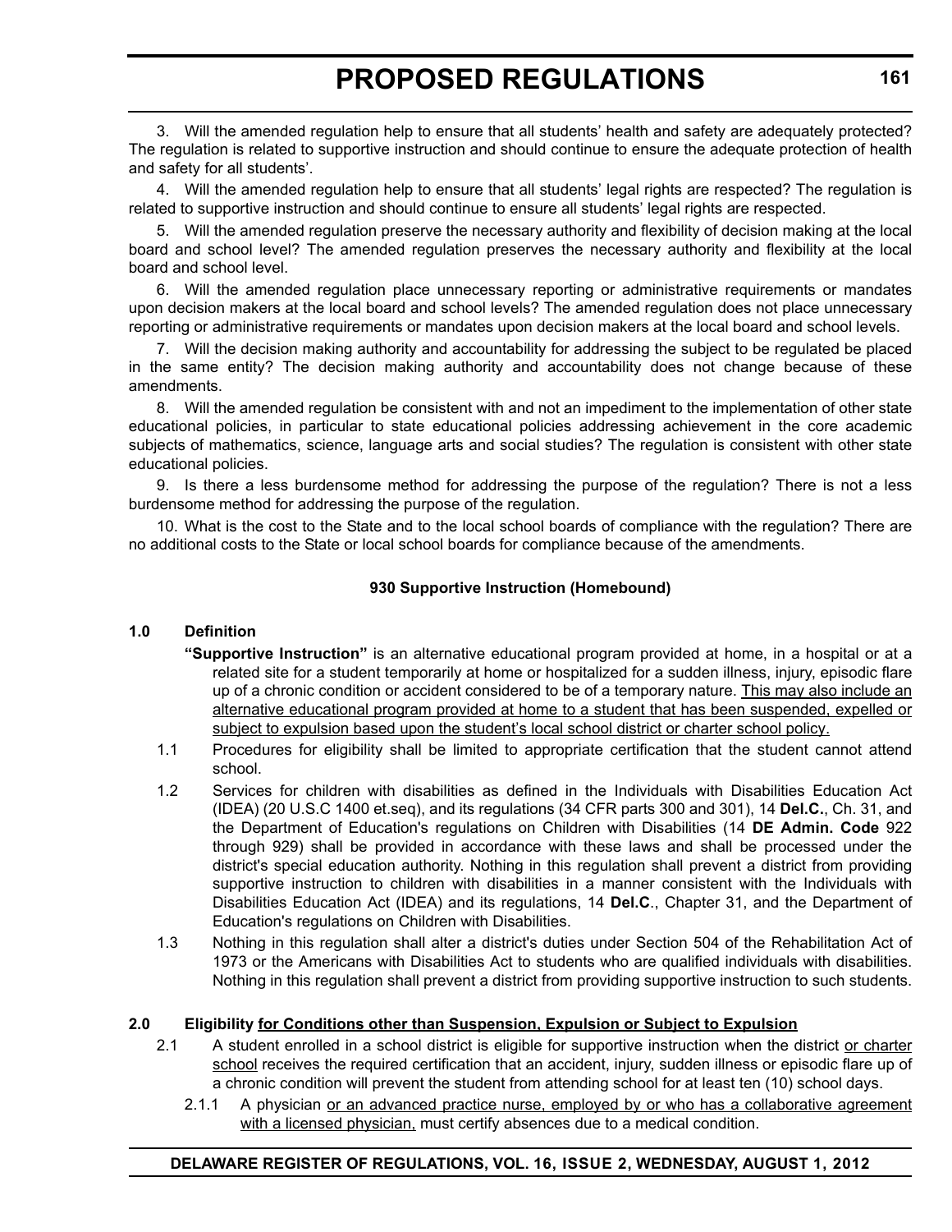3. Will the amended regulation help to ensure that all students' health and safety are adequately protected? The regulation is related to supportive instruction and should continue to ensure the adequate protection of health and safety for all students'.

4. Will the amended regulation help to ensure that all students' legal rights are respected? The regulation is related to supportive instruction and should continue to ensure all students' legal rights are respected.

5. Will the amended regulation preserve the necessary authority and flexibility of decision making at the local board and school level? The amended regulation preserves the necessary authority and flexibility at the local board and school level.

6. Will the amended regulation place unnecessary reporting or administrative requirements or mandates upon decision makers at the local board and school levels? The amended regulation does not place unnecessary reporting or administrative requirements or mandates upon decision makers at the local board and school levels.

7. Will the decision making authority and accountability for addressing the subject to be regulated be placed in the same entity? The decision making authority and accountability does not change because of these amendments.

8. Will the amended regulation be consistent with and not an impediment to the implementation of other state educational policies, in particular to state educational policies addressing achievement in the core academic subjects of mathematics, science, language arts and social studies? The regulation is consistent with other state educational policies.

9. Is there a less burdensome method for addressing the purpose of the regulation? There is not a less burdensome method for addressing the purpose of the regulation.

10. What is the cost to the State and to the local school boards of compliance with the regulation? There are no additional costs to the State or local school boards for compliance because of the amendments.

**930 Supportive Instruction (Homebound)**

**1.0 Definition**

**"Supportive Instruction"** is an alternative educational program provided at home, in a hospital or at a related site for a student temporarily at home or hospitalized for a sudden illness, injury, episodic flare up of a chronic condition or accident considered to be of a temporary nature. <u>This may also include an alternative educational program provided at home to a student that has been suspended, expelled or subject to expulsion based upon the student's local school district or charter school policy.</u>

1.1 Procedures for eligibility shall be limited to appropriate certification that the student cannot attend school.

1.2 Services for children with disabilities as defined in the Individuals with Disabilities Education Act (IDEA) (20 U.S.C 1400 et.seq), and its regulations (34 CFR parts 300 and 301), 14 **Del.C.**, Ch. 31, and the Department of Education's regulations on Children with Disabilities (14 **DE Admin. Code** 922 through 929) shall be provided in accordance with these laws and shall be processed under the district's special education authority. Nothing in this regulation shall prevent a district from providing supportive instruction to children with disabilities in a manner consistent with the Individuals with Disabilities Education Act (IDEA) and its regulations, 14 **Del.C**., Chapter 31, and the Department of Education's regulations on Children with Disabilities.

1.3 Nothing in this regulation shall alter a district's duties under Section 504 of the Rehabilitation Act of 1973 or the Americans with Disabilities Act to students who are qualified individuals with disabilities. Nothing in this regulation shall prevent a district from providing supportive instruction to such students.

**2.0 Eligibility <u>for Conditions other than Suspension, Expulsion or Subject to Expulsion</u>**

2.1 A student enrolled in a school district is eligible for supportive instruction when the district <u>or charter school</u> receives the required certification that an accident, injury, sudden illness or episodic flare up of a chronic condition will prevent the student from attending school for at least ten (10) school days.

2.1.1 A physician <u>or an advanced practice nurse, employed by or who has a collaborative agreement with a licensed physician,</u> must certify absences due to a medical condition.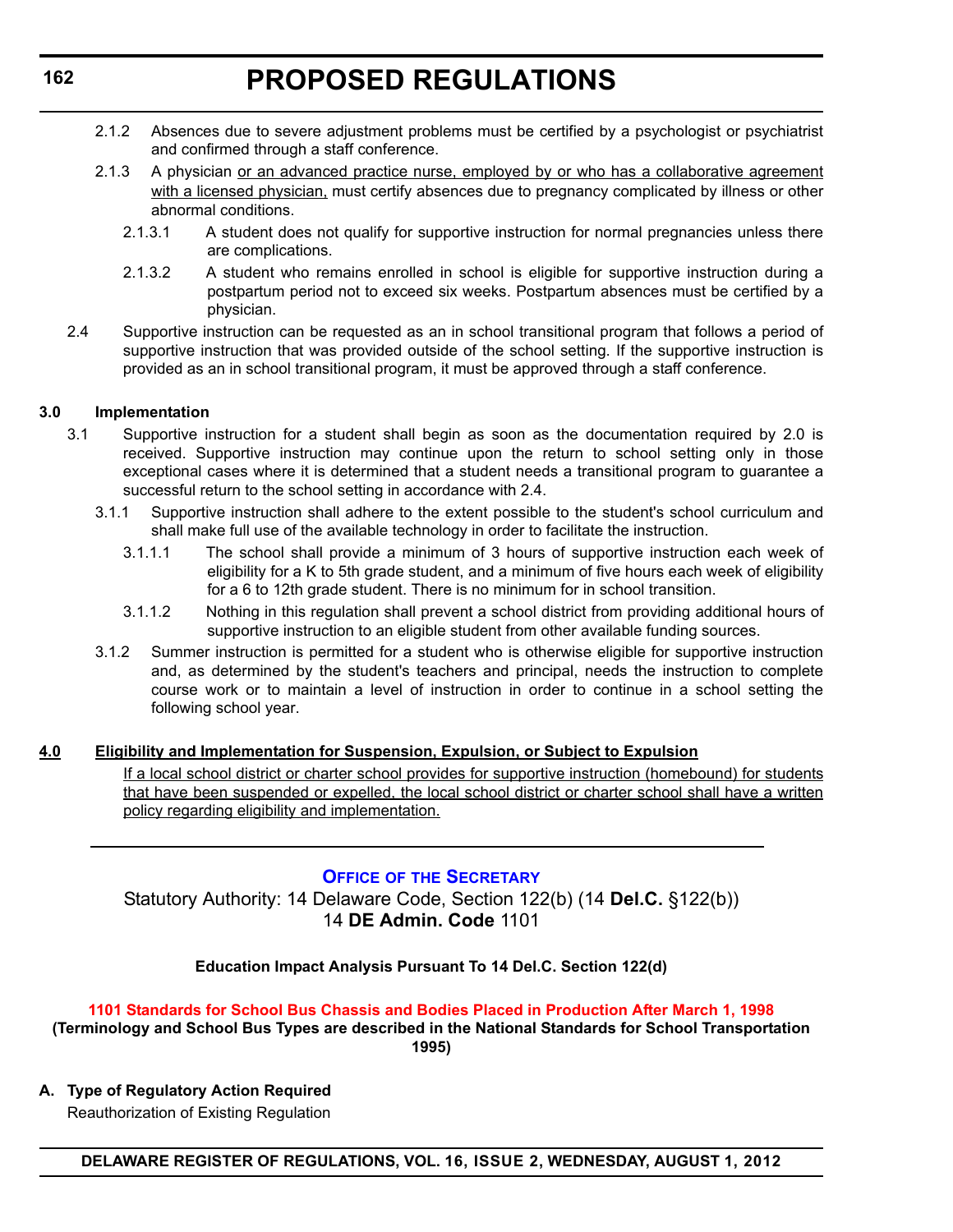2.1.2 Absences due to severe adjustment problems must be certified by a psychologist or psychiatrist and confirmed through a staff conference.

2.1.3 A physician <u>or an advanced practice nurse, employed by or who has a collaborative agreement with a licensed physician,</u> must certify absences due to pregnancy complicated by illness or other abnormal conditions.

2.1.3.1 A student does not qualify for supportive instruction for normal pregnancies unless there are complications.

2.1.3.2 A student who remains enrolled in school is eligible for supportive instruction during a postpartum period not to exceed six weeks. Postpartum absences must be certified by a physician.

2.4 Supportive instruction can be requested as an in school transitional program that follows a period of supportive instruction that was provided outside of the school setting. If the supportive instruction is provided as an in school transitional program, it must be approved through a staff conference.

**3.0 Implementation**

3.1 Supportive instruction for a student shall begin as soon as the documentation required by 2.0 is received. Supportive instruction may continue upon the return to school setting only in those exceptional cases where it is determined that a student needs a transitional program to guarantee a successful return to the school setting in accordance with 2.4.

3.1.1 Supportive instruction shall adhere to the extent possible to the student's school curriculum and shall make full use of the available technology in order to facilitate the instruction.

3.1.1.1 The school shall provide a minimum of 3 hours of supportive instruction each week of eligibility for a K to 5th grade student, and a minimum of five hours each week of eligibility for a 6 to 12th grade student. There is no minimum for in school transition.

3.1.1.2 Nothing in this regulation shall prevent a school district from providing additional hours of supportive instruction to an eligible student from other available funding sources.

3.1.2 Summer instruction is permitted for a student who is otherwise eligible for supportive instruction and, as determined by the student's teachers and principal, needs the instruction to complete course work or to maintain a level of instruction in order to continue in a school setting the following school year.

**<u>4.0 Eligibility and Implementation for Suspension, Expulsion, or Subject to Expulsion</u>**

<u>If a local school district or charter school provides for supportive instruction (homebound) for students that have been suspended or expelled, the local school district or charter school shall have a written policy regarding eligibility and implementation.</u>

---

## OFFICE OF THE SECRETARY

Statutory Authority: 14 Delaware Code, Section 122(b) (14 **Del.C.** §122(b))
14 **DE Admin. Code** 1101

**Education Impact Analysis Pursuant To 14 Del.C. Section 122(d)**

### 1101 Standards for School Bus Chassis and Bodies Placed in Production After March 1, 1998

**(Terminology and School Bus Types are described in the National Standards for School Transportation 1995)**

**A. Type of Regulatory Action Required**

Reauthorization of Existing Regulation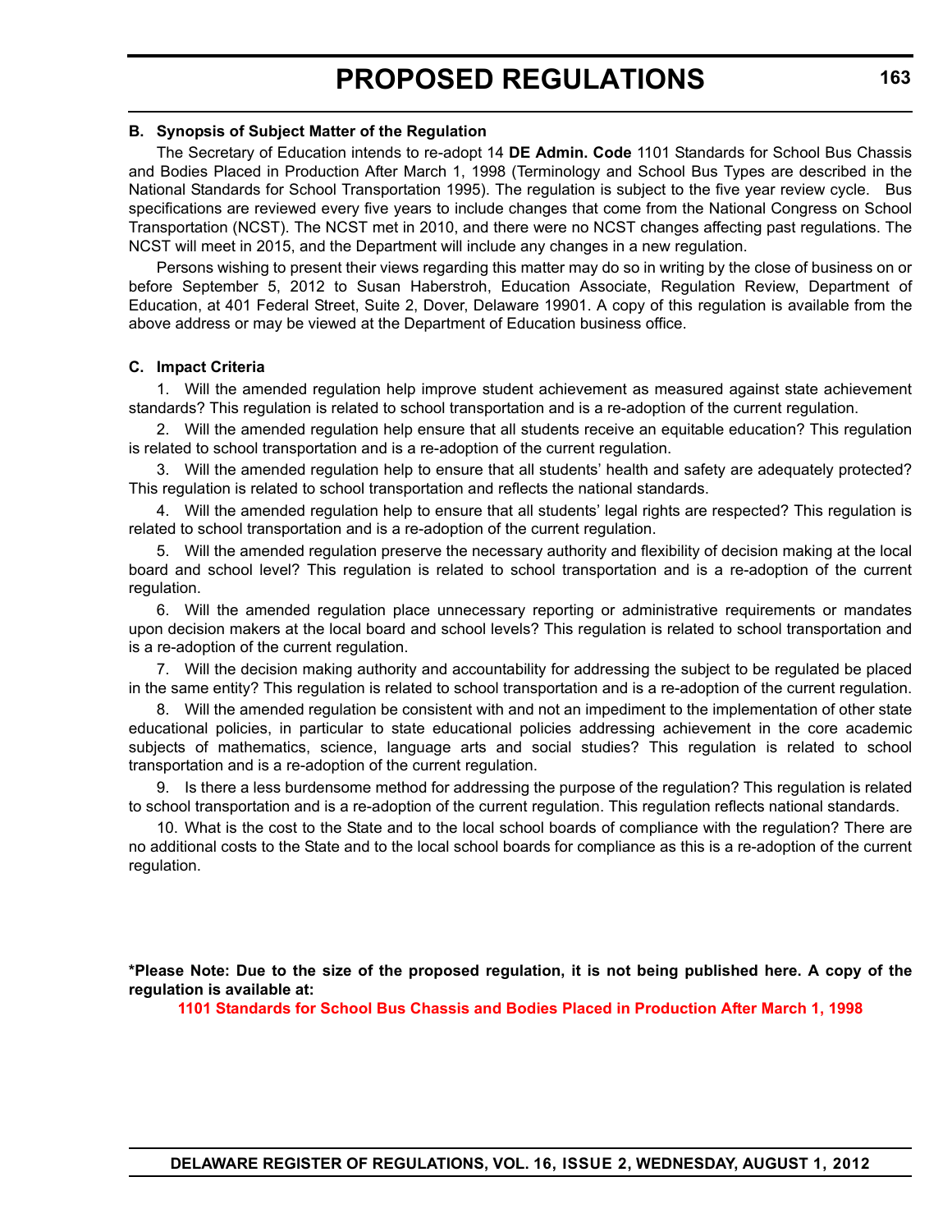**B. Synopsis of Subject Matter of the Regulation**

The Secretary of Education intends to re-adopt 14 **DE Admin. Code** 1101 Standards for School Bus Chassis and Bodies Placed in Production After March 1, 1998 (Terminology and School Bus Types are described in the National Standards for School Transportation 1995). The regulation is subject to the five year review cycle. Bus specifications are reviewed every five years to include changes that come from the National Congress on School Transportation (NCST). The NCST met in 2010, and there were no NCST changes affecting past regulations. The NCST will meet in 2015, and the Department will include any changes in a new regulation.

Persons wishing to present their views regarding this matter may do so in writing by the close of business on or before September 5, 2012 to Susan Haberstroh, Education Associate, Regulation Review, Department of Education, at 401 Federal Street, Suite 2, Dover, Delaware 19901. A copy of this regulation is available from the above address or may be viewed at the Department of Education business office.

**C. Impact Criteria**

1. Will the amended regulation help improve student achievement as measured against state achievement standards? This regulation is related to school transportation and is a re-adoption of the current regulation.

2. Will the amended regulation help ensure that all students receive an equitable education? This regulation is related to school transportation and is a re-adoption of the current regulation.

3. Will the amended regulation help to ensure that all students' health and safety are adequately protected? This regulation is related to school transportation and reflects the national standards.

4. Will the amended regulation help to ensure that all students' legal rights are respected? This regulation is related to school transportation and is a re-adoption of the current regulation.

5. Will the amended regulation preserve the necessary authority and flexibility of decision making at the local board and school level? This regulation is related to school transportation and is a re-adoption of the current regulation.

6. Will the amended regulation place unnecessary reporting or administrative requirements or mandates upon decision makers at the local board and school levels? This regulation is related to school transportation and is a re-adoption of the current regulation.

7. Will the decision making authority and accountability for addressing the subject to be regulated be placed in the same entity? This regulation is related to school transportation and is a re-adoption of the current regulation.

8. Will the amended regulation be consistent with and not an impediment to the implementation of other state educational policies, in particular to state educational policies addressing achievement in the core academic subjects of mathematics, science, language arts and social studies? This regulation is related to school transportation and is a re-adoption of the current regulation.

9. Is there a less burdensome method for addressing the purpose of the regulation? This regulation is related to school transportation and is a re-adoption of the current regulation. This regulation reflects national standards.

10. What is the cost to the State and to the local school boards of compliance with the regulation? There are no additional costs to the State and to the local school boards for compliance as this is a re-adoption of the current regulation.

**\*Please Note: Due to the size of the proposed regulation, it is not being published here. A copy of the regulation is available at:**

**1101 Standards for School Bus Chassis and Bodies Placed in Production After March 1, 1998**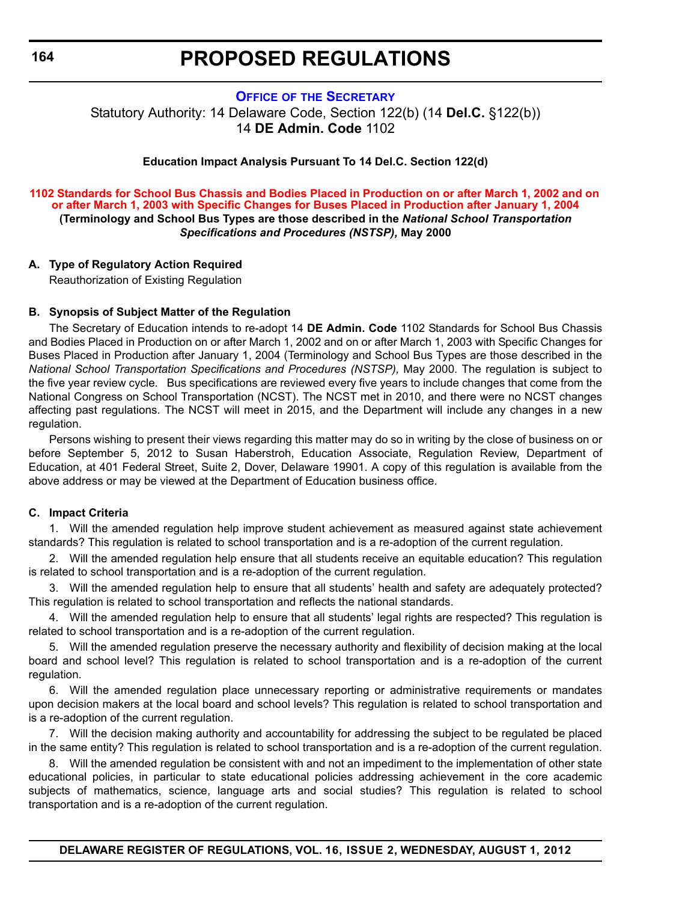# PROPOSED REGULATIONS

## OFFICE OF THE SECRETARY

Statutory Authority: 14 Delaware Code, Section 122(b) (14 **Del.C.** §122(b))
14 **DE Admin. Code** 1102

**Education Impact Analysis Pursuant To 14 Del.C. Section 122(d)**

### 1102 Standards for School Bus Chassis and Bodies Placed in Production on or after March 1, 2002 and on or after March 1, 2003 with Specific Changes for Buses Placed in Production after January 1, 2004

**(Terminology and School Bus Types are those described in the *National School Transportation Specifications and Procedures (NSTSP),* May 2000**

**A. Type of Regulatory Action Required**

Reauthorization of Existing Regulation

**B. Synopsis of Subject Matter of the Regulation**

The Secretary of Education intends to re-adopt 14 **DE Admin. Code** 1102 Standards for School Bus Chassis and Bodies Placed in Production on or after March 1, 2002 and on or after March 1, 2003 with Specific Changes for Buses Placed in Production after January 1, 2004 (Terminology and School Bus Types are those described in the *National School Transportation Specifications and Procedures (NSTSP),* May 2000. The regulation is subject to the five year review cycle. Bus specifications are reviewed every five years to include changes that come from the National Congress on School Transportation (NCST). The NCST met in 2010, and there were no NCST changes affecting past regulations. The NCST will meet in 2015, and the Department will include any changes in a new regulation.

Persons wishing to present their views regarding this matter may do so in writing by the close of business on or before September 5, 2012 to Susan Haberstroh, Education Associate, Regulation Review, Department of Education, at 401 Federal Street, Suite 2, Dover, Delaware 19901. A copy of this regulation is available from the above address or may be viewed at the Department of Education business office.

**C. Impact Criteria**

1. Will the amended regulation help improve student achievement as measured against state achievement standards? This regulation is related to school transportation and is a re-adoption of the current regulation.

2. Will the amended regulation help ensure that all students receive an equitable education? This regulation is related to school transportation and is a re-adoption of the current regulation.

3. Will the amended regulation help to ensure that all students' health and safety are adequately protected? This regulation is related to school transportation and reflects the national standards.

4. Will the amended regulation help to ensure that all students' legal rights are respected? This regulation is related to school transportation and is a re-adoption of the current regulation.

5. Will the amended regulation preserve the necessary authority and flexibility of decision making at the local board and school level? This regulation is related to school transportation and is a re-adoption of the current regulation.

6. Will the amended regulation place unnecessary reporting or administrative requirements or mandates upon decision makers at the local board and school levels? This regulation is related to school transportation and is a re-adoption of the current regulation.

7. Will the decision making authority and accountability for addressing the subject to be regulated be placed in the same entity? This regulation is related to school transportation and is a re-adoption of the current regulation.

8. Will the amended regulation be consistent with and not an impediment to the implementation of other state educational policies, in particular to state educational policies addressing achievement in the core academic subjects of mathematics, science, language arts and social studies? This regulation is related to school transportation and is a re-adoption of the current regulation.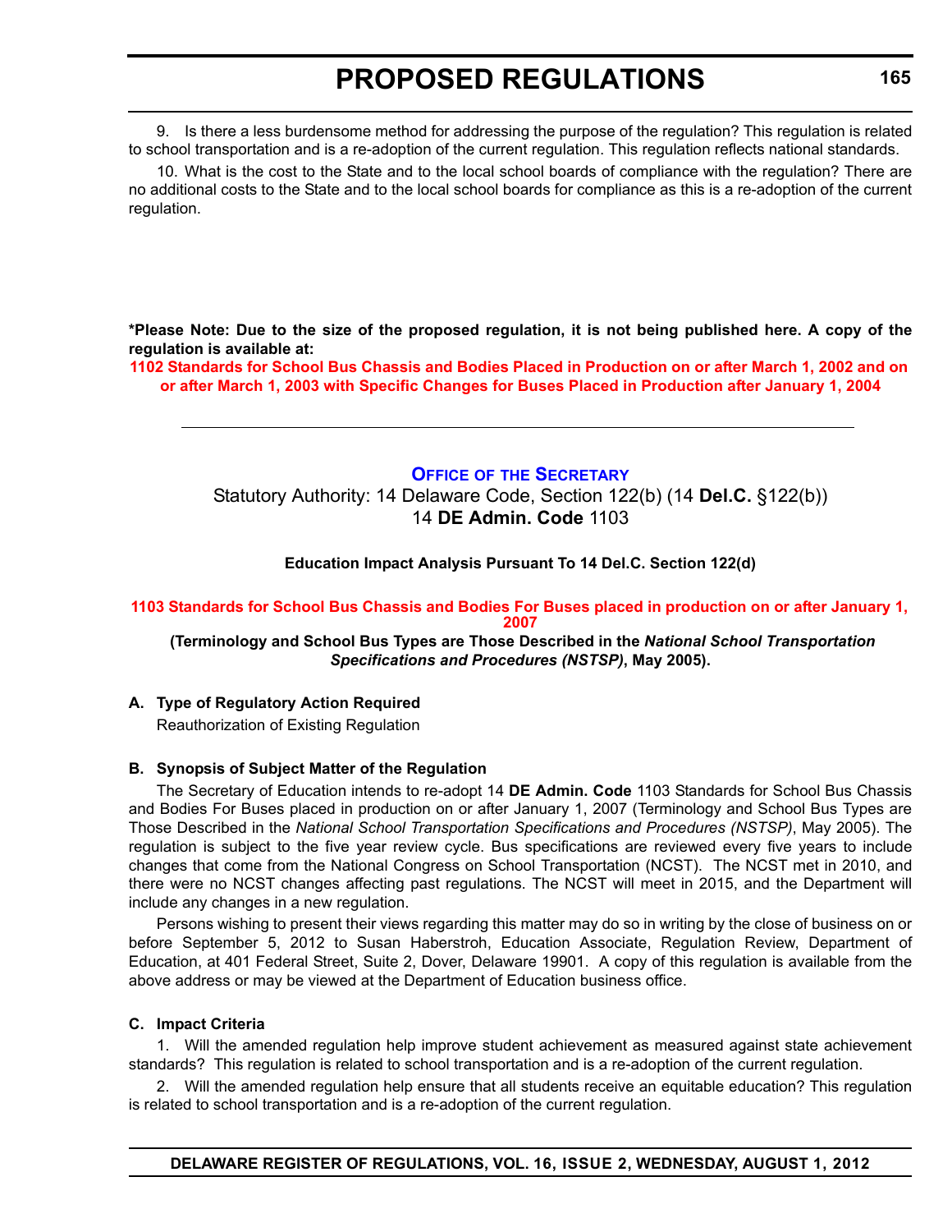9. Is there a less burdensome method for addressing the purpose of the regulation? This regulation is related to school transportation and is a re-adoption of the current regulation. This regulation reflects national standards.

10. What is the cost to the State and to the local school boards of compliance with the regulation? There are no additional costs to the State and to the local school boards for compliance as this is a re-adoption of the current regulation.

**\*Please Note: Due to the size of the proposed regulation, it is not being published here. A copy of the regulation is available at:**

**1102 Standards for School Bus Chassis and Bodies Placed in Production on or after March 1, 2002 and on or after March 1, 2003 with Specific Changes for Buses Placed in Production after January 1, 2004**

---

## OFFICE OF THE SECRETARY

Statutory Authority: 14 Delaware Code, Section 122(b) (14 **Del.C.** §122(b))
14 **DE Admin. Code** 1103

**Education Impact Analysis Pursuant To 14 Del.C. Section 122(d)**

**1103 Standards for School Bus Chassis and Bodies For Buses placed in production on or after January 1, 2007**

**(Terminology and School Bus Types are Those Described in the *National School Transportation Specifications and Procedures (NSTSP)*, May 2005).**

**A. Type of Regulatory Action Required**

Reauthorization of Existing Regulation

**B. Synopsis of Subject Matter of the Regulation**

The Secretary of Education intends to re-adopt 14 **DE Admin. Code** 1103 Standards for School Bus Chassis and Bodies For Buses placed in production on or after January 1, 2007 (Terminology and School Bus Types are Those Described in the *National School Transportation Specifications and Procedures (NSTSP)*, May 2005). The regulation is subject to the five year review cycle. Bus specifications are reviewed every five years to include changes that come from the National Congress on School Transportation (NCST). The NCST met in 2010, and there were no NCST changes affecting past regulations. The NCST will meet in 2015, and the Department will include any changes in a new regulation.

Persons wishing to present their views regarding this matter may do so in writing by the close of business on or before September 5, 2012 to Susan Haberstroh, Education Associate, Regulation Review, Department of Education, at 401 Federal Street, Suite 2, Dover, Delaware 19901. A copy of this regulation is available from the above address or may be viewed at the Department of Education business office.

**C. Impact Criteria**

1. Will the amended regulation help improve student achievement as measured against state achievement standards? This regulation is related to school transportation and is a re-adoption of the current regulation.

2. Will the amended regulation help ensure that all students receive an equitable education? This regulation is related to school transportation and is a re-adoption of the current regulation.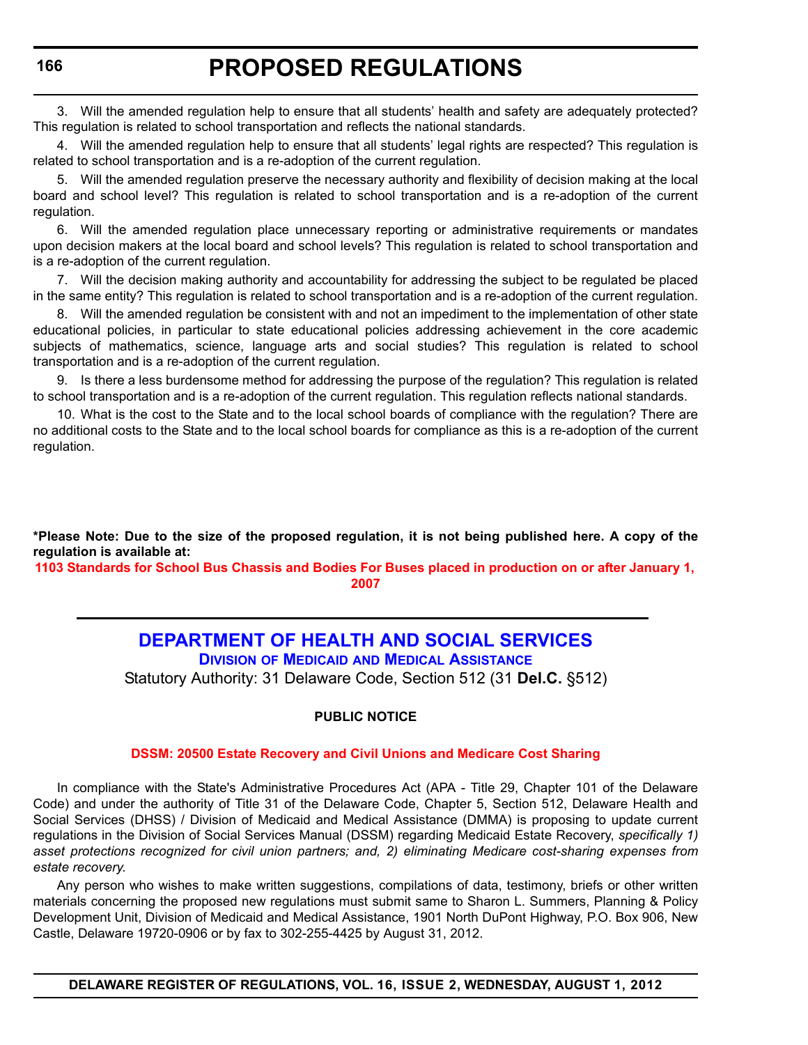3. Will the amended regulation help to ensure that all students' health and safety are adequately protected? This regulation is related to school transportation and reflects the national standards.

4. Will the amended regulation help to ensure that all students' legal rights are respected? This regulation is related to school transportation and is a re-adoption of the current regulation.

5. Will the amended regulation preserve the necessary authority and flexibility of decision making at the local board and school level? This regulation is related to school transportation and is a re-adoption of the current regulation.

6. Will the amended regulation place unnecessary reporting or administrative requirements or mandates upon decision makers at the local board and school levels? This regulation is related to school transportation and is a re-adoption of the current regulation.

7. Will the decision making authority and accountability for addressing the subject to be regulated be placed in the same entity? This regulation is related to school transportation and is a re-adoption of the current regulation.

8. Will the amended regulation be consistent with and not an impediment to the implementation of other state educational policies, in particular to state educational policies addressing achievement in the core academic subjects of mathematics, science, language arts and social studies? This regulation is related to school transportation and is a re-adoption of the current regulation.

9. Is there a less burdensome method for addressing the purpose of the regulation? This regulation is related to school transportation and is a re-adoption of the current regulation. This regulation reflects national standards.

10. What is the cost to the State and to the local school boards of compliance with the regulation? There are no additional costs to the State and to the local school boards for compliance as this is a re-adoption of the current regulation.

**\*Please Note: Due to the size of the proposed regulation, it is not being published here. A copy of the regulation is available at:**

**1103 Standards for School Bus Chassis and Bodies For Buses placed in production on or after January 1, 2007**

## DEPARTMENT OF HEALTH AND SOCIAL SERVICES

### Division of Medicaid and Medical Assistance

Statutory Authority: 31 Delaware Code, Section 512 (31 **Del.C.** §512)

**PUBLIC NOTICE**

**DSSM: 20500 Estate Recovery and Civil Unions and Medicare Cost Sharing**

In compliance with the State's Administrative Procedures Act (APA - Title 29, Chapter 101 of the Delaware Code) and under the authority of Title 31 of the Delaware Code, Chapter 5, Section 512, Delaware Health and Social Services (DHSS) / Division of Medicaid and Medical Assistance (DMMA) is proposing to update current regulations in the Division of Social Services Manual (DSSM) regarding Medicaid Estate Recovery, *specifically 1) asset protections recognized for civil union partners; and, 2) eliminating Medicare cost-sharing expenses from estate recovery*.

Any person who wishes to make written suggestions, compilations of data, testimony, briefs or other written materials concerning the proposed new regulations must submit same to Sharon L. Summers, Planning & Policy Development Unit, Division of Medicaid and Medical Assistance, 1901 North DuPont Highway, P.O. Box 906, New Castle, Delaware 19720-0906 or by fax to 302-255-4425 by August 31, 2012.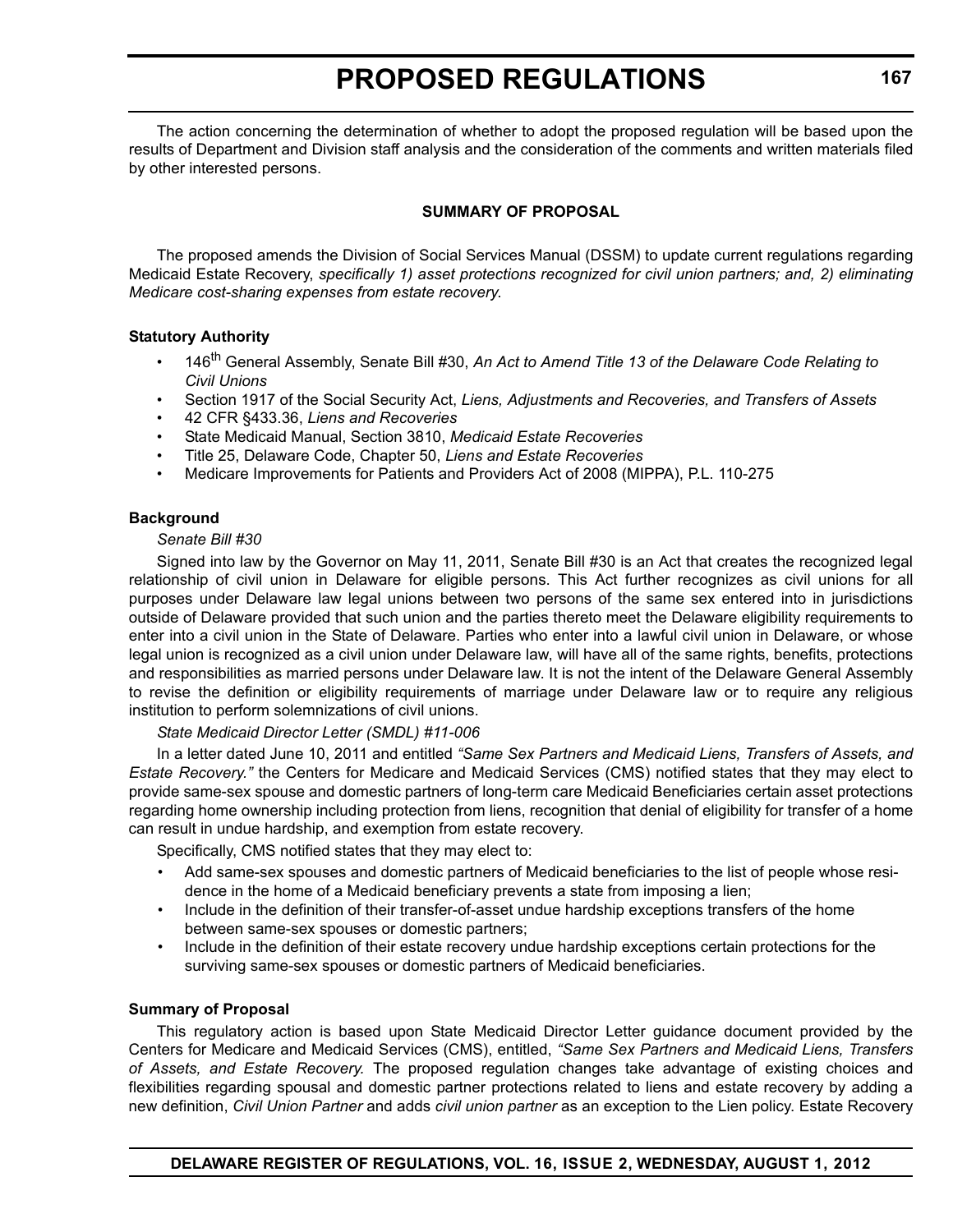The action concerning the determination of whether to adopt the proposed regulation will be based upon the results of Department and Division staff analysis and the consideration of the comments and written materials filed by other interested persons.

**SUMMARY OF PROPOSAL**

The proposed amends the Division of Social Services Manual (DSSM) to update current regulations regarding Medicaid Estate Recovery, *specifically 1) asset protections recognized for civil union partners; and, 2) eliminating Medicare cost-sharing expenses from estate recovery*.

**Statutory Authority**

- 146th General Assembly, Senate Bill #30, *An Act to Amend Title 13 of the Delaware Code Relating to Civil Unions*
- Section 1917 of the Social Security Act, *Liens, Adjustments and Recoveries, and Transfers of Assets*
- 42 CFR §433.36, *Liens and Recoveries*
- State Medicaid Manual, Section 3810, *Medicaid Estate Recoveries*
- Title 25, Delaware Code, Chapter 50, *Liens and Estate Recoveries*
- Medicare Improvements for Patients and Providers Act of 2008 (MIPPA), P.L. 110-275

**Background**

*Senate Bill #30*

Signed into law by the Governor on May 11, 2011, Senate Bill #30 is an Act that creates the recognized legal relationship of civil union in Delaware for eligible persons. This Act further recognizes as civil unions for all purposes under Delaware law legal unions between two persons of the same sex entered into in jurisdictions outside of Delaware provided that such union and the parties thereto meet the Delaware eligibility requirements to enter into a civil union in the State of Delaware. Parties who enter into a lawful civil union in Delaware, or whose legal union is recognized as a civil union under Delaware law, will have all of the same rights, benefits, protections and responsibilities as married persons under Delaware law. It is not the intent of the Delaware General Assembly to revise the definition or eligibility requirements of marriage under Delaware law or to require any religious institution to perform solemnizations of civil unions.

*State Medicaid Director Letter (SMDL) #11-006*

In a letter dated June 10, 2011 and entitled *"Same Sex Partners and Medicaid Liens, Transfers of Assets, and Estate Recovery."* the Centers for Medicare and Medicaid Services (CMS) notified states that they may elect to provide same-sex spouse and domestic partners of long-term care Medicaid Beneficiaries certain asset protections regarding home ownership including protection from liens, recognition that denial of eligibility for transfer of a home can result in undue hardship, and exemption from estate recovery.

Specifically, CMS notified states that they may elect to:

- Add same-sex spouses and domestic partners of Medicaid beneficiaries to the list of people whose residence in the home of a Medicaid beneficiary prevents a state from imposing a lien;
- Include in the definition of their transfer-of-asset undue hardship exceptions transfers of the home between same-sex spouses or domestic partners;
- Include in the definition of their estate recovery undue hardship exceptions certain protections for the surviving same-sex spouses or domestic partners of Medicaid beneficiaries.

**Summary of Proposal**

This regulatory action is based upon State Medicaid Director Letter guidance document provided by the Centers for Medicare and Medicaid Services (CMS), entitled, *"Same Sex Partners and Medicaid Liens, Transfers of Assets, and Estate Recovery.* The proposed regulation changes take advantage of existing choices and flexibilities regarding spousal and domestic partner protections related to liens and estate recovery by adding a new definition, *Civil Union Partner* and adds *civil union partner* as an exception to the Lien policy. Estate Recovery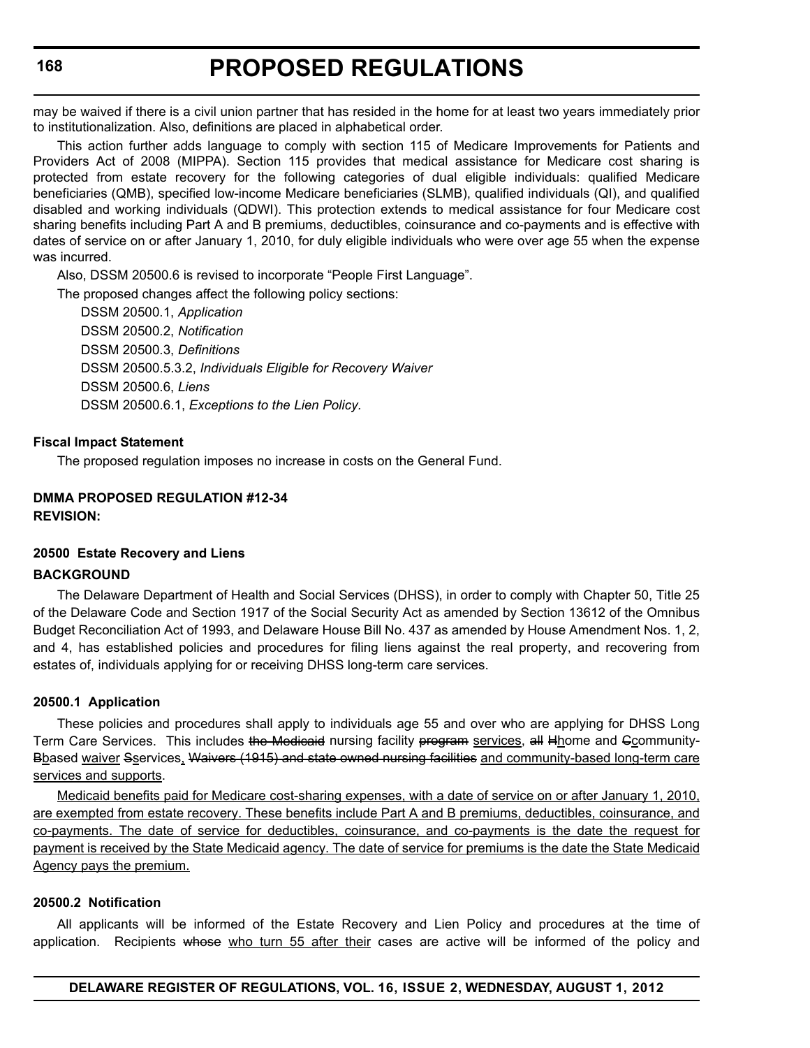may be waived if there is a civil union partner that has resided in the home for at least two years immediately prior to institutionalization. Also, definitions are placed in alphabetical order.

This action further adds language to comply with section 115 of Medicare Improvements for Patients and Providers Act of 2008 (MIPPA). Section 115 provides that medical assistance for Medicare cost sharing is protected from estate recovery for the following categories of dual eligible individuals: qualified Medicare beneficiaries (QMB), specified low-income Medicare beneficiaries (SLMB), qualified individuals (QI), and qualified disabled and working individuals (QDWI). This protection extends to medical assistance for four Medicare cost sharing benefits including Part A and B premiums, deductibles, coinsurance and co-payments and is effective with dates of service on or after January 1, 2010, for duly eligible individuals who were over age 55 when the expense was incurred.

Also, DSSM 20500.6 is revised to incorporate "People First Language".

The proposed changes affect the following policy sections:

DSSM 20500.1, *Application*
DSSM 20500.2, *Notification*
DSSM 20500.3, *Definitions*
DSSM 20500.5.3.2, *Individuals Eligible for Recovery Waiver*
DSSM 20500.6, *Liens*
DSSM 20500.6.1, *Exceptions to the Lien Policy.*

**Fiscal Impact Statement**

The proposed regulation imposes no increase in costs on the General Fund.

**DMMA PROPOSED REGULATION #12-34**
**REVISION:**

**20500 Estate Recovery and Liens**

**BACKGROUND**

The Delaware Department of Health and Social Services (DHSS), in order to comply with Chapter 50, Title 25 of the Delaware Code and Section 1917 of the Social Security Act as amended by Section 13612 of the Omnibus Budget Reconciliation Act of 1993, and Delaware House Bill No. 437 as amended by House Amendment Nos. 1, 2, and 4, has established policies and procedures for filing liens against the real property, and recovering from estates of, individuals applying for or receiving DHSS long-term care services.

**20500.1 Application**

These policies and procedures shall apply to individuals age 55 and over who are applying for DHSS Long Term Care Services. This includes ~~the Medicaid~~ nursing facility ~~program~~ services, ~~all~~ ~~H~~home and ~~C~~community-~~B~~based waiver ~~S~~services, ~~Waivers (1915) and state owned nursing facilities~~ and community-based long-term care services and supports.

Medicaid benefits paid for Medicare cost-sharing expenses, with a date of service on or after January 1, 2010, are exempted from estate recovery. These benefits include Part A and B premiums, deductibles, coinsurance, and co-payments. The date of service for deductibles, coinsurance, and co-payments is the date the request for payment is received by the State Medicaid agency. The date of service for premiums is the date the State Medicaid Agency pays the premium.

**20500.2 Notification**

All applicants will be informed of the Estate Recovery and Lien Policy and procedures at the time of application. Recipients ~~whose~~ who turn 55 after their cases are active will be informed of the policy and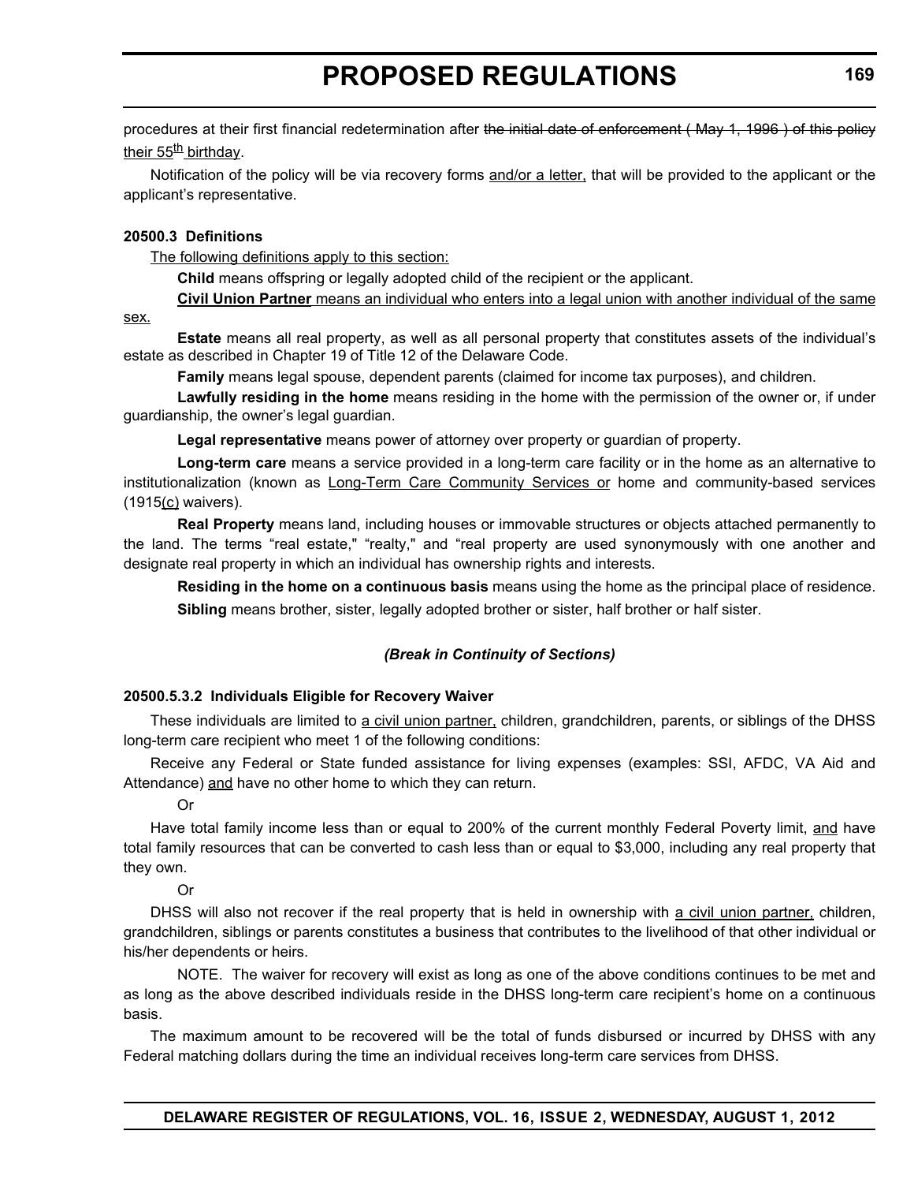procedures at their first financial redetermination after ~~the initial date of enforcement ( May 1, 1996 ) of this policy~~ their 55th birthday.

Notification of the policy will be via recovery forms and/or a letter, that will be provided to the applicant or the applicant's representative.

**20500.3 Definitions**

The following definitions apply to this section:

**Child** means offspring or legally adopted child of the recipient or the applicant.

**Civil Union Partner** means an individual who enters into a legal union with another individual of the same sex.

**Estate** means all real property, as well as all personal property that constitutes assets of the individual's estate as described in Chapter 19 of Title 12 of the Delaware Code.

**Family** means legal spouse, dependent parents (claimed for income tax purposes), and children.

**Lawfully residing in the home** means residing in the home with the permission of the owner or, if under guardianship, the owner's legal guardian.

**Legal representative** means power of attorney over property or guardian of property.

**Long-term care** means a service provided in a long-term care facility or in the home as an alternative to institutionalization (known as Long-Term Care Community Services or home and community-based services (1915(c) waivers).

**Real Property** means land, including houses or immovable structures or objects attached permanently to the land. The terms "real estate," "realty," and "real property are used synonymously with one another and designate real property in which an individual has ownership rights and interests.

**Residing in the home on a continuous basis** means using the home as the principal place of residence.

**Sibling** means brother, sister, legally adopted brother or sister, half brother or half sister.

***(Break in Continuity of Sections)***

**20500.5.3.2 Individuals Eligible for Recovery Waiver**

These individuals are limited to a civil union partner, children, grandchildren, parents, or siblings of the DHSS long-term care recipient who meet 1 of the following conditions:

Receive any Federal or State funded assistance for living expenses (examples: SSI, AFDC, VA Aid and Attendance) and have no other home to which they can return.

Or

Have total family income less than or equal to 200% of the current monthly Federal Poverty limit, and have total family resources that can be converted to cash less than or equal to $3,000, including any real property that they own.

Or

DHSS will also not recover if the real property that is held in ownership with a civil union partner, children, grandchildren, siblings or parents constitutes a business that contributes to the livelihood of that other individual or his/her dependents or heirs.

NOTE. The waiver for recovery will exist as long as one of the above conditions continues to be met and as long as the above described individuals reside in the DHSS long-term care recipient's home on a continuous basis.

The maximum amount to be recovered will be the total of funds disbursed or incurred by DHSS with any Federal matching dollars during the time an individual receives long-term care services from DHSS.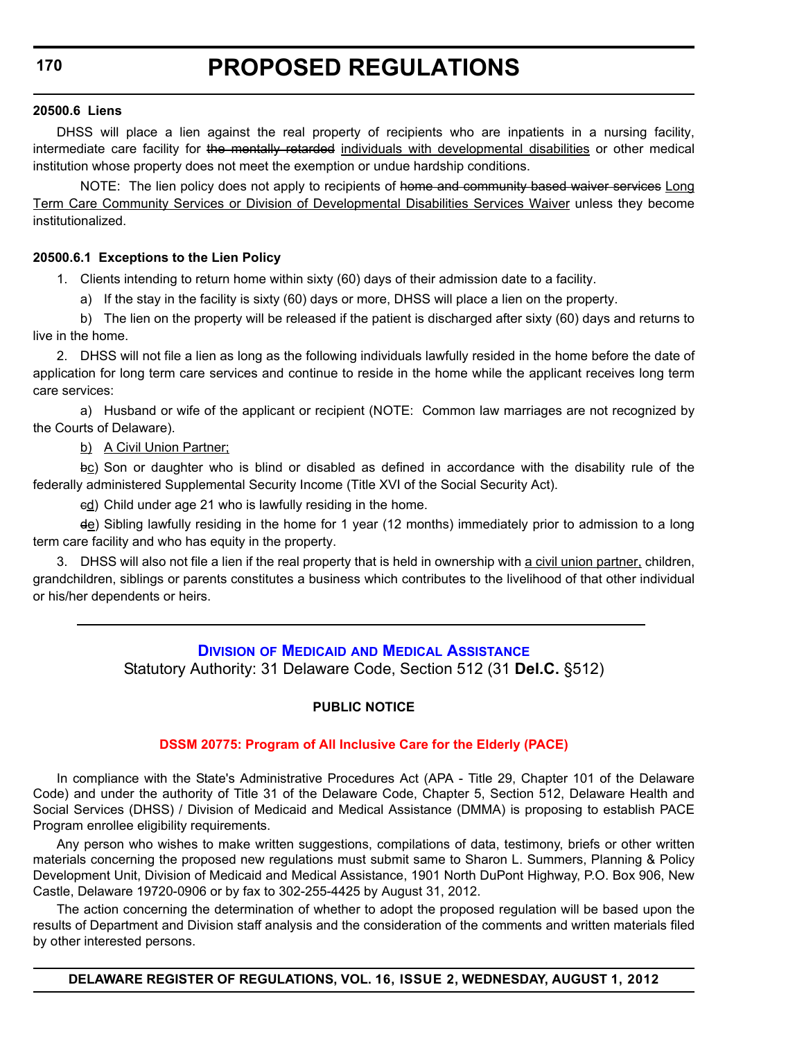### 20500.6 Liens

DHSS will place a lien against the real property of recipients who are inpatients in a nursing facility, intermediate care facility for ~~the mentally retarded~~ <u>individuals with developmental disabilities</u> or other medical institution whose property does not meet the exemption or undue hardship conditions.

NOTE: The lien policy does not apply to recipients of ~~home and community based waiver services~~ <u>Long Term Care Community Services or Division of Developmental Disabilities Services Waiver</u> unless they become institutionalized.

### 20500.6.1 Exceptions to the Lien Policy

1. Clients intending to return home within sixty (60) days of their admission date to a facility.

   a) If the stay in the facility is sixty (60) days or more, DHSS will place a lien on the property.

   b) The lien on the property will be released if the patient is discharged after sixty (60) days and returns to live in the home.

2. DHSS will not file a lien as long as the following individuals lawfully resided in the home before the date of application for long term care services and continue to reside in the home while the applicant receives long term care services:

   a) Husband or wife of the applicant or recipient (NOTE: Common law marriages are not recognized by the Courts of Delaware).

   <u>b) A Civil Union Partner;</u>

   ~~b~~<u>c</u>) Son or daughter who is blind or disabled as defined in accordance with the disability rule of the federally administered Supplemental Security Income (Title XVI of the Social Security Act).

   ~~c~~<u>d</u>) Child under age 21 who is lawfully residing in the home.

   ~~d~~<u>e</u>) Sibling lawfully residing in the home for 1 year (12 months) immediately prior to admission to a long term care facility and who has equity in the property.

3. DHSS will also not file a lien if the real property that is held in ownership with <u>a civil union partner,</u> children, grandchildren, siblings or parents constitutes a business which contributes to the livelihood of that other individual or his/her dependents or heirs.

---

## Division of Medicaid and Medical Assistance

Statutory Authority: 31 Delaware Code, Section 512 (31 **Del.C.** §512)

**PUBLIC NOTICE**

**DSSM 20775: Program of All Inclusive Care for the Elderly (PACE)**

In compliance with the State's Administrative Procedures Act (APA - Title 29, Chapter 101 of the Delaware Code) and under the authority of Title 31 of the Delaware Code, Chapter 5, Section 512, Delaware Health and Social Services (DHSS) / Division of Medicaid and Medical Assistance (DMMA) is proposing to establish PACE Program enrollee eligibility requirements.

Any person who wishes to make written suggestions, compilations of data, testimony, briefs or other written materials concerning the proposed new regulations must submit same to Sharon L. Summers, Planning & Policy Development Unit, Division of Medicaid and Medical Assistance, 1901 North DuPont Highway, P.O. Box 906, New Castle, Delaware 19720-0906 or by fax to 302-255-4425 by August 31, 2012.

The action concerning the determination of whether to adopt the proposed regulation will be based upon the results of Department and Division staff analysis and the consideration of the comments and written materials filed by other interested persons.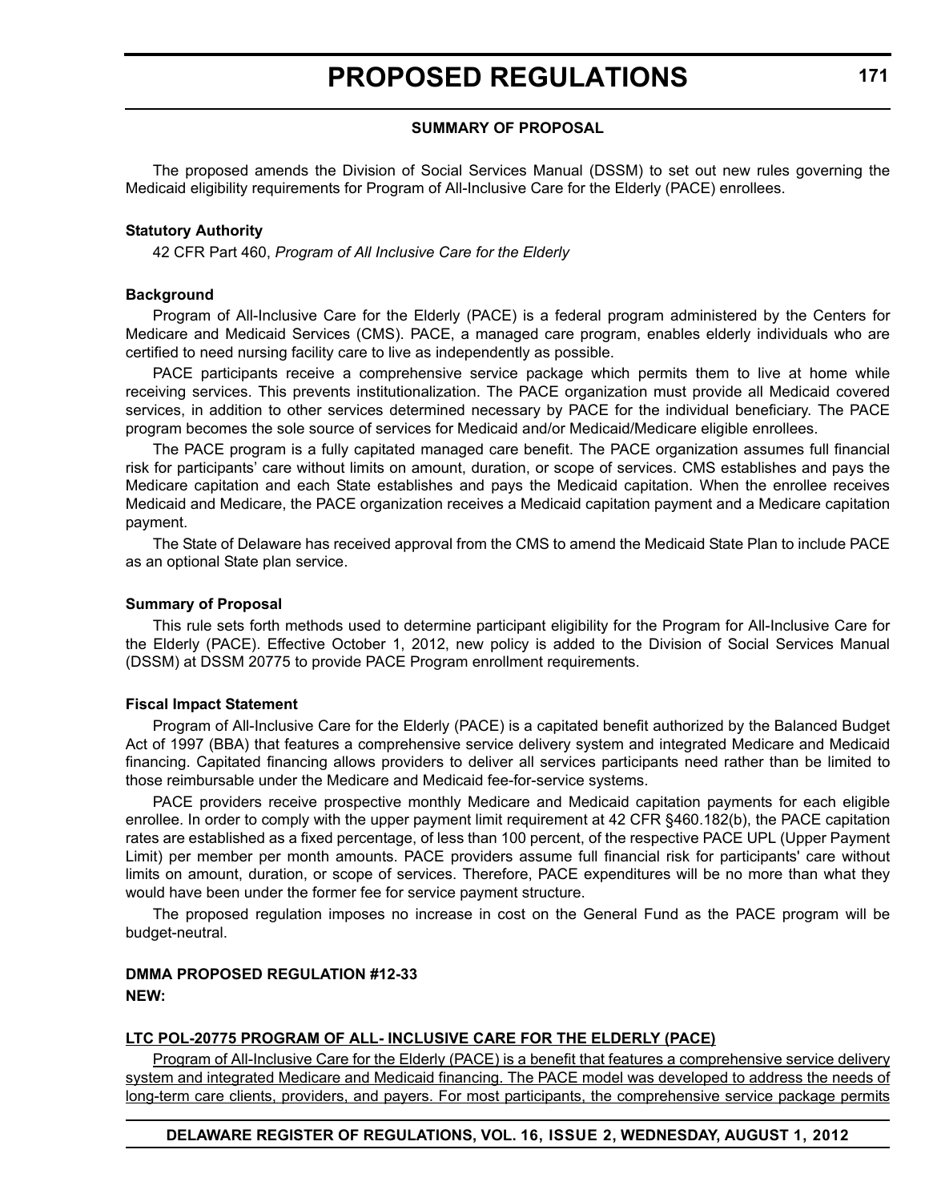**SUMMARY OF PROPOSAL**

The proposed amends the Division of Social Services Manual (DSSM) to set out new rules governing the Medicaid eligibility requirements for Program of All-Inclusive Care for the Elderly (PACE) enrollees.

**Statutory Authority**

42 CFR Part 460, *Program of All Inclusive Care for the Elderly*

**Background**

Program of All-Inclusive Care for the Elderly (PACE) is a federal program administered by the Centers for Medicare and Medicaid Services (CMS). PACE, a managed care program, enables elderly individuals who are certified to need nursing facility care to live as independently as possible.

PACE participants receive a comprehensive service package which permits them to live at home while receiving services. This prevents institutionalization. The PACE organization must provide all Medicaid covered services, in addition to other services determined necessary by PACE for the individual beneficiary. The PACE program becomes the sole source of services for Medicaid and/or Medicaid/Medicare eligible enrollees.

The PACE program is a fully capitated managed care benefit. The PACE organization assumes full financial risk for participants' care without limits on amount, duration, or scope of services. CMS establishes and pays the Medicare capitation and each State establishes and pays the Medicaid capitation. When the enrollee receives Medicaid and Medicare, the PACE organization receives a Medicaid capitation payment and a Medicare capitation payment.

The State of Delaware has received approval from the CMS to amend the Medicaid State Plan to include PACE as an optional State plan service.

**Summary of Proposal**

This rule sets forth methods used to determine participant eligibility for the Program for All-Inclusive Care for the Elderly (PACE). Effective October 1, 2012, new policy is added to the Division of Social Services Manual (DSSM) at DSSM 20775 to provide PACE Program enrollment requirements.

**Fiscal Impact Statement**

Program of All-Inclusive Care for the Elderly (PACE) is a capitated benefit authorized by the Balanced Budget Act of 1997 (BBA) that features a comprehensive service delivery system and integrated Medicare and Medicaid financing. Capitated financing allows providers to deliver all services participants need rather than be limited to those reimbursable under the Medicare and Medicaid fee-for-service systems.

PACE providers receive prospective monthly Medicare and Medicaid capitation payments for each eligible enrollee. In order to comply with the upper payment limit requirement at 42 CFR §460.182(b), the PACE capitation rates are established as a fixed percentage, of less than 100 percent, of the respective PACE UPL (Upper Payment Limit) per member per month amounts. PACE providers assume full financial risk for participants' care without limits on amount, duration, or scope of services. Therefore, PACE expenditures will be no more than what they would have been under the former fee for service payment structure.

The proposed regulation imposes no increase in cost on the General Fund as the PACE program will be budget-neutral.

**DMMA PROPOSED REGULATION #12-33**

**NEW:**

**LTC POL-20775 PROGRAM OF ALL- INCLUSIVE CARE FOR THE ELDERLY (PACE)**

Program of All-Inclusive Care for the Elderly (PACE) is a benefit that features a comprehensive service delivery system and integrated Medicare and Medicaid financing. The PACE model was developed to address the needs of long-term care clients, providers, and payers. For most participants, the comprehensive service package permits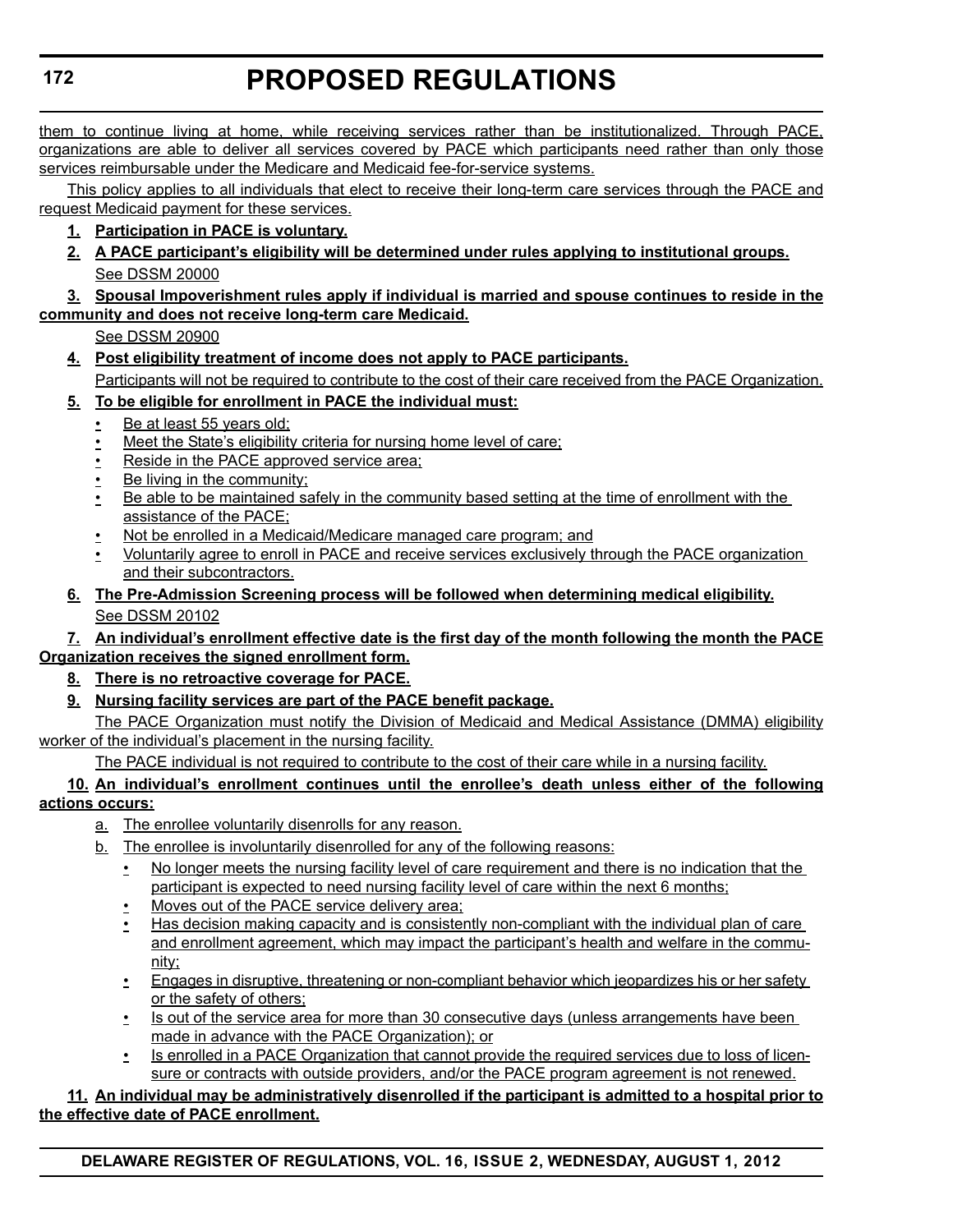them to continue living at home, while receiving services rather than be institutionalized. Through PACE, organizations are able to deliver all services covered by PACE which participants need rather than only those services reimbursable under the Medicare and Medicaid fee-for-service systems.

This policy applies to all individuals that elect to receive their long-term care services through the PACE and request Medicaid payment for these services.

1. **Participation in PACE is voluntary.**
2. **A PACE participant's eligibility will be determined under rules applying to institutional groups.**

   See DSSM 20000

3. **Spousal Impoverishment rules apply if individual is married and spouse continues to reside in the community and does not receive long-term care Medicaid.**

   See DSSM 20900

4. **Post eligibility treatment of income does not apply to PACE participants.**

   Participants will not be required to contribute to the cost of their care received from the PACE Organization.

5. **To be eligible for enrollment in PACE the individual must:**
   - Be at least 55 years old;
   - Meet the State's eligibility criteria for nursing home level of care;
   - Reside in the PACE approved service area;
   - Be living in the community;
   - Be able to be maintained safely in the community based setting at the time of enrollment with the assistance of the PACE;
   - Not be enrolled in a Medicaid/Medicare managed care program; and
   - Voluntarily agree to enroll in PACE and receive services exclusively through the PACE organization and their subcontractors.
6. **The Pre-Admission Screening process will be followed when determining medical eligibility.**

   See DSSM 20102

7. **An individual's enrollment effective date is the first day of the month following the month the PACE Organization receives the signed enrollment form.**
8. **There is no retroactive coverage for PACE.**
9. **Nursing facility services are part of the PACE benefit package.**

   The PACE Organization must notify the Division of Medicaid and Medical Assistance (DMMA) eligibility worker of the individual's placement in the nursing facility.

   The PACE individual is not required to contribute to the cost of their care while in a nursing facility.

10. **An individual's enrollment continues until the enrollee's death unless either of the following actions occurs:**
    a. The enrollee voluntarily disenrolls for any reason.

    b. The enrollee is involuntarily disenrolled for any of the following reasons:
    - No longer meets the nursing facility level of care requirement and there is no indication that the participant is expected to need nursing facility level of care within the next 6 months;
    - Moves out of the PACE service delivery area;
    - Has decision making capacity and is consistently non-compliant with the individual plan of care and enrollment agreement, which may impact the participant's health and welfare in the community;
    - Engages in disruptive, threatening or non-compliant behavior which jeopardizes his or her safety or the safety of others;
    - Is out of the service area for more than 30 consecutive days (unless arrangements have been made in advance with the PACE Organization); or
    - Is enrolled in a PACE Organization that cannot provide the required services due to loss of licensure or contracts with outside providers, and/or the PACE program agreement is not renewed.
11. **An individual may be administratively disenrolled if the participant is admitted to a hospital prior to the effective date of PACE enrollment.**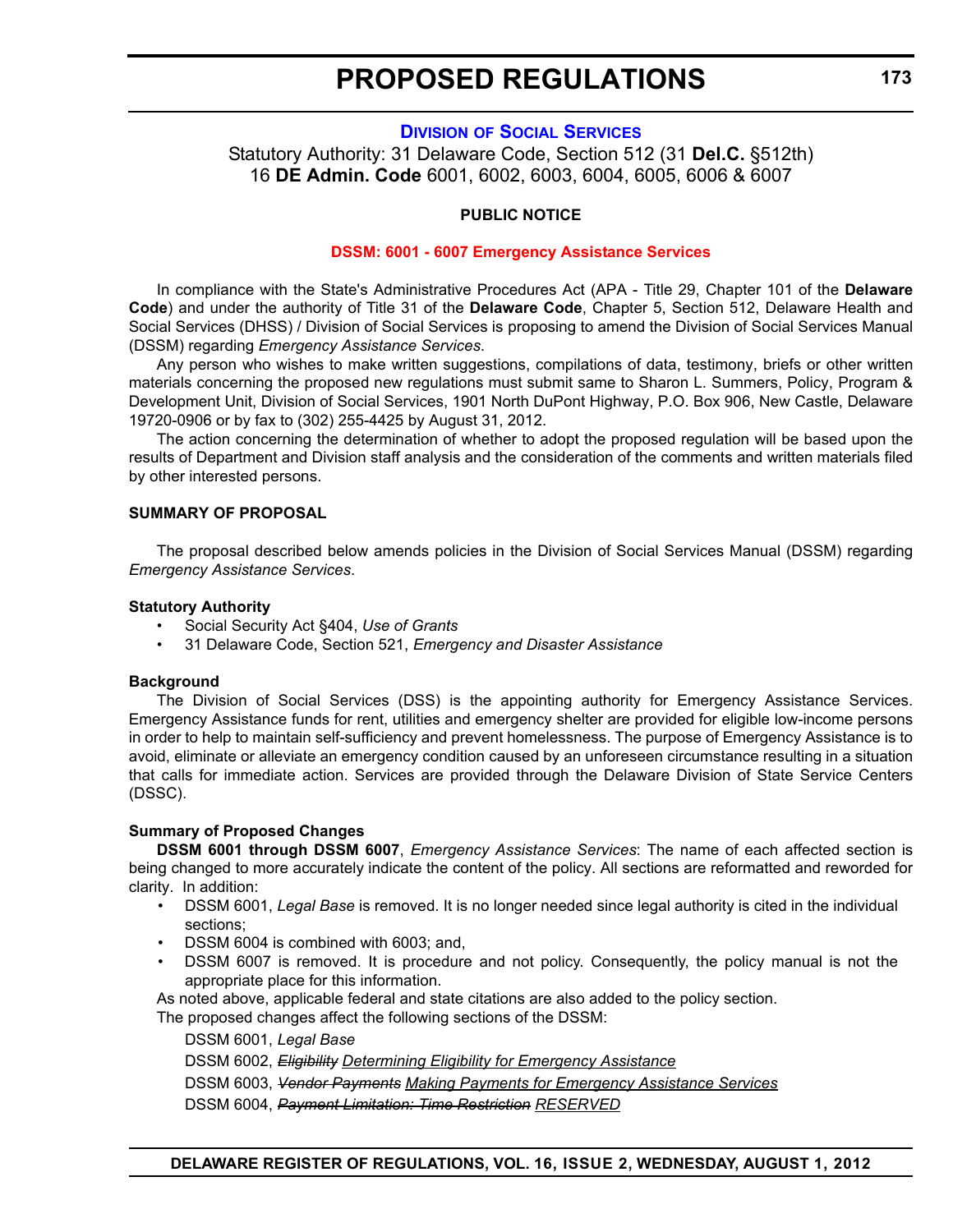# PROPOSED REGULATIONS

## DIVISION OF SOCIAL SERVICES

Statutory Authority: 31 Delaware Code, Section 512 (31 **Del.C.** §512th)
16 **DE Admin. Code** 6001, 6002, 6003, 6004, 6005, 6006 & 6007

**PUBLIC NOTICE**

**DSSM: 6001 - 6007 Emergency Assistance Services**

In compliance with the State's Administrative Procedures Act (APA - Title 29, Chapter 101 of the **Delaware Code**) and under the authority of Title 31 of the **Delaware Code**, Chapter 5, Section 512, Delaware Health and Social Services (DHSS) / Division of Social Services is proposing to amend the Division of Social Services Manual (DSSM) regarding *Emergency Assistance Services*.

Any person who wishes to make written suggestions, compilations of data, testimony, briefs or other written materials concerning the proposed new regulations must submit same to Sharon L. Summers, Policy, Program & Development Unit, Division of Social Services, 1901 North DuPont Highway, P.O. Box 906, New Castle, Delaware 19720-0906 or by fax to (302) 255-4425 by August 31, 2012.

The action concerning the determination of whether to adopt the proposed regulation will be based upon the results of Department and Division staff analysis and the consideration of the comments and written materials filed by other interested persons.

**SUMMARY OF PROPOSAL**

The proposal described below amends policies in the Division of Social Services Manual (DSSM) regarding *Emergency Assistance Services*.

**Statutory Authority**

- Social Security Act §404, *Use of Grants*
- 31 Delaware Code, Section 521, *Emergency and Disaster Assistance*

**Background**

The Division of Social Services (DSS) is the appointing authority for Emergency Assistance Services. Emergency Assistance funds for rent, utilities and emergency shelter are provided for eligible low-income persons in order to help to maintain self-sufficiency and prevent homelessness. The purpose of Emergency Assistance is to avoid, eliminate or alleviate an emergency condition caused by an unforeseen circumstance resulting in a situation that calls for immediate action. Services are provided through the Delaware Division of State Service Centers (DSSC).

**Summary of Proposed Changes**

**DSSM 6001 through DSSM 6007**, *Emergency Assistance Services*: The name of each affected section is being changed to more accurately indicate the content of the policy. All sections are reformatted and reworded for clarity. In addition:

- DSSM 6001, *Legal Base* is removed. It is no longer needed since legal authority is cited in the individual sections;
- DSSM 6004 is combined with 6003; and,
- DSSM 6007 is removed. It is procedure and not policy. Consequently, the policy manual is not the appropriate place for this information.

As noted above, applicable federal and state citations are also added to the policy section.

The proposed changes affect the following sections of the DSSM:

DSSM 6001, *Legal Base*

DSSM 6002, ~~*Eligibility*~~ <u>*Determining Eligibility for Emergency Assistance*</u>

DSSM 6003, ~~*Vendor Payments*~~ <u>*Making Payments for Emergency Assistance Services*</u>

DSSM 6004, ~~*Payment Limitation: Time Restriction*~~ <u>*RESERVED*</u>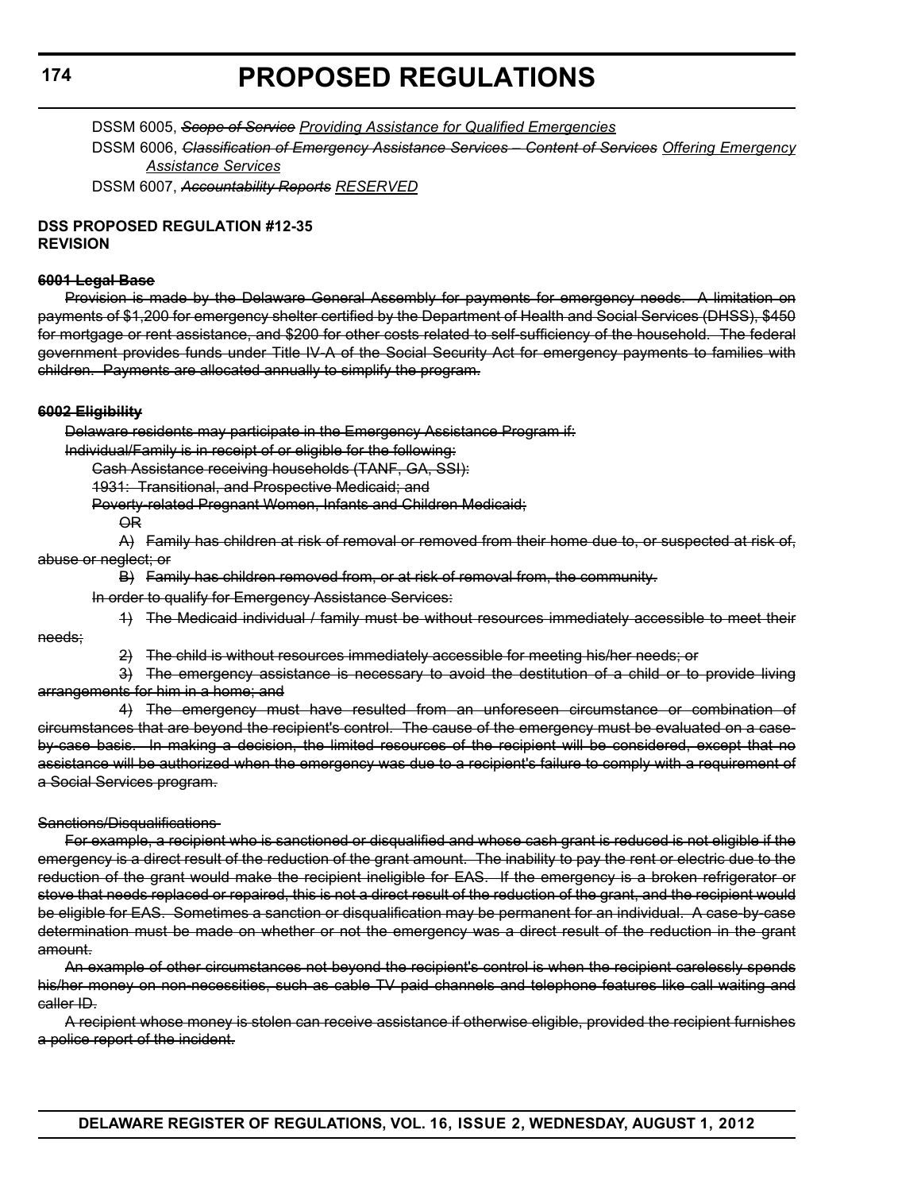DSSM 6005, ~~*Scope of Service*~~ *Providing Assistance for Qualified Emergencies*

DSSM 6006, ~~*Classification of Emergency Assistance Services – Content of Services*~~ *Offering Emergency Assistance Services*

DSSM 6007, ~~*Accountability Reports*~~ *RESERVED*

**DSS PROPOSED REGULATION #12-35**
**REVISION**

~~**6001 Legal Base**~~

~~Provision is made by the Delaware General Assembly for payments for emergency needs. A limitation on payments of $1,200 for emergency shelter certified by the Department of Health and Social Services (DHSS), $450 for mortgage or rent assistance, and $200 for other costs related to self-sufficiency of the household. The federal government provides funds under Title IV-A of the Social Security Act for emergency payments to families with children. Payments are allocated annually to simplify the program.~~

~~**6002 Eligibility**~~

~~Delaware residents may participate in the Emergency Assistance Program if:~~

~~Individual/Family is in receipt of or eligible for the following:~~

~~Cash Assistance receiving households (TANF, GA, SSI):~~

~~1931: Transitional, and Prospective Medicaid; and~~

~~Poverty-related Pregnant Women, Infants and Children Medicaid;~~

~~OR~~

~~A) Family has children at risk of removal or removed from their home due to, or suspected at risk of, abuse or neglect; or~~

~~B) Family has children removed from, or at risk of removal from, the community.~~

~~In order to qualify for Emergency Assistance Services:~~

~~1) The Medicaid individual / family must be without resources immediately accessible to meet their needs;~~

~~2) The child is without resources immediately accessible for meeting his/her needs; or~~

~~3) The emergency assistance is necessary to avoid the destitution of a child or to provide living arrangements for him in a home; and~~

~~4) The emergency must have resulted from an unforeseen circumstance or combination of circumstances that are beyond the recipient's control. The cause of the emergency must be evaluated on a case-by-case basis. In making a decision, the limited resources of the recipient will be considered, except that no assistance will be authorized when the emergency was due to a recipient's failure to comply with a requirement of a Social Services program.~~

~~Sanctions/Disqualifications~~

~~For example, a recipient who is sanctioned or disqualified and whose cash grant is reduced is not eligible if the emergency is a direct result of the reduction of the grant amount. The inability to pay the rent or electric due to the reduction of the grant would make the recipient ineligible for EAS. If the emergency is a broken refrigerator or stove that needs replaced or repaired, this is not a direct result of the reduction of the grant, and the recipient would be eligible for EAS. Sometimes a sanction or disqualification may be permanent for an individual. A case-by-case determination must be made on whether or not the emergency was a direct result of the reduction in the grant amount.~~

~~An example of other circumstances not beyond the recipient's control is when the recipient carelessly spends his/her money on non-necessities, such as cable TV paid channels and telephone features like call waiting and caller ID.~~

~~A recipient whose money is stolen can receive assistance if otherwise eligible, provided the recipient furnishes a police report of the incident.~~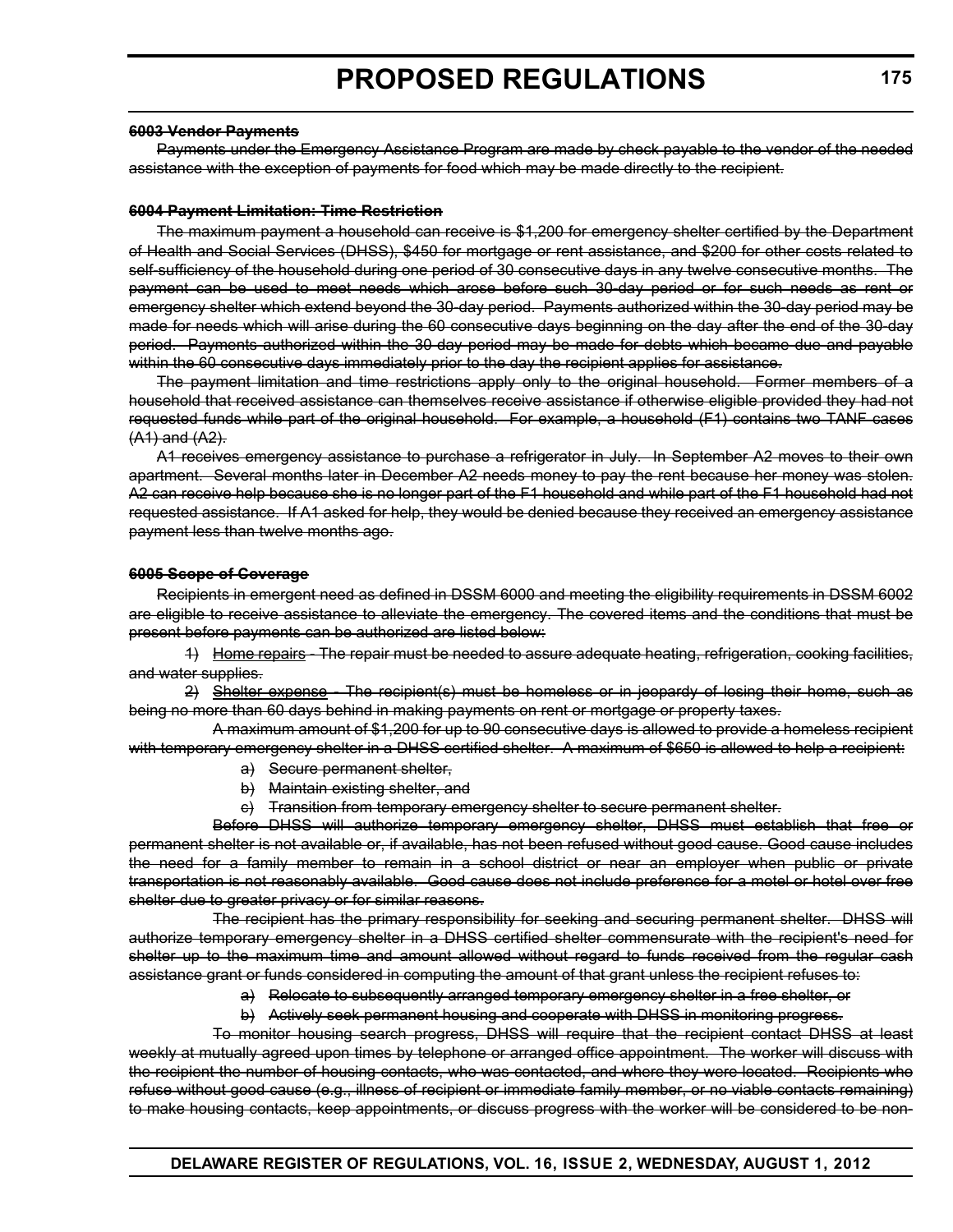**6003 Vendor Payments**

Payments under the Emergency Assistance Program are made by check payable to the vendor of the needed assistance with the exception of payments for food which may be made directly to the recipient.

**6004 Payment Limitation: Time Restriction**

The maximum payment a household can receive is $1,200 for emergency shelter certified by the Department of Health and Social Services (DHSS), $450 for mortgage or rent assistance, and $200 for other costs related to self-sufficiency of the household during one period of 30 consecutive days in any twelve consecutive months. The payment can be used to meet needs which arose before such 30-day period or for such needs as rent or emergency shelter which extend beyond the 30-day period. Payments authorized within the 30-day period may be made for needs which will arise during the 60 consecutive days beginning on the day after the end of the 30-day period. Payments authorized within the 30-day period may be made for debts which became due and payable within the 60 consecutive days immediately prior to the day the recipient applies for assistance.

The payment limitation and time restrictions apply only to the original household. Former members of a household that received assistance can themselves receive assistance if otherwise eligible provided they had not requested funds while part of the original household. For example, a household (F1) contains two TANF cases (A1) and (A2).

A1 receives emergency assistance to purchase a refrigerator in July. In September A2 moves to their own apartment. Several months later in December A2 needs money to pay the rent because her money was stolen. A2 can receive help because she is no longer part of the F1 household and while part of the F1 household had not requested assistance. If A1 asked for help, they would be denied because they received an emergency assistance payment less than twelve months ago.

**6005 Scope of Coverage**

Recipients in emergent need as defined in DSSM 6000 and meeting the eligibility requirements in DSSM 6002 are eligible to receive assistance to alleviate the emergency. The covered items and the conditions that must be present before payments can be authorized are listed below:

1) Home repairs - The repair must be needed to assure adequate heating, refrigeration, cooking facilities, and water supplies.

2) Shelter expense - The recipient(s) must be homeless or in jeopardy of losing their home, such as being no more than 60 days behind in making payments on rent or mortgage or property taxes.

A maximum amount of $1,200 for up to 90 consecutive days is allowed to provide a homeless recipient with temporary emergency shelter in a DHSS certified shelter. A maximum of $650 is allowed to help a recipient:

a) Secure permanent shelter,

b) Maintain existing shelter, and

c) Transition from temporary emergency shelter to secure permanent shelter.

Before DHSS will authorize temporary emergency shelter, DHSS must establish that free or permanent shelter is not available or, if available, has not been refused without good cause. Good cause includes the need for a family member to remain in a school district or near an employer when public or private transportation is not reasonably available. Good cause does not include preference for a motel or hotel over free shelter due to greater privacy or for similar reasons.

The recipient has the primary responsibility for seeking and securing permanent shelter. DHSS will authorize temporary emergency shelter in a DHSS certified shelter commensurate with the recipient's need for shelter up to the maximum time and amount allowed without regard to funds received from the regular cash assistance grant or funds considered in computing the amount of that grant unless the recipient refuses to:

a) Relocate to subsequently arranged temporary emergency shelter in a free shelter, or

b) Actively seek permanent housing and cooperate with DHSS in monitoring progress.

To monitor housing search progress, DHSS will require that the recipient contact DHSS at least weekly at mutually agreed upon times by telephone or arranged office appointment. The worker will discuss with the recipient the number of housing contacts, who was contacted, and where they were located. Recipients who refuse without good cause (e.g., illness of recipient or immediate family member, or no viable contacts remaining) to make housing contacts, keep appointments, or discuss progress with the worker will be considered to be non-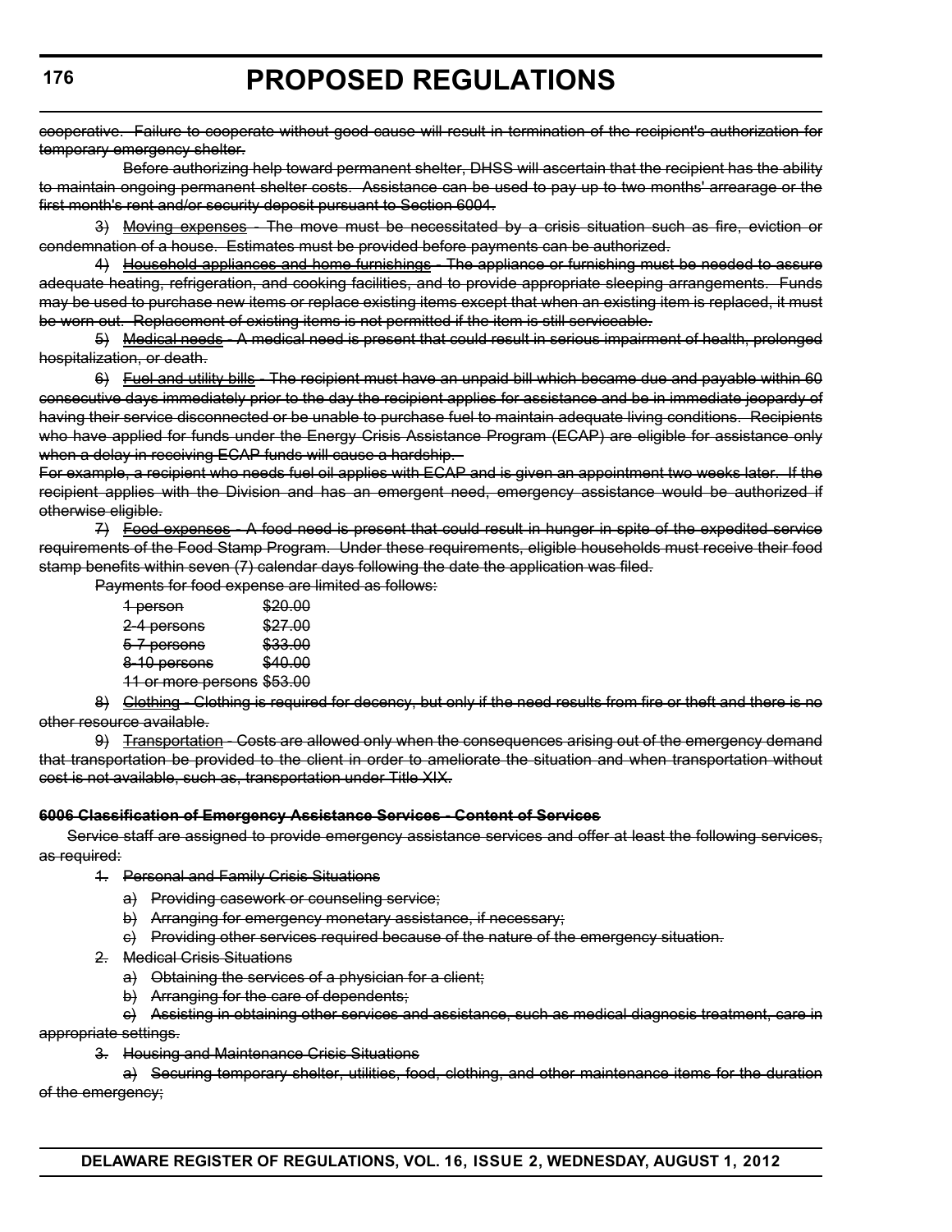~~cooperative. Failure to cooperate without good cause will result in termination of the recipient's authorization for temporary emergency shelter.~~

~~Before authorizing help toward permanent shelter, DHSS will ascertain that the recipient has the ability to maintain ongoing permanent shelter costs. Assistance can be used to pay up to two months' arrearage or the first month's rent and/or security deposit pursuant to Section 6004.~~

~~3) Moving expenses - The move must be necessitated by a crisis situation such as fire, eviction or condemnation of a house. Estimates must be provided before payments can be authorized.~~

~~4) Household appliances and home furnishings - The appliance or furnishing must be needed to assure adequate heating, refrigeration, and cooking facilities, and to provide appropriate sleeping arrangements. Funds may be used to purchase new items or replace existing items except that when an existing item is replaced, it must be worn out. Replacement of existing items is not permitted if the item is still serviceable.~~

~~5) Medical needs - A medical need is present that could result in serious impairment of health, prolonged hospitalization, or death.~~

~~6) Fuel and utility bills - The recipient must have an unpaid bill which became due and payable within 60 consecutive days immediately prior to the day the recipient applies for assistance and be in immediate jeopardy of having their service disconnected or be unable to purchase fuel to maintain adequate living conditions. Recipients who have applied for funds under the Energy Crisis Assistance Program (ECAP) are eligible for assistance only when a delay in receiving ECAP funds will cause a hardship.~~

~~For example, a recipient who needs fuel oil applies with ECAP and is given an appointment two weeks later. If the recipient applies with the Division and has an emergent need, emergency assistance would be authorized if otherwise eligible.~~

~~7) Food expenses - A food need is present that could result in hunger in spite of the expedited service requirements of the Food Stamp Program. Under these requirements, eligible households must receive their food stamp benefits within seven (7) calendar days following the date the application was filed.~~

~~Payments for food expense are limited as follows:~~

| | |
|---|---|
| ~~1 person~~ | ~~$20.00~~ |
| ~~2-4 persons~~ | ~~$27.00~~ |
| ~~5-7 persons~~ | ~~$33.00~~ |
| ~~8-10 persons~~ | ~~$40.00~~ |
| ~~11 or more persons~~ | ~~$53.00~~ |

~~8) Clothing - Clothing is required for decency, but only if the need results from fire or theft and there is no other resource available.~~

~~9) Transportation - Costs are allowed only when the consequences arising out of the emergency demand that transportation be provided to the client in order to ameliorate the situation and when transportation without cost is not available, such as, transportation under Title XIX.~~

**~~6006 Classification of Emergency Assistance Services - Content of Services~~**

~~Service staff are assigned to provide emergency assistance services and offer at least the following services, as required:~~

~~1. Personal and Family Crisis Situations~~

- ~~a) Providing casework or counseling service;~~
- ~~b) Arranging for emergency monetary assistance, if necessary;~~
- ~~c) Providing other services required because of the nature of the emergency situation.~~

~~2. Medical Crisis Situations~~

- ~~a) Obtaining the services of a physician for a client;~~
- ~~b) Arranging for the care of dependents;~~
- ~~c) Assisting in obtaining other services and assistance, such as medical diagnosis treatment, care in appropriate settings.~~

~~3. Housing and Maintenance Crisis Situations~~

- ~~a) Securing temporary shelter, utilities, food, clothing, and other maintenance items for the duration of the emergency;~~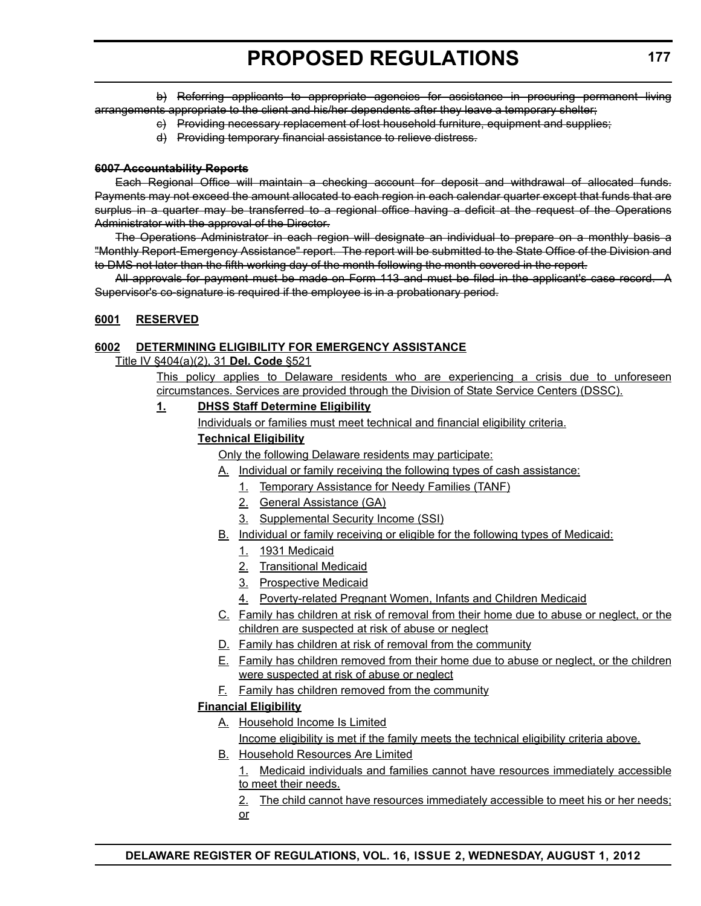~~b) Referring applicants to appropriate agencies for assistance in procuring permanent living arrangements appropriate to the client and his/her dependents after they leave a temporary shelter;~~

~~c) Providing necessary replacement of lost household furniture, equipment and supplies;~~

~~d) Providing temporary financial assistance to relieve distress.~~

~~**6007 Accountability Reports**~~

~~Each Regional Office will maintain a checking account for deposit and withdrawal of allocated funds. Payments may not exceed the amount allocated to each region in each calendar quarter except that funds that are surplus in a quarter may be transferred to a regional office having a deficit at the request of the Operations Administrator with the approval of the Director.~~

~~The Operations Administrator in each region will designate an individual to prepare on a monthly basis a "Monthly Report-Emergency Assistance" report. The report will be submitted to the State Office of the Division and to DMS not later than the fifth working day of the month following the month covered in the report.~~

~~All approvals for payment must be made on Form 113 and must be filed in the applicant's case record. A Supervisor's co-signature is required if the employee is in a probationary period.~~

<u>**6001 RESERVED**</u>

<u>**6002 DETERMINING ELIGIBILITY FOR EMERGENCY ASSISTANCE**</u>

<u>Title IV §404(a)(2), 31 **Del. Code** §521</u>

<u>This policy applies to Delaware residents who are experiencing a crisis due to unforeseen circumstances. Services are provided through the Division of State Service Centers (DSSC).</u>

<u>**1. DHSS Staff Determine Eligibility**</u>

<u>Individuals or families must meet technical and financial eligibility criteria.</u>

<u>**Technical Eligibility**</u>

<u>Only the following Delaware residents may participate:</u>

- <u>A. Individual or family receiving the following types of cash assistance:</u>
  - <u>1. Temporary Assistance for Needy Families (TANF)</u>
  - <u>2. General Assistance (GA)</u>
  - <u>3. Supplemental Security Income (SSI)</u>
- <u>B. Individual or family receiving or eligible for the following types of Medicaid:</u>
  - <u>1. 1931 Medicaid</u>
  - <u>2. Transitional Medicaid</u>
  - <u>3. Prospective Medicaid</u>
  - <u>4. Poverty-related Pregnant Women, Infants and Children Medicaid</u>
- <u>C. Family has children at risk of removal from their home due to abuse or neglect, or the children are suspected at risk of abuse or neglect</u>
- <u>D. Family has children at risk of removal from the community</u>
- <u>E. Family has children removed from their home due to abuse or neglect, or the children were suspected at risk of abuse or neglect</u>
- <u>F. Family has children removed from the community</u>

<u>**Financial Eligibility**</u>

- <u>A. Household Income Is Limited</u>

  <u>Income eligibility is met if the family meets the technical eligibility criteria above.</u>
- <u>B. Household Resources Are Limited</u>

  <u>1. Medicaid individuals and families cannot have resources immediately accessible to meet their needs.</u>

  <u>2. The child cannot have resources immediately accessible to meet his or her needs; or</u>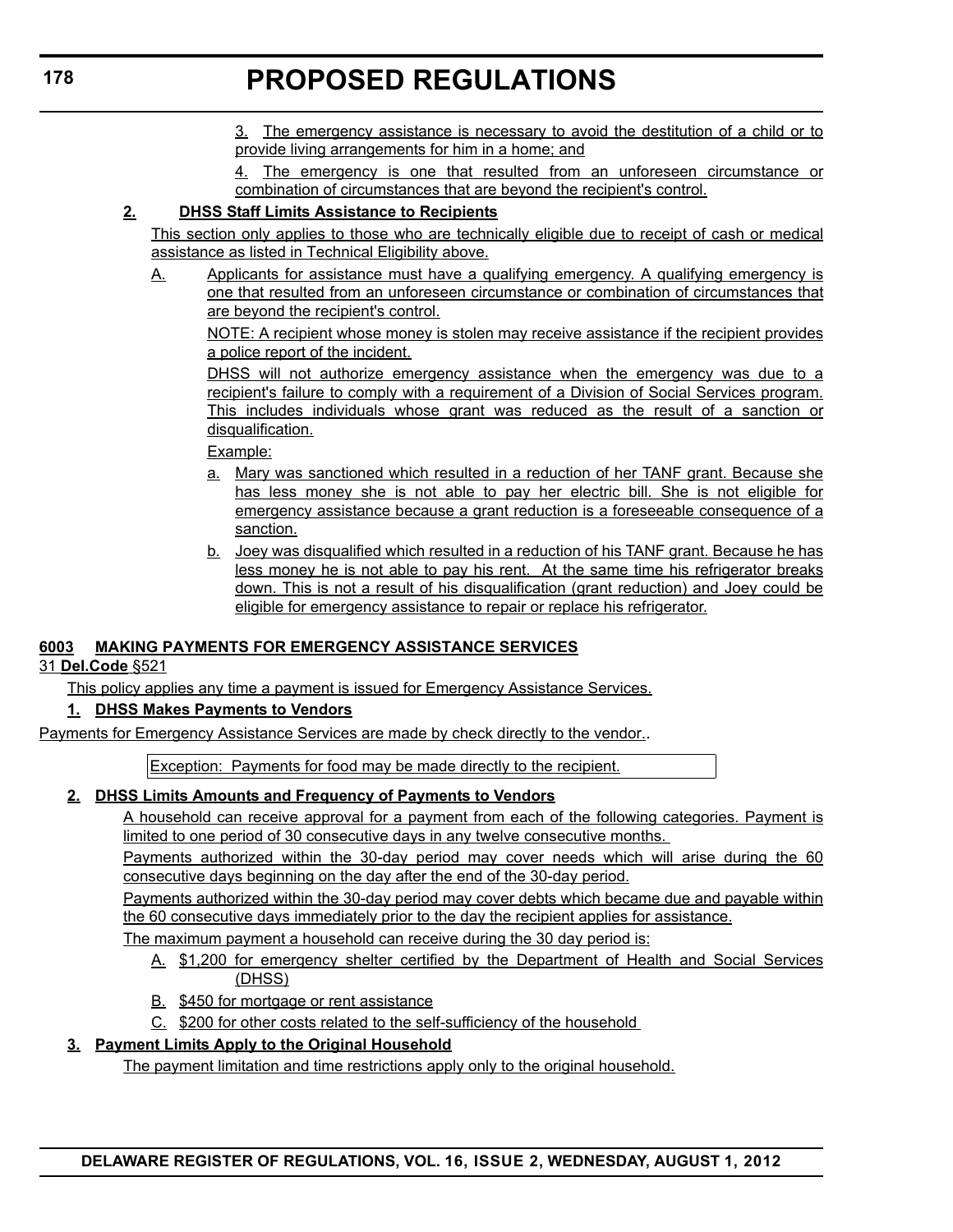3. The emergency assistance is necessary to avoid the destitution of a child or to provide living arrangements for him in a home; and

4. The emergency is one that resulted from an unforeseen circumstance or combination of circumstances that are beyond the recipient's control.

**2. DHSS Staff Limits Assistance to Recipients**

This section only applies to those who are technically eligible due to receipt of cash or medical assistance as listed in Technical Eligibility above.

A. Applicants for assistance must have a qualifying emergency. A qualifying emergency is one that resulted from an unforeseen circumstance or combination of circumstances that are beyond the recipient's control.

NOTE: A recipient whose money is stolen may receive assistance if the recipient provides a police report of the incident.

DHSS will not authorize emergency assistance when the emergency was due to a recipient's failure to comply with a requirement of a Division of Social Services program. This includes individuals whose grant was reduced as the result of a sanction or disqualification.

Example:

a. Mary was sanctioned which resulted in a reduction of her TANF grant. Because she has less money she is not able to pay her electric bill. She is not eligible for emergency assistance because a grant reduction is a foreseeable consequence of a sanction.

b. Joey was disqualified which resulted in a reduction of his TANF grant. Because he has less money he is not able to pay his rent. At the same time his refrigerator breaks down. This is not a result of his disqualification (grant reduction) and Joey could be eligible for emergency assistance to repair or replace his refrigerator.

**6003 MAKING PAYMENTS FOR EMERGENCY ASSISTANCE SERVICES**

31 **Del.Code** §521

This policy applies any time a payment is issued for Emergency Assistance Services.

**1. DHSS Makes Payments to Vendors**

Payments for Emergency Assistance Services are made by check directly to the vendor..

| Exception: Payments for food may be made directly to the recipient. |
|---|

**2. DHSS Limits Amounts and Frequency of Payments to Vendors**

A household can receive approval for a payment from each of the following categories. Payment is limited to one period of 30 consecutive days in any twelve consecutive months.

Payments authorized within the 30-day period may cover needs which will arise during the 60 consecutive days beginning on the day after the end of the 30-day period.

Payments authorized within the 30-day period may cover debts which became due and payable within the 60 consecutive days immediately prior to the day the recipient applies for assistance.

The maximum payment a household can receive during the 30 day period is:

A. $1,200 for emergency shelter certified by the Department of Health and Social Services (DHSS)

B. $450 for mortgage or rent assistance

C. $200 for other costs related to the self-sufficiency of the household

**3. Payment Limits Apply to the Original Household**

The payment limitation and time restrictions apply only to the original household.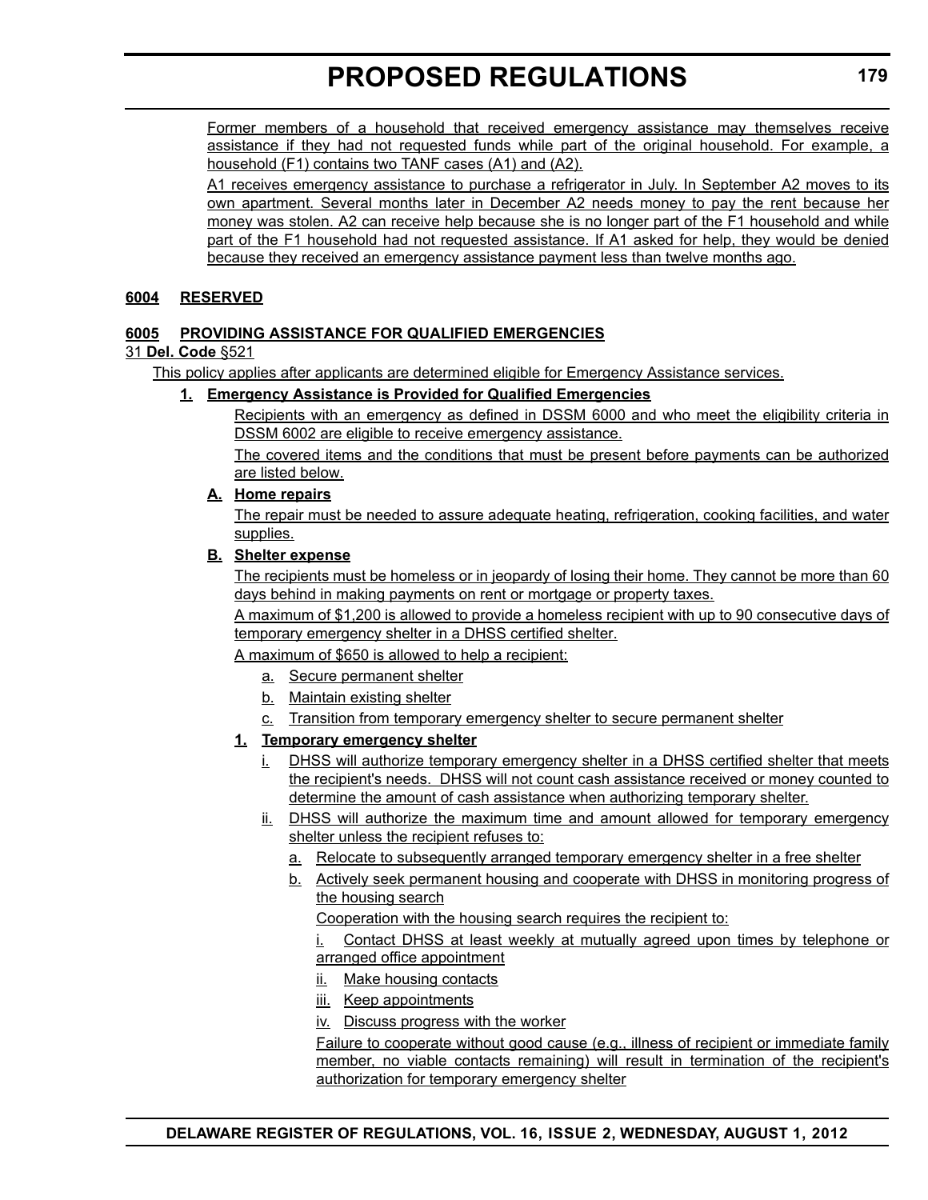Former members of a household that received emergency assistance may themselves receive assistance if they had not requested funds while part of the original household. For example, a household (F1) contains two TANF cases (A1) and (A2).

A1 receives emergency assistance to purchase a refrigerator in July. In September A2 moves to its own apartment. Several months later in December A2 needs money to pay the rent because her money was stolen. A2 can receive help because she is no longer part of the F1 household and while part of the F1 household had not requested assistance. If A1 asked for help, they would be denied because they received an emergency assistance payment less than twelve months ago.

**6004 RESERVED**

**6005 PROVIDING ASSISTANCE FOR QUALIFIED EMERGENCIES**

31 **Del. Code** §521

This policy applies after applicants are determined eligible for Emergency Assistance services.

**1. Emergency Assistance is Provided for Qualified Emergencies**

Recipients with an emergency as defined in DSSM 6000 and who meet the eligibility criteria in DSSM 6002 are eligible to receive emergency assistance.

The covered items and the conditions that must be present before payments can be authorized are listed below.

**A. Home repairs**

The repair must be needed to assure adequate heating, refrigeration, cooking facilities, and water supplies.

**B. Shelter expense**

The recipients must be homeless or in jeopardy of losing their home. They cannot be more than 60 days behind in making payments on rent or mortgage or property taxes.

A maximum of $1,200 is allowed to provide a homeless recipient with up to 90 consecutive days of temporary emergency shelter in a DHSS certified shelter.

A maximum of $650 is allowed to help a recipient:

a. Secure permanent shelter
b. Maintain existing shelter
c. Transition from temporary emergency shelter to secure permanent shelter

**1. Temporary emergency shelter**

i. DHSS will authorize temporary emergency shelter in a DHSS certified shelter that meets the recipient's needs. DHSS will not count cash assistance received or money counted to determine the amount of cash assistance when authorizing temporary shelter.

ii. DHSS will authorize the maximum time and amount allowed for temporary emergency shelter unless the recipient refuses to:

a. Relocate to subsequently arranged temporary emergency shelter in a free shelter

b. Actively seek permanent housing and cooperate with DHSS in monitoring progress of the housing search

Cooperation with the housing search requires the recipient to:

i. Contact DHSS at least weekly at mutually agreed upon times by telephone or arranged office appointment

ii. Make housing contacts

iii. Keep appointments

iv. Discuss progress with the worker

Failure to cooperate without good cause (e.g., illness of recipient or immediate family member, no viable contacts remaining) will result in termination of the recipient's authorization for temporary emergency shelter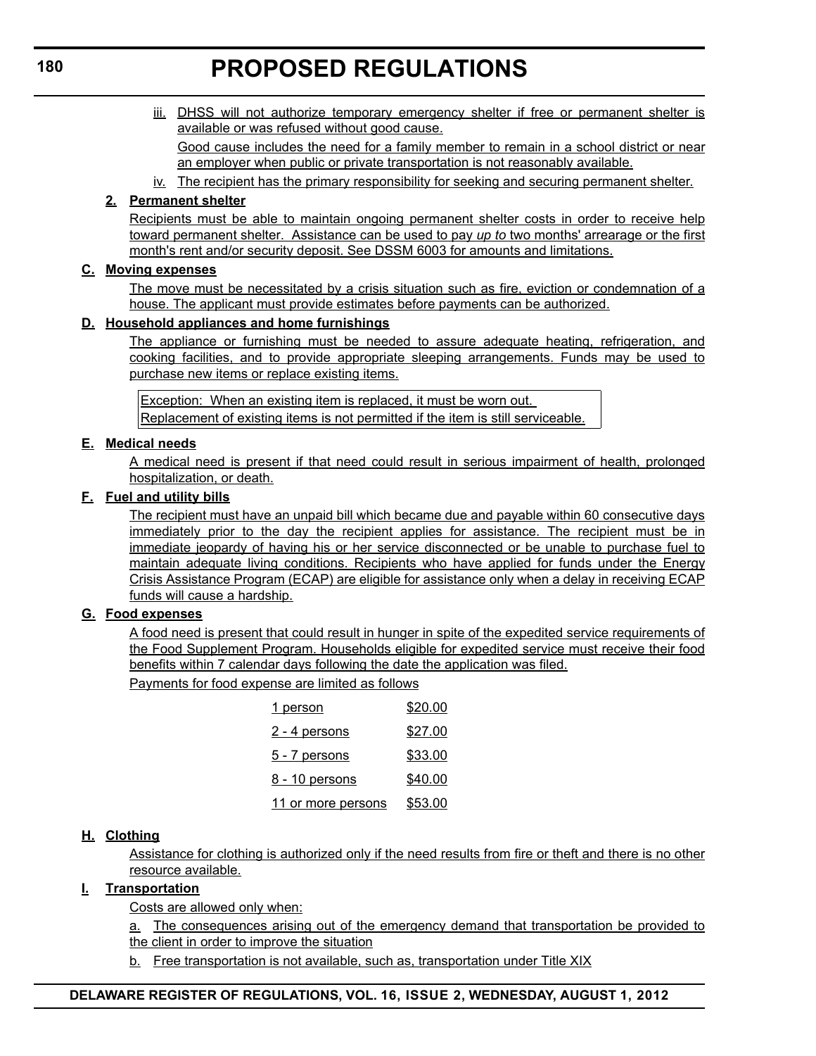iii. DHSS will not authorize temporary emergency shelter if free or permanent shelter is available or was refused without good cause.

Good cause includes the need for a family member to remain in a school district or near an employer when public or private transportation is not reasonably available.

iv. The recipient has the primary responsibility for seeking and securing permanent shelter.

**2. Permanent shelter**

Recipients must be able to maintain ongoing permanent shelter costs in order to receive help toward permanent shelter. Assistance can be used to pay *up to* two months' arrearage or the first month's rent and/or security deposit. See DSSM 6003 for amounts and limitations.

**C. Moving expenses**

The move must be necessitated by a crisis situation such as fire, eviction or condemnation of a house. The applicant must provide estimates before payments can be authorized.

**D. Household appliances and home furnishings**

The appliance or furnishing must be needed to assure adequate heating, refrigeration, and cooking facilities, and to provide appropriate sleeping arrangements. Funds may be used to purchase new items or replace existing items.

| Exception: When an existing item is replaced, it must be worn out. Replacement of existing items is not permitted if the item is still serviceable. |
|---|

**E. Medical needs**

A medical need is present if that need could result in serious impairment of health, prolonged hospitalization, or death.

**F. Fuel and utility bills**

The recipient must have an unpaid bill which became due and payable within 60 consecutive days immediately prior to the day the recipient applies for assistance. The recipient must be in immediate jeopardy of having his or her service disconnected or be unable to purchase fuel to maintain adequate living conditions. Recipients who have applied for funds under the Energy Crisis Assistance Program (ECAP) are eligible for assistance only when a delay in receiving ECAP funds will cause a hardship.

**G. Food expenses**

A food need is present that could result in hunger in spite of the expedited service requirements of the Food Supplement Program. Households eligible for expedited service must receive their food benefits within 7 calendar days following the date the application was filed.

Payments for food expense are limited as follows

| | |
|---|---|
| 1 person | $20.00 |
| 2 - 4 persons | $27.00 |
| 5 - 7 persons | $33.00 |
| 8 - 10 persons | $40.00 |
| 11 or more persons | $53.00 |

**H. Clothing**

Assistance for clothing is authorized only if the need results from fire or theft and there is no other resource available.

**I. Transportation**

Costs are allowed only when:

a. The consequences arising out of the emergency demand that transportation be provided to the client in order to improve the situation

b. Free transportation is not available, such as, transportation under Title XIX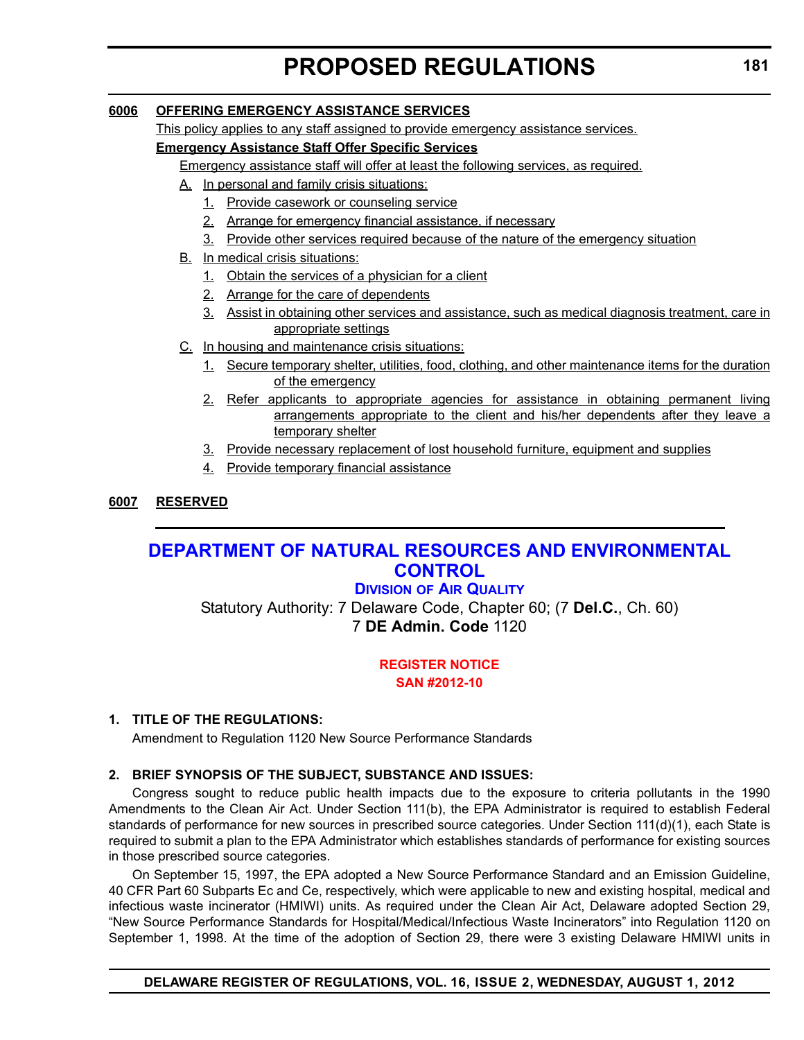**6006 OFFERING EMERGENCY ASSISTANCE SERVICES**

This policy applies to any staff assigned to provide emergency assistance services.

**Emergency Assistance Staff Offer Specific Services**

Emergency assistance staff will offer at least the following services, as required.

A. In personal and family crisis situations:
   1. Provide casework or counseling service
   2. Arrange for emergency financial assistance, if necessary
   3. Provide other services required because of the nature of the emergency situation

B. In medical crisis situations:
   1. Obtain the services of a physician for a client
   2. Arrange for the care of dependents
   3. Assist in obtaining other services and assistance, such as medical diagnosis treatment, care in appropriate settings

C. In housing and maintenance crisis situations:
   1. Secure temporary shelter, utilities, food, clothing, and other maintenance items for the duration of the emergency
   2. Refer applicants to appropriate agencies for assistance in obtaining permanent living arrangements appropriate to the client and his/her dependents after they leave a temporary shelter
   3. Provide necessary replacement of lost household furniture, equipment and supplies
   4. Provide temporary financial assistance

**6007 RESERVED**

---

# DEPARTMENT OF NATURAL RESOURCES AND ENVIRONMENTAL CONTROL

## DIVISION OF AIR QUALITY

Statutory Authority: 7 Delaware Code, Chapter 60; (7 **Del.C.**, Ch. 60)
7 **DE Admin. Code** 1120

**REGISTER NOTICE**
**SAN #2012-10**

**1. TITLE OF THE REGULATIONS:**

Amendment to Regulation 1120 New Source Performance Standards

**2. BRIEF SYNOPSIS OF THE SUBJECT, SUBSTANCE AND ISSUES:**

Congress sought to reduce public health impacts due to the exposure to criteria pollutants in the 1990 Amendments to the Clean Air Act. Under Section 111(b), the EPA Administrator is required to establish Federal standards of performance for new sources in prescribed source categories. Under Section 111(d)(1), each State is required to submit a plan to the EPA Administrator which establishes standards of performance for existing sources in those prescribed source categories.

On September 15, 1997, the EPA adopted a New Source Performance Standard and an Emission Guideline, 40 CFR Part 60 Subparts Ec and Ce, respectively, which were applicable to new and existing hospital, medical and infectious waste incinerator (HMIWI) units. As required under the Clean Air Act, Delaware adopted Section 29, "New Source Performance Standards for Hospital/Medical/Infectious Waste Incinerators" into Regulation 1120 on September 1, 1998. At the time of the adoption of Section 29, there were 3 existing Delaware HMIWI units in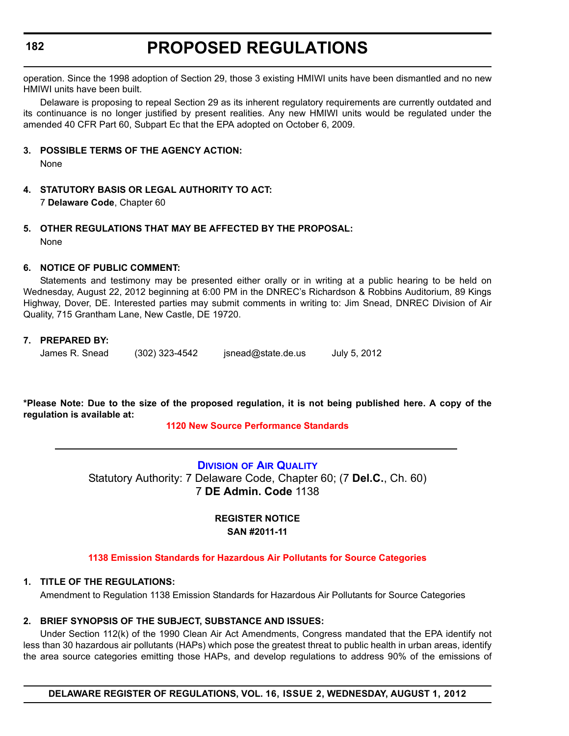operation. Since the 1998 adoption of Section 29, those 3 existing HMIWI units have been dismantled and no new HMIWI units have been built.

Delaware is proposing to repeal Section 29 as its inherent regulatory requirements are currently outdated and its continuance is no longer justified by present realities. Any new HMIWI units would be regulated under the amended 40 CFR Part 60, Subpart Ec that the EPA adopted on October 6, 2009.

**3. POSSIBLE TERMS OF THE AGENCY ACTION:**

None

**4. STATUTORY BASIS OR LEGAL AUTHORITY TO ACT:**

7 **Delaware Code**, Chapter 60

**5. OTHER REGULATIONS THAT MAY BE AFFECTED BY THE PROPOSAL:**

None

**6. NOTICE OF PUBLIC COMMENT:**

Statements and testimony may be presented either orally or in writing at a public hearing to be held on Wednesday, August 22, 2012 beginning at 6:00 PM in the DNREC's Richardson & Robbins Auditorium, 89 Kings Highway, Dover, DE. Interested parties may submit comments in writing to: Jim Snead, DNREC Division of Air Quality, 715 Grantham Lane, New Castle, DE 19720.

**7. PREPARED BY:**

James R. Snead (302) 323-4542 jsnead@state.de.us July 5, 2012

**\*Please Note: Due to the size of the proposed regulation, it is not being published here. A copy of the regulation is available at:**

**1120 New Source Performance Standards**

---

## Division of Air Quality

Statutory Authority: 7 Delaware Code, Chapter 60; (7 **Del.C.**, Ch. 60)
7 **DE Admin. Code** 1138

**REGISTER NOTICE**
**SAN #2011-11**

**1138 Emission Standards for Hazardous Air Pollutants for Source Categories**

**1. TITLE OF THE REGULATIONS:**

Amendment to Regulation 1138 Emission Standards for Hazardous Air Pollutants for Source Categories

**2. BRIEF SYNOPSIS OF THE SUBJECT, SUBSTANCE AND ISSUES:**

Under Section 112(k) of the 1990 Clean Air Act Amendments, Congress mandated that the EPA identify not less than 30 hazardous air pollutants (HAPs) which pose the greatest threat to public health in urban areas, identify the area source categories emitting those HAPs, and develop regulations to address 90% of the emissions of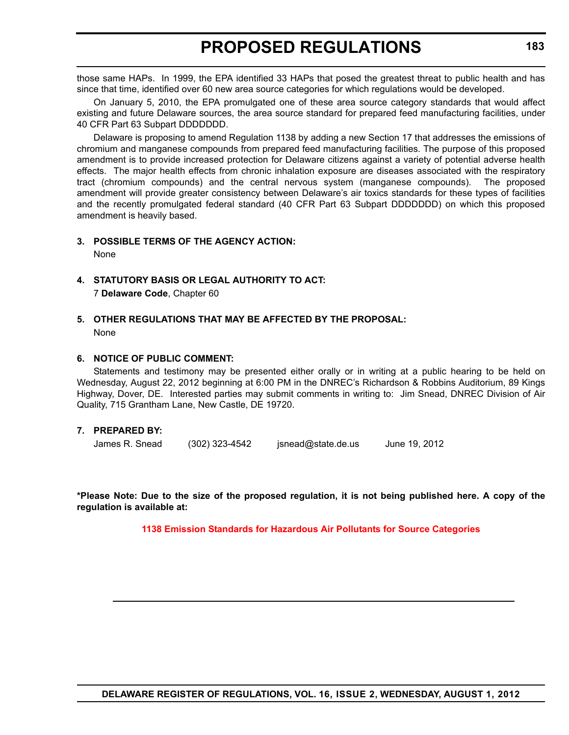those same HAPs. In 1999, the EPA identified 33 HAPs that posed the greatest threat to public health and has since that time, identified over 60 new area source categories for which regulations would be developed.

On January 5, 2010, the EPA promulgated one of these area source category standards that would affect existing and future Delaware sources, the area source standard for prepared feed manufacturing facilities, under 40 CFR Part 63 Subpart DDDDDDD.

Delaware is proposing to amend Regulation 1138 by adding a new Section 17 that addresses the emissions of chromium and manganese compounds from prepared feed manufacturing facilities. The purpose of this proposed amendment is to provide increased protection for Delaware citizens against a variety of potential adverse health effects. The major health effects from chronic inhalation exposure are diseases associated with the respiratory tract (chromium compounds) and the central nervous system (manganese compounds). The proposed amendment will provide greater consistency between Delaware's air toxics standards for these types of facilities and the recently promulgated federal standard (40 CFR Part 63 Subpart DDDDDDD) on which this proposed amendment is heavily based.

**3. POSSIBLE TERMS OF THE AGENCY ACTION:**

None

**4. STATUTORY BASIS OR LEGAL AUTHORITY TO ACT:**

7 **Delaware Code**, Chapter 60

**5. OTHER REGULATIONS THAT MAY BE AFFECTED BY THE PROPOSAL:**

None

**6. NOTICE OF PUBLIC COMMENT:**

Statements and testimony may be presented either orally or in writing at a public hearing to be held on Wednesday, August 22, 2012 beginning at 6:00 PM in the DNREC's Richardson & Robbins Auditorium, 89 Kings Highway, Dover, DE. Interested parties may submit comments in writing to: Jim Snead, DNREC Division of Air Quality, 715 Grantham Lane, New Castle, DE 19720.

**7. PREPARED BY:**

James R. Snead (302) 323-4542 jsnead@state.de.us June 19, 2012

**\*Please Note: Due to the size of the proposed regulation, it is not being published here. A copy of the regulation is available at:**

**1138 Emission Standards for Hazardous Air Pollutants for Source Categories**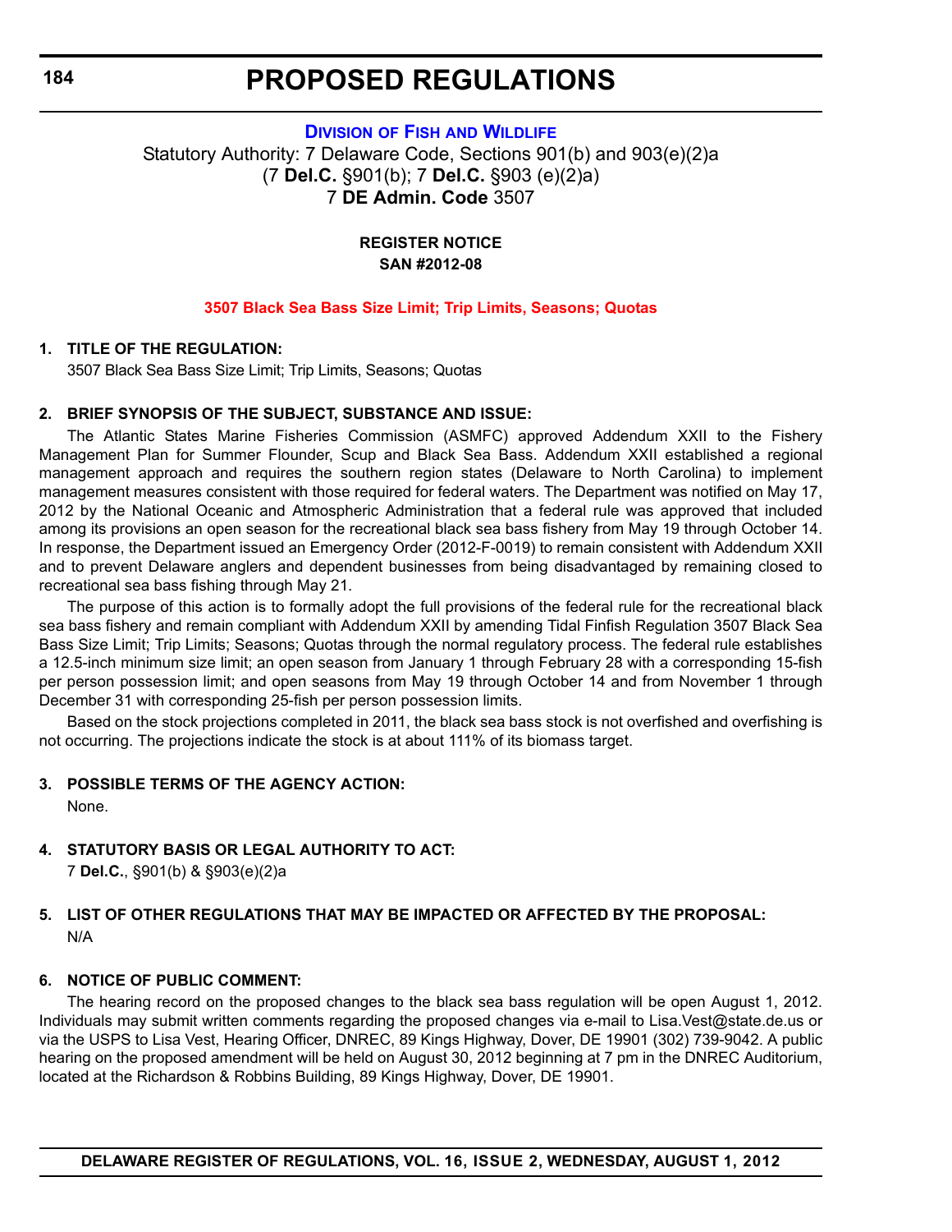# PROPOSED REGULATIONS

**[Division of Fish and Wildlife](#)**

Statutory Authority: 7 Delaware Code, Sections 901(b) and 903(e)(2)a
(7 **Del.C.** §901(b); 7 **Del.C.** §903 (e)(2)a)
7 **DE Admin. Code** 3507

**REGISTER NOTICE**
**SAN #2012-08**

**3507 Black Sea Bass Size Limit; Trip Limits, Seasons; Quotas**

**1. TITLE OF THE REGULATION:**

3507 Black Sea Bass Size Limit; Trip Limits, Seasons; Quotas

**2. BRIEF SYNOPSIS OF THE SUBJECT, SUBSTANCE AND ISSUE:**

The Atlantic States Marine Fisheries Commission (ASMFC) approved Addendum XXII to the Fishery Management Plan for Summer Flounder, Scup and Black Sea Bass. Addendum XXII established a regional management approach and requires the southern region states (Delaware to North Carolina) to implement management measures consistent with those required for federal waters. The Department was notified on May 17, 2012 by the National Oceanic and Atmospheric Administration that a federal rule was approved that included among its provisions an open season for the recreational black sea bass fishery from May 19 through October 14. In response, the Department issued an Emergency Order (2012-F-0019) to remain consistent with Addendum XXII and to prevent Delaware anglers and dependent businesses from being disadvantaged by remaining closed to recreational sea bass fishing through May 21.

The purpose of this action is to formally adopt the full provisions of the federal rule for the recreational black sea bass fishery and remain compliant with Addendum XXII by amending Tidal Finfish Regulation 3507 Black Sea Bass Size Limit; Trip Limits; Seasons; Quotas through the normal regulatory process. The federal rule establishes a 12.5-inch minimum size limit; an open season from January 1 through February 28 with a corresponding 15-fish per person possession limit; and open seasons from May 19 through October 14 and from November 1 through December 31 with corresponding 25-fish per person possession limits.

Based on the stock projections completed in 2011, the black sea bass stock is not overfished and overfishing is not occurring. The projections indicate the stock is at about 111% of its biomass target.

**3. POSSIBLE TERMS OF THE AGENCY ACTION:**

None.

**4. STATUTORY BASIS OR LEGAL AUTHORITY TO ACT:**

7 **Del.C.**, §901(b) & §903(e)(2)a

**5. LIST OF OTHER REGULATIONS THAT MAY BE IMPACTED OR AFFECTED BY THE PROPOSAL:**

N/A

**6. NOTICE OF PUBLIC COMMENT:**

The hearing record on the proposed changes to the black sea bass regulation will be open August 1, 2012. Individuals may submit written comments regarding the proposed changes via e-mail to Lisa.Vest@state.de.us or via the USPS to Lisa Vest, Hearing Officer, DNREC, 89 Kings Highway, Dover, DE 19901 (302) 739-9042. A public hearing on the proposed amendment will be held on August 30, 2012 beginning at 7 pm in the DNREC Auditorium, located at the Richardson & Robbins Building, 89 Kings Highway, Dover, DE 19901.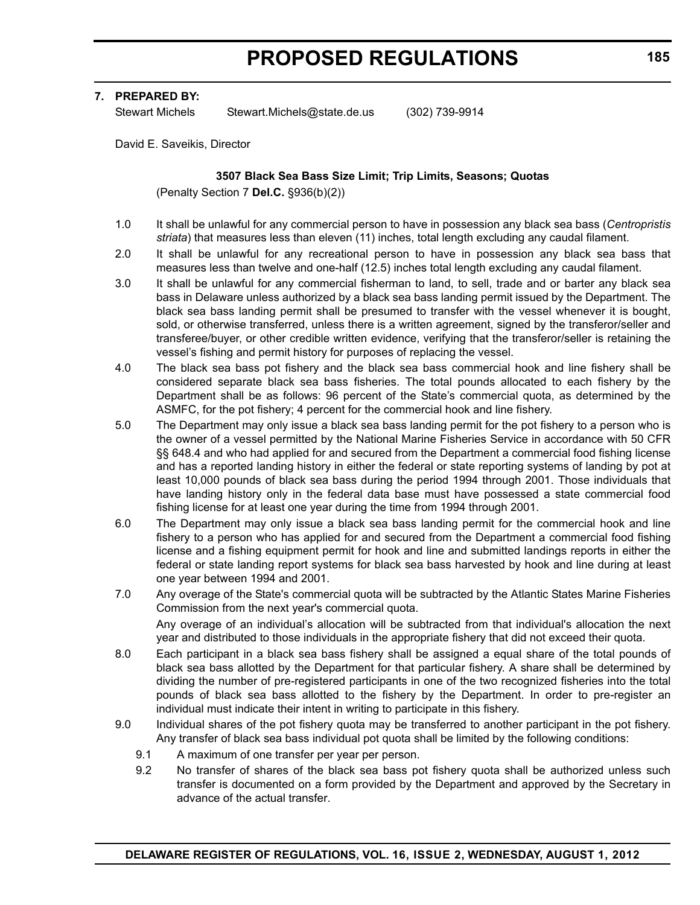**7. PREPARED BY:**

Stewart Michels Stewart.Michels@state.de.us (302) 739-9914

David E. Saveikis, Director

### 3507 Black Sea Bass Size Limit; Trip Limits, Seasons; Quotas

(Penalty Section 7 **Del.C.** §936(b)(2))

1.0 It shall be unlawful for any commercial person to have in possession any black sea bass (*Centropristis striata*) that measures less than eleven (11) inches, total length excluding any caudal filament.

2.0 It shall be unlawful for any recreational person to have in possession any black sea bass that measures less than twelve and one-half (12.5) inches total length excluding any caudal filament.

3.0 It shall be unlawful for any commercial fisherman to land, to sell, trade and or barter any black sea bass in Delaware unless authorized by a black sea bass landing permit issued by the Department. The black sea bass landing permit shall be presumed to transfer with the vessel whenever it is bought, sold, or otherwise transferred, unless there is a written agreement, signed by the transferor/seller and transferee/buyer, or other credible written evidence, verifying that the transferor/seller is retaining the vessel's fishing and permit history for purposes of replacing the vessel.

4.0 The black sea bass pot fishery and the black sea bass commercial hook and line fishery shall be considered separate black sea bass fisheries. The total pounds allocated to each fishery by the Department shall be as follows: 96 percent of the State's commercial quota, as determined by the ASMFC, for the pot fishery; 4 percent for the commercial hook and line fishery.

5.0 The Department may only issue a black sea bass landing permit for the pot fishery to a person who is the owner of a vessel permitted by the National Marine Fisheries Service in accordance with 50 CFR §§ 648.4 and who had applied for and secured from the Department a commercial food fishing license and has a reported landing history in either the federal or state reporting systems of landing by pot at least 10,000 pounds of black sea bass during the period 1994 through 2001. Those individuals that have landing history only in the federal data base must have possessed a state commercial food fishing license for at least one year during the time from 1994 through 2001.

6.0 The Department may only issue a black sea bass landing permit for the commercial hook and line fishery to a person who has applied for and secured from the Department a commercial food fishing license and a fishing equipment permit for hook and line and submitted landings reports in either the federal or state landing report systems for black sea bass harvested by hook and line during at least one year between 1994 and 2001.

7.0 Any overage of the State's commercial quota will be subtracted by the Atlantic States Marine Fisheries Commission from the next year's commercial quota.

Any overage of an individual's allocation will be subtracted from that individual's allocation the next year and distributed to those individuals in the appropriate fishery that did not exceed their quota.

8.0 Each participant in a black sea bass fishery shall be assigned a equal share of the total pounds of black sea bass allotted by the Department for that particular fishery. A share shall be determined by dividing the number of pre-registered participants in one of the two recognized fisheries into the total pounds of black sea bass allotted to the fishery by the Department. In order to pre-register an individual must indicate their intent in writing to participate in this fishery.

9.0 Individual shares of the pot fishery quota may be transferred to another participant in the pot fishery. Any transfer of black sea bass individual pot quota shall be limited by the following conditions:

9.1 A maximum of one transfer per year per person.

9.2 No transfer of shares of the black sea bass pot fishery quota shall be authorized unless such transfer is documented on a form provided by the Department and approved by the Secretary in advance of the actual transfer.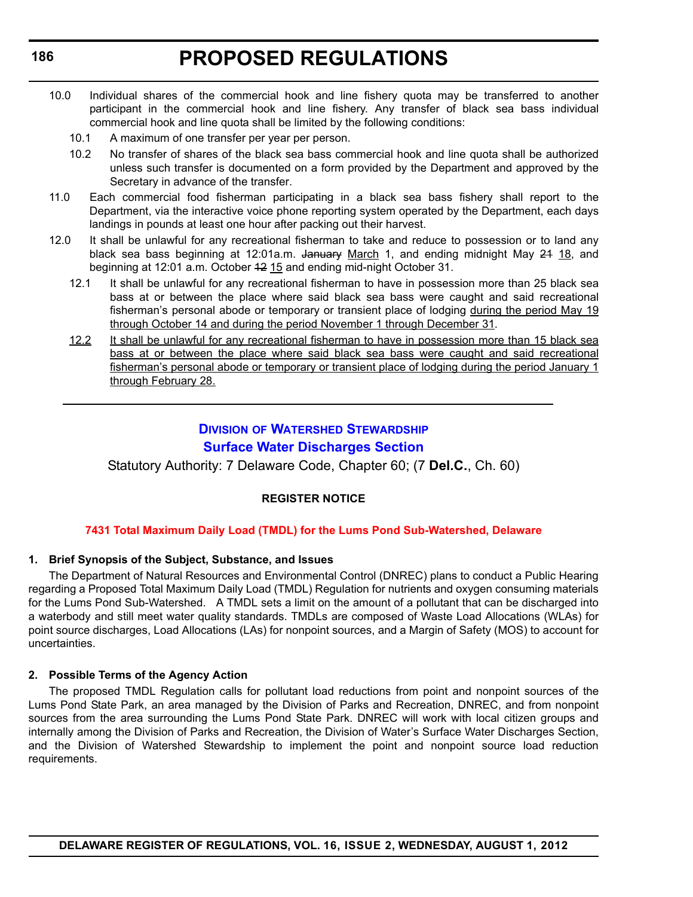10.0 Individual shares of the commercial hook and line fishery quota may be transferred to another participant in the commercial hook and line fishery. Any transfer of black sea bass individual commercial hook and line quota shall be limited by the following conditions:

10.1 A maximum of one transfer per year per person.

10.2 No transfer of shares of the black sea bass commercial hook and line quota shall be authorized unless such transfer is documented on a form provided by the Department and approved by the Secretary in advance of the transfer.

11.0 Each commercial food fisherman participating in a black sea bass fishery shall report to the Department, via the interactive voice phone reporting system operated by the Department, each days landings in pounds at least one hour after packing out their harvest.

12.0 It shall be unlawful for any recreational fisherman to take and reduce to possession or to land any black sea bass beginning at 12:01a.m. ~~January~~ March 1, and ending midnight May ~~21~~ 18, and beginning at 12:01 a.m. October ~~12~~ 15 and ending mid-night October 31.

12.1 It shall be unlawful for any recreational fisherman to have in possession more than 25 black sea bass at or between the place where said black sea bass were caught and said recreational fisherman's personal abode or temporary or transient place of lodging during the period May 19 through October 14 and during the period November 1 through December 31.

12.2 It shall be unlawful for any recreational fisherman to have in possession more than 15 black sea bass at or between the place where said black sea bass were caught and said recreational fisherman's personal abode or temporary or transient place of lodging during the period January 1 through February 28.

---

## Division of Watershed Stewardship

## Surface Water Discharges Section

Statutory Authority: 7 Delaware Code, Chapter 60; (7 **Del.C.**, Ch. 60)

**REGISTER NOTICE**

**7431 Total Maximum Daily Load (TMDL) for the Lums Pond Sub-Watershed, Delaware**

### 1. Brief Synopsis of the Subject, Substance, and Issues

The Department of Natural Resources and Environmental Control (DNREC) plans to conduct a Public Hearing regarding a Proposed Total Maximum Daily Load (TMDL) Regulation for nutrients and oxygen consuming materials for the Lums Pond Sub-Watershed. A TMDL sets a limit on the amount of a pollutant that can be discharged into a waterbody and still meet water quality standards. TMDLs are composed of Waste Load Allocations (WLAs) for point source discharges, Load Allocations (LAs) for nonpoint sources, and a Margin of Safety (MOS) to account for uncertainties.

### 2. Possible Terms of the Agency Action

The proposed TMDL Regulation calls for pollutant load reductions from point and nonpoint sources of the Lums Pond State Park, an area managed by the Division of Parks and Recreation, DNREC, and from nonpoint sources from the area surrounding the Lums Pond State Park. DNREC will work with local citizen groups and internally among the Division of Parks and Recreation, the Division of Water's Surface Water Discharges Section, and the Division of Watershed Stewardship to implement the point and nonpoint source load reduction requirements.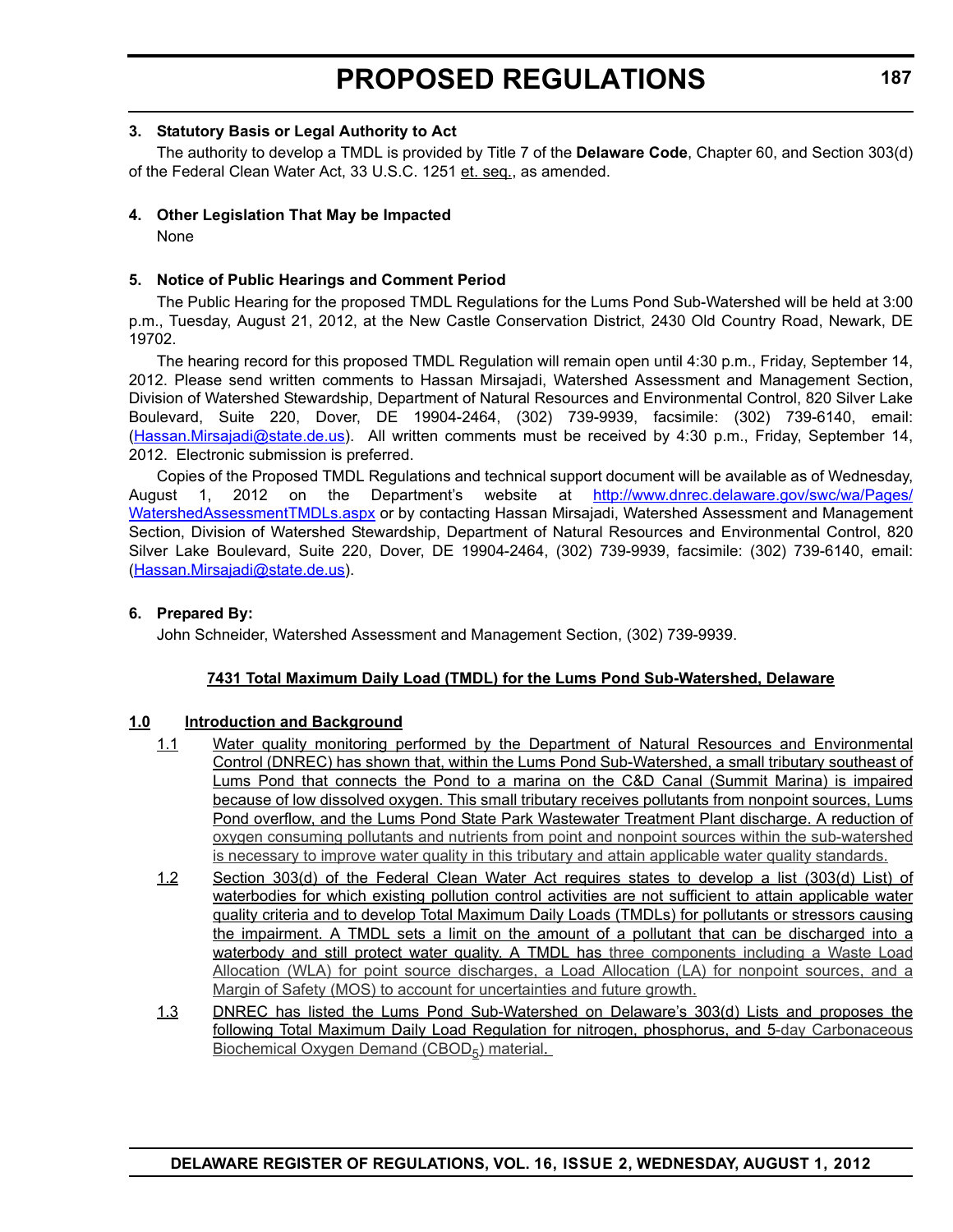**3. Statutory Basis or Legal Authority to Act**

The authority to develop a TMDL is provided by Title 7 of the **Delaware Code**, Chapter 60, and Section 303(d) of the Federal Clean Water Act, 33 U.S.C. 1251 et. seq., as amended.

**4. Other Legislation That May be Impacted**

None

**5. Notice of Public Hearings and Comment Period**

The Public Hearing for the proposed TMDL Regulations for the Lums Pond Sub-Watershed will be held at 3:00 p.m., Tuesday, August 21, 2012, at the New Castle Conservation District, 2430 Old Country Road, Newark, DE 19702.

The hearing record for this proposed TMDL Regulation will remain open until 4:30 p.m., Friday, September 14, 2012. Please send written comments to Hassan Mirsajadi, Watershed Assessment and Management Section, Division of Watershed Stewardship, Department of Natural Resources and Environmental Control, 820 Silver Lake Boulevard, Suite 220, Dover, DE 19904-2464, (302) 739-9939, facsimile: (302) 739-6140, email: (Hassan.Mirsajadi@state.de.us). All written comments must be received by 4:30 p.m., Friday, September 14, 2012. Electronic submission is preferred.

Copies of the Proposed TMDL Regulations and technical support document will be available as of Wednesday, August 1, 2012 on the Department's website at http://www.dnrec.delaware.gov/swc/wa/Pages/WatershedAssessmentTMDLs.aspx or by contacting Hassan Mirsajadi, Watershed Assessment and Management Section, Division of Watershed Stewardship, Department of Natural Resources and Environmental Control, 820 Silver Lake Boulevard, Suite 220, Dover, DE 19904-2464, (302) 739-9939, facsimile: (302) 739-6140, email: (Hassan.Mirsajadi@state.de.us).

**6. Prepared By:**

John Schneider, Watershed Assessment and Management Section, (302) 739-9939.

**7431 Total Maximum Daily Load (TMDL) for the Lums Pond Sub-Watershed, Delaware**

**1.0 Introduction and Background**

1.1 Water quality monitoring performed by the Department of Natural Resources and Environmental Control (DNREC) has shown that, within the Lums Pond Sub-Watershed, a small tributary southeast of Lums Pond that connects the Pond to a marina on the C&D Canal (Summit Marina) is impaired because of low dissolved oxygen. This small tributary receives pollutants from nonpoint sources, Lums Pond overflow, and the Lums Pond State Park Wastewater Treatment Plant discharge. A reduction of oxygen consuming pollutants and nutrients from point and nonpoint sources within the sub-watershed is necessary to improve water quality in this tributary and attain applicable water quality standards.

1.2 Section 303(d) of the Federal Clean Water Act requires states to develop a list (303(d) List) of waterbodies for which existing pollution control activities are not sufficient to attain applicable water quality criteria and to develop Total Maximum Daily Loads (TMDLs) for pollutants or stressors causing the impairment. A TMDL sets a limit on the amount of a pollutant that can be discharged into a waterbody and still protect water quality. A TMDL has three components including a Waste Load Allocation (WLA) for point source discharges, a Load Allocation (LA) for nonpoint sources, and a Margin of Safety (MOS) to account for uncertainties and future growth.

1.3 DNREC has listed the Lums Pond Sub-Watershed on Delaware's 303(d) Lists and proposes the following Total Maximum Daily Load Regulation for nitrogen, phosphorus, and 5-day Carbonaceous Biochemical Oxygen Demand ($CBOD_5$) material.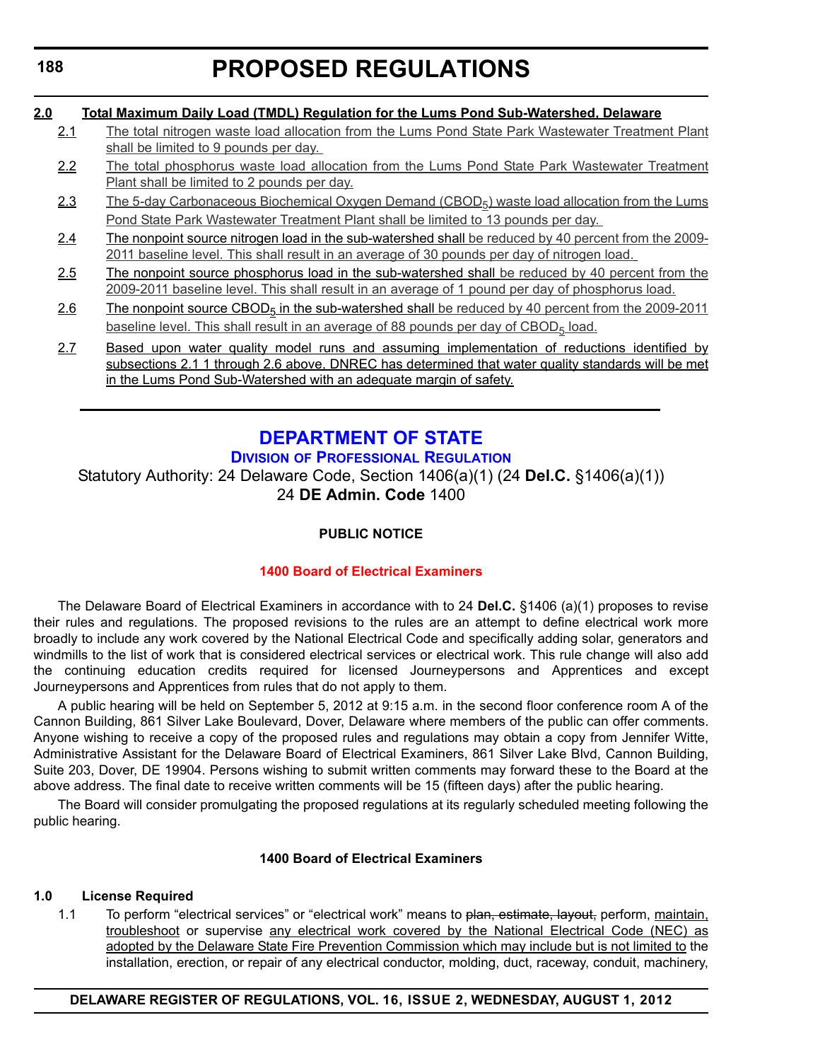**2.0 Total Maximum Daily Load (TMDL) Regulation for the Lums Pond Sub-Watershed, Delaware**

2.1 The total nitrogen waste load allocation from the Lums Pond State Park Wastewater Treatment Plant shall be limited to 9 pounds per day.

2.2 The total phosphorus waste load allocation from the Lums Pond State Park Wastewater Treatment Plant shall be limited to 2 pounds per day.

2.3 The 5-day Carbonaceous Biochemical Oxygen Demand ($CBOD_5$) waste load allocation from the Lums Pond State Park Wastewater Treatment Plant shall be limited to 13 pounds per day.

2.4 The nonpoint source nitrogen load in the sub-watershed shall be reduced by 40 percent from the 2009-2011 baseline level. This shall result in an average of 30 pounds per day of nitrogen load.

2.5 The nonpoint source phosphorus load in the sub-watershed shall be reduced by 40 percent from the 2009-2011 baseline level. This shall result in an average of 1 pound per day of phosphorus load.

2.6 The nonpoint source $CBOD_5$ in the sub-watershed shall be reduced by 40 percent from the 2009-2011 baseline level. This shall result in an average of 88 pounds per day of $CBOD_5$ load.

2.7 Based upon water quality model runs and assuming implementation of reductions identified by subsections 2.1 1 through 2.6 above, DNREC has determined that water quality standards will be met in the Lums Pond Sub-Watershed with an adequate margin of safety.

---

# DEPARTMENT OF STATE

## DIVISION OF PROFESSIONAL REGULATION

Statutory Authority: 24 Delaware Code, Section 1406(a)(1) (24 **Del.C.** §1406(a)(1))
24 **DE Admin. Code** 1400

**PUBLIC NOTICE**

**1400 Board of Electrical Examiners**

The Delaware Board of Electrical Examiners in accordance with to 24 **Del.C.** §1406 (a)(1) proposes to revise their rules and regulations. The proposed revisions to the rules are an attempt to define electrical work more broadly to include any work covered by the National Electrical Code and specifically adding solar, generators and windmills to the list of work that is considered electrical services or electrical work. This rule change will also add the continuing education credits required for licensed Journeypersons and Apprentices and except Journeypersons and Apprentices from rules that do not apply to them.

A public hearing will be held on September 5, 2012 at 9:15 a.m. in the second floor conference room A of the Cannon Building, 861 Silver Lake Boulevard, Dover, Delaware where members of the public can offer comments. Anyone wishing to receive a copy of the proposed rules and regulations may obtain a copy from Jennifer Witte, Administrative Assistant for the Delaware Board of Electrical Examiners, 861 Silver Lake Blvd, Cannon Building, Suite 203, Dover, DE 19904. Persons wishing to submit written comments may forward these to the Board at the above address. The final date to receive written comments will be 15 (fifteen days) after the public hearing.

The Board will consider promulgating the proposed regulations at its regularly scheduled meeting following the public hearing.

**1400 Board of Electrical Examiners**

**1.0 License Required**

1.1 To perform "electrical services" or "electrical work" means to ~~plan, estimate, layout,~~ perform, maintain, troubleshoot or supervise any electrical work covered by the National Electrical Code (NEC) as adopted by the Delaware State Fire Prevention Commission which may include but is not limited to the installation, erection, or repair of any electrical conductor, molding, duct, raceway, conduit, machinery,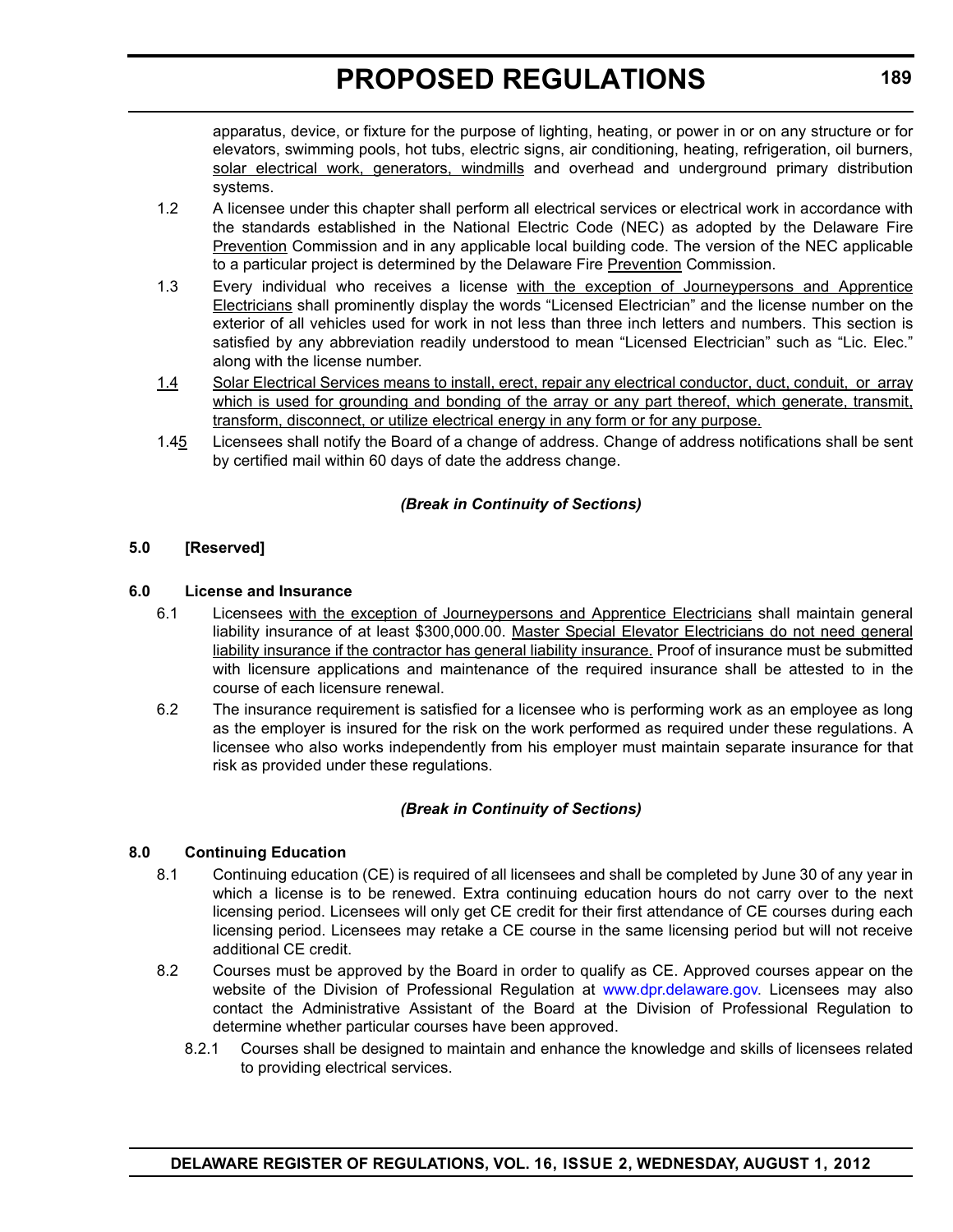apparatus, device, or fixture for the purpose of lighting, heating, or power in or on any structure or for elevators, swimming pools, hot tubs, electric signs, air conditioning, heating, refrigeration, oil burners, <u>solar electrical work, generators, windmills</u> and overhead and underground primary distribution systems.

1.2 A licensee under this chapter shall perform all electrical services or electrical work in accordance with the standards established in the National Electric Code (NEC) as adopted by the Delaware Fire <u>Prevention</u> Commission and in any applicable local building code. The version of the NEC applicable to a particular project is determined by the Delaware Fire <u>Prevention</u> Commission.

1.3 Every individual who receives a license <u>with the exception of Journeypersons and Apprentice Electricians</u> shall prominently display the words "Licensed Electrician" and the license number on the exterior of all vehicles used for work in not less than three inch letters and numbers. This section is satisfied by any abbreviation readily understood to mean "Licensed Electrician" such as "Lic. Elec." along with the license number.

<u>1.4</u> <u>Solar Electrical Services means to install, erect, repair any electrical conductor, duct, conduit, or array which is used for grounding and bonding of the array or any part thereof, which generate, transmit, transform, disconnect, or utilize electrical energy in any form or for any purpose.</u>

1.4<u>5</u> Licensees shall notify the Board of a change of address. Change of address notifications shall be sent by certified mail within 60 days of date the address change.

***(Break in Continuity of Sections)***

**5.0 [Reserved]**

**6.0 License and Insurance**

6.1 Licensees <u>with the exception of Journeypersons and Apprentice Electricians</u> shall maintain general liability insurance of at least $300,000.00. <u>Master Special Elevator Electricians do not need general liability insurance if the contractor has general liability insurance.</u> Proof of insurance must be submitted with licensure applications and maintenance of the required insurance shall be attested to in the course of each licensure renewal.

6.2 The insurance requirement is satisfied for a licensee who is performing work as an employee as long as the employer is insured for the risk on the work performed as required under these regulations. A licensee who also works independently from his employer must maintain separate insurance for that risk as provided under these regulations.

***(Break in Continuity of Sections)***

**8.0 Continuing Education**

8.1 Continuing education (CE) is required of all licensees and shall be completed by June 30 of any year in which a license is to be renewed. Extra continuing education hours do not carry over to the next licensing period. Licensees will only get CE credit for their first attendance of CE courses during each licensing period. Licensees may retake a CE course in the same licensing period but will not receive additional CE credit.

8.2 Courses must be approved by the Board in order to qualify as CE. Approved courses appear on the website of the Division of Professional Regulation at www.dpr.delaware.gov. Licensees may also contact the Administrative Assistant of the Board at the Division of Professional Regulation to determine whether particular courses have been approved.

8.2.1 Courses shall be designed to maintain and enhance the knowledge and skills of licensees related to providing electrical services.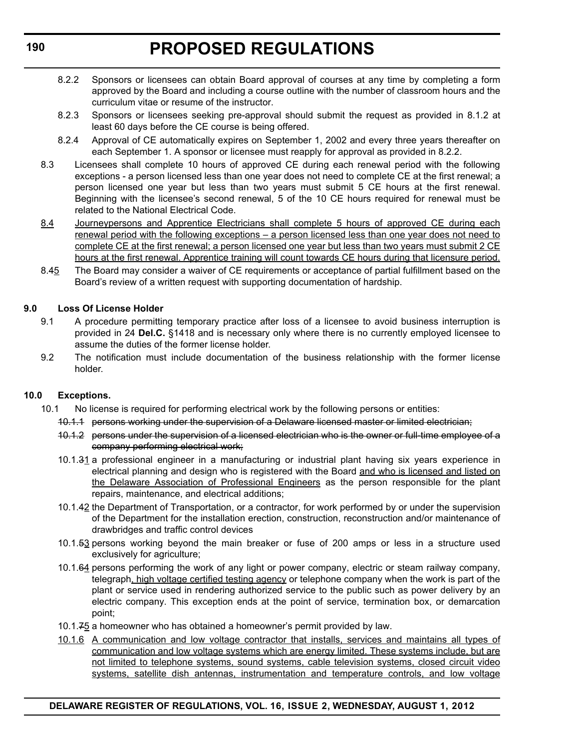8.2.2 Sponsors or licensees can obtain Board approval of courses at any time by completing a form approved by the Board and including a course outline with the number of classroom hours and the curriculum vitae or resume of the instructor.

8.2.3 Sponsors or licensees seeking pre-approval should submit the request as provided in 8.1.2 at least 60 days before the CE course is being offered.

8.2.4 Approval of CE automatically expires on September 1, 2002 and every three years thereafter on each September 1. A sponsor or licensee must reapply for approval as provided in 8.2.2.

8.3 Licensees shall complete 10 hours of approved CE during each renewal period with the following exceptions - a person licensed less than one year does not need to complete CE at the first renewal; a person licensed one year but less than two years must submit 5 CE hours at the first renewal. Beginning with the licensee's second renewal, 5 of the 10 CE hours required for renewal must be related to the National Electrical Code.

<u>8.4</u> <u>Journeypersons and Apprentice Electricians shall complete 5 hours of approved CE during each renewal period with the following exceptions – a person licensed less than one year does not need to complete CE at the first renewal; a person licensed one year but less than two years must submit 2 CE hours at the first renewal. Apprentice training will count towards CE hours during that licensure period.</u>

8.~~4~~<u>5</u> The Board may consider a waiver of CE requirements or acceptance of partial fulfillment based on the Board's review of a written request with supporting documentation of hardship.

**9.0 Loss Of License Holder**

9.1 A procedure permitting temporary practice after loss of a licensee to avoid business interruption is provided in 24 **Del.C.** §1418 and is necessary only where there is no currently employed licensee to assume the duties of the former license holder.

9.2 The notification must include documentation of the business relationship with the former license holder.

**10.0 Exceptions.**

10.1 No license is required for performing electrical work by the following persons or entities:

~~10.1.1 persons working under the supervision of a Delaware licensed master or limited electrician;~~

~~10.1.2 persons under the supervision of a licensed electrician who is the owner or full-time employee of a company performing electrical work;~~

10.1.~~3~~<u>1</u> a professional engineer in a manufacturing or industrial plant having six years experience in electrical planning and design who is registered with the Board <u>and who is licensed and listed on the Delaware Association of Professional Engineers</u> as the person responsible for the plant repairs, maintenance, and electrical additions;

10.1.~~4~~<u>2</u> the Department of Transportation, or a contractor, for work performed by or under the supervision of the Department for the installation erection, construction, reconstruction and/or maintenance of drawbridges and traffic control devices

10.1.~~5~~<u>3</u> persons working beyond the main breaker or fuse of 200 amps or less in a structure used exclusively for agriculture;

10.1.~~6~~<u>4</u> persons performing the work of any light or power company, electric or steam railway company, telegraph<u>, high voltage certified testing agency</u> or telephone company when the work is part of the plant or service used in rendering authorized service to the public such as power delivery by an electric company. This exception ends at the point of service, termination box, or demarcation point;

10.1.~~7~~<u>5</u> a homeowner who has obtained a homeowner's permit provided by law.

<u>10.1.6</u> <u>A communication and low voltage contractor that installs, services and maintains all types of communication and low voltage systems which are energy limited. These systems include, but are not limited to telephone systems, sound systems, cable television systems, closed circuit video systems, satellite dish antennas, instrumentation and temperature controls, and low voltage</u>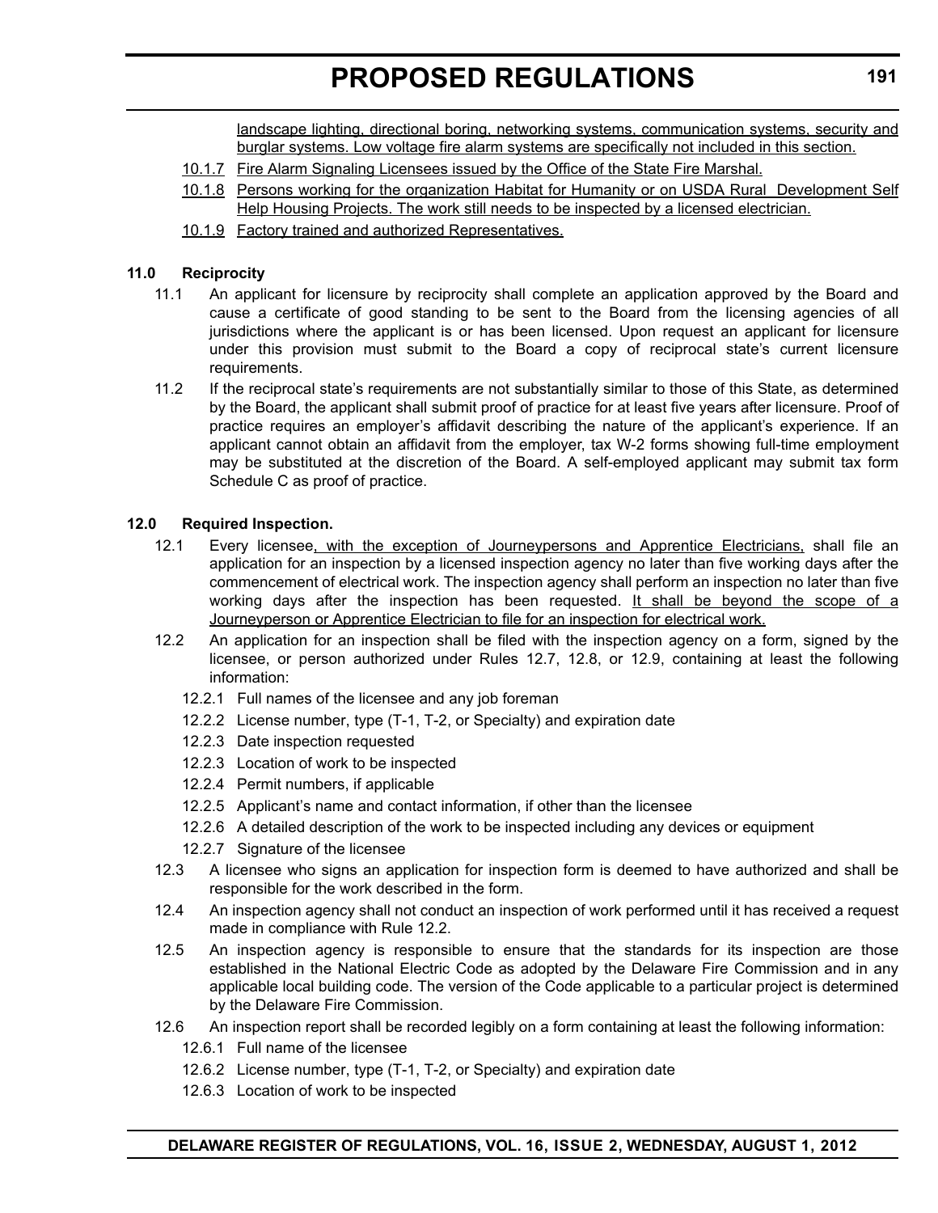landscape lighting, directional boring, networking systems, communication systems, security and burglar systems. Low voltage fire alarm systems are specifically not included in this section.

10.1.7 Fire Alarm Signaling Licensees issued by the Office of the State Fire Marshal.

10.1.8 Persons working for the organization Habitat for Humanity or on USDA Rural Development Self Help Housing Projects. The work still needs to be inspected by a licensed electrician.

10.1.9 Factory trained and authorized Representatives.

**11.0 Reciprocity**

11.1 An applicant for licensure by reciprocity shall complete an application approved by the Board and cause a certificate of good standing to be sent to the Board from the licensing agencies of all jurisdictions where the applicant is or has been licensed. Upon request an applicant for licensure under this provision must submit to the Board a copy of reciprocal state's current licensure requirements.

11.2 If the reciprocal state's requirements are not substantially similar to those of this State, as determined by the Board, the applicant shall submit proof of practice for at least five years after licensure. Proof of practice requires an employer's affidavit describing the nature of the applicant's experience. If an applicant cannot obtain an affidavit from the employer, tax W-2 forms showing full-time employment may be substituted at the discretion of the Board. A self-employed applicant may submit tax form Schedule C as proof of practice.

**12.0 Required Inspection.**

12.1 Every licensee, with the exception of Journeypersons and Apprentice Electricians, shall file an application for an inspection by a licensed inspection agency no later than five working days after the commencement of electrical work. The inspection agency shall perform an inspection no later than five working days after the inspection has been requested. It shall be beyond the scope of a Journeyperson or Apprentice Electrician to file for an inspection for electrical work.

12.2 An application for an inspection shall be filed with the inspection agency on a form, signed by the licensee, or person authorized under Rules 12.7, 12.8, or 12.9, containing at least the following information:

12.2.1 Full names of the licensee and any job foreman

12.2.2 License number, type (T-1, T-2, or Specialty) and expiration date

12.2.3 Date inspection requested

12.2.3 Location of work to be inspected

12.2.4 Permit numbers, if applicable

12.2.5 Applicant's name and contact information, if other than the licensee

12.2.6 A detailed description of the work to be inspected including any devices or equipment

12.2.7 Signature of the licensee

12.3 A licensee who signs an application for inspection form is deemed to have authorized and shall be responsible for the work described in the form.

12.4 An inspection agency shall not conduct an inspection of work performed until it has received a request made in compliance with Rule 12.2.

12.5 An inspection agency is responsible to ensure that the standards for its inspection are those established in the National Electric Code as adopted by the Delaware Fire Commission and in any applicable local building code. The version of the Code applicable to a particular project is determined by the Delaware Fire Commission.

12.6 An inspection report shall be recorded legibly on a form containing at least the following information:

12.6.1 Full name of the licensee

12.6.2 License number, type (T-1, T-2, or Specialty) and expiration date

12.6.3 Location of work to be inspected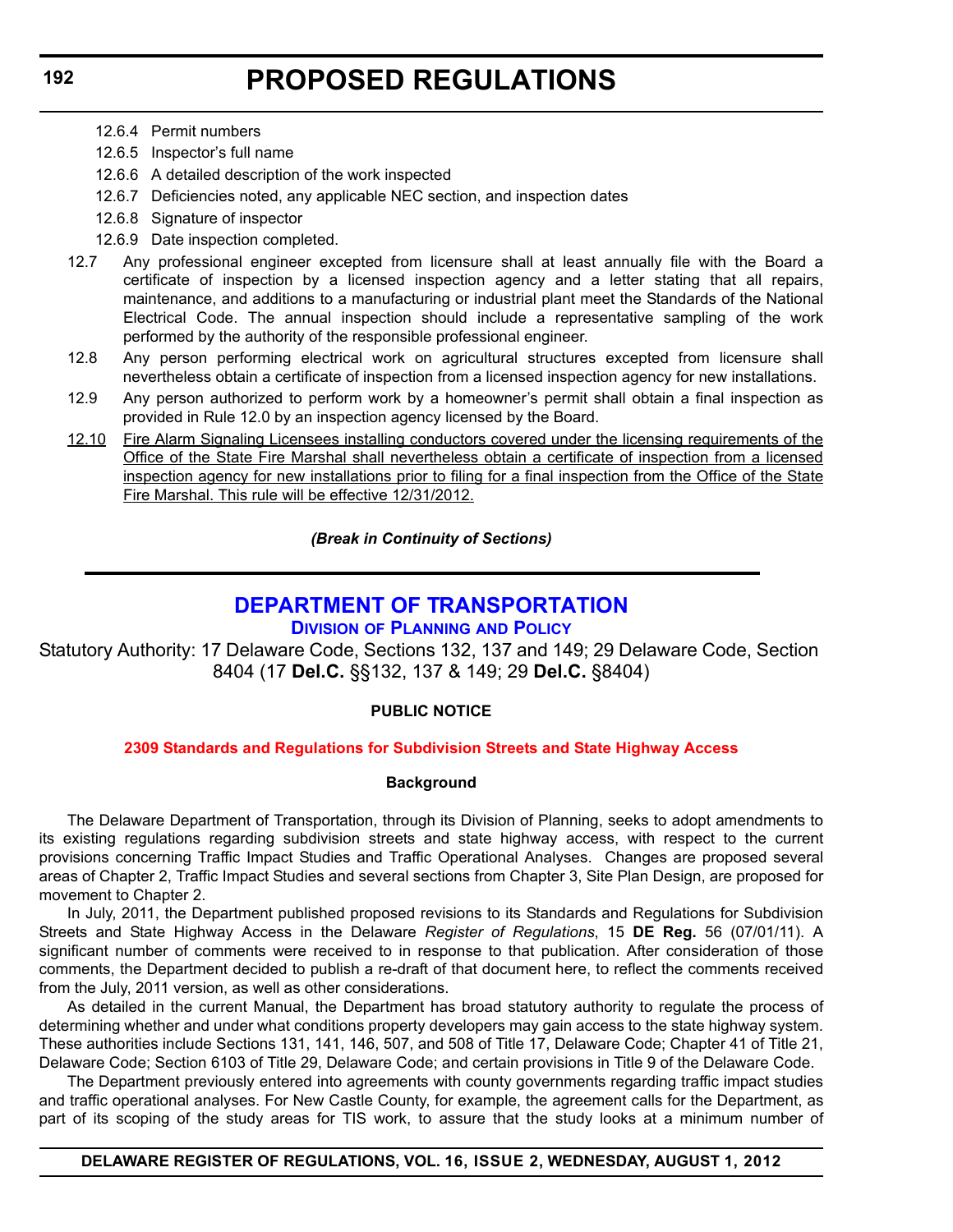12.6.4 Permit numbers

12.6.5 Inspector's full name

12.6.6 A detailed description of the work inspected

12.6.7 Deficiencies noted, any applicable NEC section, and inspection dates

12.6.8 Signature of inspector

12.6.9 Date inspection completed.

12.7 Any professional engineer excepted from licensure shall at least annually file with the Board a certificate of inspection by a licensed inspection agency and a letter stating that all repairs, maintenance, and additions to a manufacturing or industrial plant meet the Standards of the National Electrical Code. The annual inspection should include a representative sampling of the work performed by the authority of the responsible professional engineer.

12.8 Any person performing electrical work on agricultural structures excepted from licensure shall nevertheless obtain a certificate of inspection from a licensed inspection agency for new installations.

12.9 Any person authorized to perform work by a homeowner's permit shall obtain a final inspection as provided in Rule 12.0 by an inspection agency licensed by the Board.

<u>12.10 Fire Alarm Signaling Licensees installing conductors covered under the licensing requirements of the Office of the State Fire Marshal shall nevertheless obtain a certificate of inspection from a licensed inspection agency for new installations prior to filing for a final inspection from the Office of the State Fire Marshal. This rule will be effective 12/31/2012.</u>

***(Break in Continuity of Sections)***

---

## DEPARTMENT OF TRANSPORTATION

### Division of Planning and Policy

Statutory Authority: 17 Delaware Code, Sections 132, 137 and 149; 29 Delaware Code, Section 8404 (17 **Del.C.** §§132, 137 & 149; 29 **Del.C.** §8404)

**PUBLIC NOTICE**

**2309 Standards and Regulations for Subdivision Streets and State Highway Access**

**Background**

The Delaware Department of Transportation, through its Division of Planning, seeks to adopt amendments to its existing regulations regarding subdivision streets and state highway access, with respect to the current provisions concerning Traffic Impact Studies and Traffic Operational Analyses. Changes are proposed several areas of Chapter 2, Traffic Impact Studies and several sections from Chapter 3, Site Plan Design, are proposed for movement to Chapter 2.

In July, 2011, the Department published proposed revisions to its Standards and Regulations for Subdivision Streets and State Highway Access in the Delaware *Register of Regulations*, 15 **DE Reg.** 56 (07/01/11). A significant number of comments were received to in response to that publication. After consideration of those comments, the Department decided to publish a re-draft of that document here, to reflect the comments received from the July, 2011 version, as well as other considerations.

As detailed in the current Manual, the Department has broad statutory authority to regulate the process of determining whether and under what conditions property developers may gain access to the state highway system. These authorities include Sections 131, 141, 146, 507, and 508 of Title 17, Delaware Code; Chapter 41 of Title 21, Delaware Code; Section 6103 of Title 29, Delaware Code; and certain provisions in Title 9 of the Delaware Code.

The Department previously entered into agreements with county governments regarding traffic impact studies and traffic operational analyses. For New Castle County, for example, the agreement calls for the Department, as part of its scoping of the study areas for TIS work, to assure that the study looks at a minimum number of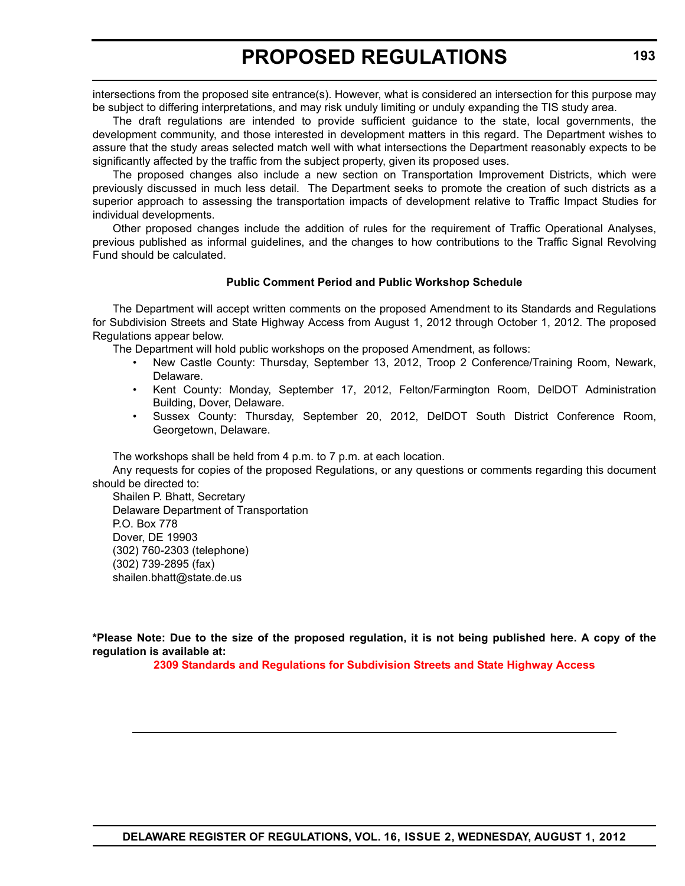intersections from the proposed site entrance(s). However, what is considered an intersection for this purpose may be subject to differing interpretations, and may risk unduly limiting or unduly expanding the TIS study area.

The draft regulations are intended to provide sufficient guidance to the state, local governments, the development community, and those interested in development matters in this regard. The Department wishes to assure that the study areas selected match well with what intersections the Department reasonably expects to be significantly affected by the traffic from the subject property, given its proposed uses.

The proposed changes also include a new section on Transportation Improvement Districts, which were previously discussed in much less detail. The Department seeks to promote the creation of such districts as a superior approach to assessing the transportation impacts of development relative to Traffic Impact Studies for individual developments.

Other proposed changes include the addition of rules for the requirement of Traffic Operational Analyses, previous published as informal guidelines, and the changes to how contributions to the Traffic Signal Revolving Fund should be calculated.

**Public Comment Period and Public Workshop Schedule**

The Department will accept written comments on the proposed Amendment to its Standards and Regulations for Subdivision Streets and State Highway Access from August 1, 2012 through October 1, 2012. The proposed Regulations appear below.

The Department will hold public workshops on the proposed Amendment, as follows:

- New Castle County: Thursday, September 13, 2012, Troop 2 Conference/Training Room, Newark, Delaware.
- Kent County: Monday, September 17, 2012, Felton/Farmington Room, DelDOT Administration Building, Dover, Delaware.
- Sussex County: Thursday, September 20, 2012, DelDOT South District Conference Room, Georgetown, Delaware.

The workshops shall be held from 4 p.m. to 7 p.m. at each location.

Any requests for copies of the proposed Regulations, or any questions or comments regarding this document should be directed to:

Shailen P. Bhatt, Secretary
Delaware Department of Transportation
P.O. Box 778
Dover, DE 19903
(302) 760-2303 (telephone)
(302) 739-2895 (fax)
shailen.bhatt@state.de.us

**\*Please Note: Due to the size of the proposed regulation, it is not being published here. A copy of the regulation is available at:**

**2309 Standards and Regulations for Subdivision Streets and State Highway Access**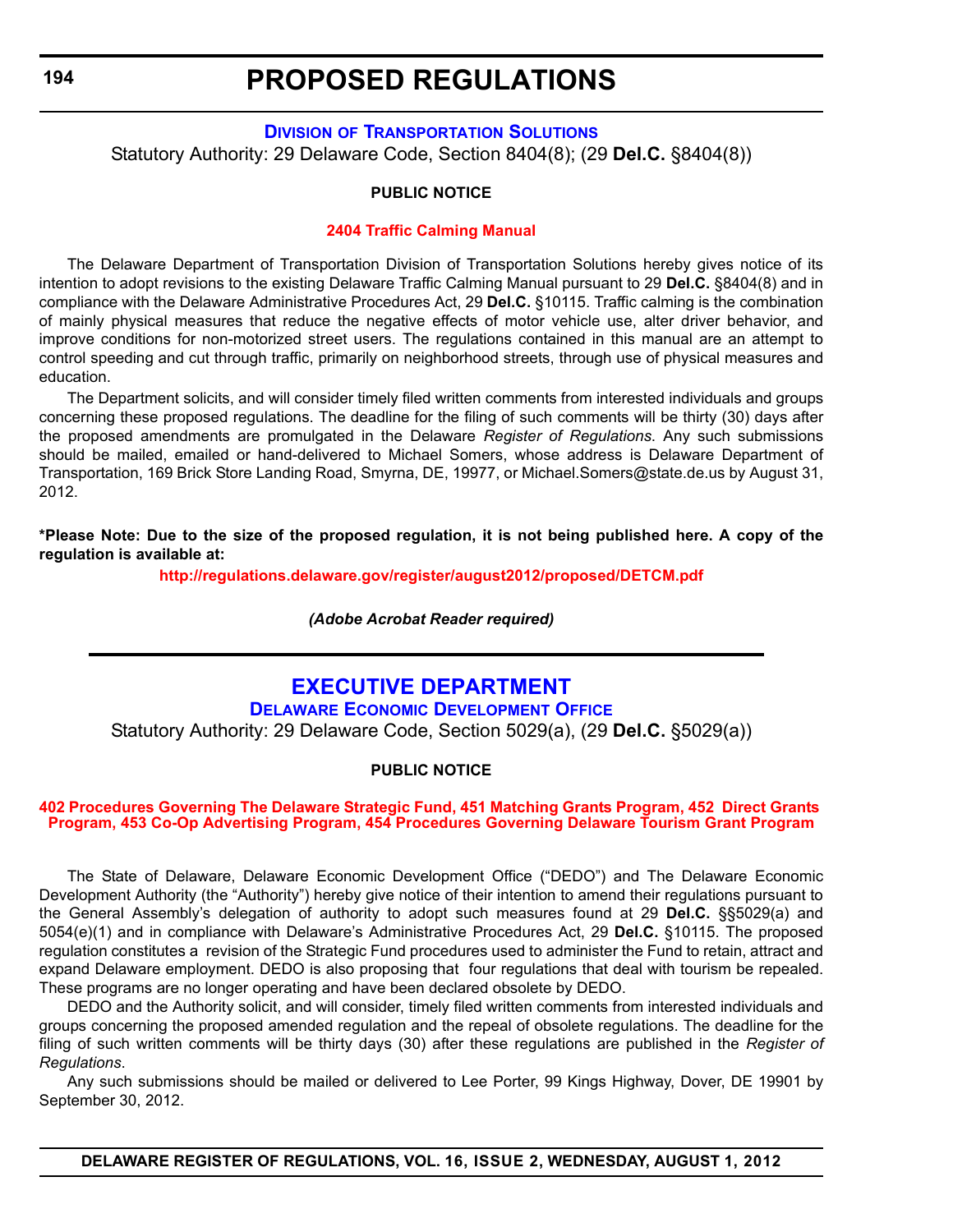# PROPOSED REGULATIONS

## Division of Transportation Solutions

Statutory Authority: 29 Delaware Code, Section 8404(8); (29 **Del.C.** §8404(8))

**PUBLIC NOTICE**

### 2404 Traffic Calming Manual

The Delaware Department of Transportation Division of Transportation Solutions hereby gives notice of its intention to adopt revisions to the existing Delaware Traffic Calming Manual pursuant to 29 **Del.C.** §8404(8) and in compliance with the Delaware Administrative Procedures Act, 29 **Del.C.** §10115. Traffic calming is the combination of mainly physical measures that reduce the negative effects of motor vehicle use, alter driver behavior, and improve conditions for non-motorized street users. The regulations contained in this manual are an attempt to control speeding and cut through traffic, primarily on neighborhood streets, through use of physical measures and education.

The Department solicits, and will consider timely filed written comments from interested individuals and groups concerning these proposed regulations. The deadline for the filing of such comments will be thirty (30) days after the proposed amendments are promulgated in the Delaware *Register of Regulations*. Any such submissions should be mailed, emailed or hand-delivered to Michael Somers, whose address is Delaware Department of Transportation, 169 Brick Store Landing Road, Smyrna, DE, 19977, or Michael.Somers@state.de.us by August 31, 2012.

**\*Please Note: Due to the size of the proposed regulation, it is not being published here. A copy of the regulation is available at:**

**http://regulations.delaware.gov/register/august2012/proposed/DETCM.pdf**

***(Adobe Acrobat Reader required)***

---

# EXECUTIVE DEPARTMENT

## Delaware Economic Development Office

Statutory Authority: 29 Delaware Code, Section 5029(a), (29 **Del.C.** §5029(a))

**PUBLIC NOTICE**

### 402 Procedures Governing The Delaware Strategic Fund, 451 Matching Grants Program, 452 Direct Grants Program, 453 Co-Op Advertising Program, 454 Procedures Governing Delaware Tourism Grant Program

The State of Delaware, Delaware Economic Development Office ("DEDO") and The Delaware Economic Development Authority (the "Authority") hereby give notice of their intention to amend their regulations pursuant to the General Assembly's delegation of authority to adopt such measures found at 29 **Del.C.** §§5029(a) and 5054(e)(1) and in compliance with Delaware's Administrative Procedures Act, 29 **Del.C.** §10115. The proposed regulation constitutes a revision of the Strategic Fund procedures used to administer the Fund to retain, attract and expand Delaware employment. DEDO is also proposing that four regulations that deal with tourism be repealed. These programs are no longer operating and have been declared obsolete by DEDO.

DEDO and the Authority solicit, and will consider, timely filed written comments from interested individuals and groups concerning the proposed amended regulation and the repeal of obsolete regulations. The deadline for the filing of such written comments will be thirty days (30) after these regulations are published in the *Register of Regulations*.

Any such submissions should be mailed or delivered to Lee Porter, 99 Kings Highway, Dover, DE 19901 by September 30, 2012.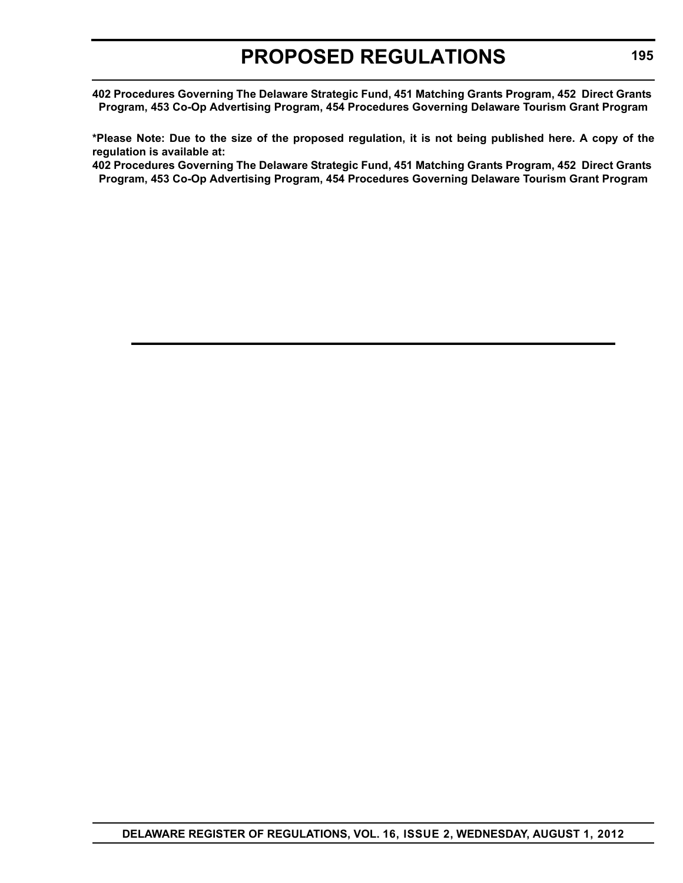**402 Procedures Governing The Delaware Strategic Fund, 451 Matching Grants Program, 452 Direct Grants Program, 453 Co-Op Advertising Program, 454 Procedures Governing Delaware Tourism Grant Program**

***Please Note: Due to the size of the proposed regulation, it is not being published here. A copy of the regulation is available at:**

**402 Procedures Governing The Delaware Strategic Fund, 451 Matching Grants Program, 452 Direct Grants Program, 453 Co-Op Advertising Program, 454 Procedures Governing Delaware Tourism Grant Program**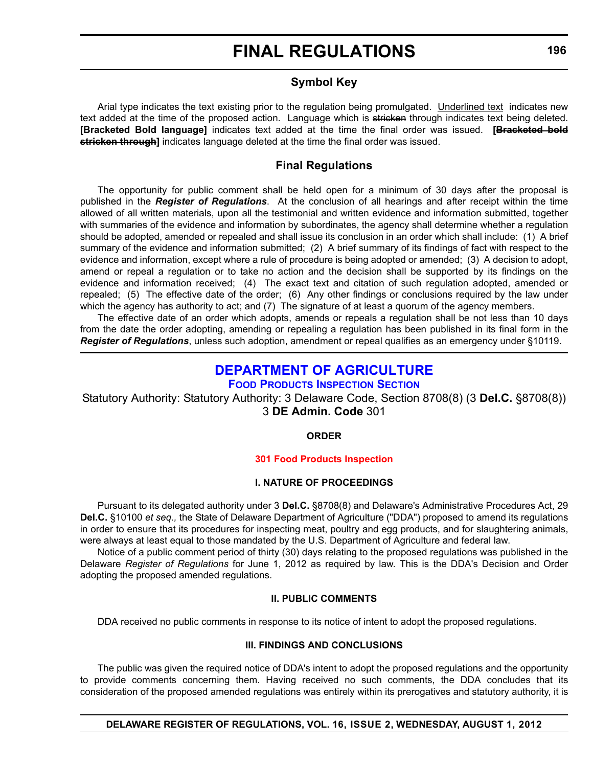# FINAL REGULATIONS

## Symbol Key

Arial type indicates the text existing prior to the regulation being promulgated. Underlined text indicates new text added at the time of the proposed action. Language which is ~~stricken~~ through indicates text being deleted. **[Bracketed Bold language]** indicates text added at the time the final order was issued. **[~~Bracketed bold stricken through~~]** indicates language deleted at the time the final order was issued.

## Final Regulations

The opportunity for public comment shall be held open for a minimum of 30 days after the proposal is published in the ***Register of Regulations***. At the conclusion of all hearings and after receipt within the time allowed of all written materials, upon all the testimonial and written evidence and information submitted, together with summaries of the evidence and information by subordinates, the agency shall determine whether a regulation should be adopted, amended or repealed and shall issue its conclusion in an order which shall include: (1) A brief summary of the evidence and information submitted; (2) A brief summary of its findings of fact with respect to the evidence and information, except where a rule of procedure is being adopted or amended; (3) A decision to adopt, amend or repeal a regulation or to take no action and the decision shall be supported by its findings on the evidence and information received; (4) The exact text and citation of such regulation adopted, amended or repealed; (5) The effective date of the order; (6) Any other findings or conclusions required by the law under which the agency has authority to act; and (7) The signature of at least a quorum of the agency members.

The effective date of an order which adopts, amends or repeals a regulation shall be not less than 10 days from the date the order adopting, amending or repealing a regulation has been published in its final form in the ***Register of Regulations***, unless such adoption, amendment or repeal qualifies as an emergency under §10119.

## DEPARTMENT OF AGRICULTURE

### FOOD PRODUCTS INSPECTION SECTION

Statutory Authority: Statutory Authority: 3 Delaware Code, Section 8708(8) (3 **Del.C.** §8708(8))
3 **DE Admin. Code** 301

**ORDER**

**301 Food Products Inspection**

**I. NATURE OF PROCEEDINGS**

Pursuant to its delegated authority under 3 **Del.C.** §8708(8) and Delaware's Administrative Procedures Act, 29 **Del.C.** §10100 *et seq.,* the State of Delaware Department of Agriculture ("DDA") proposed to amend its regulations in order to ensure that its procedures for inspecting meat, poultry and egg products, and for slaughtering animals, were always at least equal to those mandated by the U.S. Department of Agriculture and federal law.

Notice of a public comment period of thirty (30) days relating to the proposed regulations was published in the Delaware *Register of Regulations* for June 1, 2012 as required by law. This is the DDA's Decision and Order adopting the proposed amended regulations.

**II. PUBLIC COMMENTS**

DDA received no public comments in response to its notice of intent to adopt the proposed regulations.

**III. FINDINGS AND CONCLUSIONS**

The public was given the required notice of DDA's intent to adopt the proposed regulations and the opportunity to provide comments concerning them. Having received no such comments, the DDA concludes that its consideration of the proposed amended regulations was entirely within its prerogatives and statutory authority, it is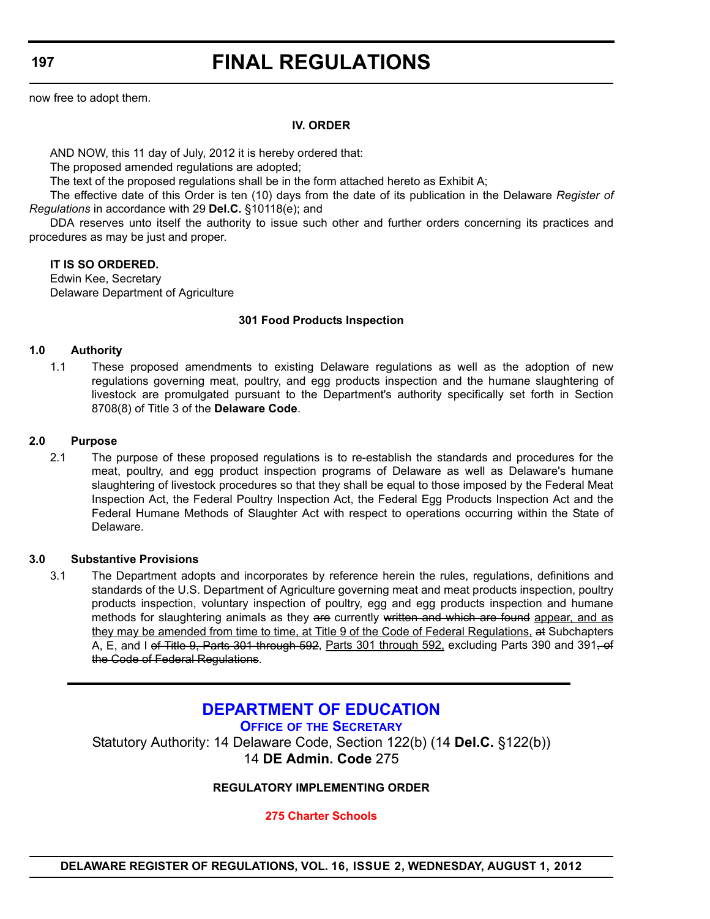now free to adopt them.

**IV. ORDER**

AND NOW, this 11 day of July, 2012 it is hereby ordered that:

The proposed amended regulations are adopted;

The text of the proposed regulations shall be in the form attached hereto as Exhibit A;

The effective date of this Order is ten (10) days from the date of its publication in the Delaware *Register of Regulations* in accordance with 29 **Del.C.** §10118(e); and

DDA reserves unto itself the authority to issue such other and further orders concerning its practices and procedures as may be just and proper.

**IT IS SO ORDERED.**
Edwin Kee, Secretary
Delaware Department of Agriculture

**301 Food Products Inspection**

**1.0 Authority**

1.1 These proposed amendments to existing Delaware regulations as well as the adoption of new regulations governing meat, poultry, and egg products inspection and the humane slaughtering of livestock are promulgated pursuant to the Department's authority specifically set forth in Section 8708(8) of Title 3 of the **Delaware Code**.

**2.0 Purpose**

2.1 The purpose of these proposed regulations is to re-establish the standards and procedures for the meat, poultry, and egg product inspection programs of Delaware as well as Delaware's humane slaughtering of livestock procedures so that they shall be equal to those imposed by the Federal Meat Inspection Act, the Federal Poultry Inspection Act, the Federal Egg Products Inspection Act and the Federal Humane Methods of Slaughter Act with respect to operations occurring within the State of Delaware.

**3.0 Substantive Provisions**

3.1 The Department adopts and incorporates by reference herein the rules, regulations, definitions and standards of the U.S. Department of Agriculture governing meat and meat products inspection, poultry products inspection, voluntary inspection of poultry, egg and egg products inspection and humane methods for slaughtering animals as they ~~are~~ currently ~~written and which are found~~ <u>appear, and as they may be amended from time to time, at Title 9 of the Code of Federal Regulations,</u> ~~at~~ Subchapters A, E, and I ~~of Title 9, Parts 301 through 592~~, <u>Parts 301 through 592,</u> excluding Parts 390 and 391~~, of the Code of Federal Regulations~~.

---

## DEPARTMENT OF EDUCATION

### OFFICE OF THE SECRETARY

Statutory Authority: 14 Delaware Code, Section 122(b) (14 **Del.C.** §122(b))
14 **DE Admin. Code** 275

**REGULATORY IMPLEMENTING ORDER**

**275 Charter Schools**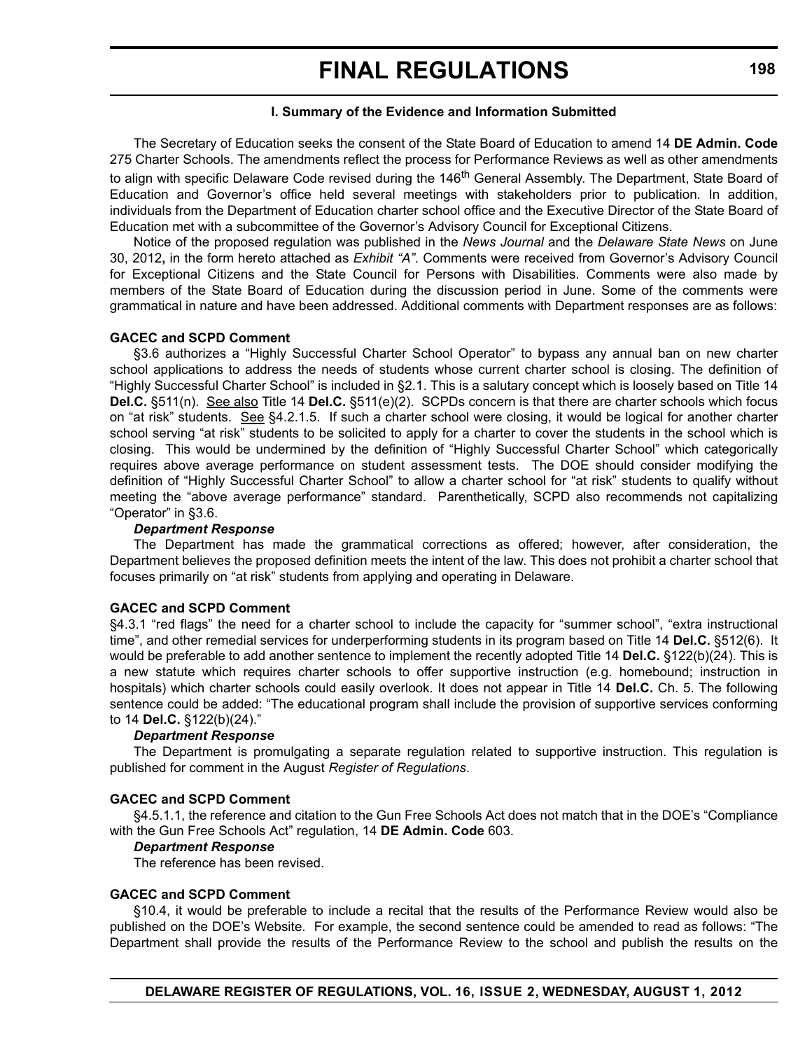### I. Summary of the Evidence and Information Submitted

The Secretary of Education seeks the consent of the State Board of Education to amend 14 **DE Admin. Code** 275 Charter Schools. The amendments reflect the process for Performance Reviews as well as other amendments to align with specific Delaware Code revised during the 146th General Assembly. The Department, State Board of Education and Governor's office held several meetings with stakeholders prior to publication. In addition, individuals from the Department of Education charter school office and the Executive Director of the State Board of Education met with a subcommittee of the Governor's Advisory Council for Exceptional Citizens.

Notice of the proposed regulation was published in the *News Journal* and the *Delaware State News* on June 30, 2012**,** in the form hereto attached as *Exhibit "A"*. Comments were received from Governor's Advisory Council for Exceptional Citizens and the State Council for Persons with Disabilities. Comments were also made by members of the State Board of Education during the discussion period in June. Some of the comments were grammatical in nature and have been addressed. Additional comments with Department responses are as follows:

**GACEC and SCPD Comment**

§3.6 authorizes a "Highly Successful Charter School Operator" to bypass any annual ban on new charter school applications to address the needs of students whose current charter school is closing. The definition of "Highly Successful Charter School" is included in §2.1. This is a salutary concept which is loosely based on Title 14 **Del.C.** §511(n). See also Title 14 **Del.C.** §511(e)(2). SCPDs concern is that there are charter schools which focus on "at risk" students. See §4.2.1.5. If such a charter school were closing, it would be logical for another charter school serving "at risk" students to be solicited to apply for a charter to cover the students in the school which is closing. This would be undermined by the definition of "Highly Successful Charter School" which categorically requires above average performance on student assessment tests. The DOE should consider modifying the definition of "Highly Successful Charter School" to allow a charter school for "at risk" students to qualify without meeting the "above average performance" standard. Parenthetically, SCPD also recommends not capitalizing "Operator" in §3.6.

***Department Response***

The Department has made the grammatical corrections as offered; however, after consideration, the Department believes the proposed definition meets the intent of the law. This does not prohibit a charter school that focuses primarily on "at risk" students from applying and operating in Delaware.

**GACEC and SCPD Comment**

§4.3.1 "red flags" the need for a charter school to include the capacity for "summer school", "extra instructional time", and other remedial services for underperforming students in its program based on Title 14 **Del.C.** §512(6). It would be preferable to add another sentence to implement the recently adopted Title 14 **Del.C.** §122(b)(24). This is a new statute which requires charter schools to offer supportive instruction (e.g. homebound; instruction in hospitals) which charter schools could easily overlook. It does not appear in Title 14 **Del.C.** Ch. 5. The following sentence could be added: "The educational program shall include the provision of supportive services conforming to 14 **Del.C.** §122(b)(24)."

***Department Response***

The Department is promulgating a separate regulation related to supportive instruction. This regulation is published for comment in the August *Register of Regulations*.

**GACEC and SCPD Comment**

§4.5.1.1, the reference and citation to the Gun Free Schools Act does not match that in the DOE's "Compliance with the Gun Free Schools Act" regulation, 14 **DE Admin. Code** 603.

***Department Response***

The reference has been revised.

**GACEC and SCPD Comment**

§10.4, it would be preferable to include a recital that the results of the Performance Review would also be published on the DOE's Website. For example, the second sentence could be amended to read as follows: "The Department shall provide the results of the Performance Review to the school and publish the results on the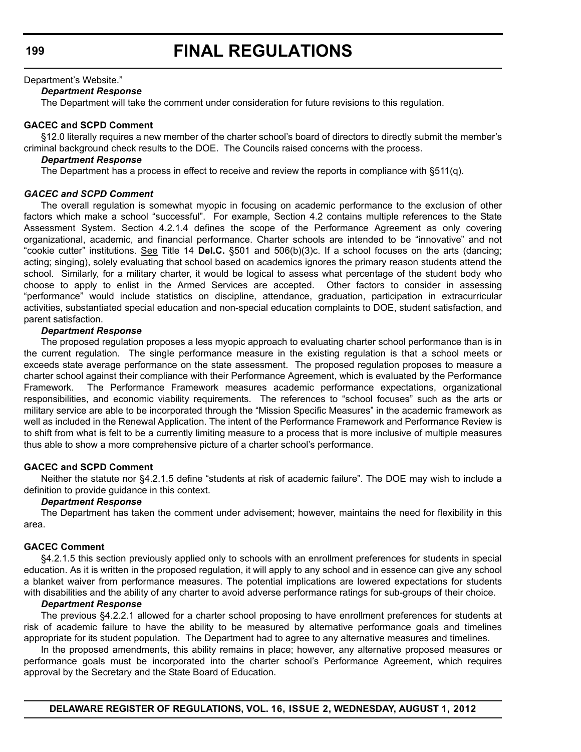Department's Website."

***Department Response***

The Department will take the comment under consideration for future revisions to this regulation.

**GACEC and SCPD Comment**

§12.0 literally requires a new member of the charter school's board of directors to directly submit the member's criminal background check results to the DOE. The Councils raised concerns with the process.

***Department Response***

The Department has a process in effect to receive and review the reports in compliance with §511(q).

***GACEC and SCPD Comment***

The overall regulation is somewhat myopic in focusing on academic performance to the exclusion of other factors which make a school "successful". For example, Section 4.2 contains multiple references to the State Assessment System. Section 4.2.1.4 defines the scope of the Performance Agreement as only covering organizational, academic, and financial performance. Charter schools are intended to be "innovative" and not "cookie cutter" institutions. See Title 14 **Del.C.** §501 and 506(b)(3)c. If a school focuses on the arts (dancing; acting; singing), solely evaluating that school based on academics ignores the primary reason students attend the school. Similarly, for a military charter, it would be logical to assess what percentage of the student body who choose to apply to enlist in the Armed Services are accepted. Other factors to consider in assessing "performance" would include statistics on discipline, attendance, graduation, participation in extracurricular activities, substantiated special education and non-special education complaints to DOE, student satisfaction, and parent satisfaction.

***Department Response***

The proposed regulation proposes a less myopic approach to evaluating charter school performance than is in the current regulation. The single performance measure in the existing regulation is that a school meets or exceeds state average performance on the state assessment. The proposed regulation proposes to measure a charter school against their compliance with their Performance Agreement, which is evaluated by the Performance Framework. The Performance Framework measures academic performance expectations, organizational responsibilities, and economic viability requirements. The references to "school focuses" such as the arts or military service are able to be incorporated through the "Mission Specific Measures" in the academic framework as well as included in the Renewal Application. The intent of the Performance Framework and Performance Review is to shift from what is felt to be a currently limiting measure to a process that is more inclusive of multiple measures thus able to show a more comprehensive picture of a charter school's performance.

**GACEC and SCPD Comment**

Neither the statute nor §4.2.1.5 define "students at risk of academic failure". The DOE may wish to include a definition to provide guidance in this context.

***Department Response***

The Department has taken the comment under advisement; however, maintains the need for flexibility in this area.

**GACEC Comment**

§4.2.1.5 this section previously applied only to schools with an enrollment preferences for students in special education. As it is written in the proposed regulation, it will apply to any school and in essence can give any school a blanket waiver from performance measures. The potential implications are lowered expectations for students with disabilities and the ability of any charter to avoid adverse performance ratings for sub-groups of their choice.

***Department Response***

The previous §4.2.2.1 allowed for a charter school proposing to have enrollment preferences for students at risk of academic failure to have the ability to be measured by alternative performance goals and timelines appropriate for its student population. The Department had to agree to any alternative measures and timelines.

In the proposed amendments, this ability remains in place; however, any alternative proposed measures or performance goals must be incorporated into the charter school's Performance Agreement, which requires approval by the Secretary and the State Board of Education.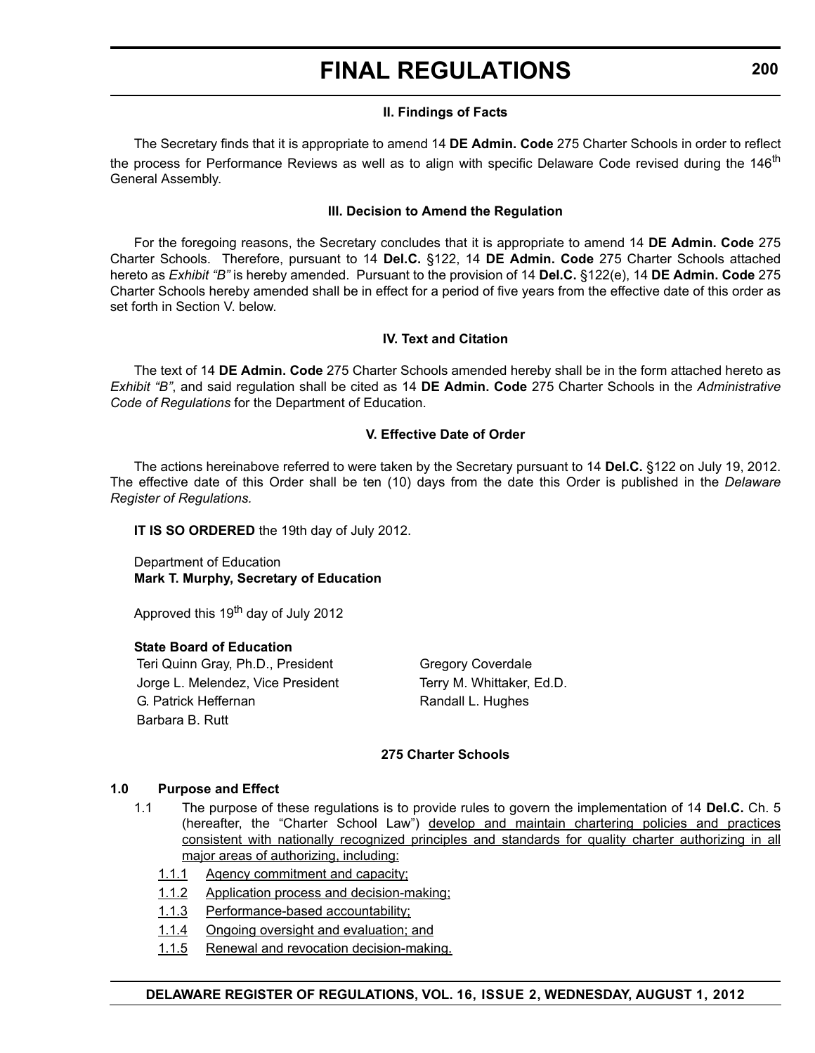**II. Findings of Facts**

The Secretary finds that it is appropriate to amend 14 **DE Admin. Code** 275 Charter Schools in order to reflect the process for Performance Reviews as well as to align with specific Delaware Code revised during the 146th General Assembly.

**III. Decision to Amend the Regulation**

For the foregoing reasons, the Secretary concludes that it is appropriate to amend 14 **DE Admin. Code** 275 Charter Schools. Therefore, pursuant to 14 **Del.C.** §122, 14 **DE Admin. Code** 275 Charter Schools attached hereto as *Exhibit "B"* is hereby amended. Pursuant to the provision of 14 **Del.C.** §122(e), 14 **DE Admin. Code** 275 Charter Schools hereby amended shall be in effect for a period of five years from the effective date of this order as set forth in Section V. below.

**IV. Text and Citation**

The text of 14 **DE Admin. Code** 275 Charter Schools amended hereby shall be in the form attached hereto as *Exhibit "B"*, and said regulation shall be cited as 14 **DE Admin. Code** 275 Charter Schools in the *Administrative Code of Regulations* for the Department of Education.

**V. Effective Date of Order**

The actions hereinabove referred to were taken by the Secretary pursuant to 14 **Del.C.** §122 on July 19, 2012. The effective date of this Order shall be ten (10) days from the date this Order is published in the *Delaware Register of Regulations.*

**IT IS SO ORDERED** the 19th day of July 2012.

Department of Education
**Mark T. Murphy, Secretary of Education**

Approved this 19th day of July 2012

**State Board of Education**

| | |
|---|---|
| Teri Quinn Gray, Ph.D., President | Gregory Coverdale |
| Jorge L. Melendez, Vice President | Terry M. Whittaker, Ed.D. |
| G. Patrick Heffernan | Randall L. Hughes |
| Barbara B. Rutt | |

**275 Charter Schools**

**1.0 Purpose and Effect**

1.1 The purpose of these regulations is to provide rules to govern the implementation of 14 **Del.C.** Ch. 5 (hereafter, the "Charter School Law") develop and maintain chartering policies and practices consistent with nationally recognized principles and standards for quality charter authorizing in all major areas of authorizing, including:

1.1.1 Agency commitment and capacity;

1.1.2 Application process and decision-making;

1.1.3 Performance-based accountability;

1.1.4 Ongoing oversight and evaluation; and

1.1.5 Renewal and revocation decision-making.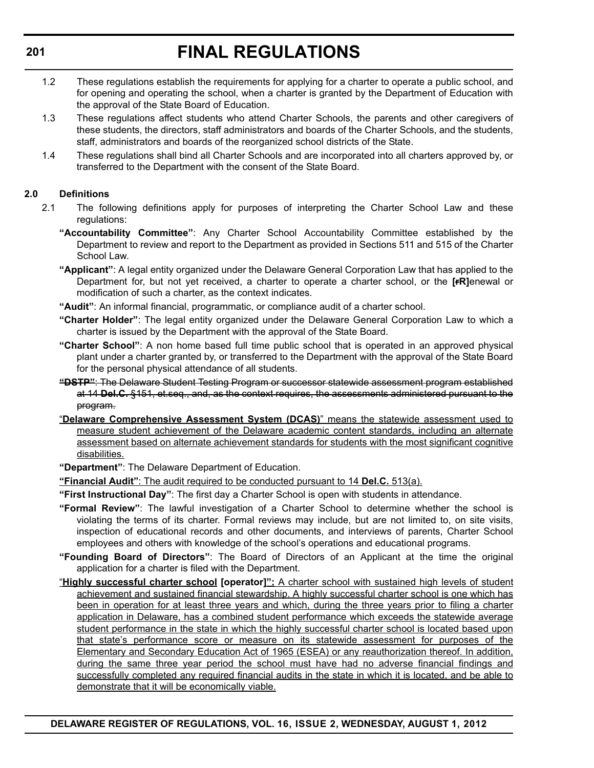1.2 These regulations establish the requirements for applying for a charter to operate a public school, and for opening and operating the school, when a charter is granted by the Department of Education with the approval of the State Board of Education.

1.3 These regulations affect students who attend Charter Schools, the parents and other caregivers of these students, the directors, staff administrators and boards of the Charter Schools, and the students, staff, administrators and boards of the reorganized school districts of the State.

1.4 These regulations shall bind all Charter Schools and are incorporated into all charters approved by, or transferred to the Department with the consent of the State Board.

**2.0 Definitions**

2.1 The following definitions apply for purposes of interpreting the Charter School Law and these regulations:

**"Accountability Committee"**: Any Charter School Accountability Committee established by the Department to review and report to the Department as provided in Sections 511 and 515 of the Charter School Law.

**"Applicant"**: A legal entity organized under the Delaware General Corporation Law that has applied to the Department for, but not yet received, a charter to operate a charter school, or the **[~~r~~R]**enewal or modification of such a charter, as the context indicates.

**"Audit"**: An informal financial, programmatic, or compliance audit of a charter school.

**"Charter Holder"**: The legal entity organized under the Delaware General Corporation Law to which a charter is issued by the Department with the approval of the State Board.

**"Charter School"**: A non home based full time public school that is operated in an approved physical plant under a charter granted by, or transferred to the Department with the approval of the State Board for the personal physical attendance of all students.

~~**"DSTP"**: The Delaware Student Testing Program or successor statewide assessment program established at 14 **Del.C.** §151, et.seq., and, as the context requires, the assessments administered pursuant to the program.~~

<u>"**Delaware Comprehensive Assessment System (DCAS)**" means the statewide assessment used to measure student achievement of the Delaware academic content standards, including an alternate assessment based on alternate achievement standards for students with the most significant cognitive disabilities.</u>

**"Department"**: The Delaware Department of Education.

<u>**"Financial Audit"**: The audit required to be conducted pursuant to 14 **Del.C.** 513(a).</u>

**"First Instructional Day"**: The first day a Charter School is open with students in attendance.

**"Formal Review"**: The lawful investigation of a Charter School to determine whether the school is violating the terms of its charter. Formal reviews may include, but are not limited to, on site visits, inspection of educational records and other documents, and interviews of parents, Charter School employees and others with knowledge of the school's operations and educational programs.

**"Founding Board of Directors"**: The Board of Directors of an Applicant at the time the original application for a charter is filed with the Department.

<u>"**Highly successful charter school** **[operator]**": A charter school with sustained high levels of student achievement and sustained financial stewardship. A highly successful charter school is one which has been in operation for at least three years and which, during the three years prior to filing a charter application in Delaware, has a combined student performance which exceeds the statewide average student performance in the state in which the highly successful charter school is located based upon that state's performance score or measure on its statewide assessment for purposes of the Elementary and Secondary Education Act of 1965 (ESEA) or any reauthorization thereof. In addition, during the same three year period the school must have had no adverse financial findings and successfully completed any required financial audits in the state in which it is located, and be able to demonstrate that it will be economically viable.</u>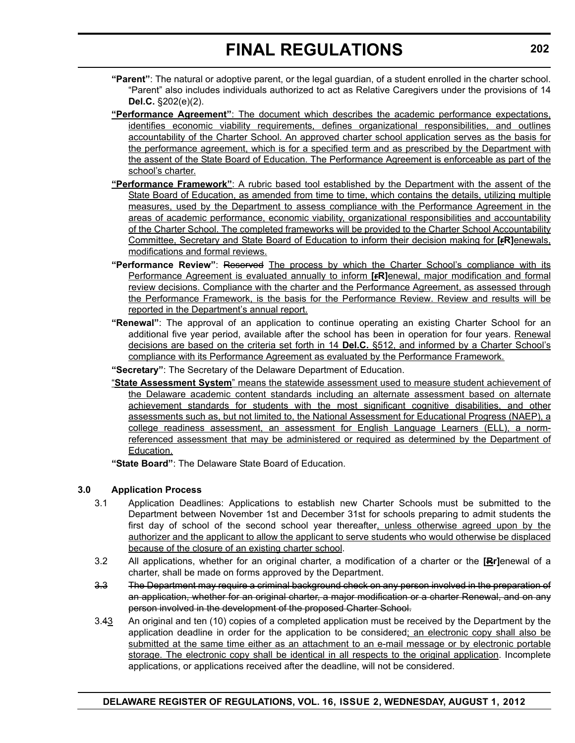**"Parent"**: The natural or adoptive parent, or the legal guardian, of a student enrolled in the charter school. "Parent" also includes individuals authorized to act as Relative Caregivers under the provisions of 14 **Del.C.** §202(e)(2).

<u>**"Performance Agreement"**: The document which describes the academic performance expectations, identifies economic viability requirements, defines organizational responsibilities, and outlines accountability of the Charter School. An approved charter school application serves as the basis for the performance agreement, which is for a specified term and as prescribed by the Department with the assent of the State Board of Education. The Performance Agreement is enforceable as part of the school's charter.</u>

<u>**"Performance Framework"**: A rubric based tool established by the Department with the assent of the State Board of Education, as amended from time to time, which contains the details, utilizing multiple measures, used by the Department to assess compliance with the Performance Agreement in the areas of academic performance, economic viability, organizational responsibilities and accountability of the Charter School. The completed frameworks will be provided to the Charter School Accountability Committee, Secretary and State Board of Education to inform their decision making for **[~~r~~R]**enewals, modifications and formal reviews.</u>

**"Performance Review"**: ~~Reserved~~ <u>The process by which the Charter School's compliance with its Performance Agreement is evaluated annually to inform **[~~r~~R]**enewal, major modification and formal review decisions. Compliance with the charter and the Performance Agreement, as assessed through the Performance Framework, is the basis for the Performance Review. Review and results will be reported in the Department's annual report.</u>

**"Renewal"**: The approval of an application to continue operating an existing Charter School for an additional five year period, available after the school has been in operation for four years. <u>Renewal decisions are based on the criteria set forth in 14 **Del.C.** §512, and informed by a Charter School's compliance with its Performance Agreement as evaluated by the Performance Framework.</u>

**"Secretary"**: The Secretary of the Delaware Department of Education.

<u>"**State Assessment System**" means the statewide assessment used to measure student achievement of the Delaware academic content standards including an alternate assessment based on alternate achievement standards for students with the most significant cognitive disabilities, and other assessments such as, but not limited to, the National Assessment for Educational Progress (NAEP), a college readiness assessment, an assessment for English Language Learners (ELL), a norm-referenced assessment that may be administered or required as determined by the Department of Education.</u>

**"State Board"**: The Delaware State Board of Education.

### 3.0 Application Process

3.1 Application Deadlines: Applications to establish new Charter Schools must be submitted to the Department between November 1st and December 31st for schools preparing to admit students the first day of school of the second school year thereafter<u>, unless otherwise agreed upon by the authorizer and the applicant to allow the applicant to serve students who would otherwise be displaced because of the closure of an existing charter school</u>.

3.2 All applications, whether for an original charter, a modification of a charter or the **[~~R~~r]**enewal of a charter, shall be made on forms approved by the Department.

~~3.3 The Department may require a criminal background check on any person involved in the preparation of an application, whether for an original charter, a major modification or a charter Renewal, and on any person involved in the development of the proposed Charter School.~~

3.~~4~~<u>3</u> An original and ten (10) copies of a completed application must be received by the Department by the application deadline in order for the application to be considered<u>; an electronic copy shall also be submitted at the same time either as an attachment to an e-mail message or by electronic portable storage. The electronic copy shall be identical in all respects to the original application</u>. Incomplete applications, or applications received after the deadline, will not be considered.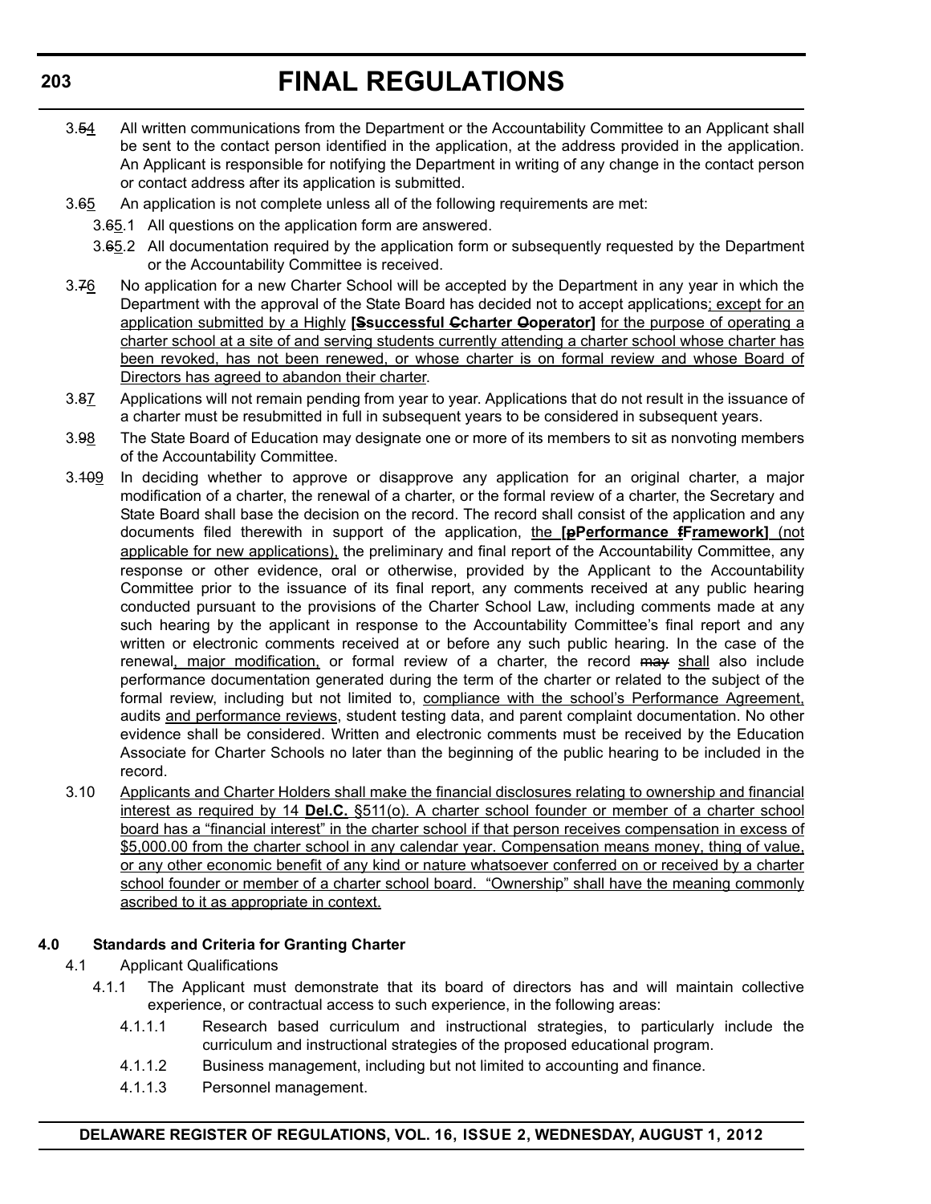3.54 All written communications from the Department or the Accountability Committee to an Applicant shall be sent to the contact person identified in the application, at the address provided in the application. An Applicant is responsible for notifying the Department in writing of any change in the contact person or contact address after its application is submitted.

3.65 An application is not complete unless all of the following requirements are met:

3.65.1 All questions on the application form are answered.

3.65.2 All documentation required by the application form or subsequently requested by the Department or the Accountability Committee is received.

3.76 No application for a new Charter School will be accepted by the Department in any year in which the Department with the approval of the State Board has decided not to accept applications; except for an application submitted by a Highly **[Ssuccessful Ccharter Ooperator]** for the purpose of operating a charter school at a site of and serving students currently attending a charter school whose charter has been revoked, has not been renewed, or whose charter is on formal review and whose Board of Directors has agreed to abandon their charter.

3.87 Applications will not remain pending from year to year. Applications that do not result in the issuance of a charter must be resubmitted in full in subsequent years to be considered in subsequent years.

3.98 The State Board of Education may designate one or more of its members to sit as nonvoting members of the Accountability Committee.

3.109 In deciding whether to approve or disapprove any application for an original charter, a major modification of a charter, the renewal of a charter, or the formal review of a charter, the Secretary and State Board shall base the decision on the record. The record shall consist of the application and any documents filed therewith in support of the application, the **[pPerformance fFramework]** (not applicable for new applications), the preliminary and final report of the Accountability Committee, any response or other evidence, oral or otherwise, provided by the Applicant to the Accountability Committee prior to the issuance of its final report, any comments received at any public hearing conducted pursuant to the provisions of the Charter School Law, including comments made at any such hearing by the applicant in response to the Accountability Committee's final report and any written or electronic comments received at or before any such public hearing. In the case of the renewal, major modification, or formal review of a charter, the record may shall also include performance documentation generated during the term of the charter or related to the subject of the formal review, including but not limited to, compliance with the school's Performance Agreement, audits and performance reviews, student testing data, and parent complaint documentation. No other evidence shall be considered. Written and electronic comments must be received by the Education Associate for Charter Schools no later than the beginning of the public hearing to be included in the record.

3.10 Applicants and Charter Holders shall make the financial disclosures relating to ownership and financial interest as required by 14 **Del.C.** §511(o). A charter school founder or member of a charter school board has a "financial interest" in the charter school if that person receives compensation in excess of $5,000.00 from the charter school in any calendar year. Compensation means money, thing of value, or any other economic benefit of any kind or nature whatsoever conferred on or received by a charter school founder or member of a charter school board. "Ownership" shall have the meaning commonly ascribed to it as appropriate in context.

**4.0 Standards and Criteria for Granting Charter**

4.1 Applicant Qualifications

4.1.1 The Applicant must demonstrate that its board of directors has and will maintain collective experience, or contractual access to such experience, in the following areas:

4.1.1.1 Research based curriculum and instructional strategies, to particularly include the curriculum and instructional strategies of the proposed educational program.

4.1.1.2 Business management, including but not limited to accounting and finance.

4.1.1.3 Personnel management.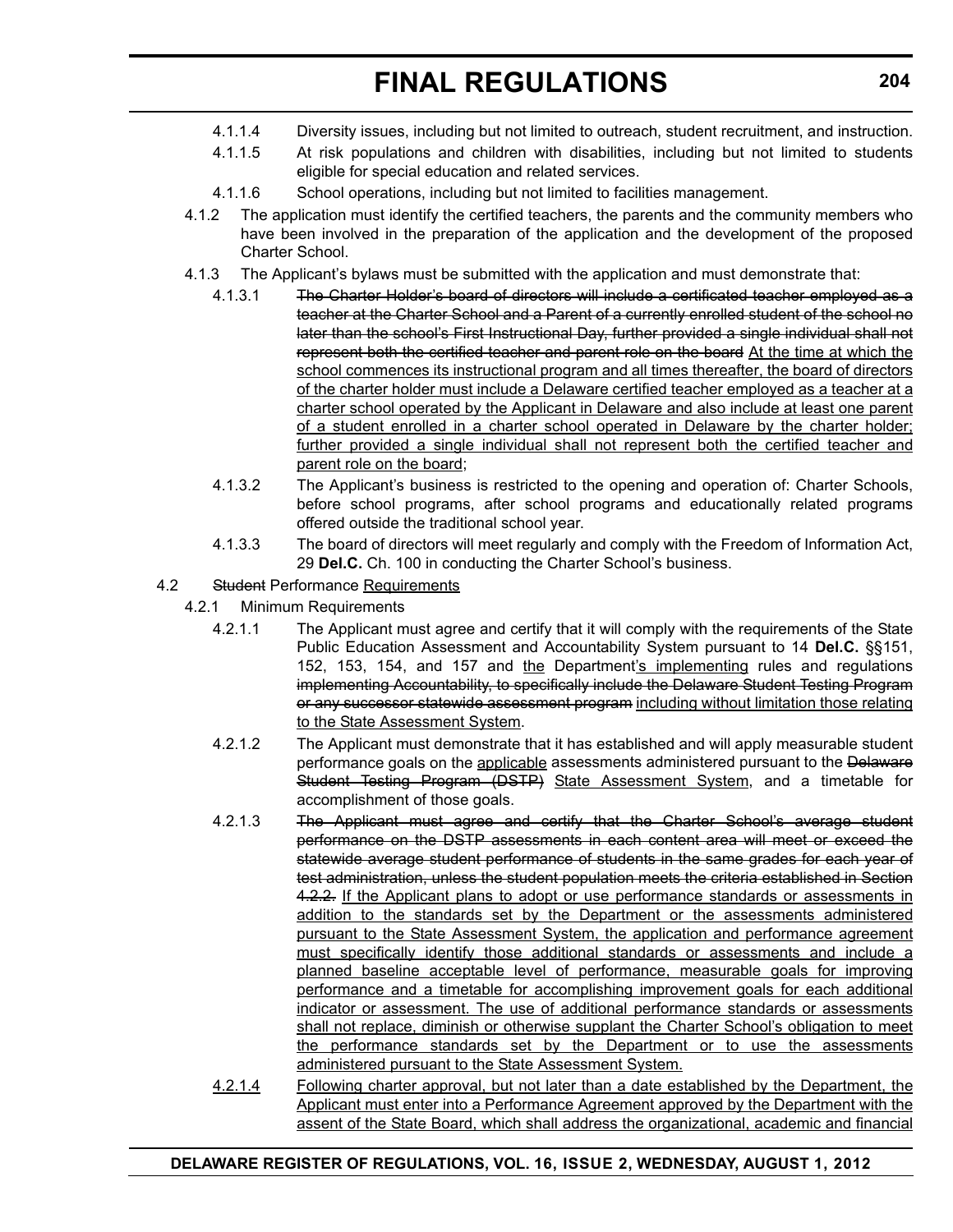4.1.1.4 Diversity issues, including but not limited to outreach, student recruitment, and instruction.

4.1.1.5 At risk populations and children with disabilities, including but not limited to students eligible for special education and related services.

4.1.1.6 School operations, including but not limited to facilities management.

4.1.2 The application must identify the certified teachers, the parents and the community members who have been involved in the preparation of the application and the development of the proposed Charter School.

4.1.3 The Applicant's bylaws must be submitted with the application and must demonstrate that:

4.1.3.1 ~~The Charter Holder's board of directors will include a certificated teacher employed as a teacher at the Charter School and a Parent of a currently enrolled student of the school no later than the school's First Instructional Day, further provided a single individual shall not represent both the certified teacher and parent role on the board~~ <u>At the time at which the school commences its instructional program and all times thereafter, the board of directors of the charter holder must include a Delaware certified teacher employed as a teacher at a charter school operated by the Applicant in Delaware and also include at least one parent of a student enrolled in a charter school operated in Delaware by the charter holder; further provided a single individual shall not represent both the certified teacher and parent role on the board</u>;

4.1.3.2 The Applicant's business is restricted to the opening and operation of: Charter Schools, before school programs, after school programs and educationally related programs offered outside the traditional school year.

4.1.3.3 The board of directors will meet regularly and comply with the Freedom of Information Act, 29 **Del.C.** Ch. 100 in conducting the Charter School's business.

4.2 ~~Student~~ Performance <u>Requirements</u>

4.2.1 Minimum Requirements

4.2.1.1 The Applicant must agree and certify that it will comply with the requirements of the State Public Education Assessment and Accountability System pursuant to 14 **Del.C.** §§151, 152, 153, 154, and 157 and <u>the</u> Department<u>'s implementing</u> rules and regulations ~~implementing Accountability, to specifically include the Delaware Student Testing Program or any successor statewide assessment program~~ <u>including without limitation those relating to the State Assessment System</u>.

4.2.1.2 The Applicant must demonstrate that it has established and will apply measurable student performance goals on the <u>applicable</u> assessments administered pursuant to the ~~Delaware Student Testing Program (DSTP)~~ <u>State Assessment System</u>, and a timetable for accomplishment of those goals.

4.2.1.3 ~~The Applicant must agree and certify that the Charter School's average student performance on the DSTP assessments in each content area will meet or exceed the statewide average student performance of students in the same grades for each year of test administration, unless the student population meets the criteria established in Section 4.2.2.~~ <u>If the Applicant plans to adopt or use performance standards or assessments in addition to the standards set by the Department or the assessments administered pursuant to the State Assessment System, the application and performance agreement must specifically identify those additional standards or assessments and include a planned baseline acceptable level of performance, measurable goals for improving performance and a timetable for accomplishing improvement goals for each additional indicator or assessment. The use of additional performance standards or assessments shall not replace, diminish or otherwise supplant the Charter School's obligation to meet the performance standards set by the Department or to use the assessments administered pursuant to the State Assessment System.</u>

<u>4.2.1.4</u> <u>Following charter approval, but not later than a date established by the Department, the Applicant must enter into a Performance Agreement approved by the Department with the assent of the State Board, which shall address the organizational, academic and financial</u>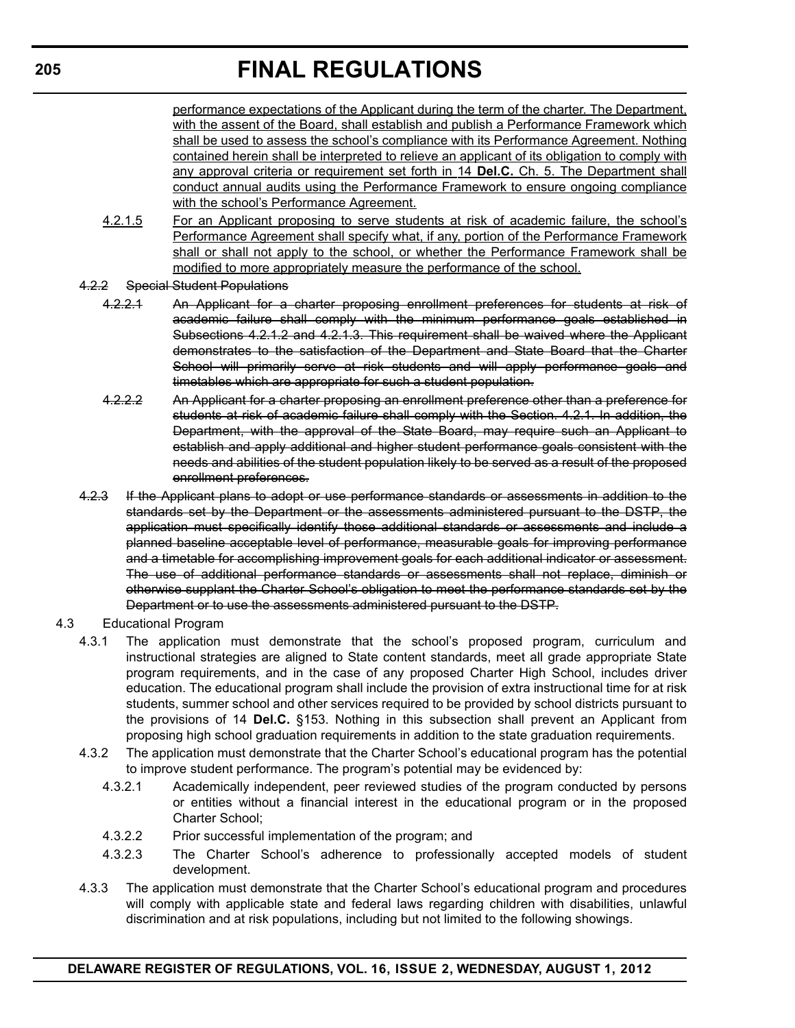performance expectations of the Applicant during the term of the charter. The Department, with the assent of the Board, shall establish and publish a Performance Framework which shall be used to assess the school's compliance with its Performance Agreement. Nothing contained herein shall be interpreted to relieve an applicant of its obligation to comply with any approval criteria or requirement set forth in 14 **Del.C.** Ch. 5. The Department shall conduct annual audits using the Performance Framework to ensure ongoing compliance with the school's Performance Agreement.

4.2.1.5 For an Applicant proposing to serve students at risk of academic failure, the school's Performance Agreement shall specify what, if any, portion of the Performance Framework shall or shall not apply to the school, or whether the Performance Framework shall be modified to more appropriately measure the performance of the school.

~~4.2.2 Special Student Populations~~

~~4.2.2.1 An Applicant for a charter proposing enrollment preferences for students at risk of academic failure shall comply with the minimum performance goals established in Subsections 4.2.1.2 and 4.2.1.3. This requirement shall be waived where the Applicant demonstrates to the satisfaction of the Department and State Board that the Charter School will primarily serve at risk students and will apply performance goals and timetables which are appropriate for such a student population.~~

~~4.2.2.2 An Applicant for a charter proposing an enrollment preference other than a preference for students at risk of academic failure shall comply with the Section. 4.2.1. In addition, the Department, with the approval of the State Board, may require such an Applicant to establish and apply additional and higher student performance goals consistent with the needs and abilities of the student population likely to be served as a result of the proposed enrollment preferences.~~

~~4.2.3 If the Applicant plans to adopt or use performance standards or assessments in addition to the standards set by the Department or the assessments administered pursuant to the DSTP, the application must specifically identify those additional standards or assessments and include a planned baseline acceptable level of performance, measurable goals for improving performance and a timetable for accomplishing improvement goals for each additional indicator or assessment. The use of additional performance standards or assessments shall not replace, diminish or otherwise supplant the Charter School's obligation to meet the performance standards set by the Department or to use the assessments administered pursuant to the DSTP.~~

4.3 Educational Program

4.3.1 The application must demonstrate that the school's proposed program, curriculum and instructional strategies are aligned to State content standards, meet all grade appropriate State program requirements, and in the case of any proposed Charter High School, includes driver education. The educational program shall include the provision of extra instructional time for at risk students, summer school and other services required to be provided by school districts pursuant to the provisions of 14 **Del.C.** §153. Nothing in this subsection shall prevent an Applicant from proposing high school graduation requirements in addition to the state graduation requirements.

4.3.2 The application must demonstrate that the Charter School's educational program has the potential to improve student performance. The program's potential may be evidenced by:

4.3.2.1 Academically independent, peer reviewed studies of the program conducted by persons or entities without a financial interest in the educational program or in the proposed Charter School;

4.3.2.2 Prior successful implementation of the program; and

4.3.2.3 The Charter School's adherence to professionally accepted models of student development.

4.3.3 The application must demonstrate that the Charter School's educational program and procedures will comply with applicable state and federal laws regarding children with disabilities, unlawful discrimination and at risk populations, including but not limited to the following showings.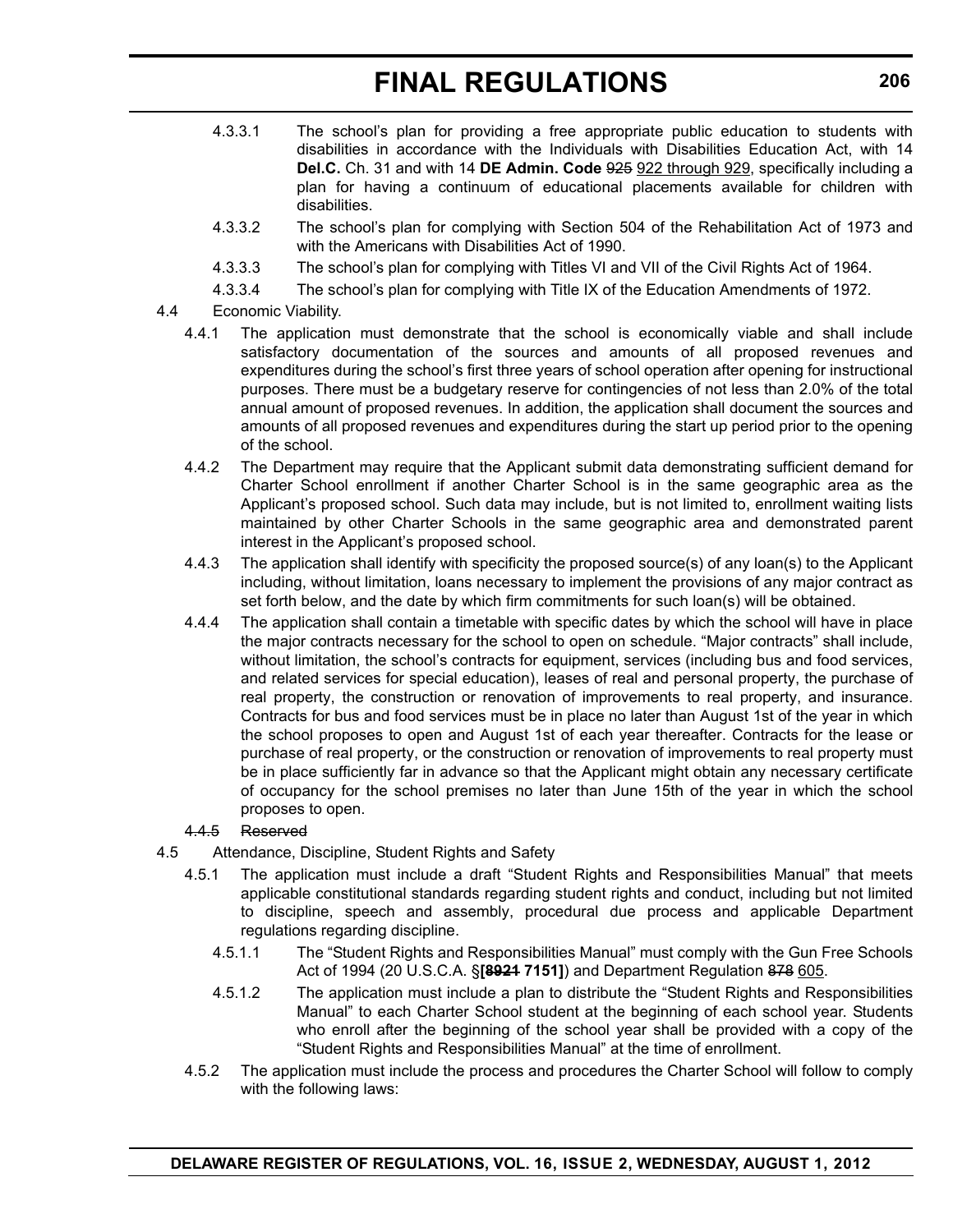4.3.3.1 The school's plan for providing a free appropriate public education to students with disabilities in accordance with the Individuals with Disabilities Education Act, with 14 **Del.C.** Ch. 31 and with 14 **DE Admin. Code** ~~925~~ 922 through 929, specifically including a plan for having a continuum of educational placements available for children with disabilities.

4.3.3.2 The school's plan for complying with Section 504 of the Rehabilitation Act of 1973 and with the Americans with Disabilities Act of 1990.

4.3.3.3 The school's plan for complying with Titles VI and VII of the Civil Rights Act of 1964.

4.3.3.4 The school's plan for complying with Title IX of the Education Amendments of 1972.

4.4 Economic Viability.

4.4.1 The application must demonstrate that the school is economically viable and shall include satisfactory documentation of the sources and amounts of all proposed revenues and expenditures during the school's first three years of school operation after opening for instructional purposes. There must be a budgetary reserve for contingencies of not less than 2.0% of the total annual amount of proposed revenues. In addition, the application shall document the sources and amounts of all proposed revenues and expenditures during the start up period prior to the opening of the school.

4.4.2 The Department may require that the Applicant submit data demonstrating sufficient demand for Charter School enrollment if another Charter School is in the same geographic area as the Applicant's proposed school. Such data may include, but is not limited to, enrollment waiting lists maintained by other Charter Schools in the same geographic area and demonstrated parent interest in the Applicant's proposed school.

4.4.3 The application shall identify with specificity the proposed source(s) of any loan(s) to the Applicant including, without limitation, loans necessary to implement the provisions of any major contract as set forth below, and the date by which firm commitments for such loan(s) will be obtained.

4.4.4 The application shall contain a timetable with specific dates by which the school will have in place the major contracts necessary for the school to open on schedule. "Major contracts" shall include, without limitation, the school's contracts for equipment, services (including bus and food services, and related services for special education), leases of real and personal property, the purchase of real property, the construction or renovation of improvements to real property, and insurance. Contracts for bus and food services must be in place no later than August 1st of the year in which the school proposes to open and August 1st of each year thereafter. Contracts for the lease or purchase of real property, or the construction or renovation of improvements to real property must be in place sufficiently far in advance so that the Applicant might obtain any necessary certificate of occupancy for the school premises no later than June 15th of the year in which the school proposes to open.

~~4.4.5 Reserved~~

4.5 Attendance, Discipline, Student Rights and Safety

4.5.1 The application must include a draft "Student Rights and Responsibilities Manual" that meets applicable constitutional standards regarding student rights and conduct, including but not limited to discipline, speech and assembly, procedural due process and applicable Department regulations regarding discipline.

4.5.1.1 The "Student Rights and Responsibilities Manual" must comply with the Gun Free Schools Act of 1994 (20 U.S.C.A. §**[~~8921~~ 7151]**) and Department Regulation ~~878~~ 605.

4.5.1.2 The application must include a plan to distribute the "Student Rights and Responsibilities Manual" to each Charter School student at the beginning of each school year. Students who enroll after the beginning of the school year shall be provided with a copy of the "Student Rights and Responsibilities Manual" at the time of enrollment.

4.5.2 The application must include the process and procedures the Charter School will follow to comply with the following laws: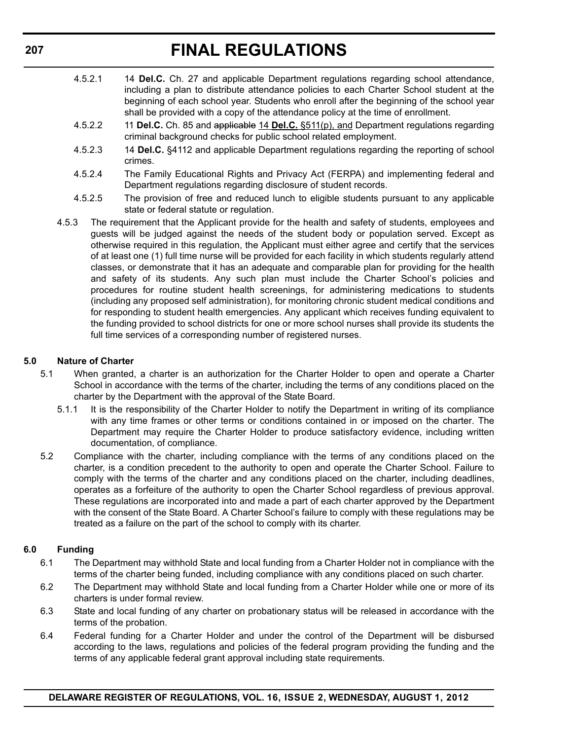4.5.2.1 14 **Del.C.** Ch. 27 and applicable Department regulations regarding school attendance, including a plan to distribute attendance policies to each Charter School student at the beginning of each school year. Students who enroll after the beginning of the school year shall be provided with a copy of the attendance policy at the time of enrollment.

4.5.2.2 11 **Del.C.** Ch. 85 and ~~applicable~~ 14 **Del.C.** §511(p), and Department regulations regarding criminal background checks for public school related employment.

4.5.2.3 14 **Del.C.** §4112 and applicable Department regulations regarding the reporting of school crimes.

4.5.2.4 The Family Educational Rights and Privacy Act (FERPA) and implementing federal and Department regulations regarding disclosure of student records.

4.5.2.5 The provision of free and reduced lunch to eligible students pursuant to any applicable state or federal statute or regulation.

4.5.3 The requirement that the Applicant provide for the health and safety of students, employees and guests will be judged against the needs of the student body or population served. Except as otherwise required in this regulation, the Applicant must either agree and certify that the services of at least one (1) full time nurse will be provided for each facility in which students regularly attend classes, or demonstrate that it has an adequate and comparable plan for providing for the health and safety of its students. Any such plan must include the Charter School's policies and procedures for routine student health screenings, for administering medications to students (including any proposed self administration), for monitoring chronic student medical conditions and for responding to student health emergencies. Any applicant which receives funding equivalent to the funding provided to school districts for one or more school nurses shall provide its students the full time services of a corresponding number of registered nurses.

**5.0 Nature of Charter**

5.1 When granted, a charter is an authorization for the Charter Holder to open and operate a Charter School in accordance with the terms of the charter, including the terms of any conditions placed on the charter by the Department with the approval of the State Board.

5.1.1 It is the responsibility of the Charter Holder to notify the Department in writing of its compliance with any time frames or other terms or conditions contained in or imposed on the charter. The Department may require the Charter Holder to produce satisfactory evidence, including written documentation, of compliance.

5.2 Compliance with the charter, including compliance with the terms of any conditions placed on the charter, is a condition precedent to the authority to open and operate the Charter School. Failure to comply with the terms of the charter and any conditions placed on the charter, including deadlines, operates as a forfeiture of the authority to open the Charter School regardless of previous approval. These regulations are incorporated into and made a part of each charter approved by the Department with the consent of the State Board. A Charter School's failure to comply with these regulations may be treated as a failure on the part of the school to comply with its charter.

**6.0 Funding**

6.1 The Department may withhold State and local funding from a Charter Holder not in compliance with the terms of the charter being funded, including compliance with any conditions placed on such charter.

6.2 The Department may withhold State and local funding from a Charter Holder while one or more of its charters is under formal review.

6.3 State and local funding of any charter on probationary status will be released in accordance with the terms of the probation.

6.4 Federal funding for a Charter Holder and under the control of the Department will be disbursed according to the laws, regulations and policies of the federal program providing the funding and the terms of any applicable federal grant approval including state requirements.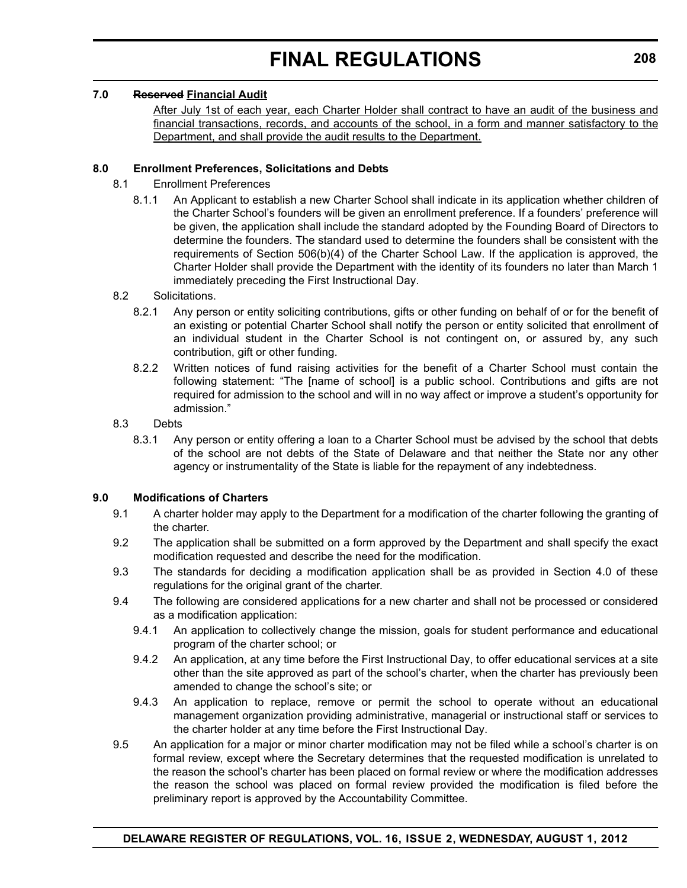**7.0 ~~Reserved~~ <u>Financial Audit</u>**

<u>After July 1st of each year, each Charter Holder shall contract to have an audit of the business and financial transactions, records, and accounts of the school, in a form and manner satisfactory to the Department, and shall provide the audit results to the Department.</u>

**8.0 Enrollment Preferences, Solicitations and Debts**

8.1 Enrollment Preferences

8.1.1 An Applicant to establish a new Charter School shall indicate in its application whether children of the Charter School's founders will be given an enrollment preference. If a founders' preference will be given, the application shall include the standard adopted by the Founding Board of Directors to determine the founders. The standard used to determine the founders shall be consistent with the requirements of Section 506(b)(4) of the Charter School Law. If the application is approved, the Charter Holder shall provide the Department with the identity of its founders no later than March 1 immediately preceding the First Instructional Day.

8.2 Solicitations.

8.2.1 Any person or entity soliciting contributions, gifts or other funding on behalf of or for the benefit of an existing or potential Charter School shall notify the person or entity solicited that enrollment of an individual student in the Charter School is not contingent on, or assured by, any such contribution, gift or other funding.

8.2.2 Written notices of fund raising activities for the benefit of a Charter School must contain the following statement: "The [name of school] is a public school. Contributions and gifts are not required for admission to the school and will in no way affect or improve a student's opportunity for admission."

8.3 Debts

8.3.1 Any person or entity offering a loan to a Charter School must be advised by the school that debts of the school are not debts of the State of Delaware and that neither the State nor any other agency or instrumentality of the State is liable for the repayment of any indebtedness.

**9.0 Modifications of Charters**

9.1 A charter holder may apply to the Department for a modification of the charter following the granting of the charter.

9.2 The application shall be submitted on a form approved by the Department and shall specify the exact modification requested and describe the need for the modification.

9.3 The standards for deciding a modification application shall be as provided in Section 4.0 of these regulations for the original grant of the charter.

9.4 The following are considered applications for a new charter and shall not be processed or considered as a modification application:

9.4.1 An application to collectively change the mission, goals for student performance and educational program of the charter school; or

9.4.2 An application, at any time before the First Instructional Day, to offer educational services at a site other than the site approved as part of the school's charter, when the charter has previously been amended to change the school's site; or

9.4.3 An application to replace, remove or permit the school to operate without an educational management organization providing administrative, managerial or instructional staff or services to the charter holder at any time before the First Instructional Day.

9.5 An application for a major or minor charter modification may not be filed while a school's charter is on formal review, except where the Secretary determines that the requested modification is unrelated to the reason the school's charter has been placed on formal review or where the modification addresses the reason the school was placed on formal review provided the modification is filed before the preliminary report is approved by the Accountability Committee.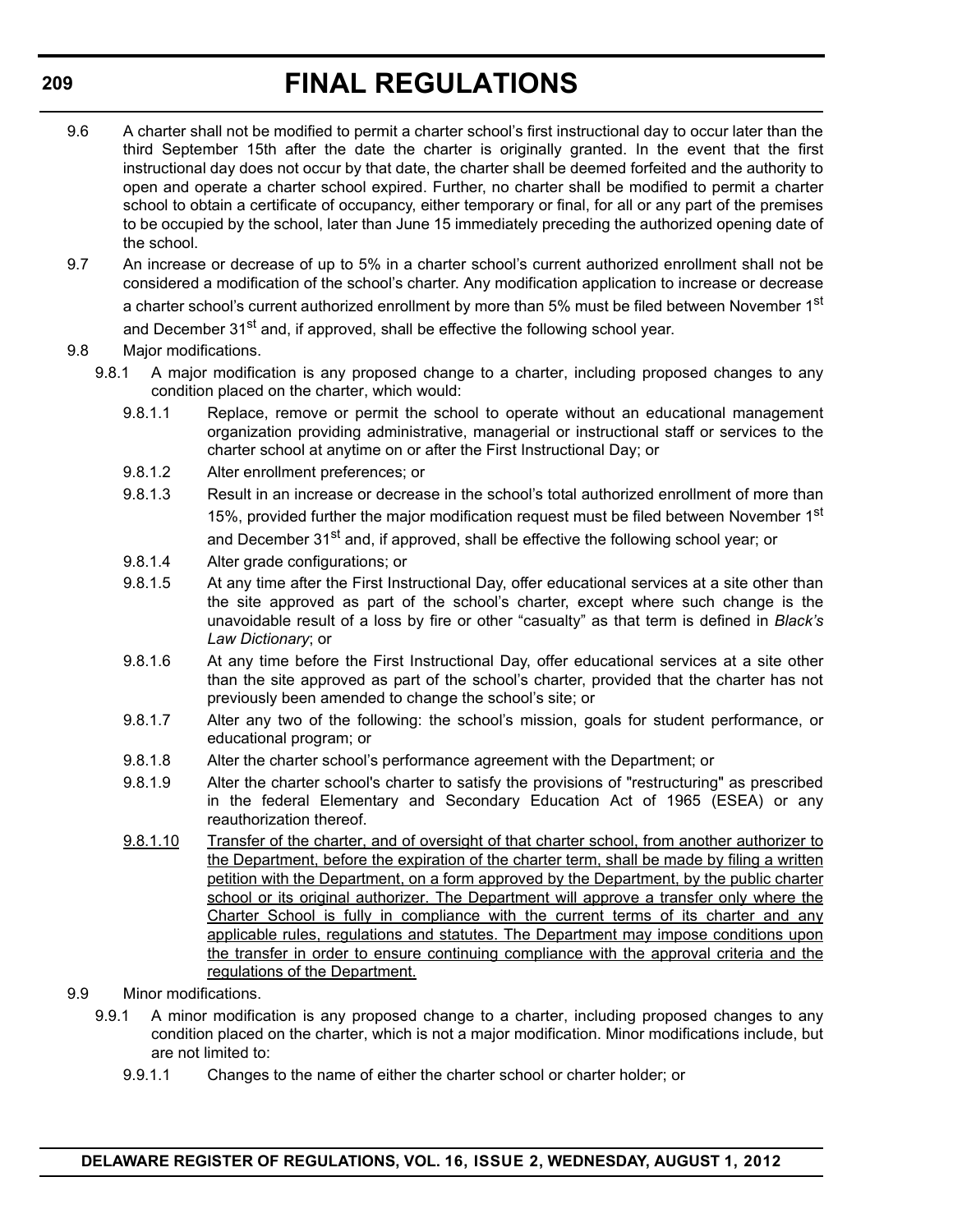9.6 A charter shall not be modified to permit a charter school's first instructional day to occur later than the third September 15th after the date the charter is originally granted. In the event that the first instructional day does not occur by that date, the charter shall be deemed forfeited and the authority to open and operate a charter school expired. Further, no charter shall be modified to permit a charter school to obtain a certificate of occupancy, either temporary or final, for all or any part of the premises to be occupied by the school, later than June 15 immediately preceding the authorized opening date of the school.

9.7 An increase or decrease of up to 5% in a charter school's current authorized enrollment shall not be considered a modification of the school's charter. Any modification application to increase or decrease a charter school's current authorized enrollment by more than 5% must be filed between November 1st and December 31st and, if approved, shall be effective the following school year.

9.8 Major modifications.

9.8.1 A major modification is any proposed change to a charter, including proposed changes to any condition placed on the charter, which would:

9.8.1.1 Replace, remove or permit the school to operate without an educational management organization providing administrative, managerial or instructional staff or services to the charter school at anytime on or after the First Instructional Day; or

9.8.1.2 Alter enrollment preferences; or

9.8.1.3 Result in an increase or decrease in the school's total authorized enrollment of more than 15%, provided further the major modification request must be filed between November 1st and December 31st and, if approved, shall be effective the following school year; or

9.8.1.4 Alter grade configurations; or

9.8.1.5 At any time after the First Instructional Day, offer educational services at a site other than the site approved as part of the school's charter, except where such change is the unavoidable result of a loss by fire or other "casualty" as that term is defined in *Black's Law Dictionary*; or

9.8.1.6 At any time before the First Instructional Day, offer educational services at a site other than the site approved as part of the school's charter, provided that the charter has not previously been amended to change the school's site; or

9.8.1.7 Alter any two of the following: the school's mission, goals for student performance, or educational program; or

9.8.1.8 Alter the charter school's performance agreement with the Department; or

9.8.1.9 Alter the charter school's charter to satisfy the provisions of "restructuring" as prescribed in the federal Elementary and Secondary Education Act of 1965 (ESEA) or any reauthorization thereof.

<u>9.8.1.10 Transfer of the charter, and of oversight of that charter school, from another authorizer to the Department, before the expiration of the charter term, shall be made by filing a written petition with the Department, on a form approved by the Department, by the public charter school or its original authorizer. The Department will approve a transfer only where the Charter School is fully in compliance with the current terms of its charter and any applicable rules, regulations and statutes. The Department may impose conditions upon the transfer in order to ensure continuing compliance with the approval criteria and the regulations of the Department.</u>

9.9 Minor modifications.

9.9.1 A minor modification is any proposed change to a charter, including proposed changes to any condition placed on the charter, which is not a major modification. Minor modifications include, but are not limited to:

9.9.1.1 Changes to the name of either the charter school or charter holder; or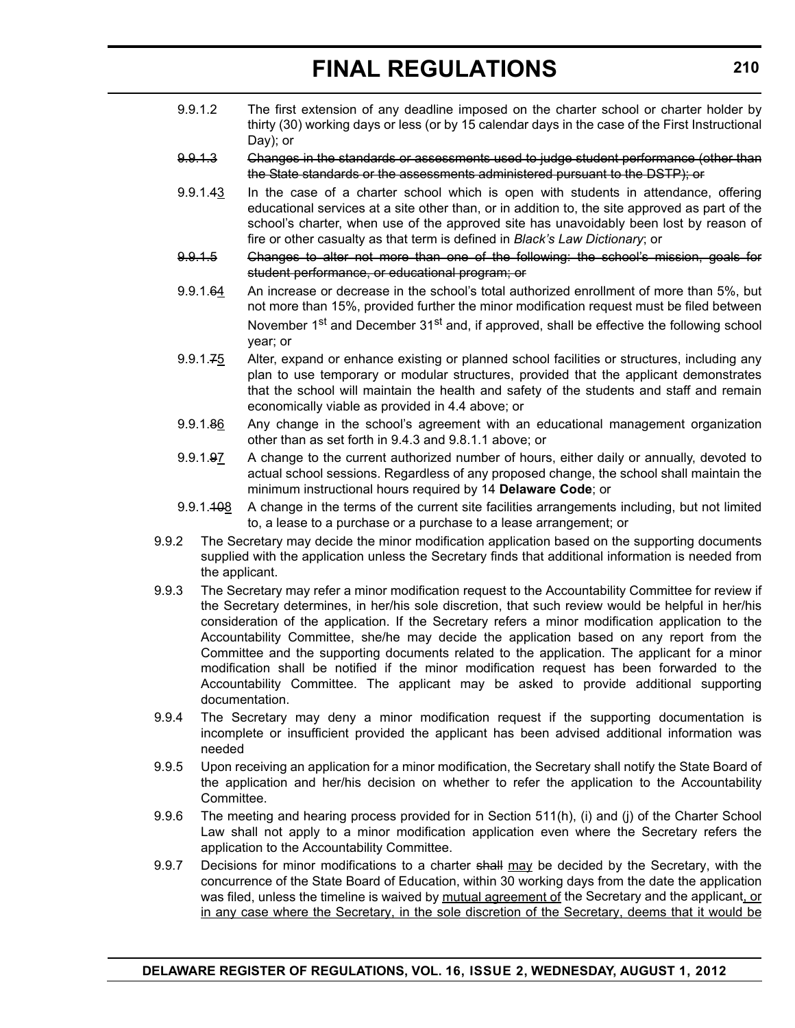9.9.1.2 The first extension of any deadline imposed on the charter school or charter holder by thirty (30) working days or less (or by 15 calendar days in the case of the First Instructional Day); or

~~9.9.1.3 Changes in the standards or assessments used to judge student performance (other than the State standards or the assessments administered pursuant to the DSTP); or~~

9.9.1.~~4~~3 In the case of a charter school which is open with students in attendance, offering educational services at a site other than, or in addition to, the site approved as part of the school's charter, when use of the approved site has unavoidably been lost by reason of fire or other casualty as that term is defined in *Black's Law Dictionary*; or

~~9.9.1.5 Changes to alter not more than one of the following: the school's mission, goals for student performance, or educational program; or~~

9.9.1.~~6~~4 An increase or decrease in the school's total authorized enrollment of more than 5%, but not more than 15%, provided further the minor modification request must be filed between November 1st and December 31st and, if approved, shall be effective the following school year; or

9.9.1.~~7~~5 Alter, expand or enhance existing or planned school facilities or structures, including any plan to use temporary or modular structures, provided that the applicant demonstrates that the school will maintain the health and safety of the students and staff and remain economically viable as provided in 4.4 above; or

9.9.1.~~8~~6 Any change in the school's agreement with an educational management organization other than as set forth in 9.4.3 and 9.8.1.1 above; or

9.9.1.~~9~~7 A change to the current authorized number of hours, either daily or annually, devoted to actual school sessions. Regardless of any proposed change, the school shall maintain the minimum instructional hours required by 14 **Delaware Code**; or

9.9.1.~~10~~8 A change in the terms of the current site facilities arrangements including, but not limited to, a lease to a purchase or a purchase to a lease arrangement; or

9.9.2 The Secretary may decide the minor modification application based on the supporting documents supplied with the application unless the Secretary finds that additional information is needed from the applicant.

9.9.3 The Secretary may refer a minor modification request to the Accountability Committee for review if the Secretary determines, in her/his sole discretion, that such review would be helpful in her/his consideration of the application. If the Secretary refers a minor modification application to the Accountability Committee, she/he may decide the application based on any report from the Committee and the supporting documents related to the application. The applicant for a minor modification shall be notified if the minor modification request has been forwarded to the Accountability Committee. The applicant may be asked to provide additional supporting documentation.

9.9.4 The Secretary may deny a minor modification request if the supporting documentation is incomplete or insufficient provided the applicant has been advised additional information was needed

9.9.5 Upon receiving an application for a minor modification, the Secretary shall notify the State Board of the application and her/his decision on whether to refer the application to the Accountability Committee.

9.9.6 The meeting and hearing process provided for in Section 511(h), (i) and (j) of the Charter School Law shall not apply to a minor modification application even where the Secretary refers the application to the Accountability Committee.

9.9.7 Decisions for minor modifications to a charter ~~shall~~ <u>may</u> be decided by the Secretary, with the concurrence of the State Board of Education, within 30 working days from the date the application was filed, unless the timeline is waived by <u>mutual agreement of</u> the Secretary and the applicant<u>, or in any case where the Secretary, in the sole discretion of the Secretary, deems that it would be</u>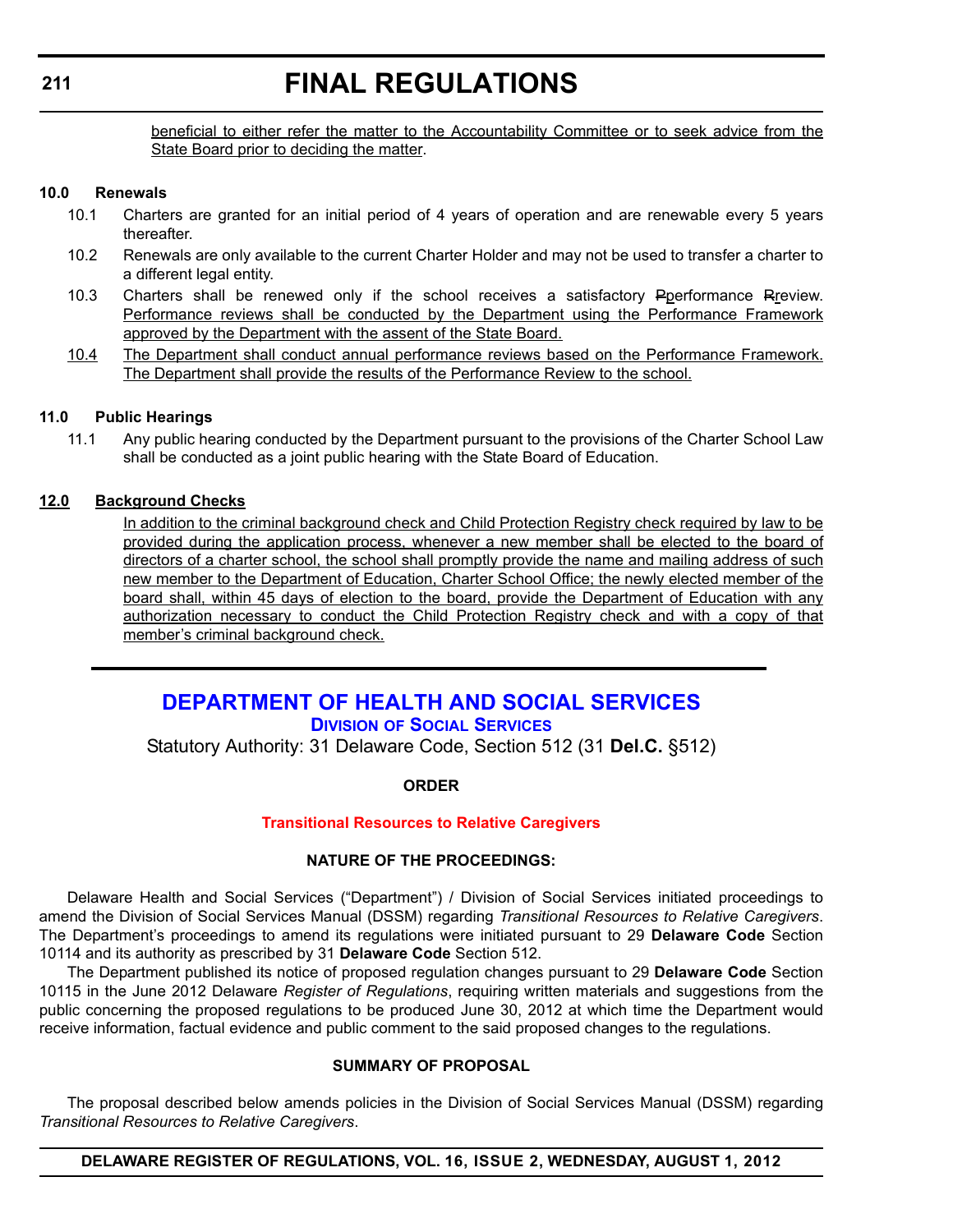beneficial to either refer the matter to the Accountability Committee or to seek advice from the State Board prior to deciding the matter.

**10.0 Renewals**

10.1 Charters are granted for an initial period of 4 years of operation and are renewable every 5 years thereafter.

10.2 Renewals are only available to the current Charter Holder and may not be used to transfer a charter to a different legal entity.

10.3 Charters shall be renewed only if the school receives a satisfactory ~~P~~performance ~~R~~review. Performance reviews shall be conducted by the Department using the Performance Framework approved by the Department with the assent of the State Board.

10.4 The Department shall conduct annual performance reviews based on the Performance Framework. The Department shall provide the results of the Performance Review to the school.

**11.0 Public Hearings**

11.1 Any public hearing conducted by the Department pursuant to the provisions of the Charter School Law shall be conducted as a joint public hearing with the State Board of Education.

**12.0 Background Checks**

In addition to the criminal background check and Child Protection Registry check required by law to be provided during the application process, whenever a new member shall be elected to the board of directors of a charter school, the school shall promptly provide the name and mailing address of such new member to the Department of Education, Charter School Office; the newly elected member of the board shall, within 45 days of election to the board, provide the Department of Education with any authorization necessary to conduct the Child Protection Registry check and with a copy of that member's criminal background check.

---

## DEPARTMENT OF HEALTH AND SOCIAL SERVICES

### DIVISION OF SOCIAL SERVICES

Statutory Authority: 31 Delaware Code, Section 512 (31 **Del.C.** §512)

**ORDER**

**Transitional Resources to Relative Caregivers**

**NATURE OF THE PROCEEDINGS:**

Delaware Health and Social Services ("Department") / Division of Social Services initiated proceedings to amend the Division of Social Services Manual (DSSM) regarding *Transitional Resources to Relative Caregivers*. The Department's proceedings to amend its regulations were initiated pursuant to 29 **Delaware Code** Section 10114 and its authority as prescribed by 31 **Delaware Code** Section 512.

The Department published its notice of proposed regulation changes pursuant to 29 **Delaware Code** Section 10115 in the June 2012 Delaware *Register of Regulations*, requiring written materials and suggestions from the public concerning the proposed regulations to be produced June 30, 2012 at which time the Department would receive information, factual evidence and public comment to the said proposed changes to the regulations.

**SUMMARY OF PROPOSAL**

The proposal described below amends policies in the Division of Social Services Manual (DSSM) regarding *Transitional Resources to Relative Caregivers*.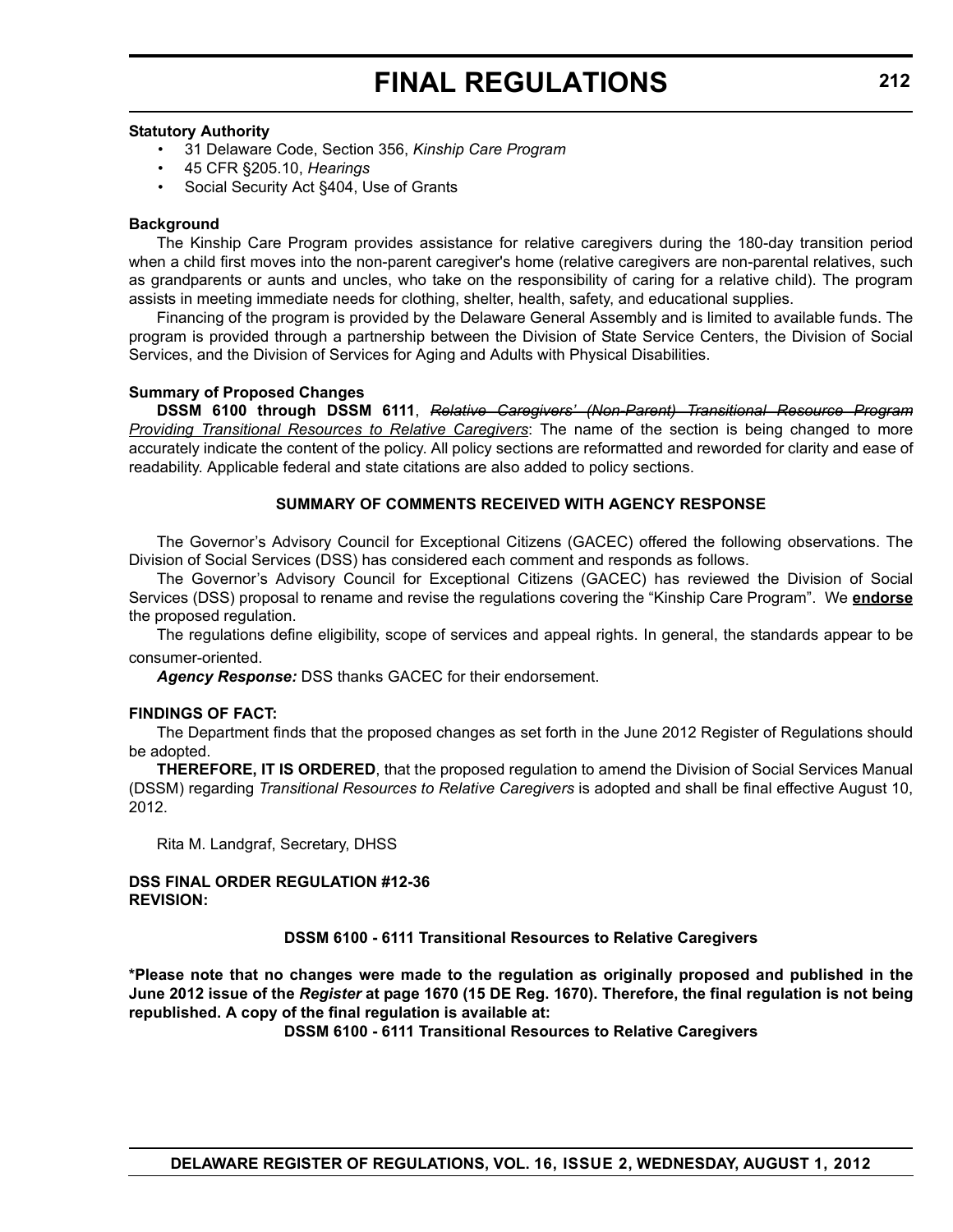**Statutory Authority**

- 31 Delaware Code, Section 356, *Kinship Care Program*
- 45 CFR §205.10, *Hearings*
- Social Security Act §404, Use of Grants

**Background**

The Kinship Care Program provides assistance for relative caregivers during the 180-day transition period when a child first moves into the non-parent caregiver's home (relative caregivers are non-parental relatives, such as grandparents or aunts and uncles, who take on the responsibility of caring for a relative child). The program assists in meeting immediate needs for clothing, shelter, health, safety, and educational supplies.

Financing of the program is provided by the Delaware General Assembly and is limited to available funds. The program is provided through a partnership between the Division of State Service Centers, the Division of Social Services, and the Division of Services for Aging and Adults with Physical Disabilities.

**Summary of Proposed Changes**

**DSSM 6100 through DSSM 6111**, ~~*Relative Caregivers' (Non-Parent) Transitional Resource Program*~~ *Providing Transitional Resources to Relative Caregivers*: The name of the section is being changed to more accurately indicate the content of the policy. All policy sections are reformatted and reworded for clarity and ease of readability. Applicable federal and state citations are also added to policy sections.

**SUMMARY OF COMMENTS RECEIVED WITH AGENCY RESPONSE**

The Governor's Advisory Council for Exceptional Citizens (GACEC) offered the following observations. The Division of Social Services (DSS) has considered each comment and responds as follows.

The Governor's Advisory Council for Exceptional Citizens (GACEC) has reviewed the Division of Social Services (DSS) proposal to rename and revise the regulations covering the "Kinship Care Program". We **endorse** the proposed regulation.

The regulations define eligibility, scope of services and appeal rights. In general, the standards appear to be consumer-oriented.

***Agency Response:*** DSS thanks GACEC for their endorsement.

**FINDINGS OF FACT:**

The Department finds that the proposed changes as set forth in the June 2012 Register of Regulations should be adopted.

**THEREFORE, IT IS ORDERED**, that the proposed regulation to amend the Division of Social Services Manual (DSSM) regarding *Transitional Resources to Relative Caregivers* is adopted and shall be final effective August 10, 2012.

Rita M. Landgraf, Secretary, DHSS

**DSS FINAL ORDER REGULATION #12-36**
**REVISION:**

**DSSM 6100 - 6111 Transitional Resources to Relative Caregivers**

**\*Please note that no changes were made to the regulation as originally proposed and published in the June 2012 issue of the *Register* at page 1670 (15 DE Reg. 1670). Therefore, the final regulation is not being republished. A copy of the final regulation is available at:**

**DSSM 6100 - 6111 Transitional Resources to Relative Caregivers**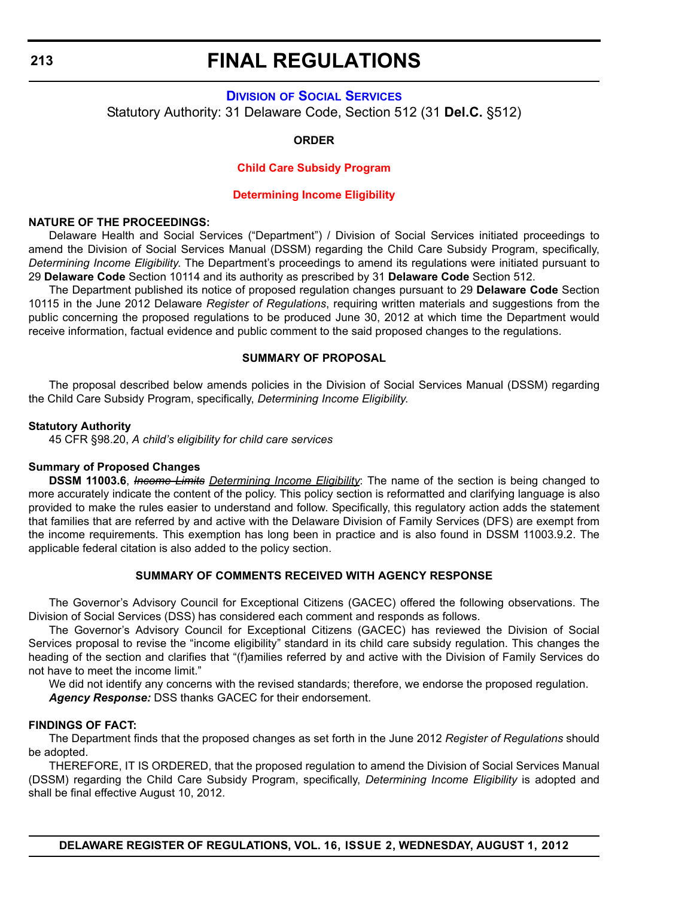# FINAL REGULATIONS

**DIVISION OF SOCIAL SERVICES**

Statutory Authority: 31 Delaware Code, Section 512 (31 **Del.C.** §512)

**ORDER**

**Child Care Subsidy Program**

**Determining Income Eligibility**

**NATURE OF THE PROCEEDINGS:**

Delaware Health and Social Services ("Department") / Division of Social Services initiated proceedings to amend the Division of Social Services Manual (DSSM) regarding the Child Care Subsidy Program, specifically, *Determining Income Eligibility*. The Department's proceedings to amend its regulations were initiated pursuant to 29 **Delaware Code** Section 10114 and its authority as prescribed by 31 **Delaware Code** Section 512.

The Department published its notice of proposed regulation changes pursuant to 29 **Delaware Code** Section 10115 in the June 2012 Delaware *Register of Regulations*, requiring written materials and suggestions from the public concerning the proposed regulations to be produced June 30, 2012 at which time the Department would receive information, factual evidence and public comment to the said proposed changes to the regulations.

**SUMMARY OF PROPOSAL**

The proposal described below amends policies in the Division of Social Services Manual (DSSM) regarding the Child Care Subsidy Program, specifically, *Determining Income Eligibility*.

**Statutory Authority**

45 CFR §98.20, *A child's eligibility for child care services*

**Summary of Proposed Changes**

**DSSM 11003.6**, ~~*Income Limits*~~ *Determining Income Eligibility*: The name of the section is being changed to more accurately indicate the content of the policy. This policy section is reformatted and clarifying language is also provided to make the rules easier to understand and follow. Specifically, this regulatory action adds the statement that families that are referred by and active with the Delaware Division of Family Services (DFS) are exempt from the income requirements. This exemption has long been in practice and is also found in DSSM 11003.9.2. The applicable federal citation is also added to the policy section.

**SUMMARY OF COMMENTS RECEIVED WITH AGENCY RESPONSE**

The Governor's Advisory Council for Exceptional Citizens (GACEC) offered the following observations. The Division of Social Services (DSS) has considered each comment and responds as follows.

The Governor's Advisory Council for Exceptional Citizens (GACEC) has reviewed the Division of Social Services proposal to revise the "income eligibility" standard in its child care subsidy regulation. This changes the heading of the section and clarifies that "(f)amilies referred by and active with the Division of Family Services do not have to meet the income limit."

We did not identify any concerns with the revised standards; therefore, we endorse the proposed regulation.

***Agency Response:*** DSS thanks GACEC for their endorsement.

**FINDINGS OF FACT:**

The Department finds that the proposed changes as set forth in the June 2012 *Register of Regulations* should be adopted.

THEREFORE, IT IS ORDERED, that the proposed regulation to amend the Division of Social Services Manual (DSSM) regarding the Child Care Subsidy Program, specifically, *Determining Income Eligibility* is adopted and shall be final effective August 10, 2012.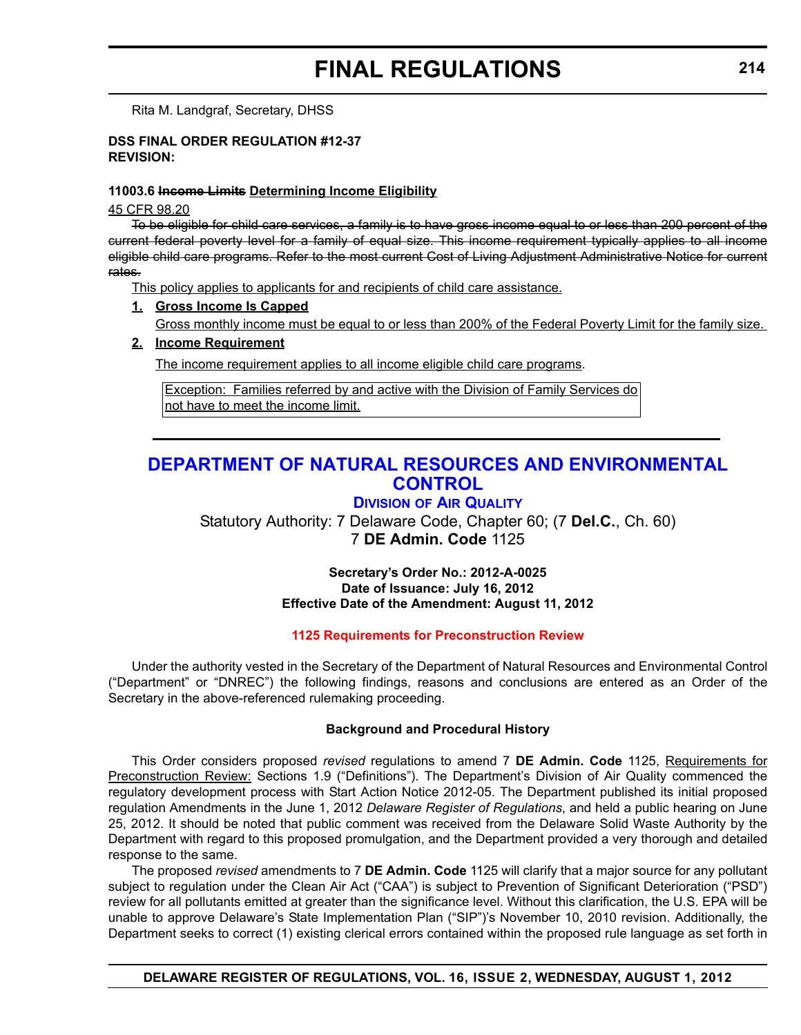Rita M. Landgraf, Secretary, DHSS

**DSS FINAL ORDER REGULATION #12-37**
**REVISION:**

**11003.6 ~~Income Limits~~ Determining Income Eligibility**

45 CFR 98.20

~~To be eligible for child care services, a family is to have gross income equal to or less than 200 percent of the current federal poverty level for a family of equal size. This income requirement typically applies to all income eligible child care programs. Refer to the most current Cost of Living Adjustment Administrative Notice for current rates.~~

This policy applies to applicants for and recipients of child care assistance.

1. **Gross Income Is Capped**

   Gross monthly income must be equal to or less than 200% of the Federal Poverty Limit for the family size.

2. **Income Requirement**

   The income requirement applies to all income eligible child care programs.

| Exception: Families referred by and active with the Division of Family Services do not have to meet the income limit. |
|---|

---

# DEPARTMENT OF NATURAL RESOURCES AND ENVIRONMENTAL CONTROL

## Division of Air Quality

Statutory Authority: 7 Delaware Code, Chapter 60; (7 **Del.C.**, Ch. 60)
7 **DE Admin. Code** 1125

**Secretary's Order No.: 2012-A-0025**
**Date of Issuance: July 16, 2012**
**Effective Date of the Amendment: August 11, 2012**

**1125 Requirements for Preconstruction Review**

Under the authority vested in the Secretary of the Department of Natural Resources and Environmental Control ("Department" or "DNREC") the following findings, reasons and conclusions are entered as an Order of the Secretary in the above-referenced rulemaking proceeding.

**Background and Procedural History**

This Order considers proposed *revised* regulations to amend 7 **DE Admin. Code** 1125, Requirements for Preconstruction Review: Sections 1.9 ("Definitions"). The Department's Division of Air Quality commenced the regulatory development process with Start Action Notice 2012-05. The Department published its initial proposed regulation Amendments in the June 1, 2012 *Delaware Register of Regulations*, and held a public hearing on June 25, 2012. It should be noted that public comment was received from the Delaware Solid Waste Authority by the Department with regard to this proposed promulgation, and the Department provided a very thorough and detailed response to the same.

The proposed *revised* amendments to 7 **DE Admin. Code** 1125 will clarify that a major source for any pollutant subject to regulation under the Clean Air Act ("CAA") is subject to Prevention of Significant Deterioration ("PSD") review for all pollutants emitted at greater than the significance level. Without this clarification, the U.S. EPA will be unable to approve Delaware's State Implementation Plan ("SIP")'s November 10, 2010 revision. Additionally, the Department seeks to correct (1) existing clerical errors contained within the proposed rule language as set forth in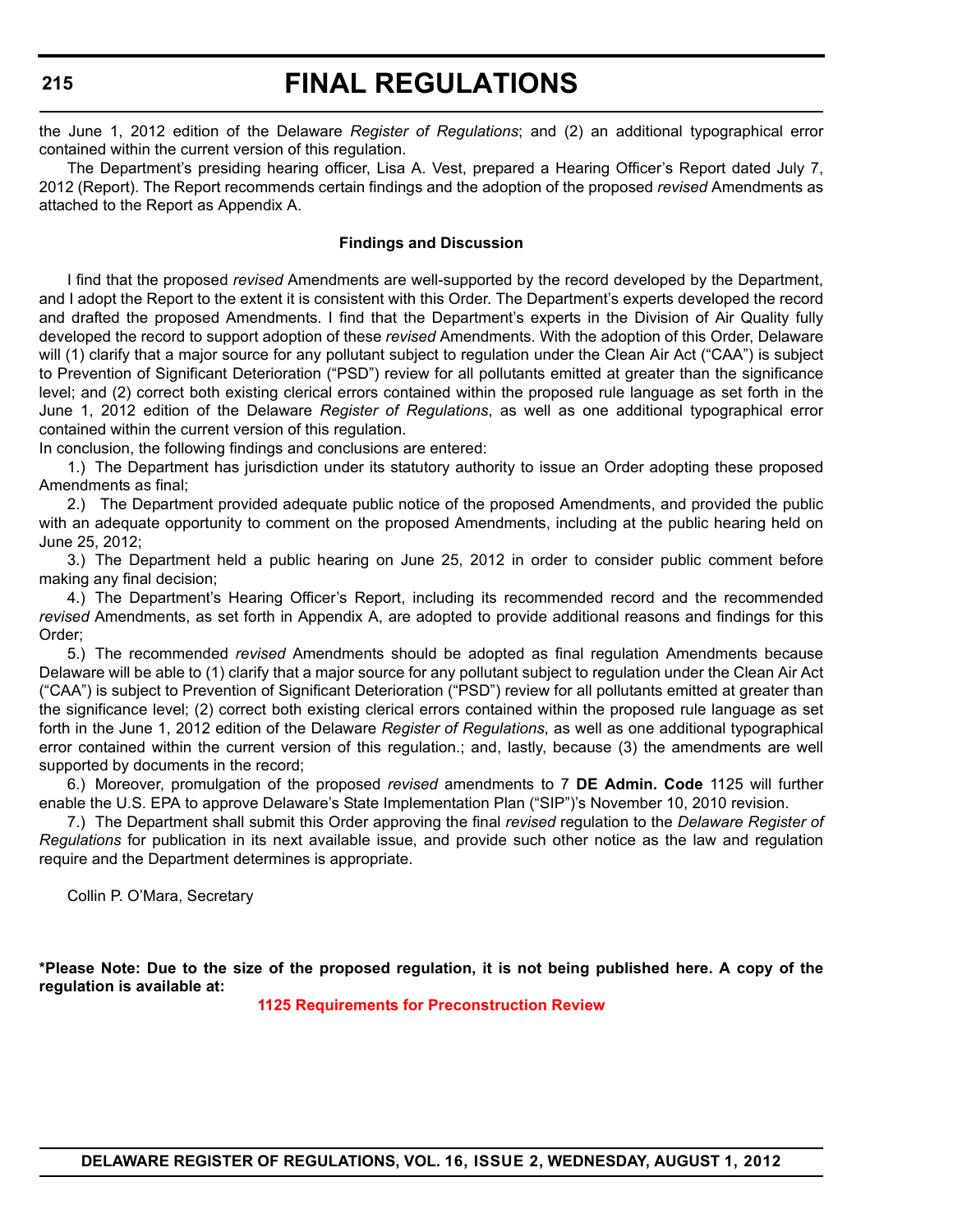the June 1, 2012 edition of the Delaware *Register of Regulations*; and (2) an additional typographical error contained within the current version of this regulation.

The Department's presiding hearing officer, Lisa A. Vest, prepared a Hearing Officer's Report dated July 7, 2012 (Report). The Report recommends certain findings and the adoption of the proposed *revised* Amendments as attached to the Report as Appendix A.

**Findings and Discussion**

I find that the proposed *revised* Amendments are well-supported by the record developed by the Department, and I adopt the Report to the extent it is consistent with this Order. The Department's experts developed the record and drafted the proposed Amendments. I find that the Department's experts in the Division of Air Quality fully developed the record to support adoption of these *revised* Amendments. With the adoption of this Order, Delaware will (1) clarify that a major source for any pollutant subject to regulation under the Clean Air Act ("CAA") is subject to Prevention of Significant Deterioration ("PSD") review for all pollutants emitted at greater than the significance level; and (2) correct both existing clerical errors contained within the proposed rule language as set forth in the June 1, 2012 edition of the Delaware *Register of Regulations*, as well as one additional typographical error contained within the current version of this regulation.

In conclusion, the following findings and conclusions are entered:

1.) The Department has jurisdiction under its statutory authority to issue an Order adopting these proposed Amendments as final;

2.) The Department provided adequate public notice of the proposed Amendments, and provided the public with an adequate opportunity to comment on the proposed Amendments, including at the public hearing held on June 25, 2012;

3.) The Department held a public hearing on June 25, 2012 in order to consider public comment before making any final decision;

4.) The Department's Hearing Officer's Report, including its recommended record and the recommended *revised* Amendments, as set forth in Appendix A, are adopted to provide additional reasons and findings for this Order;

5.) The recommended *revised* Amendments should be adopted as final regulation Amendments because Delaware will be able to (1) clarify that a major source for any pollutant subject to regulation under the Clean Air Act ("CAA") is subject to Prevention of Significant Deterioration ("PSD") review for all pollutants emitted at greater than the significance level; (2) correct both existing clerical errors contained within the proposed rule language as set forth in the June 1, 2012 edition of the Delaware *Register of Regulations*, as well as one additional typographical error contained within the current version of this regulation.; and, lastly, because (3) the amendments are well supported by documents in the record;

6.) Moreover, promulgation of the proposed *revised* amendments to 7 **DE Admin. Code** 1125 will further enable the U.S. EPA to approve Delaware's State Implementation Plan ("SIP")'s November 10, 2010 revision.

7.) The Department shall submit this Order approving the final *revised* regulation to the *Delaware Register of Regulations* for publication in its next available issue, and provide such other notice as the law and regulation require and the Department determines is appropriate.

Collin P. O'Mara, Secretary

**\*Please Note: Due to the size of the proposed regulation, it is not being published here. A copy of the regulation is available at:**

**1125 Requirements for Preconstruction Review**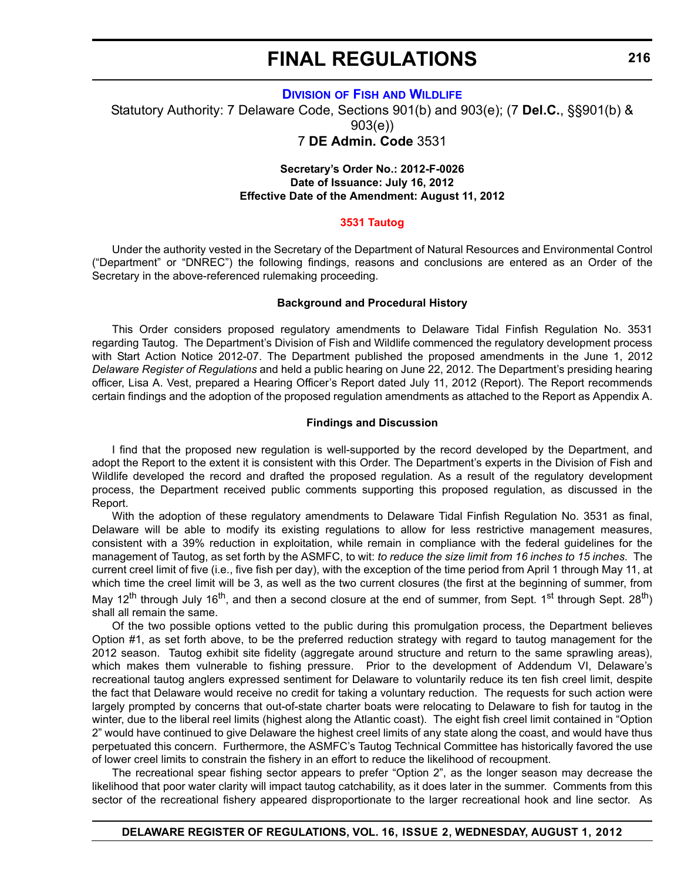## DIVISION OF FISH AND WILDLIFE

Statutory Authority: 7 Delaware Code, Sections 901(b) and 903(e); (7 **Del.C.**, §§901(b) & 903(e))

7 **DE Admin. Code** 3531

**Secretary's Order No.: 2012-F-0026**
**Date of Issuance: July 16, 2012**
**Effective Date of the Amendment: August 11, 2012**

### 3531 Tautog

Under the authority vested in the Secretary of the Department of Natural Resources and Environmental Control ("Department" or "DNREC") the following findings, reasons and conclusions are entered as an Order of the Secretary in the above-referenced rulemaking proceeding.

**Background and Procedural History**

This Order considers proposed regulatory amendments to Delaware Tidal Finfish Regulation No. 3531 regarding Tautog. The Department's Division of Fish and Wildlife commenced the regulatory development process with Start Action Notice 2012-07. The Department published the proposed amendments in the June 1, 2012 *Delaware Register of Regulations* and held a public hearing on June 22, 2012. The Department's presiding hearing officer, Lisa A. Vest, prepared a Hearing Officer's Report dated July 11, 2012 (Report). The Report recommends certain findings and the adoption of the proposed regulation amendments as attached to the Report as Appendix A.

**Findings and Discussion**

I find that the proposed new regulation is well-supported by the record developed by the Department, and adopt the Report to the extent it is consistent with this Order. The Department's experts in the Division of Fish and Wildlife developed the record and drafted the proposed regulation. As a result of the regulatory development process, the Department received public comments supporting this proposed regulation, as discussed in the Report.

With the adoption of these regulatory amendments to Delaware Tidal Finfish Regulation No. 3531 as final, Delaware will be able to modify its existing regulations to allow for less restrictive management measures, consistent with a 39% reduction in exploitation, while remain in compliance with the federal guidelines for the management of Tautog, as set forth by the ASMFC, to wit: *to reduce the size limit from 16 inches to 15 inches*. The current creel limit of five (i.e., five fish per day), with the exception of the time period from April 1 through May 11, at which time the creel limit will be 3, as well as the two current closures (the first at the beginning of summer, from May 12th through July 16th, and then a second closure at the end of summer, from Sept. 1st through Sept. 28th) shall all remain the same.

Of the two possible options vetted to the public during this promulgation process, the Department believes Option #1, as set forth above, to be the preferred reduction strategy with regard to tautog management for the 2012 season. Tautog exhibit site fidelity (aggregate around structure and return to the same sprawling areas), which makes them vulnerable to fishing pressure. Prior to the development of Addendum VI, Delaware's recreational tautog anglers expressed sentiment for Delaware to voluntarily reduce its ten fish creel limit, despite the fact that Delaware would receive no credit for taking a voluntary reduction. The requests for such action were largely prompted by concerns that out-of-state charter boats were relocating to Delaware to fish for tautog in the winter, due to the liberal reel limits (highest along the Atlantic coast). The eight fish creel limit contained in "Option 2" would have continued to give Delaware the highest creel limits of any state along the coast, and would have thus perpetuated this concern. Furthermore, the ASMFC's Tautog Technical Committee has historically favored the use of lower creel limits to constrain the fishery in an effort to reduce the likelihood of recoupment.

The recreational spear fishing sector appears to prefer "Option 2", as the longer season may decrease the likelihood that poor water clarity will impact tautog catchability, as it does later in the summer. Comments from this sector of the recreational fishery appeared disproportionate to the larger recreational hook and line sector. As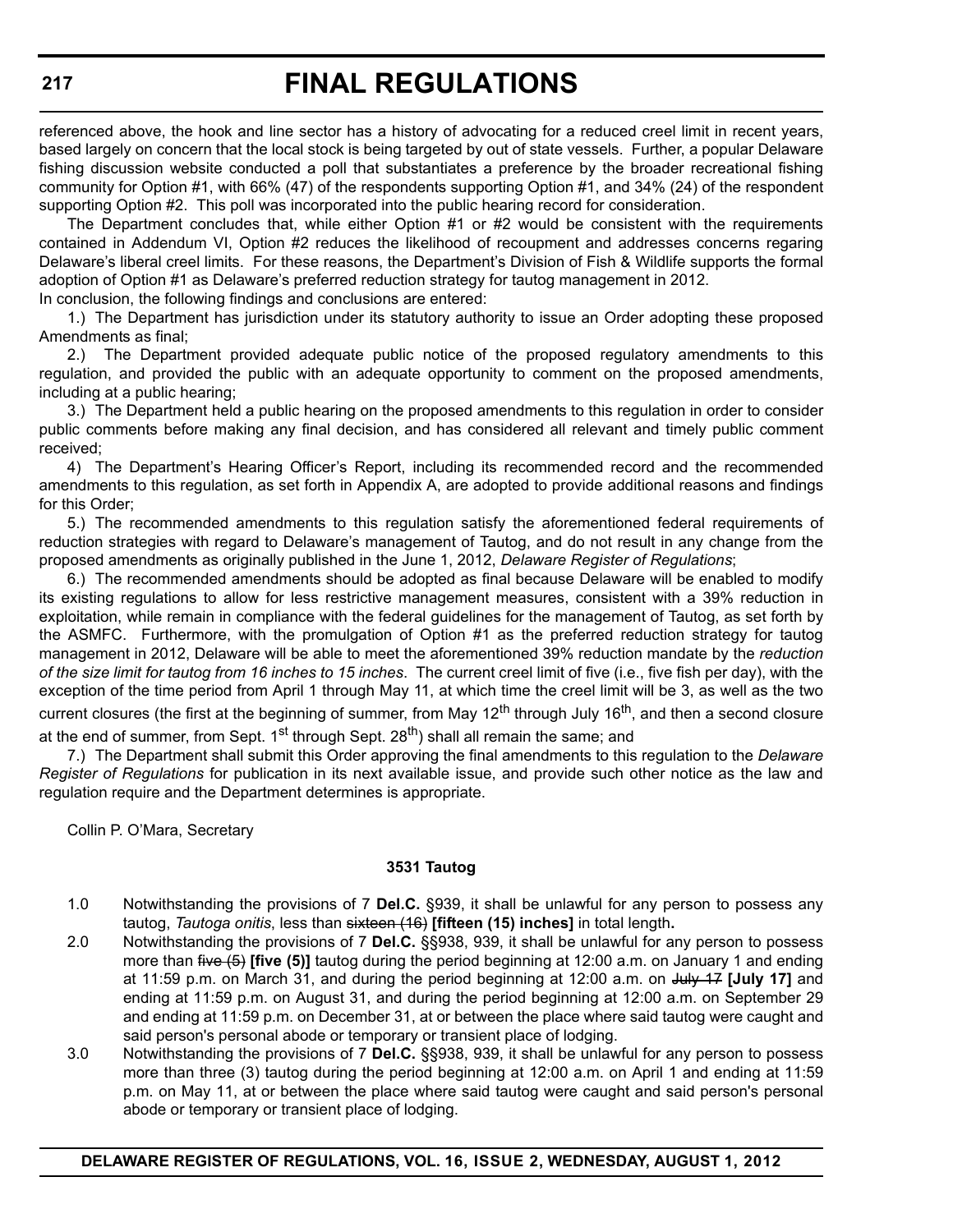referenced above, the hook and line sector has a history of advocating for a reduced creel limit in recent years, based largely on concern that the local stock is being targeted by out of state vessels. Further, a popular Delaware fishing discussion website conducted a poll that substantiates a preference by the broader recreational fishing community for Option #1, with 66% (47) of the respondents supporting Option #1, and 34% (24) of the respondent supporting Option #2. This poll was incorporated into the public hearing record for consideration.

The Department concludes that, while either Option #1 or #2 would be consistent with the requirements contained in Addendum VI, Option #2 reduces the likelihood of recoupment and addresses concerns regaring Delaware's liberal creel limits. For these reasons, the Department's Division of Fish & Wildlife supports the formal adoption of Option #1 as Delaware's preferred reduction strategy for tautog management in 2012.

In conclusion, the following findings and conclusions are entered:

1.) The Department has jurisdiction under its statutory authority to issue an Order adopting these proposed Amendments as final;

2.) The Department provided adequate public notice of the proposed regulatory amendments to this regulation, and provided the public with an adequate opportunity to comment on the proposed amendments, including at a public hearing;

3.) The Department held a public hearing on the proposed amendments to this regulation in order to consider public comments before making any final decision, and has considered all relevant and timely public comment received;

4) The Department's Hearing Officer's Report, including its recommended record and the recommended amendments to this regulation, as set forth in Appendix A, are adopted to provide additional reasons and findings for this Order;

5.) The recommended amendments to this regulation satisfy the aforementioned federal requirements of reduction strategies with regard to Delaware's management of Tautog, and do not result in any change from the proposed amendments as originally published in the June 1, 2012, *Delaware Register of Regulations*;

6.) The recommended amendments should be adopted as final because Delaware will be enabled to modify its existing regulations to allow for less restrictive management measures, consistent with a 39% reduction in exploitation, while remain in compliance with the federal guidelines for the management of Tautog, as set forth by the ASMFC. Furthermore, with the promulgation of Option #1 as the preferred reduction strategy for tautog management in 2012, Delaware will be able to meet the aforementioned 39% reduction mandate by the *reduction of the size limit for tautog from 16 inches to 15 inches*. The current creel limit of five (i.e., five fish per day), with the exception of the time period from April 1 through May 11, at which time the creel limit will be 3, as well as the two current closures (the first at the beginning of summer, from May 12th through July 16th, and then a second closure at the end of summer, from Sept. 1st through Sept. 28th) shall all remain the same; and

7.) The Department shall submit this Order approving the final amendments to this regulation to the *Delaware Register of Regulations* for publication in its next available issue, and provide such other notice as the law and regulation require and the Department determines is appropriate.

Collin P. O'Mara, Secretary

### 3531 Tautog

1.0 Notwithstanding the provisions of 7 **Del.C.** §939, it shall be unlawful for any person to possess any tautog, *Tautoga onitis*, less than ~~sixteen (16)~~ **[fifteen (15) inches]** in total length**.**

2.0 Notwithstanding the provisions of 7 **Del.C.** §§938, 939, it shall be unlawful for any person to possess more than ~~five (5)~~ **[five (5)]** tautog during the period beginning at 12:00 a.m. on January 1 and ending at 11:59 p.m. on March 31, and during the period beginning at 12:00 a.m. on ~~July 17~~ **[July 17]** and ending at 11:59 p.m. on August 31, and during the period beginning at 12:00 a.m. on September 29 and ending at 11:59 p.m. on December 31, at or between the place where said tautog were caught and said person's personal abode or temporary or transient place of lodging.

3.0 Notwithstanding the provisions of 7 **Del.C.** §§938, 939, it shall be unlawful for any person to possess more than three (3) tautog during the period beginning at 12:00 a.m. on April 1 and ending at 11:59 p.m. on May 11, at or between the place where said tautog were caught and said person's personal abode or temporary or transient place of lodging.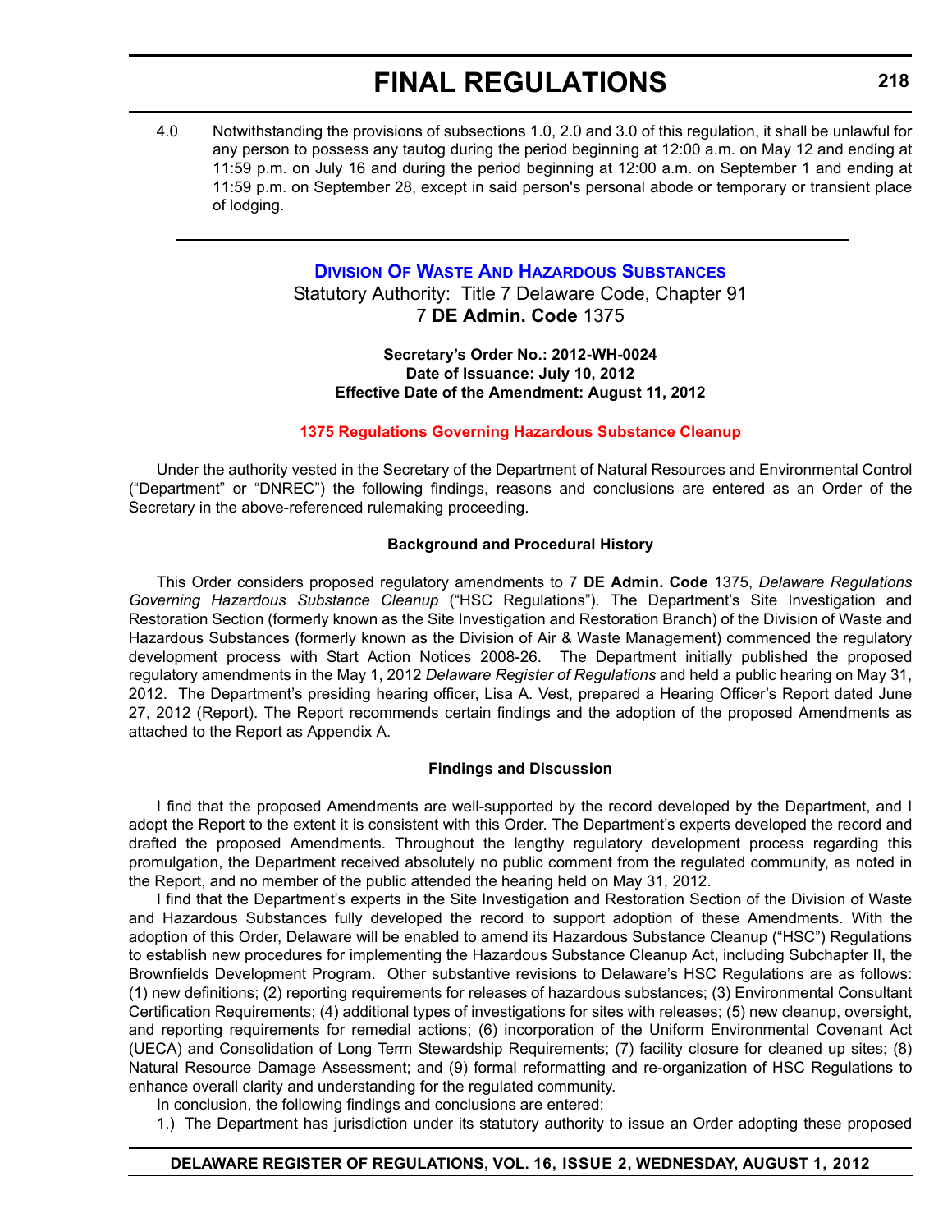4.0 Notwithstanding the provisions of subsections 1.0, 2.0 and 3.0 of this regulation, it shall be unlawful for any person to possess any tautog during the period beginning at 12:00 a.m. on May 12 and ending at 11:59 p.m. on July 16 and during the period beginning at 12:00 a.m. on September 1 and ending at 11:59 p.m. on September 28, except in said person's personal abode or temporary or transient place of lodging.

---

## Division Of Waste And Hazardous Substances

Statutory Authority: Title 7 Delaware Code, Chapter 91
7 **DE Admin. Code** 1375

**Secretary's Order No.: 2012-WH-0024**
**Date of Issuance: July 10, 2012**
**Effective Date of the Amendment: August 11, 2012**

### 1375 Regulations Governing Hazardous Substance Cleanup

Under the authority vested in the Secretary of the Department of Natural Resources and Environmental Control ("Department" or "DNREC") the following findings, reasons and conclusions are entered as an Order of the Secretary in the above-referenced rulemaking proceeding.

**Background and Procedural History**

This Order considers proposed regulatory amendments to 7 **DE Admin. Code** 1375, *Delaware Regulations Governing Hazardous Substance Cleanup* ("HSC Regulations"). The Department's Site Investigation and Restoration Section (formerly known as the Site Investigation and Restoration Branch) of the Division of Waste and Hazardous Substances (formerly known as the Division of Air & Waste Management) commenced the regulatory development process with Start Action Notices 2008-26. The Department initially published the proposed regulatory amendments in the May 1, 2012 *Delaware Register of Regulations* and held a public hearing on May 31, 2012. The Department's presiding hearing officer, Lisa A. Vest, prepared a Hearing Officer's Report dated June 27, 2012 (Report). The Report recommends certain findings and the adoption of the proposed Amendments as attached to the Report as Appendix A.

**Findings and Discussion**

I find that the proposed Amendments are well-supported by the record developed by the Department, and I adopt the Report to the extent it is consistent with this Order. The Department's experts developed the record and drafted the proposed Amendments. Throughout the lengthy regulatory development process regarding this promulgation, the Department received absolutely no public comment from the regulated community, as noted in the Report, and no member of the public attended the hearing held on May 31, 2012.

I find that the Department's experts in the Site Investigation and Restoration Section of the Division of Waste and Hazardous Substances fully developed the record to support adoption of these Amendments. With the adoption of this Order, Delaware will be enabled to amend its Hazardous Substance Cleanup ("HSC") Regulations to establish new procedures for implementing the Hazardous Substance Cleanup Act, including Subchapter II, the Brownfields Development Program. Other substantive revisions to Delaware's HSC Regulations are as follows: (1) new definitions; (2) reporting requirements for releases of hazardous substances; (3) Environmental Consultant Certification Requirements; (4) additional types of investigations for sites with releases; (5) new cleanup, oversight, and reporting requirements for remedial actions; (6) incorporation of the Uniform Environmental Covenant Act (UECA) and Consolidation of Long Term Stewardship Requirements; (7) facility closure for cleaned up sites; (8) Natural Resource Damage Assessment; and (9) formal reformatting and re-organization of HSC Regulations to enhance overall clarity and understanding for the regulated community.

In conclusion, the following findings and conclusions are entered:

1.) The Department has jurisdiction under its statutory authority to issue an Order adopting these proposed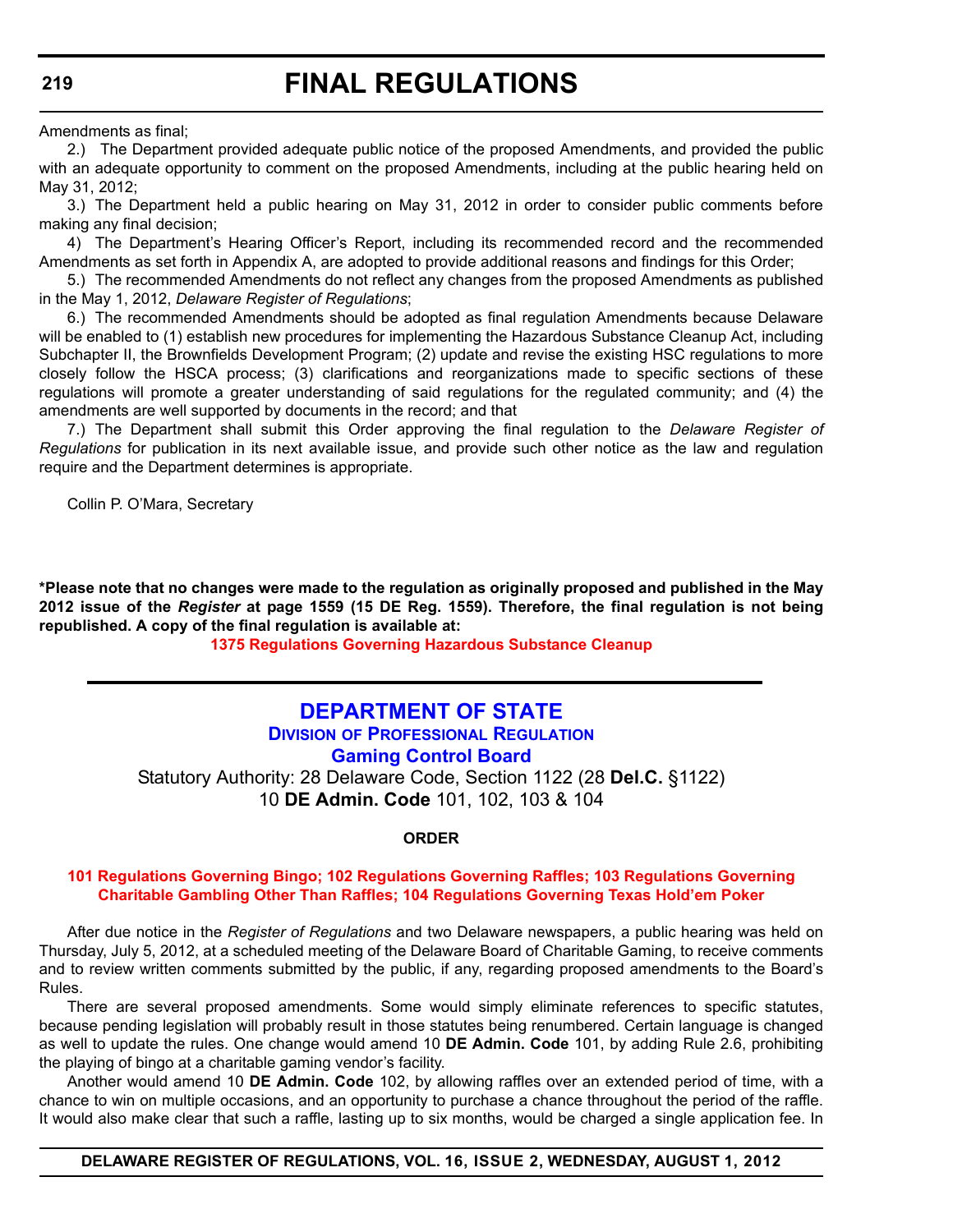Amendments as final;

2.) The Department provided adequate public notice of the proposed Amendments, and provided the public with an adequate opportunity to comment on the proposed Amendments, including at the public hearing held on May 31, 2012;

3.) The Department held a public hearing on May 31, 2012 in order to consider public comments before making any final decision;

4) The Department's Hearing Officer's Report, including its recommended record and the recommended Amendments as set forth in Appendix A, are adopted to provide additional reasons and findings for this Order;

5.) The recommended Amendments do not reflect any changes from the proposed Amendments as published in the May 1, 2012, *Delaware Register of Regulations*;

6.) The recommended Amendments should be adopted as final regulation Amendments because Delaware will be enabled to (1) establish new procedures for implementing the Hazardous Substance Cleanup Act, including Subchapter II, the Brownfields Development Program; (2) update and revise the existing HSC regulations to more closely follow the HSCA process; (3) clarifications and reorganizations made to specific sections of these regulations will promote a greater understanding of said regulations for the regulated community; and (4) the amendments are well supported by documents in the record; and that

7.) The Department shall submit this Order approving the final regulation to the *Delaware Register of Regulations* for publication in its next available issue, and provide such other notice as the law and regulation require and the Department determines is appropriate.

Collin P. O'Mara, Secretary

**\*Please note that no changes were made to the regulation as originally proposed and published in the May 2012 issue of the *Register* at page 1559 (15 DE Reg. 1559). Therefore, the final regulation is not being republished. A copy of the final regulation is available at:**

**1375 Regulations Governing Hazardous Substance Cleanup**

---

## DEPARTMENT OF STATE

### Division of Professional Regulation

### Gaming Control Board

Statutory Authority: 28 Delaware Code, Section 1122 (28 **Del.C.** §1122)
10 **DE Admin. Code** 101, 102, 103 & 104

**ORDER**

**101 Regulations Governing Bingo; 102 Regulations Governing Raffles; 103 Regulations Governing Charitable Gambling Other Than Raffles; 104 Regulations Governing Texas Hold'em Poker**

After due notice in the *Register of Regulations* and two Delaware newspapers, a public hearing was held on Thursday, July 5, 2012, at a scheduled meeting of the Delaware Board of Charitable Gaming, to receive comments and to review written comments submitted by the public, if any, regarding proposed amendments to the Board's Rules.

There are several proposed amendments. Some would simply eliminate references to specific statutes, because pending legislation will probably result in those statutes being renumbered. Certain language is changed as well to update the rules. One change would amend 10 **DE Admin. Code** 101, by adding Rule 2.6, prohibiting the playing of bingo at a charitable gaming vendor's facility.

Another would amend 10 **DE Admin. Code** 102, by allowing raffles over an extended period of time, with a chance to win on multiple occasions, and an opportunity to purchase a chance throughout the period of the raffle. It would also make clear that such a raffle, lasting up to six months, would be charged a single application fee. In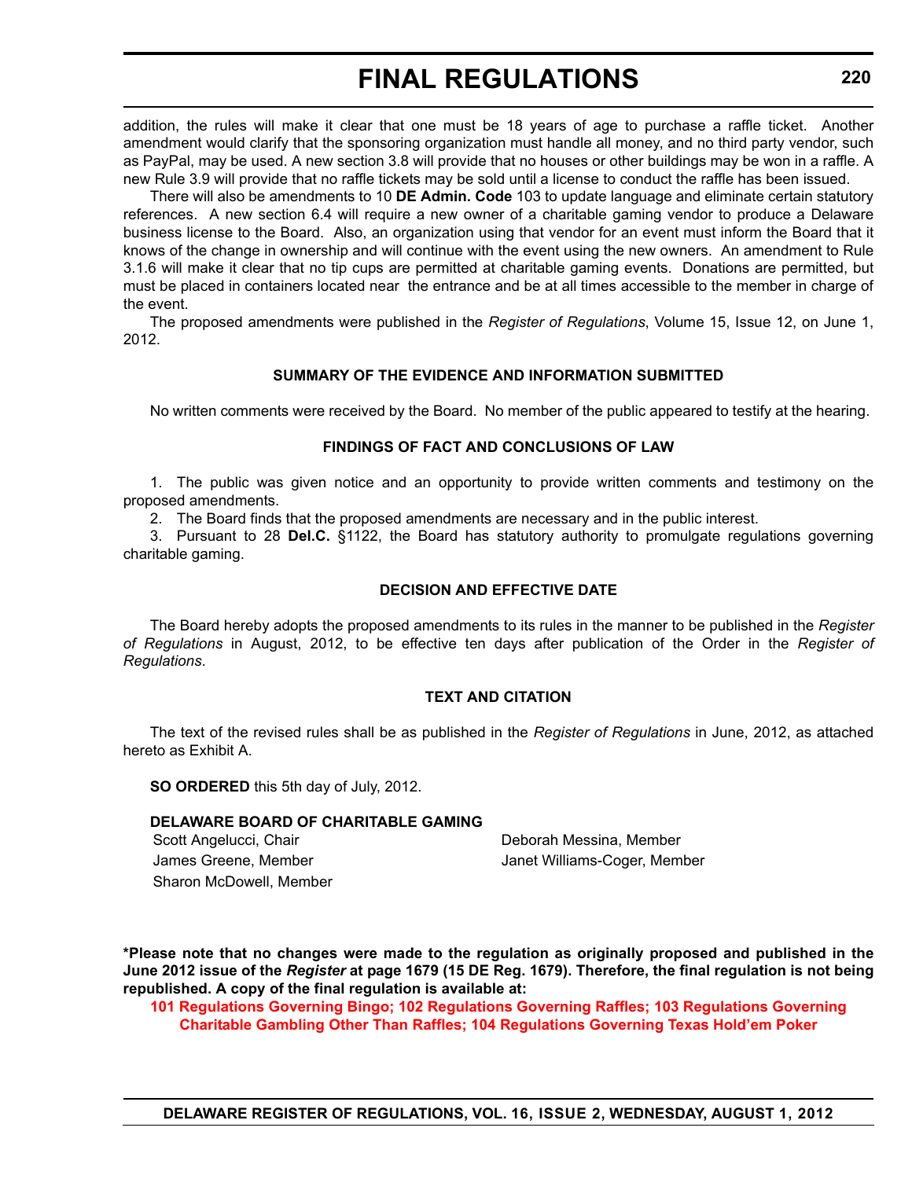addition, the rules will make it clear that one must be 18 years of age to purchase a raffle ticket. Another amendment would clarify that the sponsoring organization must handle all money, and no third party vendor, such as PayPal, may be used. A new section 3.8 will provide that no houses or other buildings may be won in a raffle. A new Rule 3.9 will provide that no raffle tickets may be sold until a license to conduct the raffle has been issued.

There will also be amendments to 10 **DE Admin. Code** 103 to update language and eliminate certain statutory references. A new section 6.4 will require a new owner of a charitable gaming vendor to produce a Delaware business license to the Board. Also, an organization using that vendor for an event must inform the Board that it knows of the change in ownership and will continue with the event using the new owners. An amendment to Rule 3.1.6 will make it clear that no tip cups are permitted at charitable gaming events. Donations are permitted, but must be placed in containers located near the entrance and be at all times accessible to the member in charge of the event.

The proposed amendments were published in the *Register of Regulations*, Volume 15, Issue 12, on June 1, 2012.

### SUMMARY OF THE EVIDENCE AND INFORMATION SUBMITTED

No written comments were received by the Board. No member of the public appeared to testify at the hearing.

### FINDINGS OF FACT AND CONCLUSIONS OF LAW

1. The public was given notice and an opportunity to provide written comments and testimony on the proposed amendments.
2. The Board finds that the proposed amendments are necessary and in the public interest.
3. Pursuant to 28 **Del.C.** §1122, the Board has statutory authority to promulgate regulations governing charitable gaming.

### DECISION AND EFFECTIVE DATE

The Board hereby adopts the proposed amendments to its rules in the manner to be published in the *Register of Regulations* in August, 2012, to be effective ten days after publication of the Order in the *Register of Regulations*.

### TEXT AND CITATION

The text of the revised rules shall be as published in the *Register of Regulations* in June, 2012, as attached hereto as Exhibit A.

**SO ORDERED** this 5th day of July, 2012.

**DELAWARE BOARD OF CHARITABLE GAMING**

Scott Angelucci, Chair
James Greene, Member
Sharon McDowell, Member
Deborah Messina, Member
Janet Williams-Coger, Member

**\*Please note that no changes were made to the regulation as originally proposed and published in the June 2012 issue of the *Register* at page 1679 (15 DE Reg. 1679). Therefore, the final regulation is not being republished. A copy of the final regulation is available at:**

**101 Regulations Governing Bingo; 102 Regulations Governing Raffles; 103 Regulations Governing Charitable Gambling Other Than Raffles; 104 Regulations Governing Texas Hold'em Poker**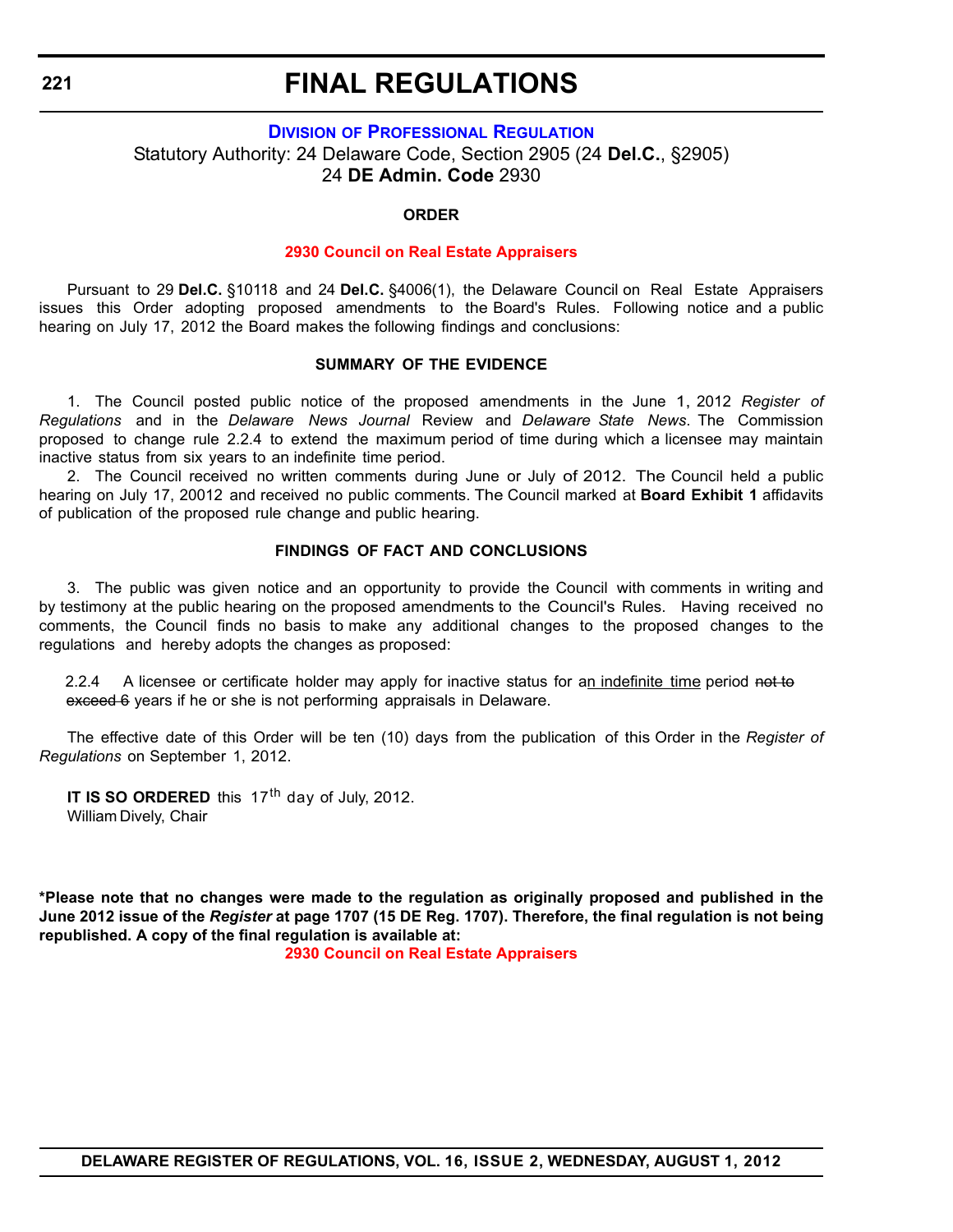# FINAL REGULATIONS

## Division of Professional Regulation

Statutory Authority: 24 Delaware Code, Section 2905 (24 **Del.C.**, §2905)
24 **DE Admin. Code** 2930

### ORDER

### 2930 Council on Real Estate Appraisers

Pursuant to 29 **Del.C.** §10118 and 24 **Del.C.** §4006(1), the Delaware Council on Real Estate Appraisers issues this Order adopting proposed amendments to the Board's Rules. Following notice and a public hearing on July 17, 2012 the Board makes the following findings and conclusions:

### SUMMARY OF THE EVIDENCE

1. The Council posted public notice of the proposed amendments in the June 1, 2012 *Register of Regulations* and in the *Delaware News Journal* Review and *Delaware State News*. The Commission proposed to change rule 2.2.4 to extend the maximum period of time during which a licensee may maintain inactive status from six years to an indefinite time period.

2. The Council received no written comments during June or July of 2012. The Council held a public hearing on July 17, 20012 and received no public comments. The Council marked at **Board Exhibit 1** affidavits of publication of the proposed rule change and public hearing.

### FINDINGS OF FACT AND CONCLUSIONS

3. The public was given notice and an opportunity to provide the Council with comments in writing and by testimony at the public hearing on the proposed amendments to the Council's Rules. Having received no comments, the Council finds no basis to make any additional changes to the proposed changes to the regulations and hereby adopts the changes as proposed:

> 2.2.4 A licensee or certificate holder may apply for inactive status for an indefinite time period ~~not to exceed 6~~ years if he or she is not performing appraisals in Delaware.

The effective date of this Order will be ten (10) days from the publication of this Order in the *Register of Regulations* on September 1, 2012.

**IT IS SO ORDERED** this 17th day of July, 2012.
William Dively, Chair

**\*Please note that no changes were made to the regulation as originally proposed and published in the June 2012 issue of the *Register* at page 1707 (15 DE Reg. 1707). Therefore, the final regulation is not being republished. A copy of the final regulation is available at:**

**2930 Council on Real Estate Appraisers**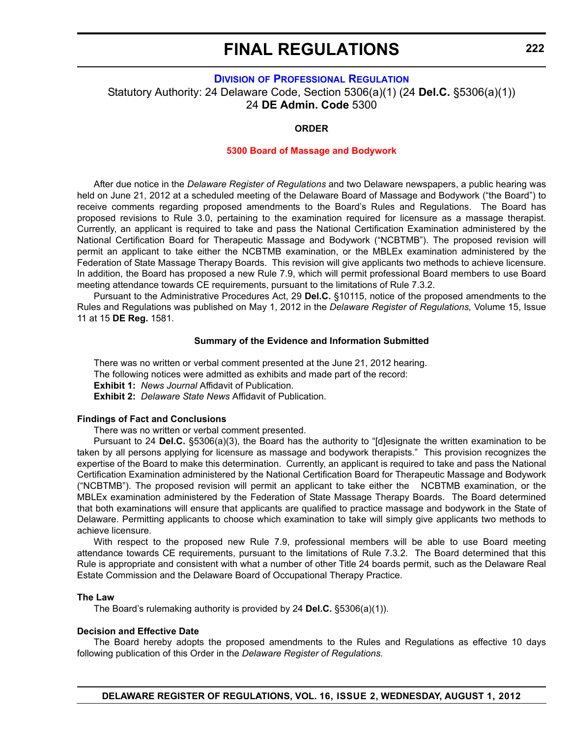# DIVISION OF PROFESSIONAL REGULATION

Statutory Authority: 24 Delaware Code, Section 5306(a)(1) (24 **Del.C.** §5306(a)(1))
24 **DE Admin. Code** 5300

**ORDER**

**5300 Board of Massage and Bodywork**

After due notice in the *Delaware Register of Regulations* and two Delaware newspapers, a public hearing was held on June 21, 2012 at a scheduled meeting of the Delaware Board of Massage and Bodywork ("the Board") to receive comments regarding proposed amendments to the Board's Rules and Regulations. The Board has proposed revisions to Rule 3.0, pertaining to the examination required for licensure as a massage therapist. Currently, an applicant is required to take and pass the National Certification Examination administered by the National Certification Board for Therapeutic Massage and Bodywork ("NCBTMB"). The proposed revision will permit an applicant to take either the NCBTMB examination, or the MBLEx examination administered by the Federation of State Massage Therapy Boards. This revision will give applicants two methods to achieve licensure. In addition, the Board has proposed a new Rule 7.9, which will permit professional Board members to use Board meeting attendance towards CE requirements, pursuant to the limitations of Rule 7.3.2.

Pursuant to the Administrative Procedures Act, 29 **Del.C.** §10115, notice of the proposed amendments to the Rules and Regulations was published on May 1, 2012 in the *Delaware Register of Regulations,* Volume 15, Issue 11 at 15 **DE Reg.** 1581.

**Summary of the Evidence and Information Submitted**

There was no written or verbal comment presented at the June 21, 2012 hearing.

The following notices were admitted as exhibits and made part of the record:

**Exhibit 1:** *News Journal* Affidavit of Publication.

**Exhibit 2:** *Delaware State News* Affidavit of Publication.

**Findings of Fact and Conclusions**

There was no written or verbal comment presented.

Pursuant to 24 **Del.C.** §5306(a)(3), the Board has the authority to "[d]esignate the written examination to be taken by all persons applying for licensure as massage and bodywork therapists." This provision recognizes the expertise of the Board to make this determination. Currently, an applicant is required to take and pass the National Certification Examination administered by the National Certification Board for Therapeutic Massage and Bodywork ("NCBTMB"). The proposed revision will permit an applicant to take either the NCBTMB examination, or the MBLEx examination administered by the Federation of State Massage Therapy Boards. The Board determined that both examinations will ensure that applicants are qualified to practice massage and bodywork in the State of Delaware. Permitting applicants to choose which examination to take will simply give applicants two methods to achieve licensure.

With respect to the proposed new Rule 7.9, professional members will be able to use Board meeting attendance towards CE requirements, pursuant to the limitations of Rule 7.3.2. The Board determined that this Rule is appropriate and consistent with what a number of other Title 24 boards permit, such as the Delaware Real Estate Commission and the Delaware Board of Occupational Therapy Practice.

**The Law**

The Board's rulemaking authority is provided by 24 **Del.C.** §5306(a)(1)).

**Decision and Effective Date**

The Board hereby adopts the proposed amendments to the Rules and Regulations as effective 10 days following publication of this Order in the *Delaware Register of Regulations.*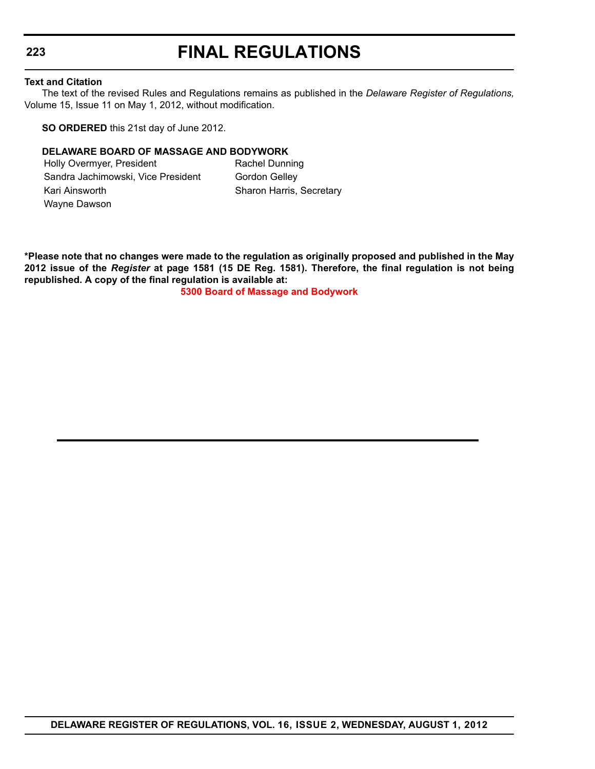**Text and Citation**

The text of the revised Rules and Regulations remains as published in the *Delaware Register of Regulations,* Volume 15, Issue 11 on May 1, 2012, without modification.

**SO ORDERED** this 21st day of June 2012.

**DELAWARE BOARD OF MASSAGE AND BODYWORK**

Holly Overmyer, President
Sandra Jachimowski, Vice President
Kari Ainsworth
Wayne Dawson
Rachel Dunning
Gordon Gelley
Sharon Harris, Secretary

**\*Please note that no changes were made to the regulation as originally proposed and published in the May 2012 issue of the *Register* at page 1581 (15 DE Reg. 1581). Therefore, the final regulation is not being republished. A copy of the final regulation is available at:**

**5300 Board of Massage and Bodywork**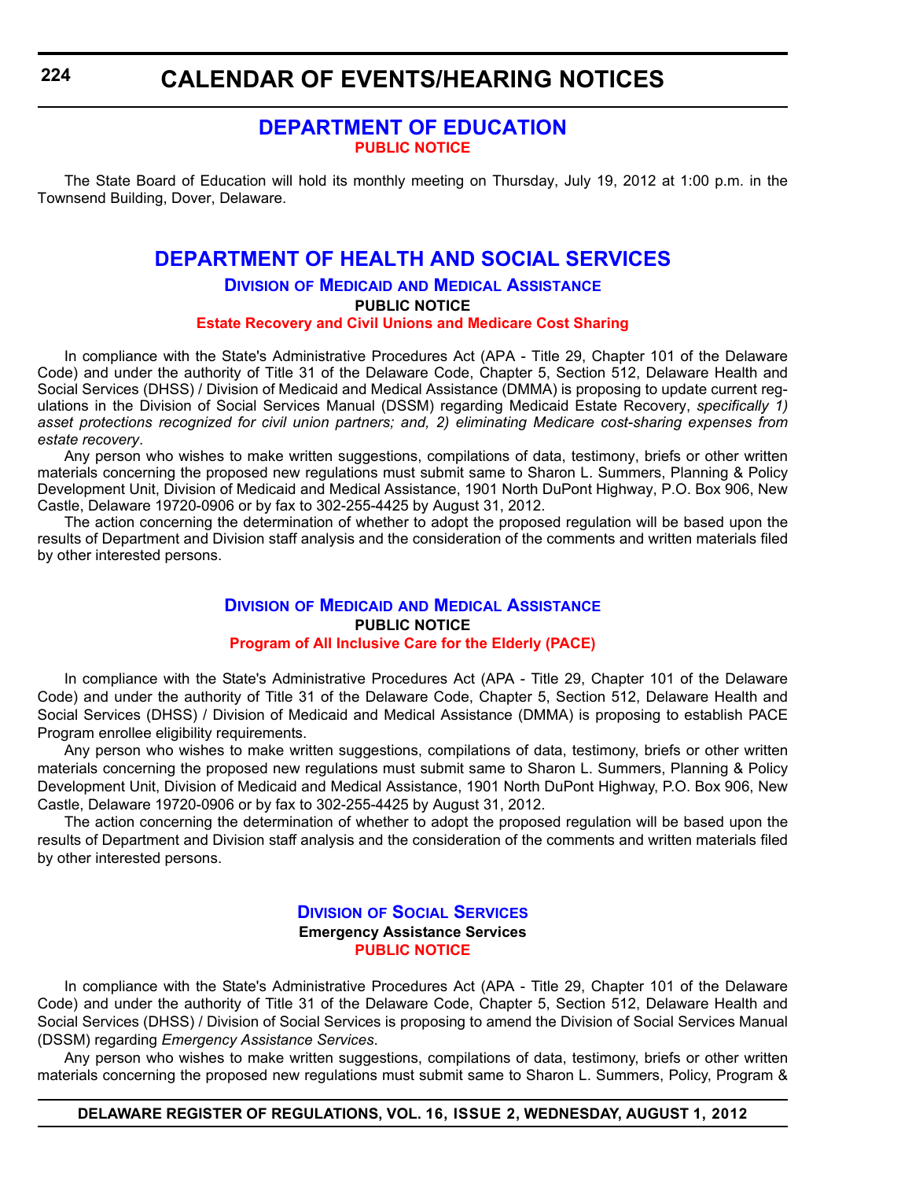# CALENDAR OF EVENTS/HEARING NOTICES

## DEPARTMENT OF EDUCATION

**PUBLIC NOTICE**

The State Board of Education will hold its monthly meeting on Thursday, July 19, 2012 at 1:00 p.m. in the Townsend Building, Dover, Delaware.

## DEPARTMENT OF HEALTH AND SOCIAL SERVICES

### Division of Medicaid and Medical Assistance

**PUBLIC NOTICE**

**Estate Recovery and Civil Unions and Medicare Cost Sharing**

In compliance with the State's Administrative Procedures Act (APA - Title 29, Chapter 101 of the Delaware Code) and under the authority of Title 31 of the Delaware Code, Chapter 5, Section 512, Delaware Health and Social Services (DHSS) / Division of Medicaid and Medical Assistance (DMMA) is proposing to update current regulations in the Division of Social Services Manual (DSSM) regarding Medicaid Estate Recovery, *specifically 1) asset protections recognized for civil union partners; and, 2) eliminating Medicare cost-sharing expenses from estate recovery*.

Any person who wishes to make written suggestions, compilations of data, testimony, briefs or other written materials concerning the proposed new regulations must submit same to Sharon L. Summers, Planning & Policy Development Unit, Division of Medicaid and Medical Assistance, 1901 North DuPont Highway, P.O. Box 906, New Castle, Delaware 19720-0906 or by fax to 302-255-4425 by August 31, 2012.

The action concerning the determination of whether to adopt the proposed regulation will be based upon the results of Department and Division staff analysis and the consideration of the comments and written materials filed by other interested persons.

### Division of Medicaid and Medical Assistance

**PUBLIC NOTICE**

**Program of All Inclusive Care for the Elderly (PACE)**

In compliance with the State's Administrative Procedures Act (APA - Title 29, Chapter 101 of the Delaware Code) and under the authority of Title 31 of the Delaware Code, Chapter 5, Section 512, Delaware Health and Social Services (DHSS) / Division of Medicaid and Medical Assistance (DMMA) is proposing to establish PACE Program enrollee eligibility requirements.

Any person who wishes to make written suggestions, compilations of data, testimony, briefs or other written materials concerning the proposed new regulations must submit same to Sharon L. Summers, Planning & Policy Development Unit, Division of Medicaid and Medical Assistance, 1901 North DuPont Highway, P.O. Box 906, New Castle, Delaware 19720-0906 or by fax to 302-255-4425 by August 31, 2012.

The action concerning the determination of whether to adopt the proposed regulation will be based upon the results of Department and Division staff analysis and the consideration of the comments and written materials filed by other interested persons.

### Division of Social Services

**Emergency Assistance Services**

**PUBLIC NOTICE**

In compliance with the State's Administrative Procedures Act (APA - Title 29, Chapter 101 of the Delaware Code) and under the authority of Title 31 of the Delaware Code, Chapter 5, Section 512, Delaware Health and Social Services (DHSS) / Division of Social Services is proposing to amend the Division of Social Services Manual (DSSM) regarding *Emergency Assistance Services*.

Any person who wishes to make written suggestions, compilations of data, testimony, briefs or other written materials concerning the proposed new regulations must submit same to Sharon L. Summers, Policy, Program &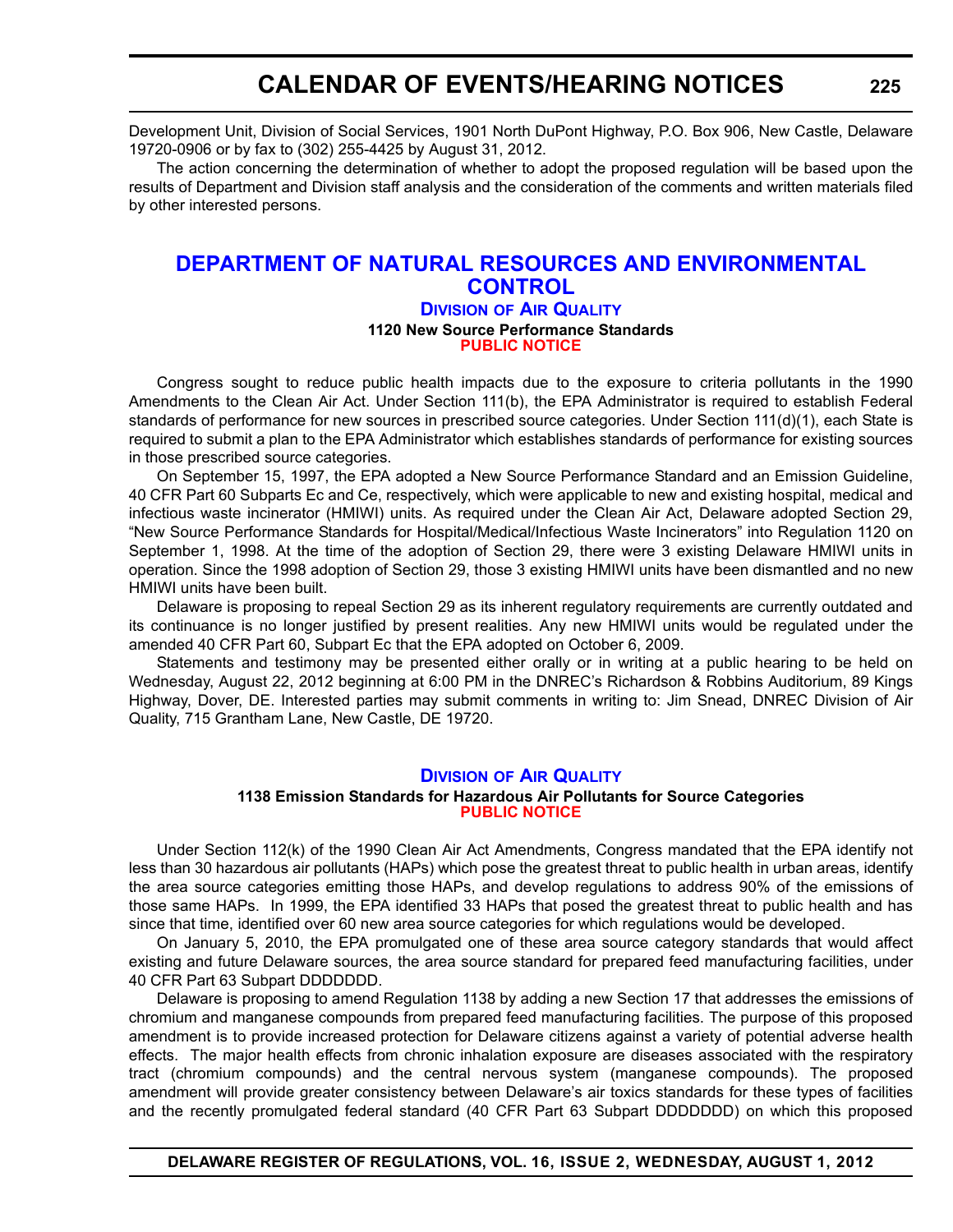Development Unit, Division of Social Services, 1901 North DuPont Highway, P.O. Box 906, New Castle, Delaware 19720-0906 or by fax to (302) 255-4425 by August 31, 2012.

The action concerning the determination of whether to adopt the proposed regulation will be based upon the results of Department and Division staff analysis and the consideration of the comments and written materials filed by other interested persons.

# DEPARTMENT OF NATURAL RESOURCES AND ENVIRONMENTAL CONTROL

## DIVISION OF AIR QUALITY

### 1120 New Source Performance Standards

**PUBLIC NOTICE**

Congress sought to reduce public health impacts due to the exposure to criteria pollutants in the 1990 Amendments to the Clean Air Act. Under Section 111(b), the EPA Administrator is required to establish Federal standards of performance for new sources in prescribed source categories. Under Section 111(d)(1), each State is required to submit a plan to the EPA Administrator which establishes standards of performance for existing sources in those prescribed source categories.

On September 15, 1997, the EPA adopted a New Source Performance Standard and an Emission Guideline, 40 CFR Part 60 Subparts Ec and Ce, respectively, which were applicable to new and existing hospital, medical and infectious waste incinerator (HMIWI) units. As required under the Clean Air Act, Delaware adopted Section 29, "New Source Performance Standards for Hospital/Medical/Infectious Waste Incinerators" into Regulation 1120 on September 1, 1998. At the time of the adoption of Section 29, there were 3 existing Delaware HMIWI units in operation. Since the 1998 adoption of Section 29, those 3 existing HMIWI units have been dismantled and no new HMIWI units have been built.

Delaware is proposing to repeal Section 29 as its inherent regulatory requirements are currently outdated and its continuance is no longer justified by present realities. Any new HMIWI units would be regulated under the amended 40 CFR Part 60, Subpart Ec that the EPA adopted on October 6, 2009.

Statements and testimony may be presented either orally or in writing at a public hearing to be held on Wednesday, August 22, 2012 beginning at 6:00 PM in the DNREC's Richardson & Robbins Auditorium, 89 Kings Highway, Dover, DE. Interested parties may submit comments in writing to: Jim Snead, DNREC Division of Air Quality, 715 Grantham Lane, New Castle, DE 19720.

## DIVISION OF AIR QUALITY

### 1138 Emission Standards for Hazardous Air Pollutants for Source Categories

**PUBLIC NOTICE**

Under Section 112(k) of the 1990 Clean Air Act Amendments, Congress mandated that the EPA identify not less than 30 hazardous air pollutants (HAPs) which pose the greatest threat to public health in urban areas, identify the area source categories emitting those HAPs, and develop regulations to address 90% of the emissions of those same HAPs. In 1999, the EPA identified 33 HAPs that posed the greatest threat to public health and has since that time, identified over 60 new area source categories for which regulations would be developed.

On January 5, 2010, the EPA promulgated one of these area source category standards that would affect existing and future Delaware sources, the area source standard for prepared feed manufacturing facilities, under 40 CFR Part 63 Subpart DDDDDDD.

Delaware is proposing to amend Regulation 1138 by adding a new Section 17 that addresses the emissions of chromium and manganese compounds from prepared feed manufacturing facilities. The purpose of this proposed amendment is to provide increased protection for Delaware citizens against a variety of potential adverse health effects. The major health effects from chronic inhalation exposure are diseases associated with the respiratory tract (chromium compounds) and the central nervous system (manganese compounds). The proposed amendment will provide greater consistency between Delaware's air toxics standards for these types of facilities and the recently promulgated federal standard (40 CFR Part 63 Subpart DDDDDDD) on which this proposed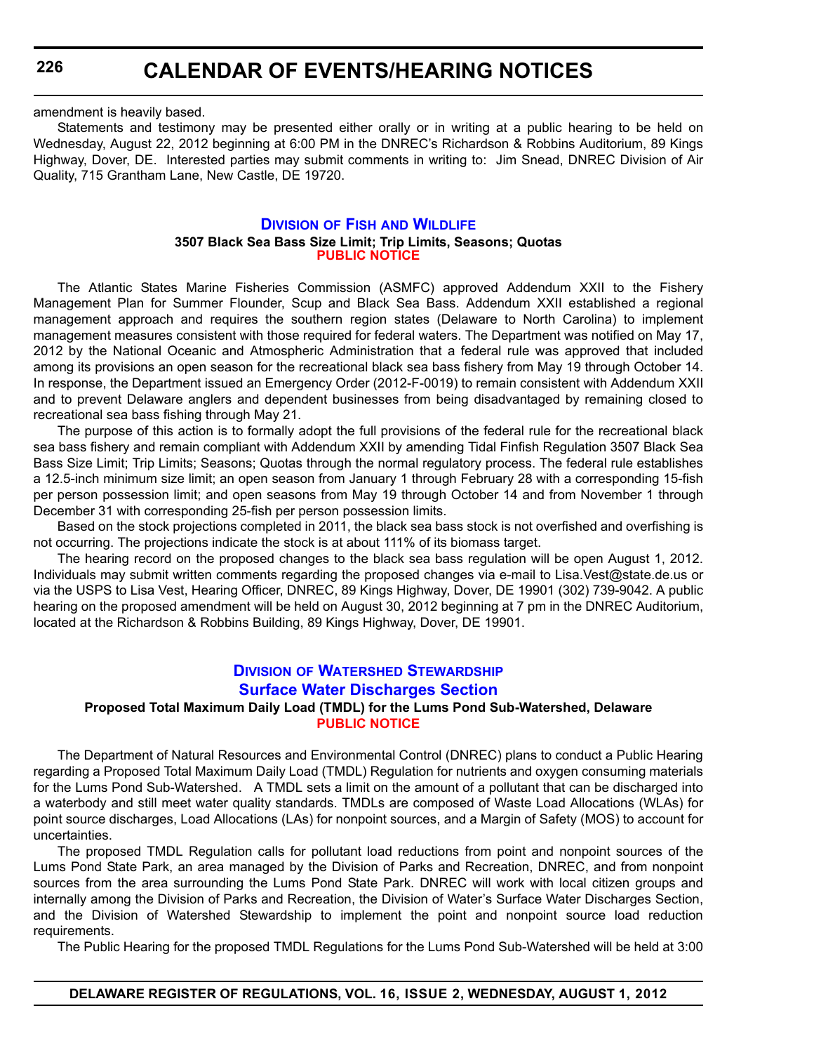amendment is heavily based.

Statements and testimony may be presented either orally or in writing at a public hearing to be held on Wednesday, August 22, 2012 beginning at 6:00 PM in the DNREC's Richardson & Robbins Auditorium, 89 Kings Highway, Dover, DE. Interested parties may submit comments in writing to: Jim Snead, DNREC Division of Air Quality, 715 Grantham Lane, New Castle, DE 19720.

## Division of Fish and Wildlife

### 3507 Black Sea Bass Size Limit; Trip Limits, Seasons; Quotas

**PUBLIC NOTICE**

The Atlantic States Marine Fisheries Commission (ASMFC) approved Addendum XXII to the Fishery Management Plan for Summer Flounder, Scup and Black Sea Bass. Addendum XXII established a regional management approach and requires the southern region states (Delaware to North Carolina) to implement management measures consistent with those required for federal waters. The Department was notified on May 17, 2012 by the National Oceanic and Atmospheric Administration that a federal rule was approved that included among its provisions an open season for the recreational black sea bass fishery from May 19 through October 14. In response, the Department issued an Emergency Order (2012-F-0019) to remain consistent with Addendum XXII and to prevent Delaware anglers and dependent businesses from being disadvantaged by remaining closed to recreational sea bass fishing through May 21.

The purpose of this action is to formally adopt the full provisions of the federal rule for the recreational black sea bass fishery and remain compliant with Addendum XXII by amending Tidal Finfish Regulation 3507 Black Sea Bass Size Limit; Trip Limits; Seasons; Quotas through the normal regulatory process. The federal rule establishes a 12.5-inch minimum size limit; an open season from January 1 through February 28 with a corresponding 15-fish per person possession limit; and open seasons from May 19 through October 14 and from November 1 through December 31 with corresponding 25-fish per person possession limits.

Based on the stock projections completed in 2011, the black sea bass stock is not overfished and overfishing is not occurring. The projections indicate the stock is at about 111% of its biomass target.

The hearing record on the proposed changes to the black sea bass regulation will be open August 1, 2012. Individuals may submit written comments regarding the proposed changes via e-mail to Lisa.Vest@state.de.us or via the USPS to Lisa Vest, Hearing Officer, DNREC, 89 Kings Highway, Dover, DE 19901 (302) 739-9042. A public hearing on the proposed amendment will be held on August 30, 2012 beginning at 7 pm in the DNREC Auditorium, located at the Richardson & Robbins Building, 89 Kings Highway, Dover, DE 19901.

## Division of Watershed Stewardship

## Surface Water Discharges Section

### Proposed Total Maximum Daily Load (TMDL) for the Lums Pond Sub-Watershed, Delaware

**PUBLIC NOTICE**

The Department of Natural Resources and Environmental Control (DNREC) plans to conduct a Public Hearing regarding a Proposed Total Maximum Daily Load (TMDL) Regulation for nutrients and oxygen consuming materials for the Lums Pond Sub-Watershed. A TMDL sets a limit on the amount of a pollutant that can be discharged into a waterbody and still meet water quality standards. TMDLs are composed of Waste Load Allocations (WLAs) for point source discharges, Load Allocations (LAs) for nonpoint sources, and a Margin of Safety (MOS) to account for uncertainties.

The proposed TMDL Regulation calls for pollutant load reductions from point and nonpoint sources of the Lums Pond State Park, an area managed by the Division of Parks and Recreation, DNREC, and from nonpoint sources from the area surrounding the Lums Pond State Park. DNREC will work with local citizen groups and internally among the Division of Parks and Recreation, the Division of Water's Surface Water Discharges Section, and the Division of Watershed Stewardship to implement the point and nonpoint source load reduction requirements.

The Public Hearing for the proposed TMDL Regulations for the Lums Pond Sub-Watershed will be held at 3:00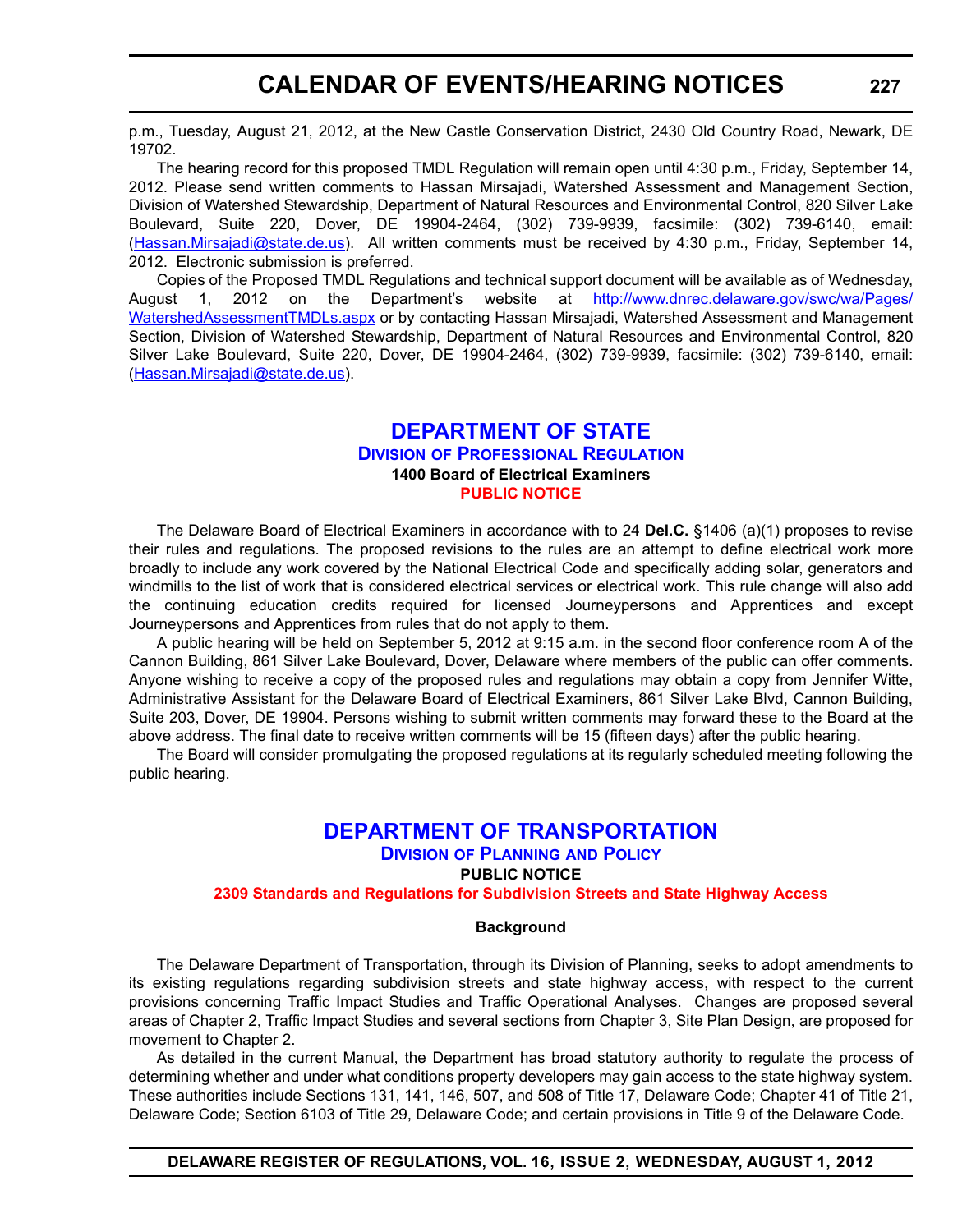p.m., Tuesday, August 21, 2012, at the New Castle Conservation District, 2430 Old Country Road, Newark, DE 19702.

The hearing record for this proposed TMDL Regulation will remain open until 4:30 p.m., Friday, September 14, 2012. Please send written comments to Hassan Mirsajadi, Watershed Assessment and Management Section, Division of Watershed Stewardship, Department of Natural Resources and Environmental Control, 820 Silver Lake Boulevard, Suite 220, Dover, DE 19904-2464, (302) 739-9939, facsimile: (302) 739-6140, email: (Hassan.Mirsajadi@state.de.us). All written comments must be received by 4:30 p.m., Friday, September 14, 2012. Electronic submission is preferred.

Copies of the Proposed TMDL Regulations and technical support document will be available as of Wednesday, August 1, 2012 on the Department's website at http://www.dnrec.delaware.gov/swc/wa/Pages/WatershedAssessmentTMDLs.aspx or by contacting Hassan Mirsajadi, Watershed Assessment and Management Section, Division of Watershed Stewardship, Department of Natural Resources and Environmental Control, 820 Silver Lake Boulevard, Suite 220, Dover, DE 19904-2464, (302) 739-9939, facsimile: (302) 739-6140, email: (Hassan.Mirsajadi@state.de.us).

## DEPARTMENT OF STATE

### Division of Professional Regulation

**1400 Board of Electrical Examiners**

**PUBLIC NOTICE**

The Delaware Board of Electrical Examiners in accordance with to 24 **Del.C.** §1406 (a)(1) proposes to revise their rules and regulations. The proposed revisions to the rules are an attempt to define electrical work more broadly to include any work covered by the National Electrical Code and specifically adding solar, generators and windmills to the list of work that is considered electrical services or electrical work. This rule change will also add the continuing education credits required for licensed Journeypersons and Apprentices and except Journeypersons and Apprentices from rules that do not apply to them.

A public hearing will be held on September 5, 2012 at 9:15 a.m. in the second floor conference room A of the Cannon Building, 861 Silver Lake Boulevard, Dover, Delaware where members of the public can offer comments. Anyone wishing to receive a copy of the proposed rules and regulations may obtain a copy from Jennifer Witte, Administrative Assistant for the Delaware Board of Electrical Examiners, 861 Silver Lake Blvd, Cannon Building, Suite 203, Dover, DE 19904. Persons wishing to submit written comments may forward these to the Board at the above address. The final date to receive written comments will be 15 (fifteen days) after the public hearing.

The Board will consider promulgating the proposed regulations at its regularly scheduled meeting following the public hearing.

## DEPARTMENT OF TRANSPORTATION

### Division of Planning and Policy

**PUBLIC NOTICE**

**2309 Standards and Regulations for Subdivision Streets and State Highway Access**

**Background**

The Delaware Department of Transportation, through its Division of Planning, seeks to adopt amendments to its existing regulations regarding subdivision streets and state highway access, with respect to the current provisions concerning Traffic Impact Studies and Traffic Operational Analyses. Changes are proposed several areas of Chapter 2, Traffic Impact Studies and several sections from Chapter 3, Site Plan Design, are proposed for movement to Chapter 2.

As detailed in the current Manual, the Department has broad statutory authority to regulate the process of determining whether and under what conditions property developers may gain access to the state highway system. These authorities include Sections 131, 141, 146, 507, and 508 of Title 17, Delaware Code; Chapter 41 of Title 21, Delaware Code; Section 6103 of Title 29, Delaware Code; and certain provisions in Title 9 of the Delaware Code.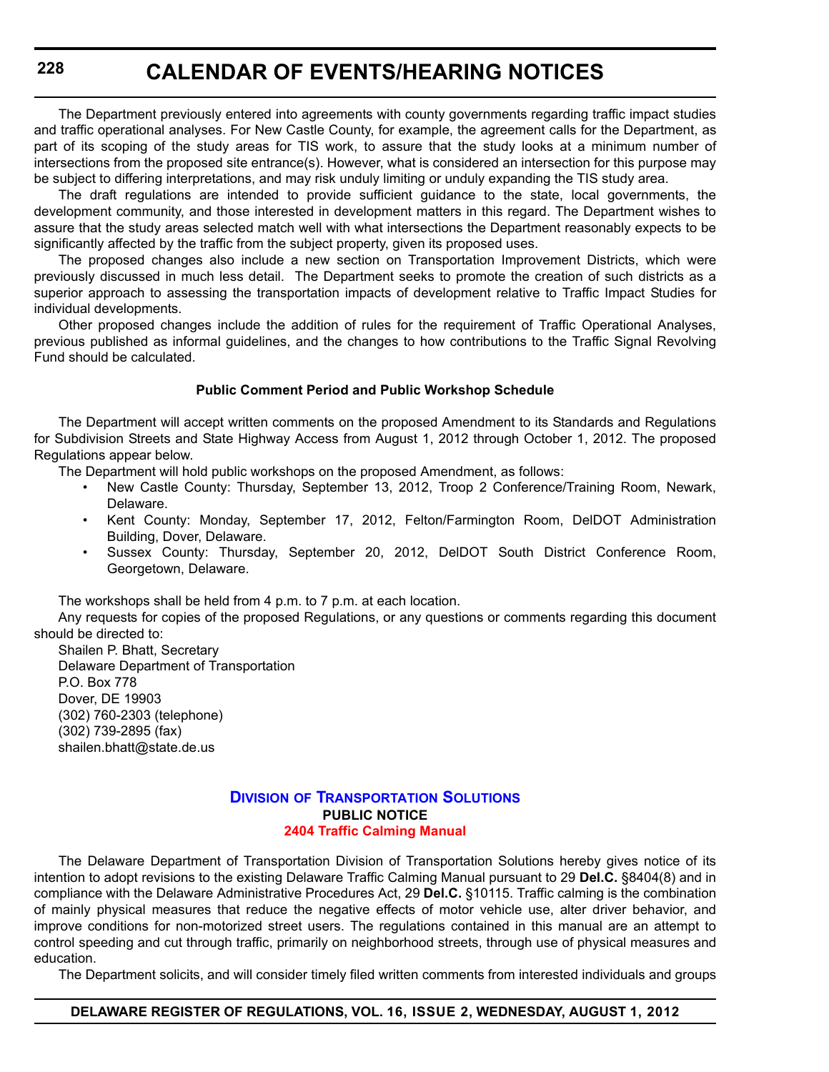The Department previously entered into agreements with county governments regarding traffic impact studies and traffic operational analyses. For New Castle County, for example, the agreement calls for the Department, as part of its scoping of the study areas for TIS work, to assure that the study looks at a minimum number of intersections from the proposed site entrance(s). However, what is considered an intersection for this purpose may be subject to differing interpretations, and may risk unduly limiting or unduly expanding the TIS study area.

The draft regulations are intended to provide sufficient guidance to the state, local governments, the development community, and those interested in development matters in this regard. The Department wishes to assure that the study areas selected match well with what intersections the Department reasonably expects to be significantly affected by the traffic from the subject property, given its proposed uses.

The proposed changes also include a new section on Transportation Improvement Districts, which were previously discussed in much less detail. The Department seeks to promote the creation of such districts as a superior approach to assessing the transportation impacts of development relative to Traffic Impact Studies for individual developments.

Other proposed changes include the addition of rules for the requirement of Traffic Operational Analyses, previous published as informal guidelines, and the changes to how contributions to the Traffic Signal Revolving Fund should be calculated.

**Public Comment Period and Public Workshop Schedule**

The Department will accept written comments on the proposed Amendment to its Standards and Regulations for Subdivision Streets and State Highway Access from August 1, 2012 through October 1, 2012. The proposed Regulations appear below.

The Department will hold public workshops on the proposed Amendment, as follows:

- New Castle County: Thursday, September 13, 2012, Troop 2 Conference/Training Room, Newark, Delaware.
- Kent County: Monday, September 17, 2012, Felton/Farmington Room, DelDOT Administration Building, Dover, Delaware.
- Sussex County: Thursday, September 20, 2012, DelDOT South District Conference Room, Georgetown, Delaware.

The workshops shall be held from 4 p.m. to 7 p.m. at each location.

Any requests for copies of the proposed Regulations, or any questions or comments regarding this document should be directed to:

Shailen P. Bhatt, Secretary
Delaware Department of Transportation
P.O. Box 778
Dover, DE 19903
(302) 760-2303 (telephone)
(302) 739-2895 (fax)
shailen.bhatt@state.de.us

## Division of Transportation Solutions

**PUBLIC NOTICE**

**2404 Traffic Calming Manual**

The Delaware Department of Transportation Division of Transportation Solutions hereby gives notice of its intention to adopt revisions to the existing Delaware Traffic Calming Manual pursuant to 29 **Del.C.** §8404(8) and in compliance with the Delaware Administrative Procedures Act, 29 **Del.C.** §10115. Traffic calming is the combination of mainly physical measures that reduce the negative effects of motor vehicle use, alter driver behavior, and improve conditions for non-motorized street users. The regulations contained in this manual are an attempt to control speeding and cut through traffic, primarily on neighborhood streets, through use of physical measures and education.

The Department solicits, and will consider timely filed written comments from interested individuals and groups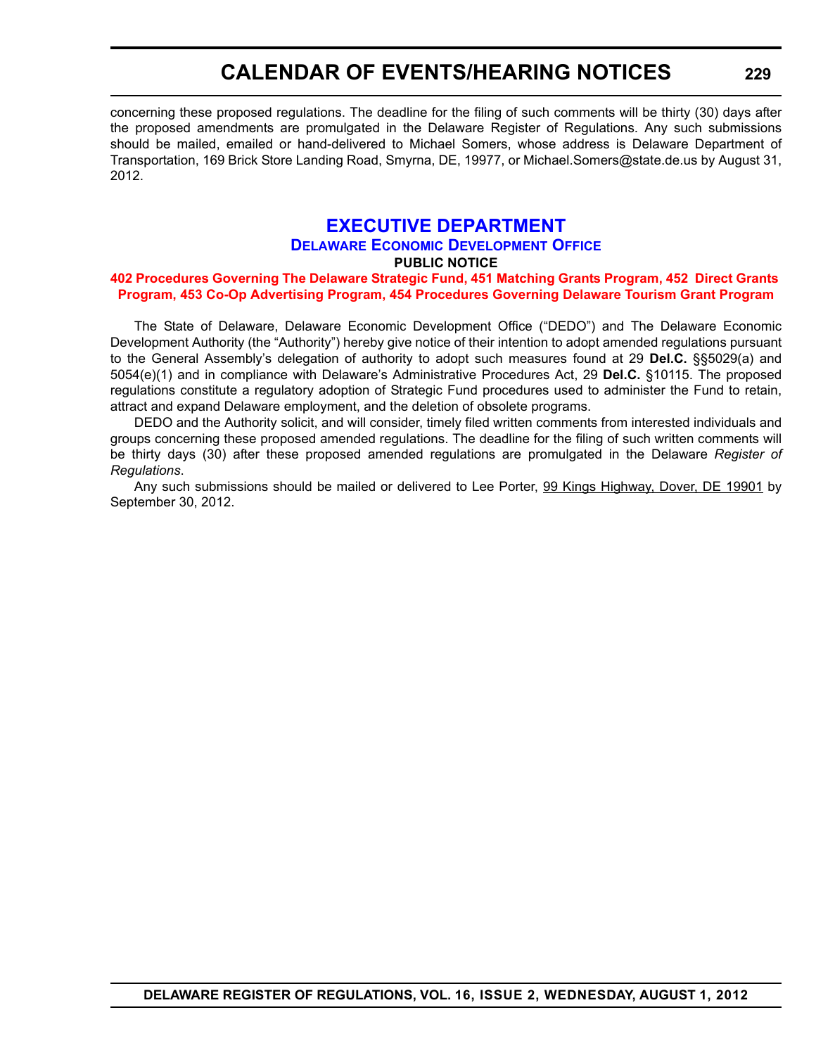concerning these proposed regulations. The deadline for the filing of such comments will be thirty (30) days after the proposed amendments are promulgated in the Delaware Register of Regulations. Any such submissions should be mailed, emailed or hand-delivered to Michael Somers, whose address is Delaware Department of Transportation, 169 Brick Store Landing Road, Smyrna, DE, 19977, or Michael.Somers@state.de.us by August 31, 2012.

## EXECUTIVE DEPARTMENT

### Delaware Economic Development Office

**PUBLIC NOTICE**

**402 Procedures Governing The Delaware Strategic Fund, 451 Matching Grants Program, 452 Direct Grants Program, 453 Co-Op Advertising Program, 454 Procedures Governing Delaware Tourism Grant Program**

The State of Delaware, Delaware Economic Development Office ("DEDO") and The Delaware Economic Development Authority (the "Authority") hereby give notice of their intention to adopt amended regulations pursuant to the General Assembly's delegation of authority to adopt such measures found at 29 **Del.C.** §§5029(a) and 5054(e)(1) and in compliance with Delaware's Administrative Procedures Act, 29 **Del.C.** §10115. The proposed regulations constitute a regulatory adoption of Strategic Fund procedures used to administer the Fund to retain, attract and expand Delaware employment, and the deletion of obsolete programs.

DEDO and the Authority solicit, and will consider, timely filed written comments from interested individuals and groups concerning these proposed amended regulations. The deadline for the filing of such written comments will be thirty days (30) after these proposed amended regulations are promulgated in the Delaware *Register of Regulations*.

Any such submissions should be mailed or delivered to Lee Porter, 99 Kings Highway, Dover, DE 19901 by September 30, 2012.